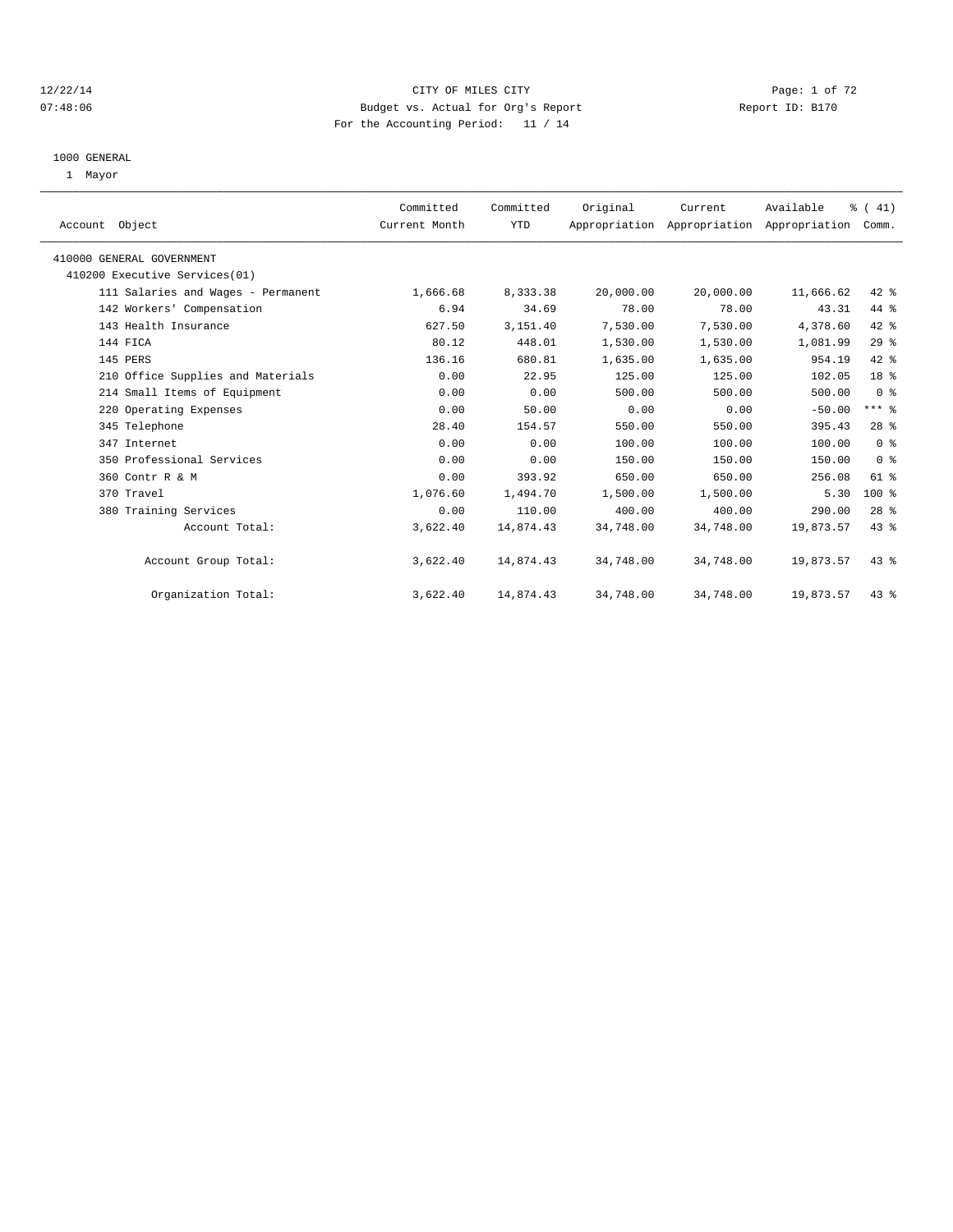12/22/14 CITY OF MILES CITY
07:48:06 Budget vs. Actual for Org's Report Report ID: B170
For the Accounting Period: 11 / 14

1000 GENERAL
1 Mayor

| Account Object | Committed Current Month | Committed YTD | Original Appropriation | Current Appropriation | Available Appropriation | % ( 41) Comm. |
|---|---|---|---|---|---|---|
| 410000 GENERAL GOVERNMENT | | | | | | |
| 410200 Executive Services(01) | | | | | | |
| 111 Salaries and Wages - Permanent | 1,666.68 | 8,333.38 | 20,000.00 | 20,000.00 | 11,666.62 | 42 % |
| 142 Workers' Compensation | 6.94 | 34.69 | 78.00 | 78.00 | 43.31 | 44 % |
| 143 Health Insurance | 627.50 | 3,151.40 | 7,530.00 | 7,530.00 | 4,378.60 | 42 % |
| 144 FICA | 80.12 | 448.01 | 1,530.00 | 1,530.00 | 1,081.99 | 29 % |
| 145 PERS | 136.16 | 680.81 | 1,635.00 | 1,635.00 | 954.19 | 42 % |
| 210 Office Supplies and Materials | 0.00 | 22.95 | 125.00 | 125.00 | 102.05 | 18 % |
| 214 Small Items of Equipment | 0.00 | 0.00 | 500.00 | 500.00 | 500.00 | 0 % |
| 220 Operating Expenses | 0.00 | 50.00 | 0.00 | 0.00 | -50.00 | *** % |
| 345 Telephone | 28.40 | 154.57 | 550.00 | 550.00 | 395.43 | 28 % |
| 347 Internet | 0.00 | 0.00 | 100.00 | 100.00 | 100.00 | 0 % |
| 350 Professional Services | 0.00 | 0.00 | 150.00 | 150.00 | 150.00 | 0 % |
| 360 Contr R & M | 0.00 | 393.92 | 650.00 | 650.00 | 256.08 | 61 % |
| 370 Travel | 1,076.60 | 1,494.70 | 1,500.00 | 1,500.00 | 5.30 | 100 % |
| 380 Training Services | 0.00 | 110.00 | 400.00 | 400.00 | 290.00 | 28 % |
| Account Total: | 3,622.40 | 14,874.43 | 34,748.00 | 34,748.00 | 19,873.57 | 43 % |
| Account Group Total: | 3,622.40 | 14,874.43 | 34,748.00 | 34,748.00 | 19,873.57 | 43 % |
| Organization Total: | 3,622.40 | 14,874.43 | 34,748.00 | 34,748.00 | 19,873.57 | 43 % |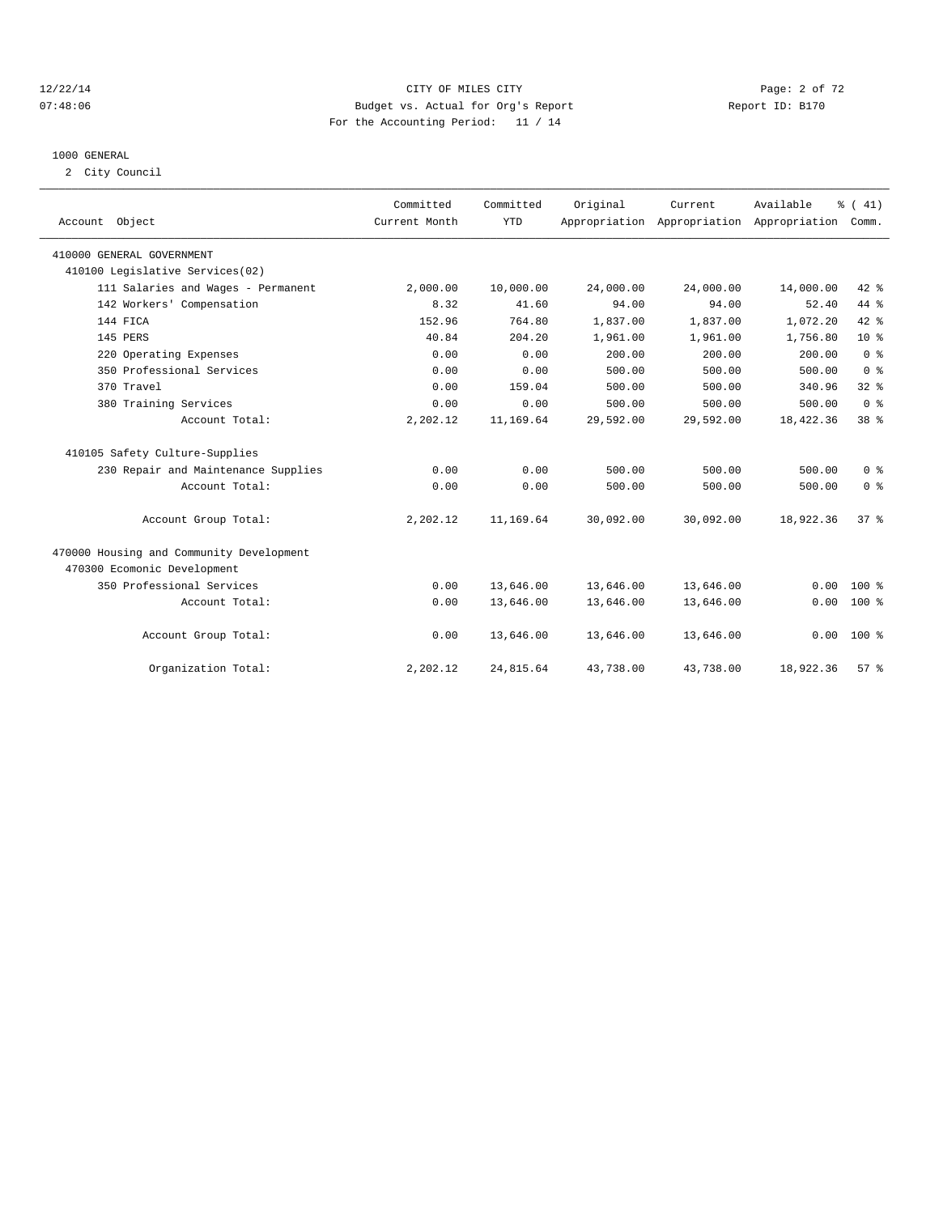CITY OF MILES CITY
Budget vs. Actual for Org's Report
For the Accounting Period: 11 / 14

Report ID: B170

## 1000 GENERAL

2 City Council

| Account Object | Committed Current Month | Committed YTD | Original Appropriation | Current Appropriation | Available Appropriation | % ( 41) Comm. |
|---|---|---|---|---|---|---|
| 410000 GENERAL GOVERNMENT | | | | | | |
| 410100 Legislative Services(02) | | | | | | |
| 111 Salaries and Wages - Permanent | 2,000.00 | 10,000.00 | 24,000.00 | 24,000.00 | 14,000.00 | 42 % |
| 142 Workers' Compensation | 8.32 | 41.60 | 94.00 | 94.00 | 52.40 | 44 % |
| 144 FICA | 152.96 | 764.80 | 1,837.00 | 1,837.00 | 1,072.20 | 42 % |
| 145 PERS | 40.84 | 204.20 | 1,961.00 | 1,961.00 | 1,756.80 | 10 % |
| 220 Operating Expenses | 0.00 | 0.00 | 200.00 | 200.00 | 200.00 | 0 % |
| 350 Professional Services | 0.00 | 0.00 | 500.00 | 500.00 | 500.00 | 0 % |
| 370 Travel | 0.00 | 159.04 | 500.00 | 500.00 | 340.96 | 32 % |
| 380 Training Services | 0.00 | 0.00 | 500.00 | 500.00 | 500.00 | 0 % |
| Account Total: | 2,202.12 | 11,169.64 | 29,592.00 | 29,592.00 | 18,422.36 | 38 % |
| 410105 Safety Culture-Supplies | | | | | | |
| 230 Repair and Maintenance Supplies | 0.00 | 0.00 | 500.00 | 500.00 | 500.00 | 0 % |
| Account Total: | 0.00 | 0.00 | 500.00 | 500.00 | 500.00 | 0 % |
| Account Group Total: | 2,202.12 | 11,169.64 | 30,092.00 | 30,092.00 | 18,922.36 | 37 % |
| 470000 Housing and Community Development | | | | | | |
| 470300 Ecomonic Development | | | | | | |
| 350 Professional Services | 0.00 | 13,646.00 | 13,646.00 | 13,646.00 | 0.00 | 100 % |
| Account Total: | 0.00 | 13,646.00 | 13,646.00 | 13,646.00 | 0.00 | 100 % |
| Account Group Total: | 0.00 | 13,646.00 | 13,646.00 | 13,646.00 | 0.00 | 100 % |
| Organization Total: | 2,202.12 | 24,815.64 | 43,738.00 | 43,738.00 | 18,922.36 | 57 % |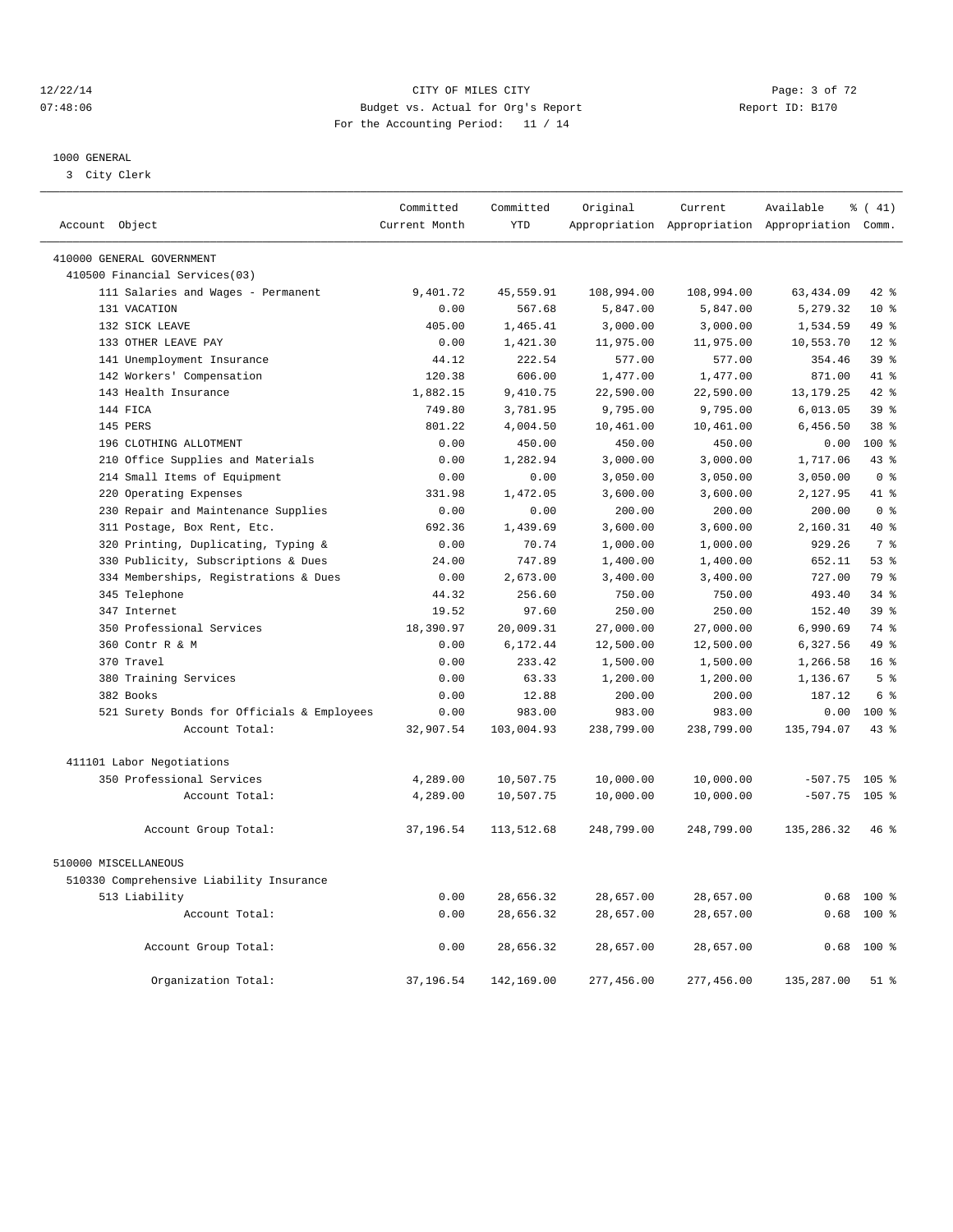CITY OF MILES CITY
Budget vs. Actual for Org's Report
For the Accounting Period: 11 / 14

12/22/14
07:48:06

Report ID: B170

## 1000 GENERAL

3 City Clerk

| Account Object | Committed Current Month | Committed YTD | Original Appropriation | Current Appropriation | Available Appropriation | % ( 41) Comm. |
|---|---|---|---|---|---|---|
| 410000 GENERAL GOVERNMENT | | | | | | |
| 410500 Financial Services(03) | | | | | | |
| 111 Salaries and Wages - Permanent | 9,401.72 | 45,559.91 | 108,994.00 | 108,994.00 | 63,434.09 | 42 % |
| 131 VACATION | 0.00 | 567.68 | 5,847.00 | 5,847.00 | 5,279.32 | 10 % |
| 132 SICK LEAVE | 405.00 | 1,465.41 | 3,000.00 | 3,000.00 | 1,534.59 | 49 % |
| 133 OTHER LEAVE PAY | 0.00 | 1,421.30 | 11,975.00 | 11,975.00 | 10,553.70 | 12 % |
| 141 Unemployment Insurance | 44.12 | 222.54 | 577.00 | 577.00 | 354.46 | 39 % |
| 142 Workers' Compensation | 120.38 | 606.00 | 1,477.00 | 1,477.00 | 871.00 | 41 % |
| 143 Health Insurance | 1,882.15 | 9,410.75 | 22,590.00 | 22,590.00 | 13,179.25 | 42 % |
| 144 FICA | 749.80 | 3,781.95 | 9,795.00 | 9,795.00 | 6,013.05 | 39 % |
| 145 PERS | 801.22 | 4,004.50 | 10,461.00 | 10,461.00 | 6,456.50 | 38 % |
| 196 CLOTHING ALLOTMENT | 0.00 | 450.00 | 450.00 | 450.00 | 0.00 | 100 % |
| 210 Office Supplies and Materials | 0.00 | 1,282.94 | 3,000.00 | 3,000.00 | 1,717.06 | 43 % |
| 214 Small Items of Equipment | 0.00 | 0.00 | 3,050.00 | 3,050.00 | 3,050.00 | 0 % |
| 220 Operating Expenses | 331.98 | 1,472.05 | 3,600.00 | 3,600.00 | 2,127.95 | 41 % |
| 230 Repair and Maintenance Supplies | 0.00 | 0.00 | 200.00 | 200.00 | 200.00 | 0 % |
| 311 Postage, Box Rent, Etc. | 692.36 | 1,439.69 | 3,600.00 | 3,600.00 | 2,160.31 | 40 % |
| 320 Printing, Duplicating, Typing & | 0.00 | 70.74 | 1,000.00 | 1,000.00 | 929.26 | 7 % |
| 330 Publicity, Subscriptions & Dues | 24.00 | 747.89 | 1,400.00 | 1,400.00 | 652.11 | 53 % |
| 334 Memberships, Registrations & Dues | 0.00 | 2,673.00 | 3,400.00 | 3,400.00 | 727.00 | 79 % |
| 345 Telephone | 44.32 | 256.60 | 750.00 | 750.00 | 493.40 | 34 % |
| 347 Internet | 19.52 | 97.60 | 250.00 | 250.00 | 152.40 | 39 % |
| 350 Professional Services | 18,390.97 | 20,009.31 | 27,000.00 | 27,000.00 | 6,990.69 | 74 % |
| 360 Contr R & M | 0.00 | 6,172.44 | 12,500.00 | 12,500.00 | 6,327.56 | 49 % |
| 370 Travel | 0.00 | 233.42 | 1,500.00 | 1,500.00 | 1,266.58 | 16 % |
| 380 Training Services | 0.00 | 63.33 | 1,200.00 | 1,200.00 | 1,136.67 | 5 % |
| 382 Books | 0.00 | 12.88 | 200.00 | 200.00 | 187.12 | 6 % |
| 521 Surety Bonds for Officials & Employees | 0.00 | 983.00 | 983.00 | 983.00 | 0.00 | 100 % |
| Account Total: | 32,907.54 | 103,004.93 | 238,799.00 | 238,799.00 | 135,794.07 | 43 % |
| 411101 Labor Negotiations | | | | | | |
| 350 Professional Services | 4,289.00 | 10,507.75 | 10,000.00 | 10,000.00 | -507.75 | 105 % |
| Account Total: | 4,289.00 | 10,507.75 | 10,000.00 | 10,000.00 | -507.75 | 105 % |
| Account Group Total: | 37,196.54 | 113,512.68 | 248,799.00 | 248,799.00 | 135,286.32 | 46 % |
| 510000 MISCELLANEOUS | | | | | | |
| 510330 Comprehensive Liability Insurance | | | | | | |
| 513 Liability | 0.00 | 28,656.32 | 28,657.00 | 28,657.00 | 0.68 | 100 % |
| Account Total: | 0.00 | 28,656.32 | 28,657.00 | 28,657.00 | 0.68 | 100 % |
| Account Group Total: | 0.00 | 28,656.32 | 28,657.00 | 28,657.00 | 0.68 | 100 % |
| Organization Total: | 37,196.54 | 142,169.00 | 277,456.00 | 277,456.00 | 135,287.00 | 51 % |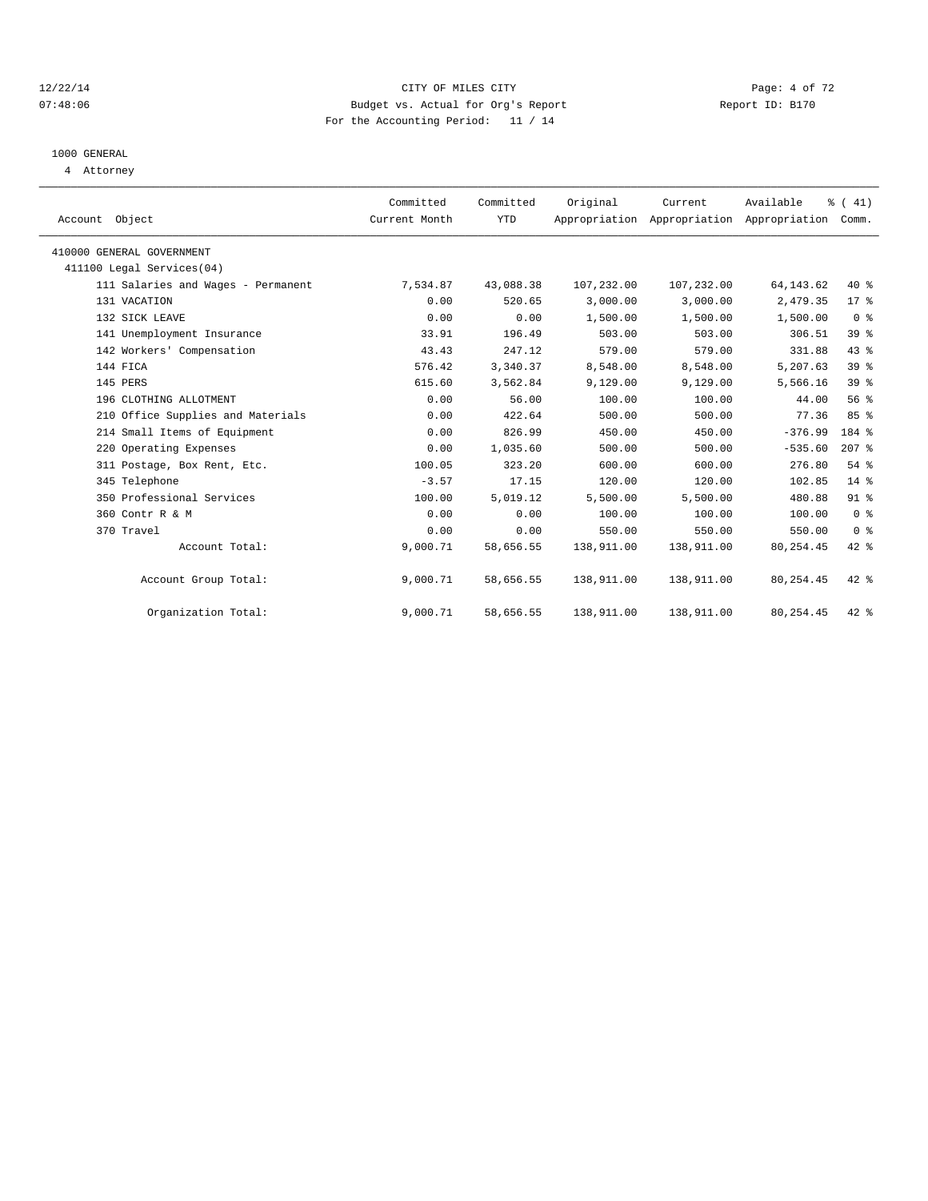CITY OF MILES CITY
Budget vs. Actual for Org's Report
For the Accounting Period: 11 / 14

12/22/14
07:48:06

Report ID: B170

## 1000 GENERAL

4 Attorney

| Account Object | Committed Current Month | Committed YTD | Original Appropriation | Current Appropriation | Available Appropriation | % ( 41) Comm. |
|---|---|---|---|---|---|---|
| 410000 GENERAL GOVERNMENT | | | | | | |
| 411100 Legal Services(04) | | | | | | |
| 111 Salaries and Wages - Permanent | 7,534.87 | 43,088.38 | 107,232.00 | 107,232.00 | 64,143.62 | 40 % |
| 131 VACATION | 0.00 | 520.65 | 3,000.00 | 3,000.00 | 2,479.35 | 17 % |
| 132 SICK LEAVE | 0.00 | 0.00 | 1,500.00 | 1,500.00 | 1,500.00 | 0 % |
| 141 Unemployment Insurance | 33.91 | 196.49 | 503.00 | 503.00 | 306.51 | 39 % |
| 142 Workers' Compensation | 43.43 | 247.12 | 579.00 | 579.00 | 331.88 | 43 % |
| 144 FICA | 576.42 | 3,340.37 | 8,548.00 | 8,548.00 | 5,207.63 | 39 % |
| 145 PERS | 615.60 | 3,562.84 | 9,129.00 | 9,129.00 | 5,566.16 | 39 % |
| 196 CLOTHING ALLOTMENT | 0.00 | 56.00 | 100.00 | 100.00 | 44.00 | 56 % |
| 210 Office Supplies and Materials | 0.00 | 422.64 | 500.00 | 500.00 | 77.36 | 85 % |
| 214 Small Items of Equipment | 0.00 | 826.99 | 450.00 | 450.00 | -376.99 | 184 % |
| 220 Operating Expenses | 0.00 | 1,035.60 | 500.00 | 500.00 | -535.60 | 207 % |
| 311 Postage, Box Rent, Etc. | 100.05 | 323.20 | 600.00 | 600.00 | 276.80 | 54 % |
| 345 Telephone | -3.57 | 17.15 | 120.00 | 120.00 | 102.85 | 14 % |
| 350 Professional Services | 100.00 | 5,019.12 | 5,500.00 | 5,500.00 | 480.88 | 91 % |
| 360 Contr R & M | 0.00 | 0.00 | 100.00 | 100.00 | 100.00 | 0 % |
| 370 Travel | 0.00 | 0.00 | 550.00 | 550.00 | 550.00 | 0 % |
| Account Total: | 9,000.71 | 58,656.55 | 138,911.00 | 138,911.00 | 80,254.45 | 42 % |
| Account Group Total: | 9,000.71 | 58,656.55 | 138,911.00 | 138,911.00 | 80,254.45 | 42 % |
| Organization Total: | 9,000.71 | 58,656.55 | 138,911.00 | 138,911.00 | 80,254.45 | 42 % |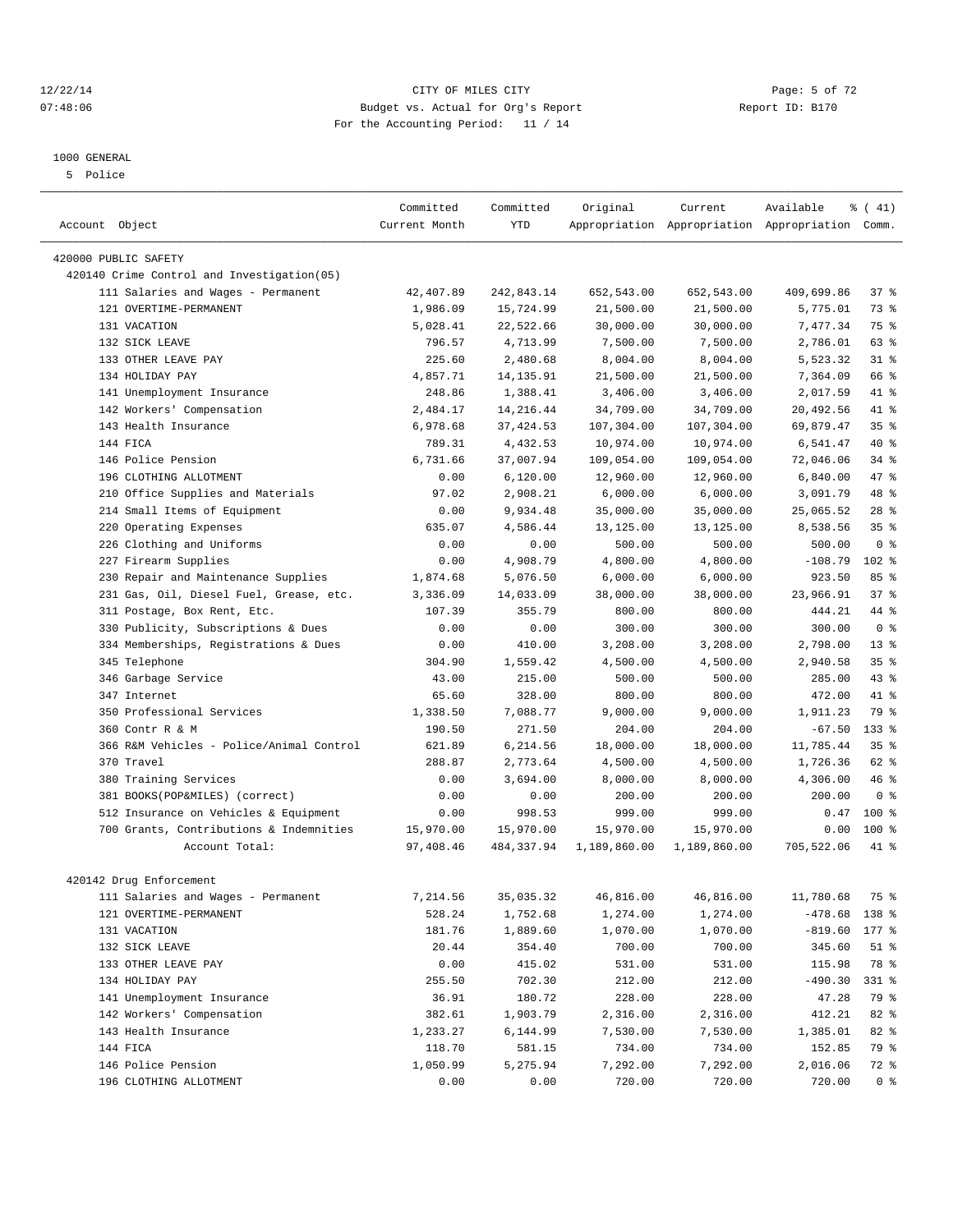CITY OF MILES CITY
Budget vs. Actual for Org's Report
For the Accounting Period: 11 / 14

Report ID: B170

1000 GENERAL
5 Police

| Account Object | Committed Current Month | Committed YTD | Original Appropriation | Current Appropriation | Available Appropriation | % ( 41) Comm. |
|---|---|---|---|---|---|---|
| 420000 PUBLIC SAFETY | | | | | | |
| 420140 Crime Control and Investigation(05) | | | | | | |
| 111 Salaries and Wages - Permanent | 42,407.89 | 242,843.14 | 652,543.00 | 652,543.00 | 409,699.86 | 37 % |
| 121 OVERTIME-PERMANENT | 1,986.09 | 15,724.99 | 21,500.00 | 21,500.00 | 5,775.01 | 73 % |
| 131 VACATION | 5,028.41 | 22,522.66 | 30,000.00 | 30,000.00 | 7,477.34 | 75 % |
| 132 SICK LEAVE | 796.57 | 4,713.99 | 7,500.00 | 7,500.00 | 2,786.01 | 63 % |
| 133 OTHER LEAVE PAY | 225.60 | 2,480.68 | 8,004.00 | 8,004.00 | 5,523.32 | 31 % |
| 134 HOLIDAY PAY | 4,857.71 | 14,135.91 | 21,500.00 | 21,500.00 | 7,364.09 | 66 % |
| 141 Unemployment Insurance | 248.86 | 1,388.41 | 3,406.00 | 3,406.00 | 2,017.59 | 41 % |
| 142 Workers' Compensation | 2,484.17 | 14,216.44 | 34,709.00 | 34,709.00 | 20,492.56 | 41 % |
| 143 Health Insurance | 6,978.68 | 37,424.53 | 107,304.00 | 107,304.00 | 69,879.47 | 35 % |
| 144 FICA | 789.31 | 4,432.53 | 10,974.00 | 10,974.00 | 6,541.47 | 40 % |
| 146 Police Pension | 6,731.66 | 37,007.94 | 109,054.00 | 109,054.00 | 72,046.06 | 34 % |
| 196 CLOTHING ALLOTMENT | 0.00 | 6,120.00 | 12,960.00 | 12,960.00 | 6,840.00 | 47 % |
| 210 Office Supplies and Materials | 97.02 | 2,908.21 | 6,000.00 | 6,000.00 | 3,091.79 | 48 % |
| 214 Small Items of Equipment | 0.00 | 9,934.48 | 35,000.00 | 35,000.00 | 25,065.52 | 28 % |
| 220 Operating Expenses | 635.07 | 4,586.44 | 13,125.00 | 13,125.00 | 8,538.56 | 35 % |
| 226 Clothing and Uniforms | 0.00 | 0.00 | 500.00 | 500.00 | 500.00 | 0 % |
| 227 Firearm Supplies | 0.00 | 4,908.79 | 4,800.00 | 4,800.00 | -108.79 | 102 % |
| 230 Repair and Maintenance Supplies | 1,874.68 | 5,076.50 | 6,000.00 | 6,000.00 | 923.50 | 85 % |
| 231 Gas, Oil, Diesel Fuel, Grease, etc. | 3,336.09 | 14,033.09 | 38,000.00 | 38,000.00 | 23,966.91 | 37 % |
| 311 Postage, Box Rent, Etc. | 107.39 | 355.79 | 800.00 | 800.00 | 444.21 | 44 % |
| 330 Publicity, Subscriptions & Dues | 0.00 | 0.00 | 300.00 | 300.00 | 300.00 | 0 % |
| 334 Memberships, Registrations & Dues | 0.00 | 410.00 | 3,208.00 | 3,208.00 | 2,798.00 | 13 % |
| 345 Telephone | 304.90 | 1,559.42 | 4,500.00 | 4,500.00 | 2,940.58 | 35 % |
| 346 Garbage Service | 43.00 | 215.00 | 500.00 | 500.00 | 285.00 | 43 % |
| 347 Internet | 65.60 | 328.00 | 800.00 | 800.00 | 472.00 | 41 % |
| 350 Professional Services | 1,338.50 | 7,088.77 | 9,000.00 | 9,000.00 | 1,911.23 | 79 % |
| 360 Contr R & M | 190.50 | 271.50 | 204.00 | 204.00 | -67.50 | 133 % |
| 366 R&M Vehicles - Police/Animal Control | 621.89 | 6,214.56 | 18,000.00 | 18,000.00 | 11,785.44 | 35 % |
| 370 Travel | 288.87 | 2,773.64 | 4,500.00 | 4,500.00 | 1,726.36 | 62 % |
| 380 Training Services | 0.00 | 3,694.00 | 8,000.00 | 8,000.00 | 4,306.00 | 46 % |
| 381 BOOKS(POP&MILES) (correct) | 0.00 | 0.00 | 200.00 | 200.00 | 200.00 | 0 % |
| 512 Insurance on Vehicles & Equipment | 0.00 | 998.53 | 999.00 | 999.00 | 0.47 | 100 % |
| 700 Grants, Contributions & Indemnities | 15,970.00 | 15,970.00 | 15,970.00 | 15,970.00 | 0.00 | 100 % |
| Account Total: | 97,408.46 | 484,337.94 | 1,189,860.00 | 1,189,860.00 | 705,522.06 | 41 % |
| 420142 Drug Enforcement | | | | | | |
| 111 Salaries and Wages - Permanent | 7,214.56 | 35,035.32 | 46,816.00 | 46,816.00 | 11,780.68 | 75 % |
| 121 OVERTIME-PERMANENT | 528.24 | 1,752.68 | 1,274.00 | 1,274.00 | -478.68 | 138 % |
| 131 VACATION | 181.76 | 1,889.60 | 1,070.00 | 1,070.00 | -819.60 | 177 % |
| 132 SICK LEAVE | 20.44 | 354.40 | 700.00 | 700.00 | 345.60 | 51 % |
| 133 OTHER LEAVE PAY | 0.00 | 415.02 | 531.00 | 531.00 | 115.98 | 78 % |
| 134 HOLIDAY PAY | 255.50 | 702.30 | 212.00 | 212.00 | -490.30 | 331 % |
| 141 Unemployment Insurance | 36.91 | 180.72 | 228.00 | 228.00 | 47.28 | 79 % |
| 142 Workers' Compensation | 382.61 | 1,903.79 | 2,316.00 | 2,316.00 | 412.21 | 82 % |
| 143 Health Insurance | 1,233.27 | 6,144.99 | 7,530.00 | 7,530.00 | 1,385.01 | 82 % |
| 144 FICA | 118.70 | 581.15 | 734.00 | 734.00 | 152.85 | 79 % |
| 146 Police Pension | 1,050.99 | 5,275.94 | 7,292.00 | 7,292.00 | 2,016.06 | 72 % |
| 196 CLOTHING ALLOTMENT | 0.00 | 0.00 | 720.00 | 720.00 | 720.00 | 0 % |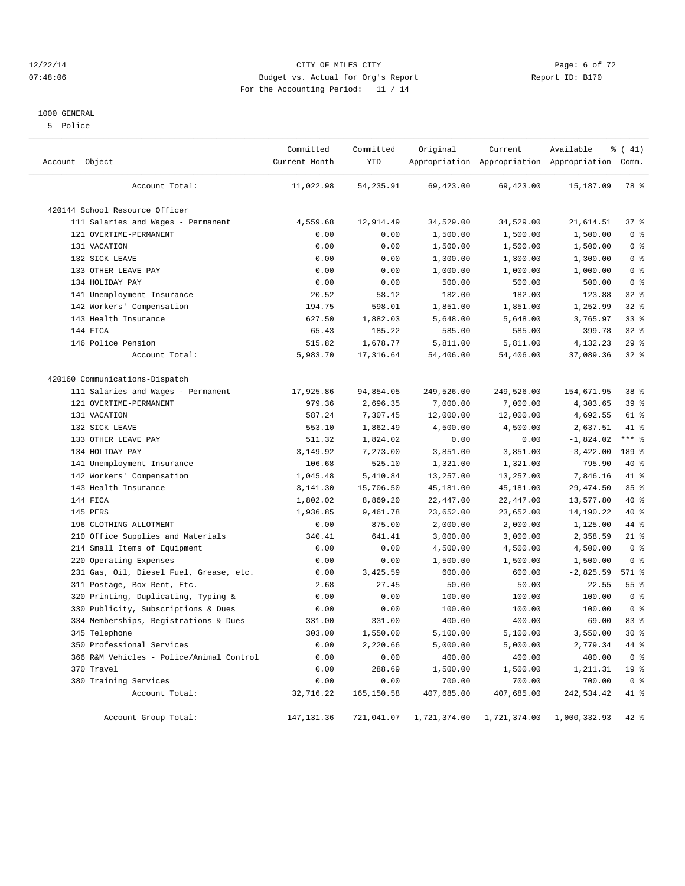CITY OF MILES CITY
Budget vs. Actual for Org's Report
For the Accounting Period: 11 / 14

1000 GENERAL
5 Police

| Account Object | Committed Current Month | Committed YTD | Original Appropriation | Current Appropriation | Available Appropriation | % ( 41) Comm. |
|---|---|---|---|---|---|---|
| Account Total: | 11,022.98 | 54,235.91 | 69,423.00 | 69,423.00 | 15,187.09 | 78 % |
| 420144 School Resource Officer | | | | | | |
| 111 Salaries and Wages - Permanent | 4,559.68 | 12,914.49 | 34,529.00 | 34,529.00 | 21,614.51 | 37 % |
| 121 OVERTIME-PERMANENT | 0.00 | 0.00 | 1,500.00 | 1,500.00 | 1,500.00 | 0 % |
| 131 VACATION | 0.00 | 0.00 | 1,500.00 | 1,500.00 | 1,500.00 | 0 % |
| 132 SICK LEAVE | 0.00 | 0.00 | 1,300.00 | 1,300.00 | 1,300.00 | 0 % |
| 133 OTHER LEAVE PAY | 0.00 | 0.00 | 1,000.00 | 1,000.00 | 1,000.00 | 0 % |
| 134 HOLIDAY PAY | 0.00 | 0.00 | 500.00 | 500.00 | 500.00 | 0 % |
| 141 Unemployment Insurance | 20.52 | 58.12 | 182.00 | 182.00 | 123.88 | 32 % |
| 142 Workers' Compensation | 194.75 | 598.01 | 1,851.00 | 1,851.00 | 1,252.99 | 32 % |
| 143 Health Insurance | 627.50 | 1,882.03 | 5,648.00 | 5,648.00 | 3,765.97 | 33 % |
| 144 FICA | 65.43 | 185.22 | 585.00 | 585.00 | 399.78 | 32 % |
| 146 Police Pension | 515.82 | 1,678.77 | 5,811.00 | 5,811.00 | 4,132.23 | 29 % |
| Account Total: | 5,983.70 | 17,316.64 | 54,406.00 | 54,406.00 | 37,089.36 | 32 % |
| 420160 Communications-Dispatch | | | | | | |
| 111 Salaries and Wages - Permanent | 17,925.86 | 94,854.05 | 249,526.00 | 249,526.00 | 154,671.95 | 38 % |
| 121 OVERTIME-PERMANENT | 979.36 | 2,696.35 | 7,000.00 | 7,000.00 | 4,303.65 | 39 % |
| 131 VACATION | 587.24 | 7,307.45 | 12,000.00 | 12,000.00 | 4,692.55 | 61 % |
| 132 SICK LEAVE | 553.10 | 1,862.49 | 4,500.00 | 4,500.00 | 2,637.51 | 41 % |
| 133 OTHER LEAVE PAY | 511.32 | 1,824.02 | 0.00 | 0.00 | -1,824.02 | *** % |
| 134 HOLIDAY PAY | 3,149.92 | 7,273.00 | 3,851.00 | 3,851.00 | -3,422.00 | 189 % |
| 141 Unemployment Insurance | 106.68 | 525.10 | 1,321.00 | 1,321.00 | 795.90 | 40 % |
| 142 Workers' Compensation | 1,045.48 | 5,410.84 | 13,257.00 | 13,257.00 | 7,846.16 | 41 % |
| 143 Health Insurance | 3,141.30 | 15,706.50 | 45,181.00 | 45,181.00 | 29,474.50 | 35 % |
| 144 FICA | 1,802.02 | 8,869.20 | 22,447.00 | 22,447.00 | 13,577.80 | 40 % |
| 145 PERS | 1,936.85 | 9,461.78 | 23,652.00 | 23,652.00 | 14,190.22 | 40 % |
| 196 CLOTHING ALLOTMENT | 0.00 | 875.00 | 2,000.00 | 2,000.00 | 1,125.00 | 44 % |
| 210 Office Supplies and Materials | 340.41 | 641.41 | 3,000.00 | 3,000.00 | 2,358.59 | 21 % |
| 214 Small Items of Equipment | 0.00 | 0.00 | 4,500.00 | 4,500.00 | 4,500.00 | 0 % |
| 220 Operating Expenses | 0.00 | 0.00 | 1,500.00 | 1,500.00 | 1,500.00 | 0 % |
| 231 Gas, Oil, Diesel Fuel, Grease, etc. | 0.00 | 3,425.59 | 600.00 | 600.00 | -2,825.59 | 571 % |
| 311 Postage, Box Rent, Etc. | 2.68 | 27.45 | 50.00 | 50.00 | 22.55 | 55 % |
| 320 Printing, Duplicating, Typing & | 0.00 | 0.00 | 100.00 | 100.00 | 100.00 | 0 % |
| 330 Publicity, Subscriptions & Dues | 0.00 | 0.00 | 100.00 | 100.00 | 100.00 | 0 % |
| 334 Memberships, Registrations & Dues | 331.00 | 331.00 | 400.00 | 400.00 | 69.00 | 83 % |
| 345 Telephone | 303.00 | 1,550.00 | 5,100.00 | 5,100.00 | 3,550.00 | 30 % |
| 350 Professional Services | 0.00 | 2,220.66 | 5,000.00 | 5,000.00 | 2,779.34 | 44 % |
| 366 R&M Vehicles - Police/Animal Control | 0.00 | 0.00 | 400.00 | 400.00 | 400.00 | 0 % |
| 370 Travel | 0.00 | 288.69 | 1,500.00 | 1,500.00 | 1,211.31 | 19 % |
| 380 Training Services | 0.00 | 0.00 | 700.00 | 700.00 | 700.00 | 0 % |
| Account Total: | 32,716.22 | 165,150.58 | 407,685.00 | 407,685.00 | 242,534.42 | 41 % |
| Account Group Total: | 147,131.36 | 721,041.07 | 1,721,374.00 | 1,721,374.00 | 1,000,332.93 | 42 % |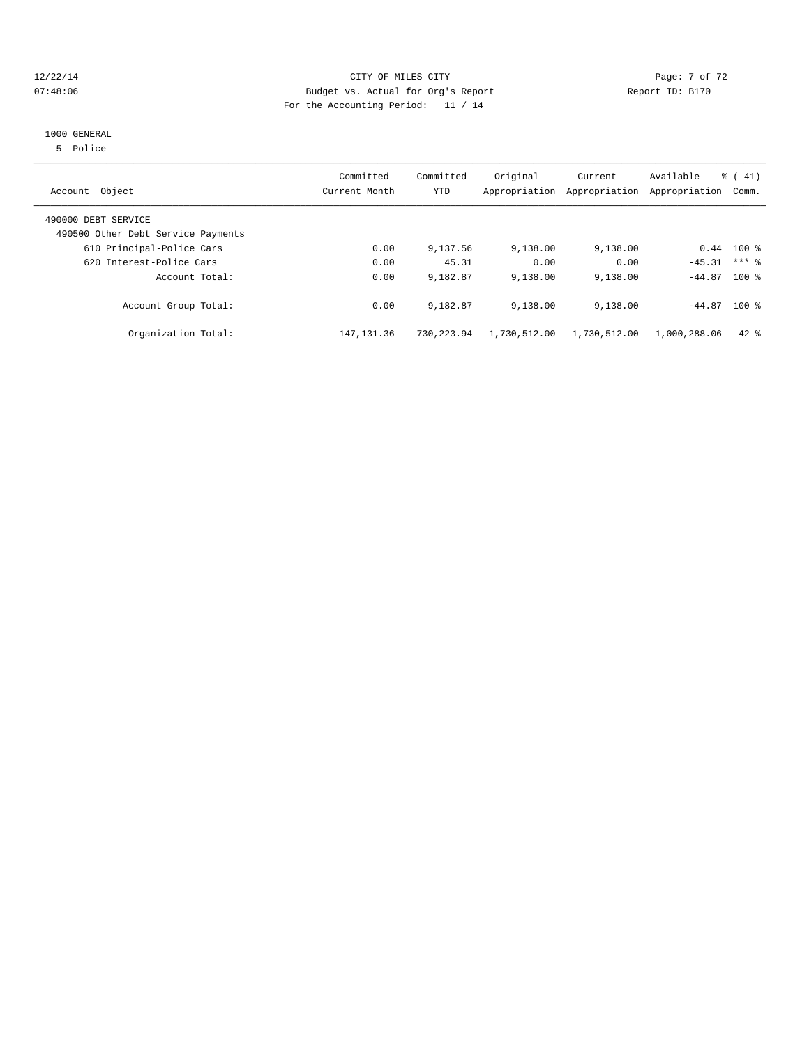CITY OF MILES CITY
Budget vs. Actual for Org's Report
For the Accounting Period: 11 / 14

12/22/14
07:48:06

Report ID: B170

1000 GENERAL
5 Police

| Account Object | Committed Current Month | Committed YTD | Original Appropriation | Current Appropriation | Available Appropriation | % ( 41) Comm. |
|---|---|---|---|---|---|---|
| 490000 DEBT SERVICE | | | | | | |
| 490500 Other Debt Service Payments | | | | | | |
| 610 Principal-Police Cars | 0.00 | 9,137.56 | 9,138.00 | 9,138.00 | 0.44 | 100 % |
| 620 Interest-Police Cars | 0.00 | 45.31 | 0.00 | 0.00 | -45.31 | *** % |
| Account Total: | 0.00 | 9,182.87 | 9,138.00 | 9,138.00 | -44.87 | 100 % |
| Account Group Total: | 0.00 | 9,182.87 | 9,138.00 | 9,138.00 | -44.87 | 100 % |
| Organization Total: | 147,131.36 | 730,223.94 | 1,730,512.00 | 1,730,512.00 | 1,000,288.06 | 42 % |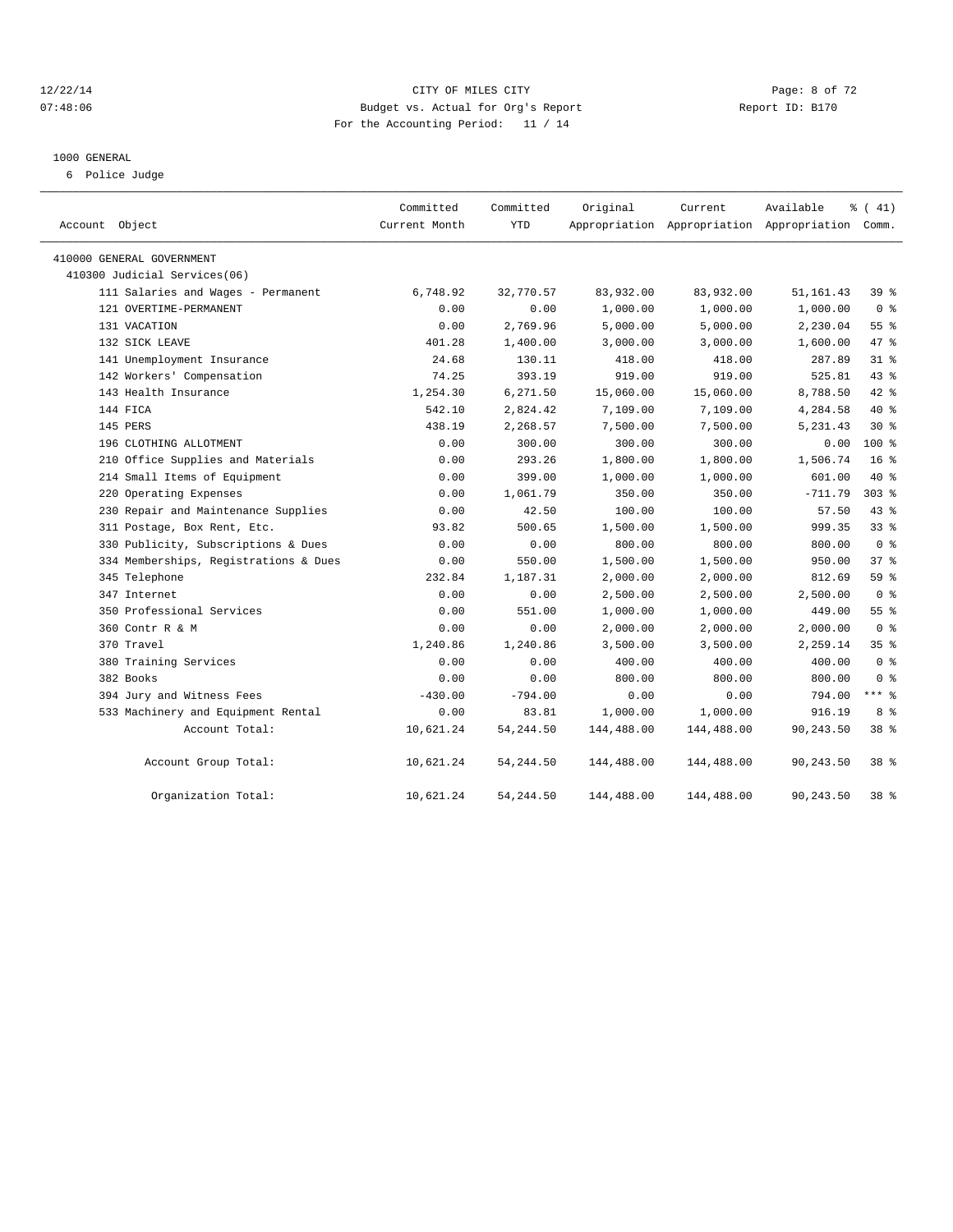12/22/14 CITY OF MILES CITY
07:48:06 Budget vs. Actual for Org's Report Report ID: B170
For the Accounting Period: 11 / 14

1000 GENERAL
6 Police Judge

| Account Object | Committed Current Month | Committed YTD | Original Appropriation | Current Appropriation | Available Appropriation | % ( 41) Comm. |
|---|---|---|---|---|---|---|
| 410000 GENERAL GOVERNMENT | | | | | | |
| 410300 Judicial Services(06) | | | | | | |
| 111 Salaries and Wages - Permanent | 6,748.92 | 32,770.57 | 83,932.00 | 83,932.00 | 51,161.43 | 39 % |
| 121 OVERTIME-PERMANENT | 0.00 | 0.00 | 1,000.00 | 1,000.00 | 1,000.00 | 0 % |
| 131 VACATION | 0.00 | 2,769.96 | 5,000.00 | 5,000.00 | 2,230.04 | 55 % |
| 132 SICK LEAVE | 401.28 | 1,400.00 | 3,000.00 | 3,000.00 | 1,600.00 | 47 % |
| 141 Unemployment Insurance | 24.68 | 130.11 | 418.00 | 418.00 | 287.89 | 31 % |
| 142 Workers' Compensation | 74.25 | 393.19 | 919.00 | 919.00 | 525.81 | 43 % |
| 143 Health Insurance | 1,254.30 | 6,271.50 | 15,060.00 | 15,060.00 | 8,788.50 | 42 % |
| 144 FICA | 542.10 | 2,824.42 | 7,109.00 | 7,109.00 | 4,284.58 | 40 % |
| 145 PERS | 438.19 | 2,268.57 | 7,500.00 | 7,500.00 | 5,231.43 | 30 % |
| 196 CLOTHING ALLOTMENT | 0.00 | 300.00 | 300.00 | 300.00 | 0.00 | 100 % |
| 210 Office Supplies and Materials | 0.00 | 293.26 | 1,800.00 | 1,800.00 | 1,506.74 | 16 % |
| 214 Small Items of Equipment | 0.00 | 399.00 | 1,000.00 | 1,000.00 | 601.00 | 40 % |
| 220 Operating Expenses | 0.00 | 1,061.79 | 350.00 | 350.00 | -711.79 | 303 % |
| 230 Repair and Maintenance Supplies | 0.00 | 42.50 | 100.00 | 100.00 | 57.50 | 43 % |
| 311 Postage, Box Rent, Etc. | 93.82 | 500.65 | 1,500.00 | 1,500.00 | 999.35 | 33 % |
| 330 Publicity, Subscriptions & Dues | 0.00 | 0.00 | 800.00 | 800.00 | 800.00 | 0 % |
| 334 Memberships, Registrations & Dues | 0.00 | 550.00 | 1,500.00 | 1,500.00 | 950.00 | 37 % |
| 345 Telephone | 232.84 | 1,187.31 | 2,000.00 | 2,000.00 | 812.69 | 59 % |
| 347 Internet | 0.00 | 0.00 | 2,500.00 | 2,500.00 | 2,500.00 | 0 % |
| 350 Professional Services | 0.00 | 551.00 | 1,000.00 | 1,000.00 | 449.00 | 55 % |
| 360 Contr R & M | 0.00 | 0.00 | 2,000.00 | 2,000.00 | 2,000.00 | 0 % |
| 370 Travel | 1,240.86 | 1,240.86 | 3,500.00 | 3,500.00 | 2,259.14 | 35 % |
| 380 Training Services | 0.00 | 0.00 | 400.00 | 400.00 | 400.00 | 0 % |
| 382 Books | 0.00 | 0.00 | 800.00 | 800.00 | 800.00 | 0 % |
| 394 Jury and Witness Fees | -430.00 | -794.00 | 0.00 | 0.00 | 794.00 | *** % |
| 533 Machinery and Equipment Rental | 0.00 | 83.81 | 1,000.00 | 1,000.00 | 916.19 | 8 % |
| Account Total: | 10,621.24 | 54,244.50 | 144,488.00 | 144,488.00 | 90,243.50 | 38 % |
| Account Group Total: | 10,621.24 | 54,244.50 | 144,488.00 | 144,488.00 | 90,243.50 | 38 % |
| Organization Total: | 10,621.24 | 54,244.50 | 144,488.00 | 144,488.00 | 90,243.50 | 38 % |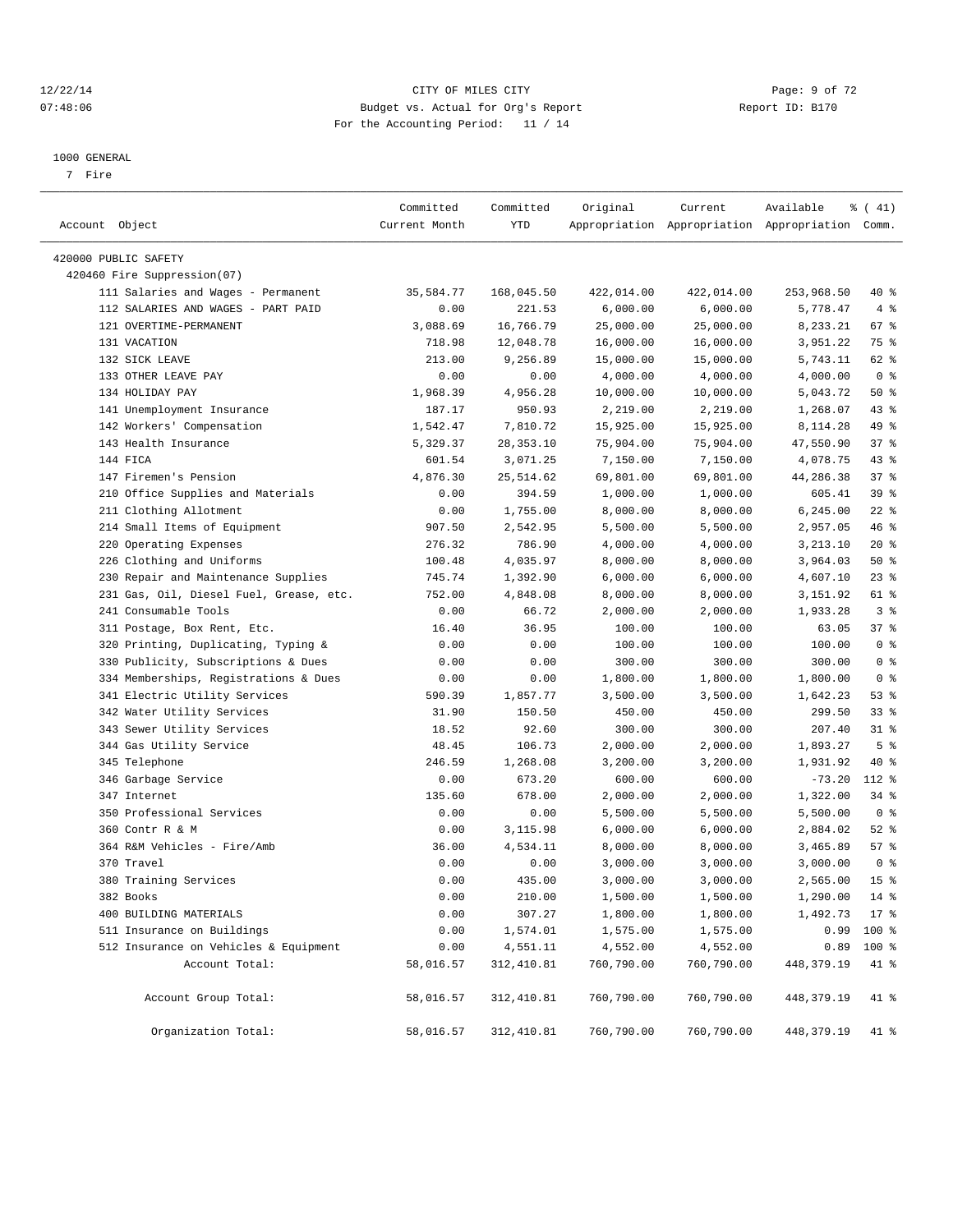CITY OF MILES CITY
Budget vs. Actual for Org's Report
For the Accounting Period: 11 / 14

Report ID: B170

1000 GENERAL
7 Fire

| Account Object | Committed Current Month | Committed YTD | Original Appropriation | Current Appropriation | Available Appropriation | % ( 41) Comm. |
|---|---|---|---|---|---|---|
| 420000 PUBLIC SAFETY | | | | | | |
| 420460 Fire Suppression(07) | | | | | | |
| 111 Salaries and Wages - Permanent | 35,584.77 | 168,045.50 | 422,014.00 | 422,014.00 | 253,968.50 | 40 % |
| 112 SALARIES AND WAGES - PART PAID | 0.00 | 221.53 | 6,000.00 | 6,000.00 | 5,778.47 | 4 % |
| 121 OVERTIME-PERMANENT | 3,088.69 | 16,766.79 | 25,000.00 | 25,000.00 | 8,233.21 | 67 % |
| 131 VACATION | 718.98 | 12,048.78 | 16,000.00 | 16,000.00 | 3,951.22 | 75 % |
| 132 SICK LEAVE | 213.00 | 9,256.89 | 15,000.00 | 15,000.00 | 5,743.11 | 62 % |
| 133 OTHER LEAVE PAY | 0.00 | 0.00 | 4,000.00 | 4,000.00 | 4,000.00 | 0 % |
| 134 HOLIDAY PAY | 1,968.39 | 4,956.28 | 10,000.00 | 10,000.00 | 5,043.72 | 50 % |
| 141 Unemployment Insurance | 187.17 | 950.93 | 2,219.00 | 2,219.00 | 1,268.07 | 43 % |
| 142 Workers' Compensation | 1,542.47 | 7,810.72 | 15,925.00 | 15,925.00 | 8,114.28 | 49 % |
| 143 Health Insurance | 5,329.37 | 28,353.10 | 75,904.00 | 75,904.00 | 47,550.90 | 37 % |
| 144 FICA | 601.54 | 3,071.25 | 7,150.00 | 7,150.00 | 4,078.75 | 43 % |
| 147 Firemen's Pension | 4,876.30 | 25,514.62 | 69,801.00 | 69,801.00 | 44,286.38 | 37 % |
| 210 Office Supplies and Materials | 0.00 | 394.59 | 1,000.00 | 1,000.00 | 605.41 | 39 % |
| 211 Clothing Allotment | 0.00 | 1,755.00 | 8,000.00 | 8,000.00 | 6,245.00 | 22 % |
| 214 Small Items of Equipment | 907.50 | 2,542.95 | 5,500.00 | 5,500.00 | 2,957.05 | 46 % |
| 220 Operating Expenses | 276.32 | 786.90 | 4,000.00 | 4,000.00 | 3,213.10 | 20 % |
| 226 Clothing and Uniforms | 100.48 | 4,035.97 | 8,000.00 | 8,000.00 | 3,964.03 | 50 % |
| 230 Repair and Maintenance Supplies | 745.74 | 1,392.90 | 6,000.00 | 6,000.00 | 4,607.10 | 23 % |
| 231 Gas, Oil, Diesel Fuel, Grease, etc. | 752.00 | 4,848.08 | 8,000.00 | 8,000.00 | 3,151.92 | 61 % |
| 241 Consumable Tools | 0.00 | 66.72 | 2,000.00 | 2,000.00 | 1,933.28 | 3 % |
| 311 Postage, Box Rent, Etc. | 16.40 | 36.95 | 100.00 | 100.00 | 63.05 | 37 % |
| 320 Printing, Duplicating, Typing & | 0.00 | 0.00 | 100.00 | 100.00 | 100.00 | 0 % |
| 330 Publicity, Subscriptions & Dues | 0.00 | 0.00 | 300.00 | 300.00 | 300.00 | 0 % |
| 334 Memberships, Registrations & Dues | 0.00 | 0.00 | 1,800.00 | 1,800.00 | 1,800.00 | 0 % |
| 341 Electric Utility Services | 590.39 | 1,857.77 | 3,500.00 | 3,500.00 | 1,642.23 | 53 % |
| 342 Water Utility Services | 31.90 | 150.50 | 450.00 | 450.00 | 299.50 | 33 % |
| 343 Sewer Utility Services | 18.52 | 92.60 | 300.00 | 300.00 | 207.40 | 31 % |
| 344 Gas Utility Service | 48.45 | 106.73 | 2,000.00 | 2,000.00 | 1,893.27 | 5 % |
| 345 Telephone | 246.59 | 1,268.08 | 3,200.00 | 3,200.00 | 1,931.92 | 40 % |
| 346 Garbage Service | 0.00 | 673.20 | 600.00 | 600.00 | -73.20 | 112 % |
| 347 Internet | 135.60 | 678.00 | 2,000.00 | 2,000.00 | 1,322.00 | 34 % |
| 350 Professional Services | 0.00 | 0.00 | 5,500.00 | 5,500.00 | 5,500.00 | 0 % |
| 360 Contr R & M | 0.00 | 3,115.98 | 6,000.00 | 6,000.00 | 2,884.02 | 52 % |
| 364 R&M Vehicles - Fire/Amb | 36.00 | 4,534.11 | 8,000.00 | 8,000.00 | 3,465.89 | 57 % |
| 370 Travel | 0.00 | 0.00 | 3,000.00 | 3,000.00 | 3,000.00 | 0 % |
| 380 Training Services | 0.00 | 435.00 | 3,000.00 | 3,000.00 | 2,565.00 | 15 % |
| 382 Books | 0.00 | 210.00 | 1,500.00 | 1,500.00 | 1,290.00 | 14 % |
| 400 BUILDING MATERIALS | 0.00 | 307.27 | 1,800.00 | 1,800.00 | 1,492.73 | 17 % |
| 511 Insurance on Buildings | 0.00 | 1,574.01 | 1,575.00 | 1,575.00 | 0.99 | 100 % |
| 512 Insurance on Vehicles & Equipment | 0.00 | 4,551.11 | 4,552.00 | 4,552.00 | 0.89 | 100 % |
| Account Total: | 58,016.57 | 312,410.81 | 760,790.00 | 760,790.00 | 448,379.19 | 41 % |
| Account Group Total: | 58,016.57 | 312,410.81 | 760,790.00 | 760,790.00 | 448,379.19 | 41 % |
| Organization Total: | 58,016.57 | 312,410.81 | 760,790.00 | 760,790.00 | 448,379.19 | 41 % |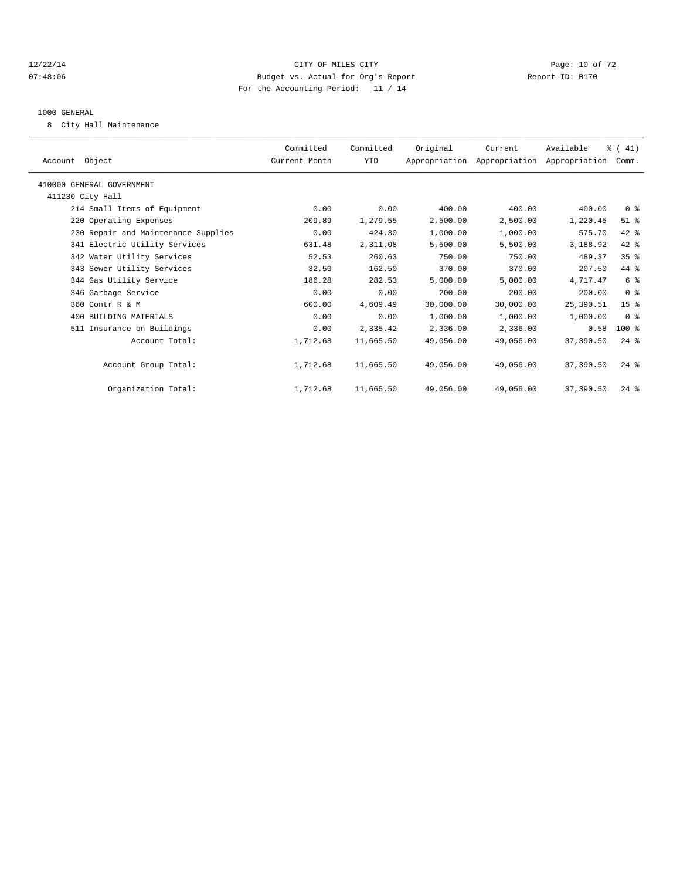CITY OF MILES CITY
Budget vs. Actual for Org's Report
For the Accounting Period: 11 / 14

12/22/14
07:48:06

Report ID: B170

## 1000 GENERAL

8 City Hall Maintenance

| Account Object | Committed Current Month | Committed YTD | Original Appropriation | Current Appropriation | Available Appropriation | % ( 41) Comm. |
|---|---|---|---|---|---|---|
| 410000 GENERAL GOVERNMENT | | | | | | |
| 411230 City Hall | | | | | | |
| 214 Small Items of Equipment | 0.00 | 0.00 | 400.00 | 400.00 | 400.00 | 0 % |
| 220 Operating Expenses | 209.89 | 1,279.55 | 2,500.00 | 2,500.00 | 1,220.45 | 51 % |
| 230 Repair and Maintenance Supplies | 0.00 | 424.30 | 1,000.00 | 1,000.00 | 575.70 | 42 % |
| 341 Electric Utility Services | 631.48 | 2,311.08 | 5,500.00 | 5,500.00 | 3,188.92 | 42 % |
| 342 Water Utility Services | 52.53 | 260.63 | 750.00 | 750.00 | 489.37 | 35 % |
| 343 Sewer Utility Services | 32.50 | 162.50 | 370.00 | 370.00 | 207.50 | 44 % |
| 344 Gas Utility Service | 186.28 | 282.53 | 5,000.00 | 5,000.00 | 4,717.47 | 6 % |
| 346 Garbage Service | 0.00 | 0.00 | 200.00 | 200.00 | 200.00 | 0 % |
| 360 Contr R & M | 600.00 | 4,609.49 | 30,000.00 | 30,000.00 | 25,390.51 | 15 % |
| 400 BUILDING MATERIALS | 0.00 | 0.00 | 1,000.00 | 1,000.00 | 1,000.00 | 0 % |
| 511 Insurance on Buildings | 0.00 | 2,335.42 | 2,336.00 | 2,336.00 | 0.58 | 100 % |
| Account Total: | 1,712.68 | 11,665.50 | 49,056.00 | 49,056.00 | 37,390.50 | 24 % |
| Account Group Total: | 1,712.68 | 11,665.50 | 49,056.00 | 49,056.00 | 37,390.50 | 24 % |
| Organization Total: | 1,712.68 | 11,665.50 | 49,056.00 | 49,056.00 | 37,390.50 | 24 % |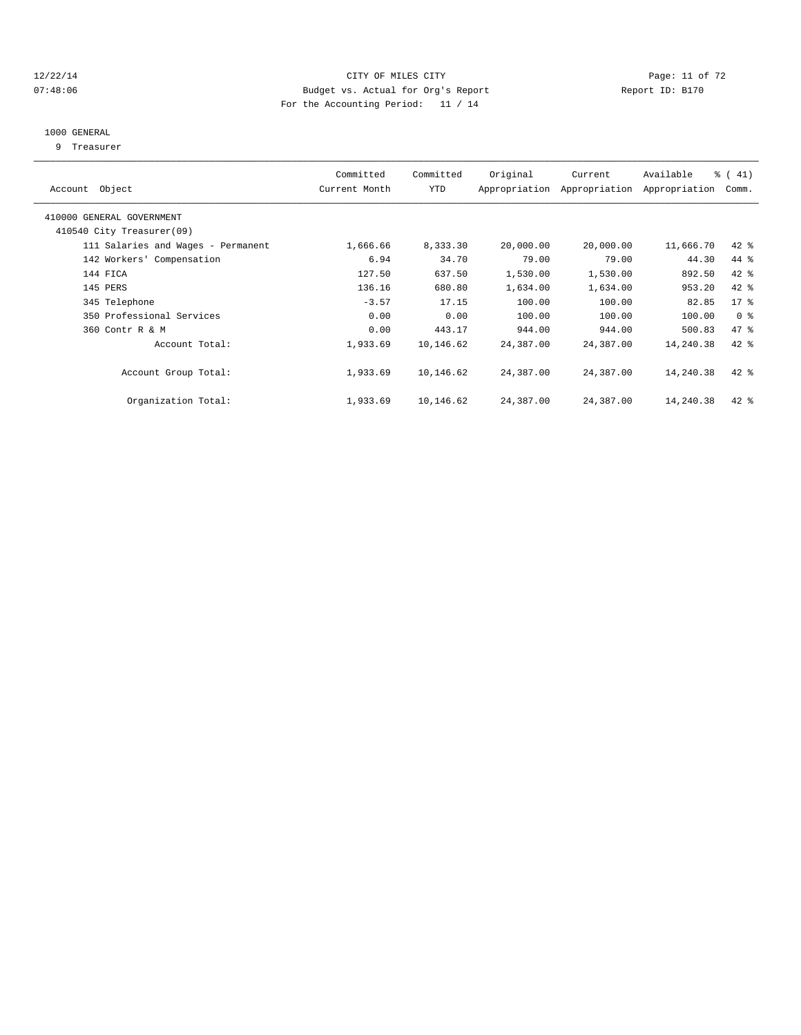CITY OF MILES CITY
Budget vs. Actual for Org's Report
For the Accounting Period: 11 / 14

12/22/14
07:48:06

Report ID: B170

1000 GENERAL
9 Treasurer

| Account Object | Committed Current Month | Committed YTD | Original Appropriation | Current Appropriation | Available Appropriation | % ( 41) Comm. |
|---|---|---|---|---|---|---|
| 410000 GENERAL GOVERNMENT | | | | | | |
| 410540 City Treasurer(09) | | | | | | |
| 111 Salaries and Wages - Permanent | 1,666.66 | 8,333.30 | 20,000.00 | 20,000.00 | 11,666.70 | 42 % |
| 142 Workers' Compensation | 6.94 | 34.70 | 79.00 | 79.00 | 44.30 | 44 % |
| 144 FICA | 127.50 | 637.50 | 1,530.00 | 1,530.00 | 892.50 | 42 % |
| 145 PERS | 136.16 | 680.80 | 1,634.00 | 1,634.00 | 953.20 | 42 % |
| 345 Telephone | -3.57 | 17.15 | 100.00 | 100.00 | 82.85 | 17 % |
| 350 Professional Services | 0.00 | 0.00 | 100.00 | 100.00 | 100.00 | 0 % |
| 360 Contr R & M | 0.00 | 443.17 | 944.00 | 944.00 | 500.83 | 47 % |
| Account Total: | 1,933.69 | 10,146.62 | 24,387.00 | 24,387.00 | 14,240.38 | 42 % |
| Account Group Total: | 1,933.69 | 10,146.62 | 24,387.00 | 24,387.00 | 14,240.38 | 42 % |
| Organization Total: | 1,933.69 | 10,146.62 | 24,387.00 | 24,387.00 | 14,240.38 | 42 % |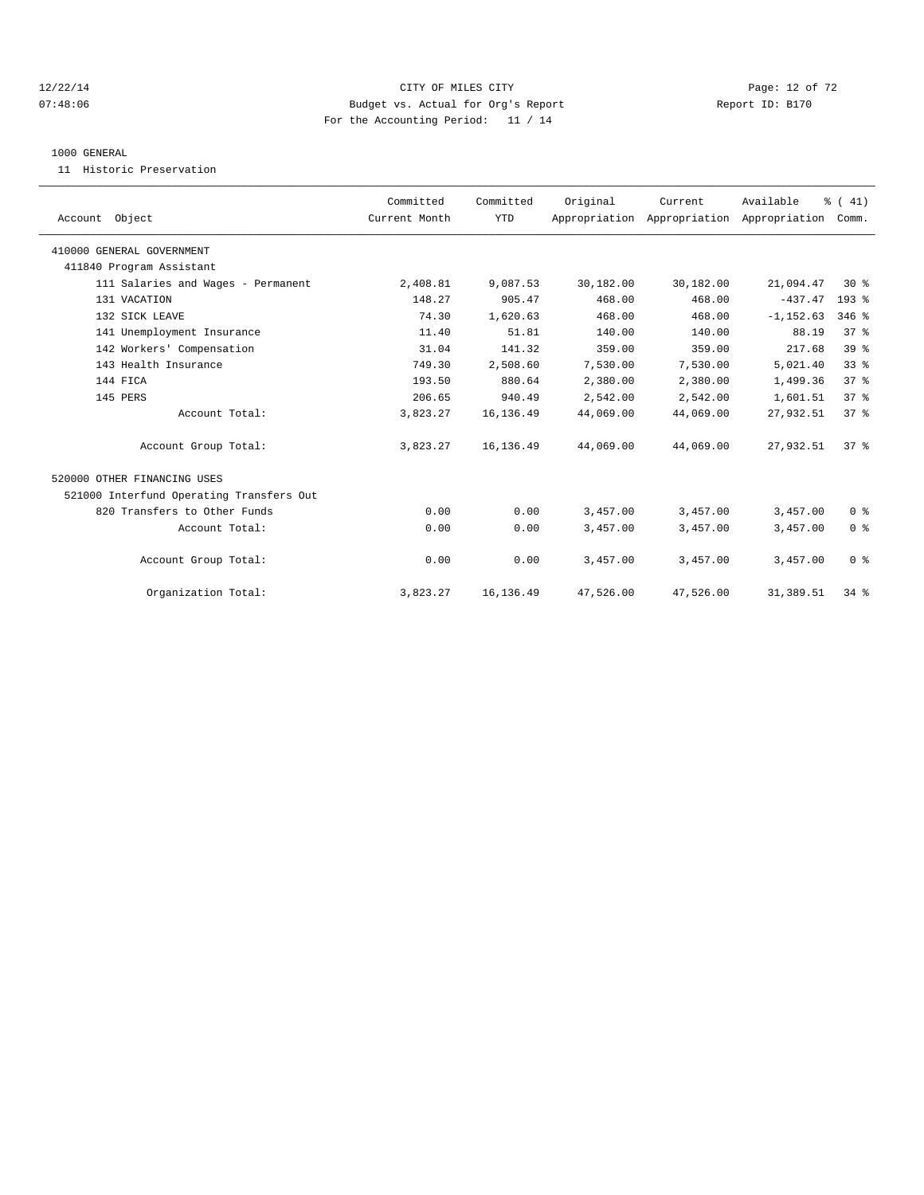CITY OF MILES CITY
Budget vs. Actual for Org's Report
For the Accounting Period: 11 / 14

Report ID: B170

12/22/14
07:48:06

## 1000 GENERAL

11 Historic Preservation

| Account Object | Committed Current Month | Committed YTD | Original Appropriation | Current Appropriation | Available Appropriation | % ( 41) Comm. |
|---|---|---|---|---|---|---|
| 410000 GENERAL GOVERNMENT | | | | | | |
| 411840 Program Assistant | | | | | | |
| 111 Salaries and Wages - Permanent | 2,408.81 | 9,087.53 | 30,182.00 | 30,182.00 | 21,094.47 | 30 % |
| 131 VACATION | 148.27 | 905.47 | 468.00 | 468.00 | -437.47 | 193 % |
| 132 SICK LEAVE | 74.30 | 1,620.63 | 468.00 | 468.00 | -1,152.63 | 346 % |
| 141 Unemployment Insurance | 11.40 | 51.81 | 140.00 | 140.00 | 88.19 | 37 % |
| 142 Workers' Compensation | 31.04 | 141.32 | 359.00 | 359.00 | 217.68 | 39 % |
| 143 Health Insurance | 749.30 | 2,508.60 | 7,530.00 | 7,530.00 | 5,021.40 | 33 % |
| 144 FICA | 193.50 | 880.64 | 2,380.00 | 2,380.00 | 1,499.36 | 37 % |
| 145 PERS | 206.65 | 940.49 | 2,542.00 | 2,542.00 | 1,601.51 | 37 % |
| Account Total: | 3,823.27 | 16,136.49 | 44,069.00 | 44,069.00 | 27,932.51 | 37 % |
| Account Group Total: | 3,823.27 | 16,136.49 | 44,069.00 | 44,069.00 | 27,932.51 | 37 % |
| 520000 OTHER FINANCING USES | | | | | | |
| 521000 Interfund Operating Transfers Out | | | | | | |
| 820 Transfers to Other Funds | 0.00 | 0.00 | 3,457.00 | 3,457.00 | 3,457.00 | 0 % |
| Account Total: | 0.00 | 0.00 | 3,457.00 | 3,457.00 | 3,457.00 | 0 % |
| Account Group Total: | 0.00 | 0.00 | 3,457.00 | 3,457.00 | 3,457.00 | 0 % |
| Organization Total: | 3,823.27 | 16,136.49 | 47,526.00 | 47,526.00 | 31,389.51 | 34 % |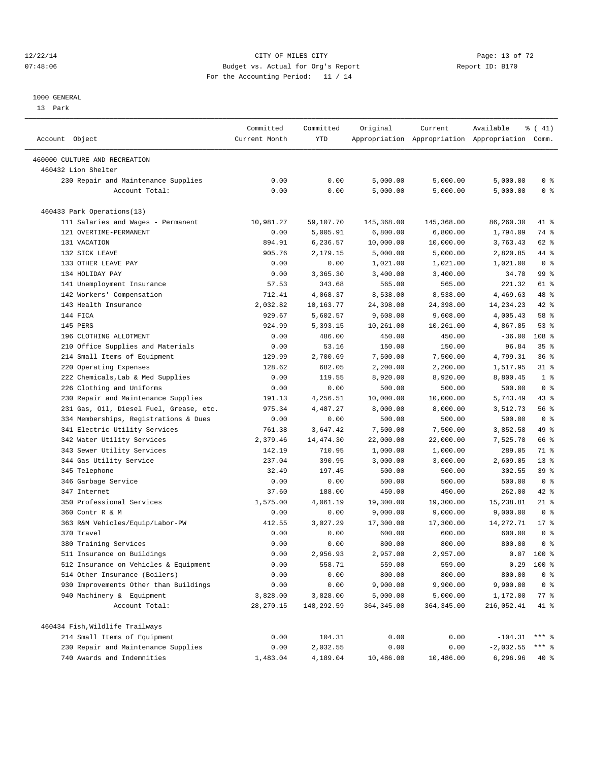12/22/14 CITY OF MILES CITY
07:48:06 Budget vs. Actual for Org's Report Report ID: B170
For the Accounting Period: 11 / 14

1000 GENERAL
13 Park

| Account Object | Committed Current Month | Committed YTD | Original Appropriation | Current Appropriation | Available Appropriation | % ( 41) Comm. |
|---|---|---|---|---|---|---|
| 460000 CULTURE AND RECREATION | | | | | | |
| 460432 Lion Shelter | | | | | | |
| 230 Repair and Maintenance Supplies | 0.00 | 0.00 | 5,000.00 | 5,000.00 | 5,000.00 | 0 % |
| Account Total: | 0.00 | 0.00 | 5,000.00 | 5,000.00 | 5,000.00 | 0 % |
| 460433 Park Operations(13) | | | | | | |
| 111 Salaries and Wages - Permanent | 10,981.27 | 59,107.70 | 145,368.00 | 145,368.00 | 86,260.30 | 41 % |
| 121 OVERTIME-PERMANENT | 0.00 | 5,005.91 | 6,800.00 | 6,800.00 | 1,794.09 | 74 % |
| 131 VACATION | 894.91 | 6,236.57 | 10,000.00 | 10,000.00 | 3,763.43 | 62 % |
| 132 SICK LEAVE | 905.76 | 2,179.15 | 5,000.00 | 5,000.00 | 2,820.85 | 44 % |
| 133 OTHER LEAVE PAY | 0.00 | 0.00 | 1,021.00 | 1,021.00 | 1,021.00 | 0 % |
| 134 HOLIDAY PAY | 0.00 | 3,365.30 | 3,400.00 | 3,400.00 | 34.70 | 99 % |
| 141 Unemployment Insurance | 57.53 | 343.68 | 565.00 | 565.00 | 221.32 | 61 % |
| 142 Workers' Compensation | 712.41 | 4,068.37 | 8,538.00 | 8,538.00 | 4,469.63 | 48 % |
| 143 Health Insurance | 2,032.82 | 10,163.77 | 24,398.00 | 24,398.00 | 14,234.23 | 42 % |
| 144 FICA | 929.67 | 5,602.57 | 9,608.00 | 9,608.00 | 4,005.43 | 58 % |
| 145 PERS | 924.99 | 5,393.15 | 10,261.00 | 10,261.00 | 4,867.85 | 53 % |
| 196 CLOTHING ALLOTMENT | 0.00 | 486.00 | 450.00 | 450.00 | -36.00 | 108 % |
| 210 Office Supplies and Materials | 0.00 | 53.16 | 150.00 | 150.00 | 96.84 | 35 % |
| 214 Small Items of Equipment | 129.99 | 2,700.69 | 7,500.00 | 7,500.00 | 4,799.31 | 36 % |
| 220 Operating Expenses | 128.62 | 682.05 | 2,200.00 | 2,200.00 | 1,517.95 | 31 % |
| 222 Chemicals,Lab & Med Supplies | 0.00 | 119.55 | 8,920.00 | 8,920.00 | 8,800.45 | 1 % |
| 226 Clothing and Uniforms | 0.00 | 0.00 | 500.00 | 500.00 | 500.00 | 0 % |
| 230 Repair and Maintenance Supplies | 191.13 | 4,256.51 | 10,000.00 | 10,000.00 | 5,743.49 | 43 % |
| 231 Gas, Oil, Diesel Fuel, Grease, etc. | 975.34 | 4,487.27 | 8,000.00 | 8,000.00 | 3,512.73 | 56 % |
| 334 Memberships, Registrations & Dues | 0.00 | 0.00 | 500.00 | 500.00 | 500.00 | 0 % |
| 341 Electric Utility Services | 761.38 | 3,647.42 | 7,500.00 | 7,500.00 | 3,852.58 | 49 % |
| 342 Water Utility Services | 2,379.46 | 14,474.30 | 22,000.00 | 22,000.00 | 7,525.70 | 66 % |
| 343 Sewer Utility Services | 142.19 | 710.95 | 1,000.00 | 1,000.00 | 289.05 | 71 % |
| 344 Gas Utility Service | 237.04 | 390.95 | 3,000.00 | 3,000.00 | 2,609.05 | 13 % |
| 345 Telephone | 32.49 | 197.45 | 500.00 | 500.00 | 302.55 | 39 % |
| 346 Garbage Service | 0.00 | 0.00 | 500.00 | 500.00 | 500.00 | 0 % |
| 347 Internet | 37.60 | 188.00 | 450.00 | 450.00 | 262.00 | 42 % |
| 350 Professional Services | 1,575.00 | 4,061.19 | 19,300.00 | 19,300.00 | 15,238.81 | 21 % |
| 360 Contr R & M | 0.00 | 0.00 | 9,000.00 | 9,000.00 | 9,000.00 | 0 % |
| 363 R&M Vehicles/Equip/Labor-PW | 412.55 | 3,027.29 | 17,300.00 | 17,300.00 | 14,272.71 | 17 % |
| 370 Travel | 0.00 | 0.00 | 600.00 | 600.00 | 600.00 | 0 % |
| 380 Training Services | 0.00 | 0.00 | 800.00 | 800.00 | 800.00 | 0 % |
| 511 Insurance on Buildings | 0.00 | 2,956.93 | 2,957.00 | 2,957.00 | 0.07 | 100 % |
| 512 Insurance on Vehicles & Equipment | 0.00 | 558.71 | 559.00 | 559.00 | 0.29 | 100 % |
| 514 Other Insurance (Boilers) | 0.00 | 0.00 | 800.00 | 800.00 | 800.00 | 0 % |
| 930 Improvements Other than Buildings | 0.00 | 0.00 | 9,900.00 | 9,900.00 | 9,900.00 | 0 % |
| 940 Machinery & Equipment | 3,828.00 | 3,828.00 | 5,000.00 | 5,000.00 | 1,172.00 | 77 % |
| Account Total: | 28,270.15 | 148,292.59 | 364,345.00 | 364,345.00 | 216,052.41 | 41 % |
| 460434 Fish,Wildlife Trailways | | | | | | |
| 214 Small Items of Equipment | 0.00 | 104.31 | 0.00 | 0.00 | -104.31 | *** % |
| 230 Repair and Maintenance Supplies | 0.00 | 2,032.55 | 0.00 | 0.00 | -2,032.55 | *** % |
| 740 Awards and Indemnities | 1,483.04 | 4,189.04 | 10,486.00 | 10,486.00 | 6,296.96 | 40 % |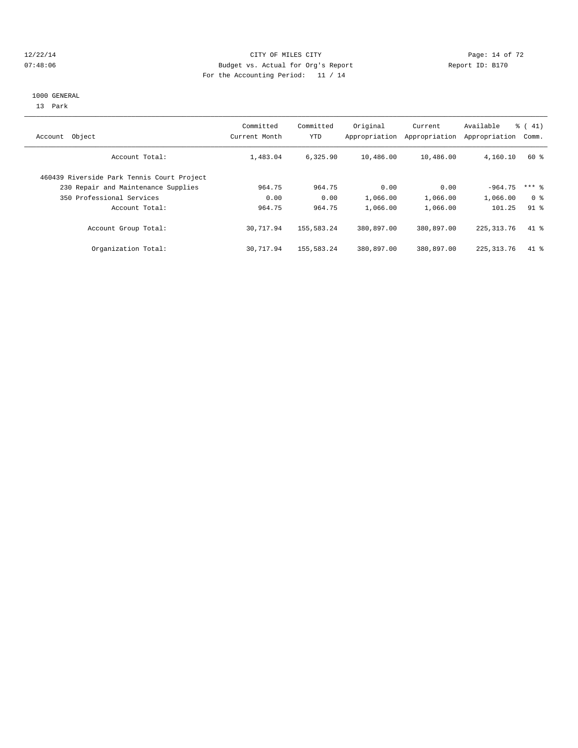CITY OF MILES CITY
Budget vs. Actual for Org's Report
For the Accounting Period: 11 / 14

12/22/14
07:48:06

Report ID: B170

1000 GENERAL
13 Park

| Account Object | Committed Current Month | Committed YTD | Original Appropriation | Current Appropriation | Available Appropriation | % ( 41) Comm. |
|---|---|---|---|---|---|---|
| Account Total: | 1,483.04 | 6,325.90 | 10,486.00 | 10,486.00 | 4,160.10 | 60 % |
| 460439 Riverside Park Tennis Court Project | | | | | | |
| 230 Repair and Maintenance Supplies | 964.75 | 964.75 | 0.00 | 0.00 | -964.75 | *** % |
| 350 Professional Services | 0.00 | 0.00 | 1,066.00 | 1,066.00 | 1,066.00 | 0 % |
| Account Total: | 964.75 | 964.75 | 1,066.00 | 1,066.00 | 101.25 | 91 % |
| Account Group Total: | 30,717.94 | 155,583.24 | 380,897.00 | 380,897.00 | 225,313.76 | 41 % |
| Organization Total: | 30,717.94 | 155,583.24 | 380,897.00 | 380,897.00 | 225,313.76 | 41 % |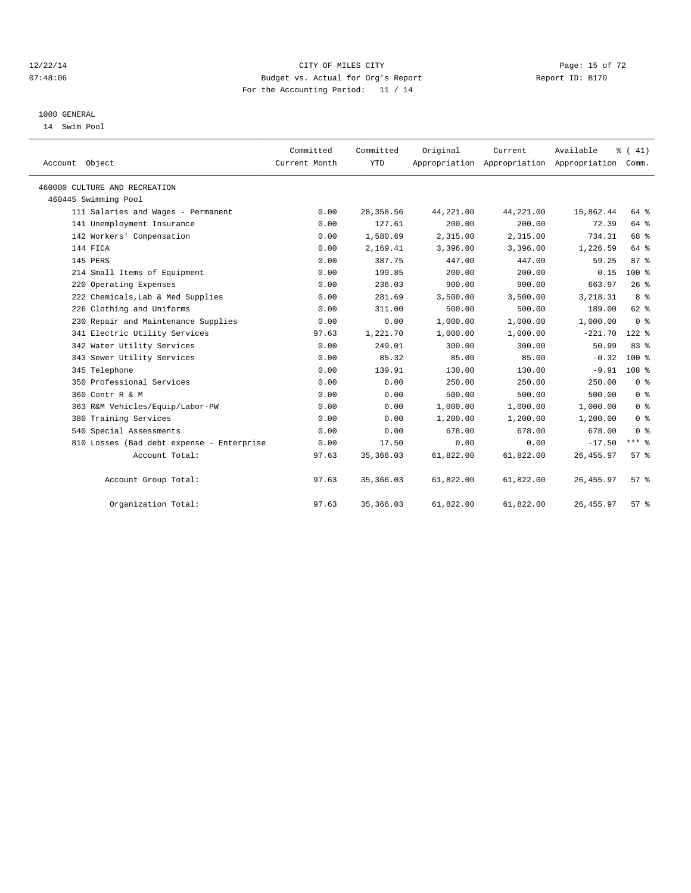CITY OF MILES CITY
Budget vs. Actual for Org's Report
For the Accounting Period: 11 / 14

12/22/14
07:48:06

Report ID: B170

1000 GENERAL
14 Swim Pool

| Account Object | Committed Current Month | Committed YTD | Original Appropriation | Current Appropriation | Available Appropriation | % ( 41) Comm. |
|---|---|---|---|---|---|---|
| 460000 CULTURE AND RECREATION | | | | | | |
| 460445 Swimming Pool | | | | | | |
| 111 Salaries and Wages - Permanent | 0.00 | 28,358.56 | 44,221.00 | 44,221.00 | 15,862.44 | 64 % |
| 141 Unemployment Insurance | 0.00 | 127.61 | 200.00 | 200.00 | 72.39 | 64 % |
| 142 Workers' Compensation | 0.00 | 1,580.69 | 2,315.00 | 2,315.00 | 734.31 | 68 % |
| 144 FICA | 0.00 | 2,169.41 | 3,396.00 | 3,396.00 | 1,226.59 | 64 % |
| 145 PERS | 0.00 | 387.75 | 447.00 | 447.00 | 59.25 | 87 % |
| 214 Small Items of Equipment | 0.00 | 199.85 | 200.00 | 200.00 | 0.15 | 100 % |
| 220 Operating Expenses | 0.00 | 236.03 | 900.00 | 900.00 | 663.97 | 26 % |
| 222 Chemicals,Lab & Med Supplies | 0.00 | 281.69 | 3,500.00 | 3,500.00 | 3,218.31 | 8 % |
| 226 Clothing and Uniforms | 0.00 | 311.00 | 500.00 | 500.00 | 189.00 | 62 % |
| 230 Repair and Maintenance Supplies | 0.00 | 0.00 | 1,000.00 | 1,000.00 | 1,000.00 | 0 % |
| 341 Electric Utility Services | 97.63 | 1,221.70 | 1,000.00 | 1,000.00 | -221.70 | 122 % |
| 342 Water Utility Services | 0.00 | 249.01 | 300.00 | 300.00 | 50.99 | 83 % |
| 343 Sewer Utility Services | 0.00 | 85.32 | 85.00 | 85.00 | -0.32 | 100 % |
| 345 Telephone | 0.00 | 139.91 | 130.00 | 130.00 | -9.91 | 108 % |
| 350 Professional Services | 0.00 | 0.00 | 250.00 | 250.00 | 250.00 | 0 % |
| 360 Contr R & M | 0.00 | 0.00 | 500.00 | 500.00 | 500.00 | 0 % |
| 363 R&M Vehicles/Equip/Labor-PW | 0.00 | 0.00 | 1,000.00 | 1,000.00 | 1,000.00 | 0 % |
| 380 Training Services | 0.00 | 0.00 | 1,200.00 | 1,200.00 | 1,200.00 | 0 % |
| 540 Special Assessments | 0.00 | 0.00 | 678.00 | 678.00 | 678.00 | 0 % |
| 810 Losses (Bad debt expense - Enterprise | 0.00 | 17.50 | 0.00 | 0.00 | -17.50 | *** % |
| Account Total: | 97.63 | 35,366.03 | 61,822.00 | 61,822.00 | 26,455.97 | 57 % |
| Account Group Total: | 97.63 | 35,366.03 | 61,822.00 | 61,822.00 | 26,455.97 | 57 % |
| Organization Total: | 97.63 | 35,366.03 | 61,822.00 | 61,822.00 | 26,455.97 | 57 % |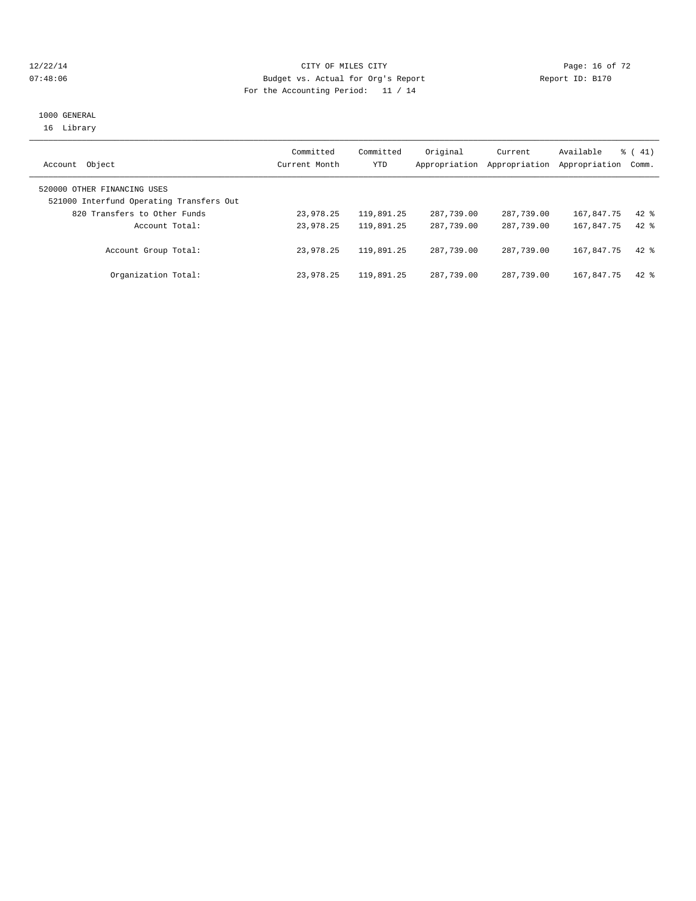CITY OF MILES CITY
Budget vs. Actual for Org's Report
For the Accounting Period: 11 / 14

12/22/14
07:48:06

Report ID: B170

1000 GENERAL
16 Library

| Account Object | Committed Current Month | Committed YTD | Original Appropriation | Current Appropriation | Available Appropriation | % ( 41) Comm. |
|---|---|---|---|---|---|---|
| 520000 OTHER FINANCING USES | | | | | | |
| 521000 Interfund Operating Transfers Out | | | | | | |
| 820 Transfers to Other Funds | 23,978.25 | 119,891.25 | 287,739.00 | 287,739.00 | 167,847.75 | 42 % |
| Account Total: | 23,978.25 | 119,891.25 | 287,739.00 | 287,739.00 | 167,847.75 | 42 % |
| Account Group Total: | 23,978.25 | 119,891.25 | 287,739.00 | 287,739.00 | 167,847.75 | 42 % |
| Organization Total: | 23,978.25 | 119,891.25 | 287,739.00 | 287,739.00 | 167,847.75 | 42 % |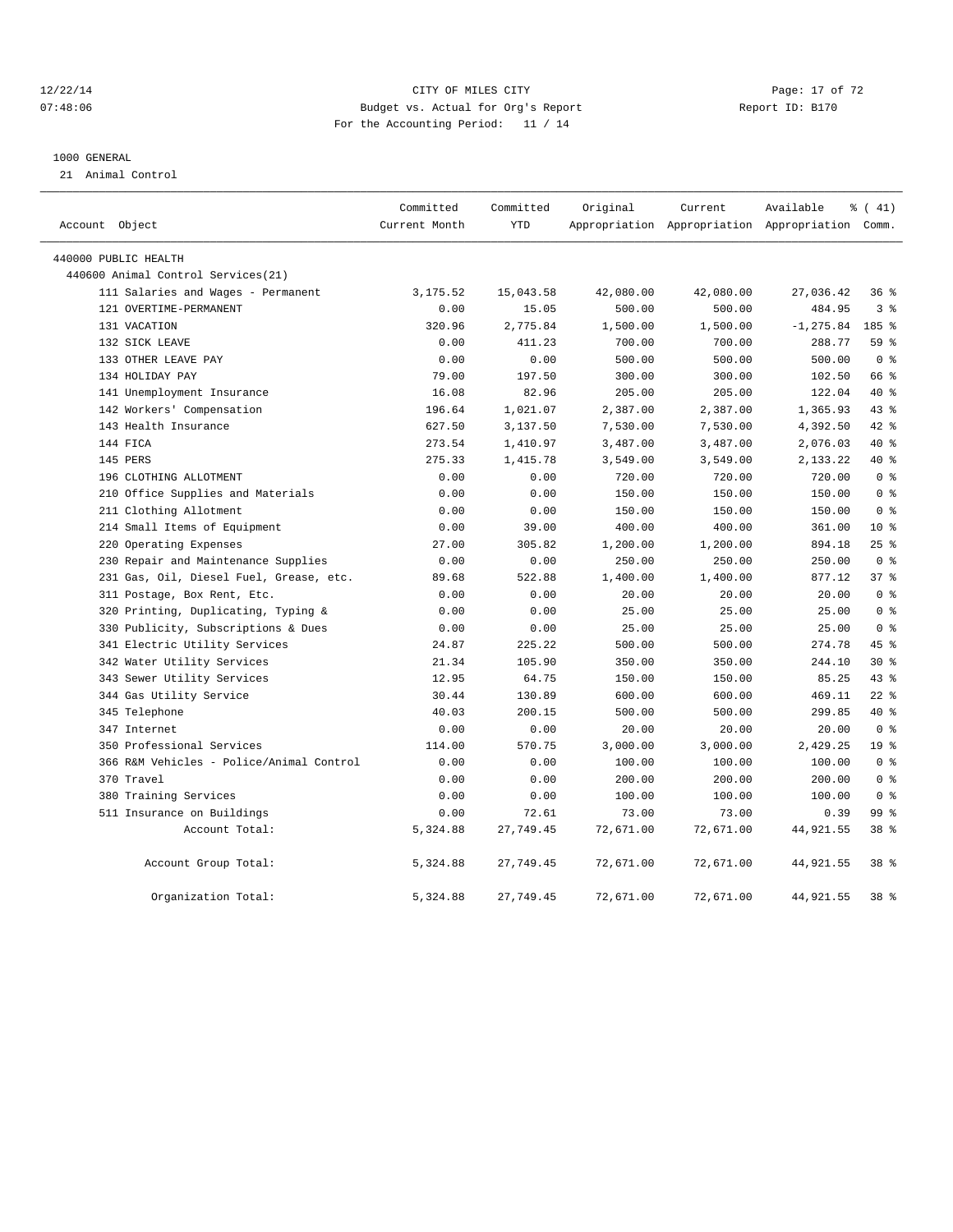CITY OF MILES CITY
Budget vs. Actual for Org's Report
For the Accounting Period: 11 / 14

Report ID: B170

12/22/14
07:48:06

1000 GENERAL
21 Animal Control

| Account Object | Committed Current Month | Committed YTD | Original Appropriation | Current Appropriation | Available Appropriation | % ( 41) Comm. |
|---|---|---|---|---|---|---|
| 440000 PUBLIC HEALTH | | | | | | |
| 440600 Animal Control Services(21) | | | | | | |
| 111 Salaries and Wages - Permanent | 3,175.52 | 15,043.58 | 42,080.00 | 42,080.00 | 27,036.42 | 36 % |
| 121 OVERTIME-PERMANENT | 0.00 | 15.05 | 500.00 | 500.00 | 484.95 | 3 % |
| 131 VACATION | 320.96 | 2,775.84 | 1,500.00 | 1,500.00 | -1,275.84 | 185 % |
| 132 SICK LEAVE | 0.00 | 411.23 | 700.00 | 700.00 | 288.77 | 59 % |
| 133 OTHER LEAVE PAY | 0.00 | 0.00 | 500.00 | 500.00 | 500.00 | 0 % |
| 134 HOLIDAY PAY | 79.00 | 197.50 | 300.00 | 300.00 | 102.50 | 66 % |
| 141 Unemployment Insurance | 16.08 | 82.96 | 205.00 | 205.00 | 122.04 | 40 % |
| 142 Workers' Compensation | 196.64 | 1,021.07 | 2,387.00 | 2,387.00 | 1,365.93 | 43 % |
| 143 Health Insurance | 627.50 | 3,137.50 | 7,530.00 | 7,530.00 | 4,392.50 | 42 % |
| 144 FICA | 273.54 | 1,410.97 | 3,487.00 | 3,487.00 | 2,076.03 | 40 % |
| 145 PERS | 275.33 | 1,415.78 | 3,549.00 | 3,549.00 | 2,133.22 | 40 % |
| 196 CLOTHING ALLOTMENT | 0.00 | 0.00 | 720.00 | 720.00 | 720.00 | 0 % |
| 210 Office Supplies and Materials | 0.00 | 0.00 | 150.00 | 150.00 | 150.00 | 0 % |
| 211 Clothing Allotment | 0.00 | 0.00 | 150.00 | 150.00 | 150.00 | 0 % |
| 214 Small Items of Equipment | 0.00 | 39.00 | 400.00 | 400.00 | 361.00 | 10 % |
| 220 Operating Expenses | 27.00 | 305.82 | 1,200.00 | 1,200.00 | 894.18 | 25 % |
| 230 Repair and Maintenance Supplies | 0.00 | 0.00 | 250.00 | 250.00 | 250.00 | 0 % |
| 231 Gas, Oil, Diesel Fuel, Grease, etc. | 89.68 | 522.88 | 1,400.00 | 1,400.00 | 877.12 | 37 % |
| 311 Postage, Box Rent, Etc. | 0.00 | 0.00 | 20.00 | 20.00 | 20.00 | 0 % |
| 320 Printing, Duplicating, Typing & | 0.00 | 0.00 | 25.00 | 25.00 | 25.00 | 0 % |
| 330 Publicity, Subscriptions & Dues | 0.00 | 0.00 | 25.00 | 25.00 | 25.00 | 0 % |
| 341 Electric Utility Services | 24.87 | 225.22 | 500.00 | 500.00 | 274.78 | 45 % |
| 342 Water Utility Services | 21.34 | 105.90 | 350.00 | 350.00 | 244.10 | 30 % |
| 343 Sewer Utility Services | 12.95 | 64.75 | 150.00 | 150.00 | 85.25 | 43 % |
| 344 Gas Utility Service | 30.44 | 130.89 | 600.00 | 600.00 | 469.11 | 22 % |
| 345 Telephone | 40.03 | 200.15 | 500.00 | 500.00 | 299.85 | 40 % |
| 347 Internet | 0.00 | 0.00 | 20.00 | 20.00 | 20.00 | 0 % |
| 350 Professional Services | 114.00 | 570.75 | 3,000.00 | 3,000.00 | 2,429.25 | 19 % |
| 366 R&M Vehicles - Police/Animal Control | 0.00 | 0.00 | 100.00 | 100.00 | 100.00 | 0 % |
| 370 Travel | 0.00 | 0.00 | 200.00 | 200.00 | 200.00 | 0 % |
| 380 Training Services | 0.00 | 0.00 | 100.00 | 100.00 | 100.00 | 0 % |
| 511 Insurance on Buildings | 0.00 | 72.61 | 73.00 | 73.00 | 0.39 | 99 % |
| Account Total: | 5,324.88 | 27,749.45 | 72,671.00 | 72,671.00 | 44,921.55 | 38 % |
| Account Group Total: | 5,324.88 | 27,749.45 | 72,671.00 | 72,671.00 | 44,921.55 | 38 % |
| Organization Total: | 5,324.88 | 27,749.45 | 72,671.00 | 72,671.00 | 44,921.55 | 38 % |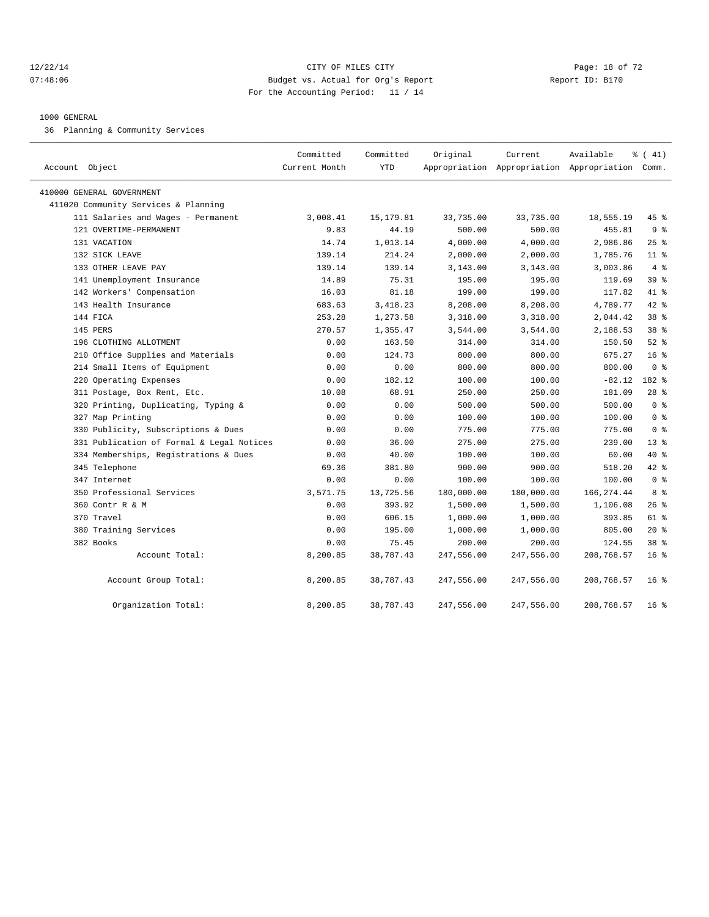12/22/14 CITY OF MILES CITY
07:48:06 Budget vs. Actual for Org's Report Report ID: B170
For the Accounting Period: 11 / 14

1000 GENERAL

36 Planning & Community Services

| Account Object | Committed Current Month | Committed YTD | Original Appropriation | Current Appropriation | Available Appropriation | % ( 41) Comm. |
|---|---|---|---|---|---|---|
| 410000 GENERAL GOVERNMENT | | | | | | |
| 411020 Community Services & Planning | | | | | | |
| 111 Salaries and Wages - Permanent | 3,008.41 | 15,179.81 | 33,735.00 | 33,735.00 | 18,555.19 | 45 % |
| 121 OVERTIME-PERMANENT | 9.83 | 44.19 | 500.00 | 500.00 | 455.81 | 9 % |
| 131 VACATION | 14.74 | 1,013.14 | 4,000.00 | 4,000.00 | 2,986.86 | 25 % |
| 132 SICK LEAVE | 139.14 | 214.24 | 2,000.00 | 2,000.00 | 1,785.76 | 11 % |
| 133 OTHER LEAVE PAY | 139.14 | 139.14 | 3,143.00 | 3,143.00 | 3,003.86 | 4 % |
| 141 Unemployment Insurance | 14.89 | 75.31 | 195.00 | 195.00 | 119.69 | 39 % |
| 142 Workers' Compensation | 16.03 | 81.18 | 199.00 | 199.00 | 117.82 | 41 % |
| 143 Health Insurance | 683.63 | 3,418.23 | 8,208.00 | 8,208.00 | 4,789.77 | 42 % |
| 144 FICA | 253.28 | 1,273.58 | 3,318.00 | 3,318.00 | 2,044.42 | 38 % |
| 145 PERS | 270.57 | 1,355.47 | 3,544.00 | 3,544.00 | 2,188.53 | 38 % |
| 196 CLOTHING ALLOTMENT | 0.00 | 163.50 | 314.00 | 314.00 | 150.50 | 52 % |
| 210 Office Supplies and Materials | 0.00 | 124.73 | 800.00 | 800.00 | 675.27 | 16 % |
| 214 Small Items of Equipment | 0.00 | 0.00 | 800.00 | 800.00 | 800.00 | 0 % |
| 220 Operating Expenses | 0.00 | 182.12 | 100.00 | 100.00 | -82.12 | 182 % |
| 311 Postage, Box Rent, Etc. | 10.08 | 68.91 | 250.00 | 250.00 | 181.09 | 28 % |
| 320 Printing, Duplicating, Typing & | 0.00 | 0.00 | 500.00 | 500.00 | 500.00 | 0 % |
| 327 Map Printing | 0.00 | 0.00 | 100.00 | 100.00 | 100.00 | 0 % |
| 330 Publicity, Subscriptions & Dues | 0.00 | 0.00 | 775.00 | 775.00 | 775.00 | 0 % |
| 331 Publication of Formal & Legal Notices | 0.00 | 36.00 | 275.00 | 275.00 | 239.00 | 13 % |
| 334 Memberships, Registrations & Dues | 0.00 | 40.00 | 100.00 | 100.00 | 60.00 | 40 % |
| 345 Telephone | 69.36 | 381.80 | 900.00 | 900.00 | 518.20 | 42 % |
| 347 Internet | 0.00 | 0.00 | 100.00 | 100.00 | 100.00 | 0 % |
| 350 Professional Services | 3,571.75 | 13,725.56 | 180,000.00 | 180,000.00 | 166,274.44 | 8 % |
| 360 Contr R & M | 0.00 | 393.92 | 1,500.00 | 1,500.00 | 1,106.08 | 26 % |
| 370 Travel | 0.00 | 606.15 | 1,000.00 | 1,000.00 | 393.85 | 61 % |
| 380 Training Services | 0.00 | 195.00 | 1,000.00 | 1,000.00 | 805.00 | 20 % |
| 382 Books | 0.00 | 75.45 | 200.00 | 200.00 | 124.55 | 38 % |
| Account Total: | 8,200.85 | 38,787.43 | 247,556.00 | 247,556.00 | 208,768.57 | 16 % |
| Account Group Total: | 8,200.85 | 38,787.43 | 247,556.00 | 247,556.00 | 208,768.57 | 16 % |
| Organization Total: | 8,200.85 | 38,787.43 | 247,556.00 | 247,556.00 | 208,768.57 | 16 % |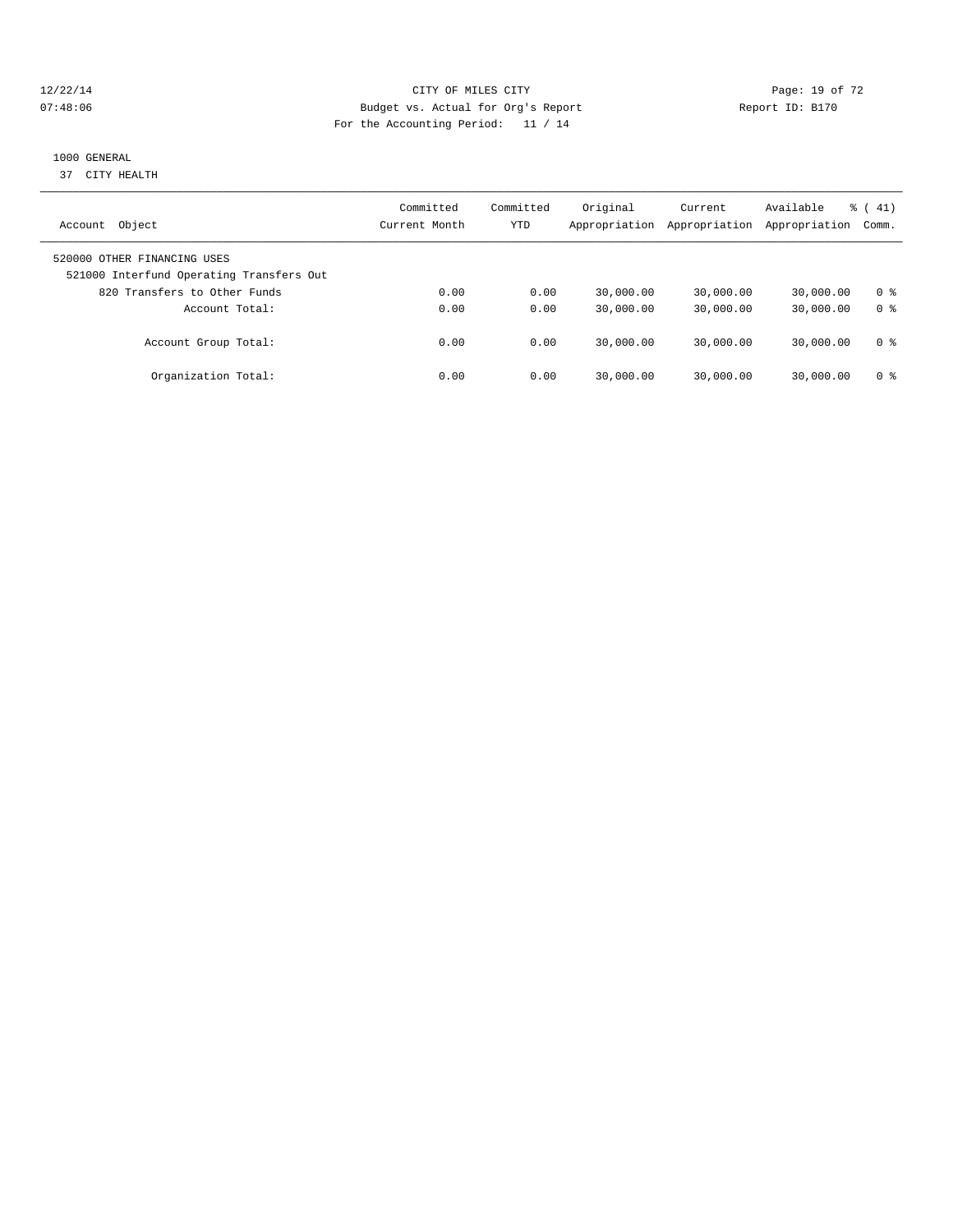CITY OF MILES CITY
Budget vs. Actual for Org's Report
For the Accounting Period: 11 / 14

12/22/14
07:48:06

Report ID: B170

1000 GENERAL
37 CITY HEALTH

| Account Object | Committed Current Month | Committed YTD | Original Appropriation | Current Appropriation | Available Appropriation | % ( 41) Comm. |
|---|---|---|---|---|---|---|
| 520000 OTHER FINANCING USES | | | | | | |
| 521000 Interfund Operating Transfers Out | | | | | | |
| 820 Transfers to Other Funds | 0.00 | 0.00 | 30,000.00 | 30,000.00 | 30,000.00 | 0 % |
| Account Total: | 0.00 | 0.00 | 30,000.00 | 30,000.00 | 30,000.00 | 0 % |
| Account Group Total: | 0.00 | 0.00 | 30,000.00 | 30,000.00 | 30,000.00 | 0 % |
| Organization Total: | 0.00 | 0.00 | 30,000.00 | 30,000.00 | 30,000.00 | 0 % |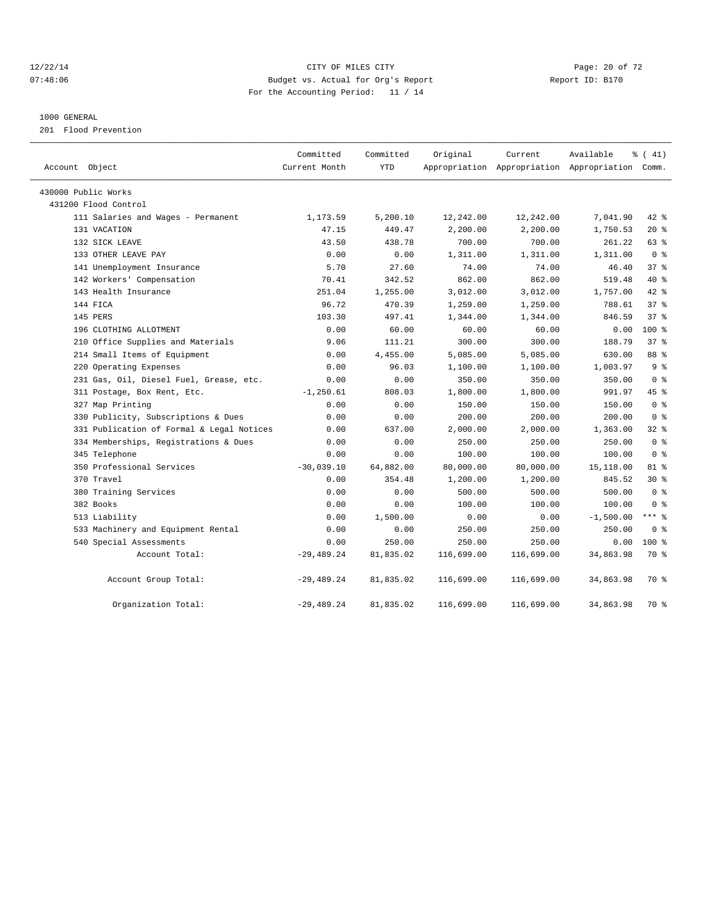CITY OF MILES CITY
Budget vs. Actual for Org's Report
For the Accounting Period: 11 / 14

12/22/14
07:48:06

Report ID: B170

1000 GENERAL
201 Flood Prevention

| Account Object | Committed Current Month | Committed YTD | Original Appropriation | Current Appropriation | Available Appropriation | % ( 41) Comm. |
|---|---|---|---|---|---|---|
| 430000 Public Works | | | | | | |
| 431200 Flood Control | | | | | | |
| 111 Salaries and Wages - Permanent | 1,173.59 | 5,200.10 | 12,242.00 | 12,242.00 | 7,041.90 | 42 % |
| 131 VACATION | 47.15 | 449.47 | 2,200.00 | 2,200.00 | 1,750.53 | 20 % |
| 132 SICK LEAVE | 43.50 | 438.78 | 700.00 | 700.00 | 261.22 | 63 % |
| 133 OTHER LEAVE PAY | 0.00 | 0.00 | 1,311.00 | 1,311.00 | 1,311.00 | 0 % |
| 141 Unemployment Insurance | 5.70 | 27.60 | 74.00 | 74.00 | 46.40 | 37 % |
| 142 Workers' Compensation | 70.41 | 342.52 | 862.00 | 862.00 | 519.48 | 40 % |
| 143 Health Insurance | 251.04 | 1,255.00 | 3,012.00 | 3,012.00 | 1,757.00 | 42 % |
| 144 FICA | 96.72 | 470.39 | 1,259.00 | 1,259.00 | 788.61 | 37 % |
| 145 PERS | 103.30 | 497.41 | 1,344.00 | 1,344.00 | 846.59 | 37 % |
| 196 CLOTHING ALLOTMENT | 0.00 | 60.00 | 60.00 | 60.00 | 0.00 | 100 % |
| 210 Office Supplies and Materials | 9.06 | 111.21 | 300.00 | 300.00 | 188.79 | 37 % |
| 214 Small Items of Equipment | 0.00 | 4,455.00 | 5,085.00 | 5,085.00 | 630.00 | 88 % |
| 220 Operating Expenses | 0.00 | 96.03 | 1,100.00 | 1,100.00 | 1,003.97 | 9 % |
| 231 Gas, Oil, Diesel Fuel, Grease, etc. | 0.00 | 0.00 | 350.00 | 350.00 | 350.00 | 0 % |
| 311 Postage, Box Rent, Etc. | -1,250.61 | 808.03 | 1,800.00 | 1,800.00 | 991.97 | 45 % |
| 327 Map Printing | 0.00 | 0.00 | 150.00 | 150.00 | 150.00 | 0 % |
| 330 Publicity, Subscriptions & Dues | 0.00 | 0.00 | 200.00 | 200.00 | 200.00 | 0 % |
| 331 Publication of Formal & Legal Notices | 0.00 | 637.00 | 2,000.00 | 2,000.00 | 1,363.00 | 32 % |
| 334 Memberships, Registrations & Dues | 0.00 | 0.00 | 250.00 | 250.00 | 250.00 | 0 % |
| 345 Telephone | 0.00 | 0.00 | 100.00 | 100.00 | 100.00 | 0 % |
| 350 Professional Services | -30,039.10 | 64,882.00 | 80,000.00 | 80,000.00 | 15,118.00 | 81 % |
| 370 Travel | 0.00 | 354.48 | 1,200.00 | 1,200.00 | 845.52 | 30 % |
| 380 Training Services | 0.00 | 0.00 | 500.00 | 500.00 | 500.00 | 0 % |
| 382 Books | 0.00 | 0.00 | 100.00 | 100.00 | 100.00 | 0 % |
| 513 Liability | 0.00 | 1,500.00 | 0.00 | 0.00 | -1,500.00 | *** % |
| 533 Machinery and Equipment Rental | 0.00 | 0.00 | 250.00 | 250.00 | 250.00 | 0 % |
| 540 Special Assessments | 0.00 | 250.00 | 250.00 | 250.00 | 0.00 | 100 % |
| Account Total: | -29,489.24 | 81,835.02 | 116,699.00 | 116,699.00 | 34,863.98 | 70 % |
| Account Group Total: | -29,489.24 | 81,835.02 | 116,699.00 | 116,699.00 | 34,863.98 | 70 % |
| Organization Total: | -29,489.24 | 81,835.02 | 116,699.00 | 116,699.00 | 34,863.98 | 70 % |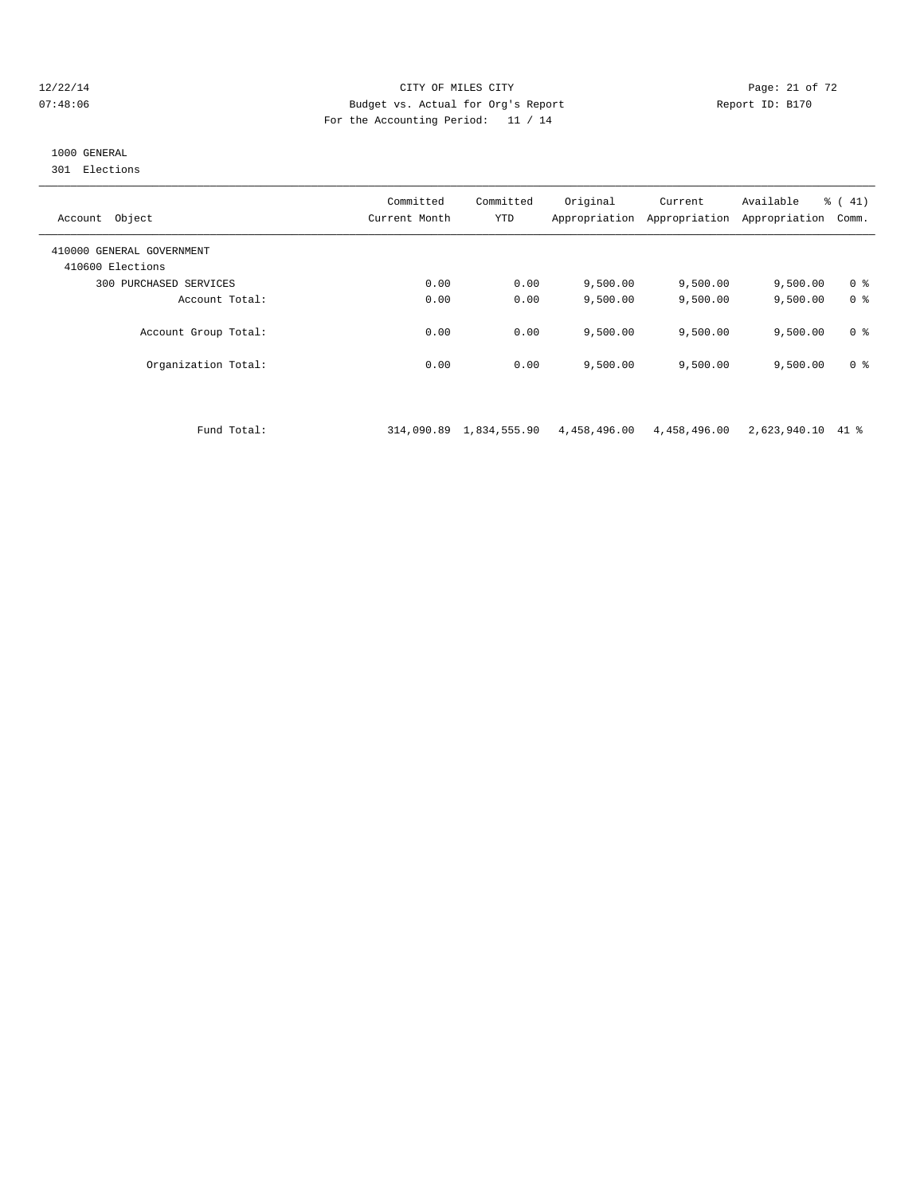CITY OF MILES CITY
Budget vs. Actual for Org's Report
For the Accounting Period: 11 / 14

12/22/14
07:48:06

Report ID: B170

1000 GENERAL
301 Elections

| Account Object | Committed Current Month | Committed YTD | Original Appropriation | Current Appropriation | Available Appropriation | % ( 41) Comm. |
|---|---|---|---|---|---|---|
| 410000 GENERAL GOVERNMENT | | | | | | |
| 410600 Elections | | | | | | |
| 300 PURCHASED SERVICES | 0.00 | 0.00 | 9,500.00 | 9,500.00 | 9,500.00 | 0 % |
| Account Total: | 0.00 | 0.00 | 9,500.00 | 9,500.00 | 9,500.00 | 0 % |
| Account Group Total: | 0.00 | 0.00 | 9,500.00 | 9,500.00 | 9,500.00 | 0 % |
| Organization Total: | 0.00 | 0.00 | 9,500.00 | 9,500.00 | 9,500.00 | 0 % |
| Fund Total: | 314,090.89 | 1,834,555.90 | 4,458,496.00 | 4,458,496.00 | 2,623,940.10 | 41 % |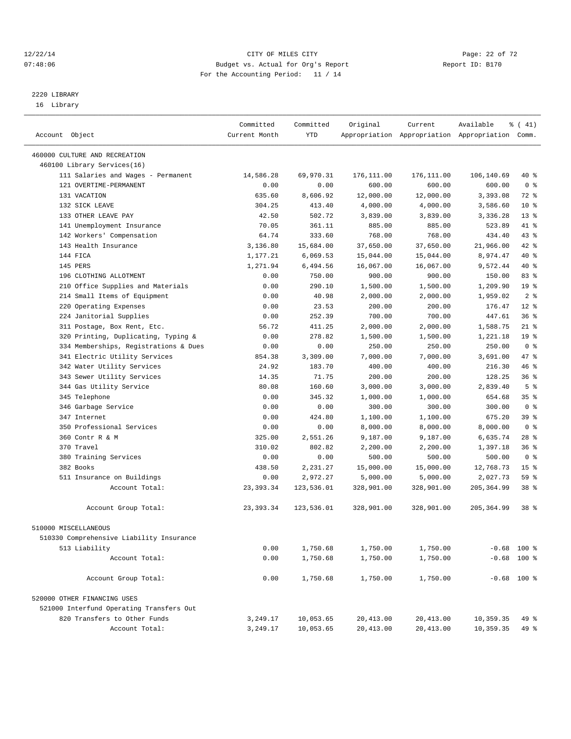12/22/14 CITY OF MILES CITY
07:48:06 Budget vs. Actual for Org's Report Report ID: B170
For the Accounting Period: 11 / 14

## 2220 LIBRARY
16 Library

| Account Object | Committed Current Month | Committed YTD | Original Appropriation | Current Appropriation | Available Appropriation | % ( 41) Comm. |
|---|---|---|---|---|---|---|
| 460000 CULTURE AND RECREATION | | | | | | |
| 460100 Library Services(16) | | | | | | |
| 111 Salaries and Wages - Permanent | 14,586.28 | 69,970.31 | 176,111.00 | 176,111.00 | 106,140.69 | 40 % |
| 121 OVERTIME-PERMANENT | 0.00 | 0.00 | 600.00 | 600.00 | 600.00 | 0 % |
| 131 VACATION | 635.60 | 8,606.92 | 12,000.00 | 12,000.00 | 3,393.08 | 72 % |
| 132 SICK LEAVE | 304.25 | 413.40 | 4,000.00 | 4,000.00 | 3,586.60 | 10 % |
| 133 OTHER LEAVE PAY | 42.50 | 502.72 | 3,839.00 | 3,839.00 | 3,336.28 | 13 % |
| 141 Unemployment Insurance | 70.05 | 361.11 | 885.00 | 885.00 | 523.89 | 41 % |
| 142 Workers' Compensation | 64.74 | 333.60 | 768.00 | 768.00 | 434.40 | 43 % |
| 143 Health Insurance | 3,136.80 | 15,684.00 | 37,650.00 | 37,650.00 | 21,966.00 | 42 % |
| 144 FICA | 1,177.21 | 6,069.53 | 15,044.00 | 15,044.00 | 8,974.47 | 40 % |
| 145 PERS | 1,271.94 | 6,494.56 | 16,067.00 | 16,067.00 | 9,572.44 | 40 % |
| 196 CLOTHING ALLOTMENT | 0.00 | 750.00 | 900.00 | 900.00 | 150.00 | 83 % |
| 210 Office Supplies and Materials | 0.00 | 290.10 | 1,500.00 | 1,500.00 | 1,209.90 | 19 % |
| 214 Small Items of Equipment | 0.00 | 40.98 | 2,000.00 | 2,000.00 | 1,959.02 | 2 % |
| 220 Operating Expenses | 0.00 | 23.53 | 200.00 | 200.00 | 176.47 | 12 % |
| 224 Janitorial Supplies | 0.00 | 252.39 | 700.00 | 700.00 | 447.61 | 36 % |
| 311 Postage, Box Rent, Etc. | 56.72 | 411.25 | 2,000.00 | 2,000.00 | 1,588.75 | 21 % |
| 320 Printing, Duplicating, Typing & | 0.00 | 278.82 | 1,500.00 | 1,500.00 | 1,221.18 | 19 % |
| 334 Memberships, Registrations & Dues | 0.00 | 0.00 | 250.00 | 250.00 | 250.00 | 0 % |
| 341 Electric Utility Services | 854.38 | 3,309.00 | 7,000.00 | 7,000.00 | 3,691.00 | 47 % |
| 342 Water Utility Services | 24.92 | 183.70 | 400.00 | 400.00 | 216.30 | 46 % |
| 343 Sewer Utility Services | 14.35 | 71.75 | 200.00 | 200.00 | 128.25 | 36 % |
| 344 Gas Utility Service | 80.08 | 160.60 | 3,000.00 | 3,000.00 | 2,839.40 | 5 % |
| 345 Telephone | 0.00 | 345.32 | 1,000.00 | 1,000.00 | 654.68 | 35 % |
| 346 Garbage Service | 0.00 | 0.00 | 300.00 | 300.00 | 300.00 | 0 % |
| 347 Internet | 0.00 | 424.80 | 1,100.00 | 1,100.00 | 675.20 | 39 % |
| 350 Professional Services | 0.00 | 0.00 | 8,000.00 | 8,000.00 | 8,000.00 | 0 % |
| 360 Contr R & M | 325.00 | 2,551.26 | 9,187.00 | 9,187.00 | 6,635.74 | 28 % |
| 370 Travel | 310.02 | 802.82 | 2,200.00 | 2,200.00 | 1,397.18 | 36 % |
| 380 Training Services | 0.00 | 0.00 | 500.00 | 500.00 | 500.00 | 0 % |
| 382 Books | 438.50 | 2,231.27 | 15,000.00 | 15,000.00 | 12,768.73 | 15 % |
| 511 Insurance on Buildings | 0.00 | 2,972.27 | 5,000.00 | 5,000.00 | 2,027.73 | 59 % |
| Account Total: | 23,393.34 | 123,536.01 | 328,901.00 | 328,901.00 | 205,364.99 | 38 % |
| Account Group Total: | 23,393.34 | 123,536.01 | 328,901.00 | 328,901.00 | 205,364.99 | 38 % |
| 510000 MISCELLANEOUS | | | | | | |
| 510330 Comprehensive Liability Insurance | | | | | | |
| 513 Liability | 0.00 | 1,750.68 | 1,750.00 | 1,750.00 | -0.68 | 100 % |
| Account Total: | 0.00 | 1,750.68 | 1,750.00 | 1,750.00 | -0.68 | 100 % |
| Account Group Total: | 0.00 | 1,750.68 | 1,750.00 | 1,750.00 | -0.68 | 100 % |
| 520000 OTHER FINANCING USES | | | | | | |
| 521000 Interfund Operating Transfers Out | | | | | | |
| 820 Transfers to Other Funds | 3,249.17 | 10,053.65 | 20,413.00 | 20,413.00 | 10,359.35 | 49 % |
| Account Total: | 3,249.17 | 10,053.65 | 20,413.00 | 20,413.00 | 10,359.35 | 49 % |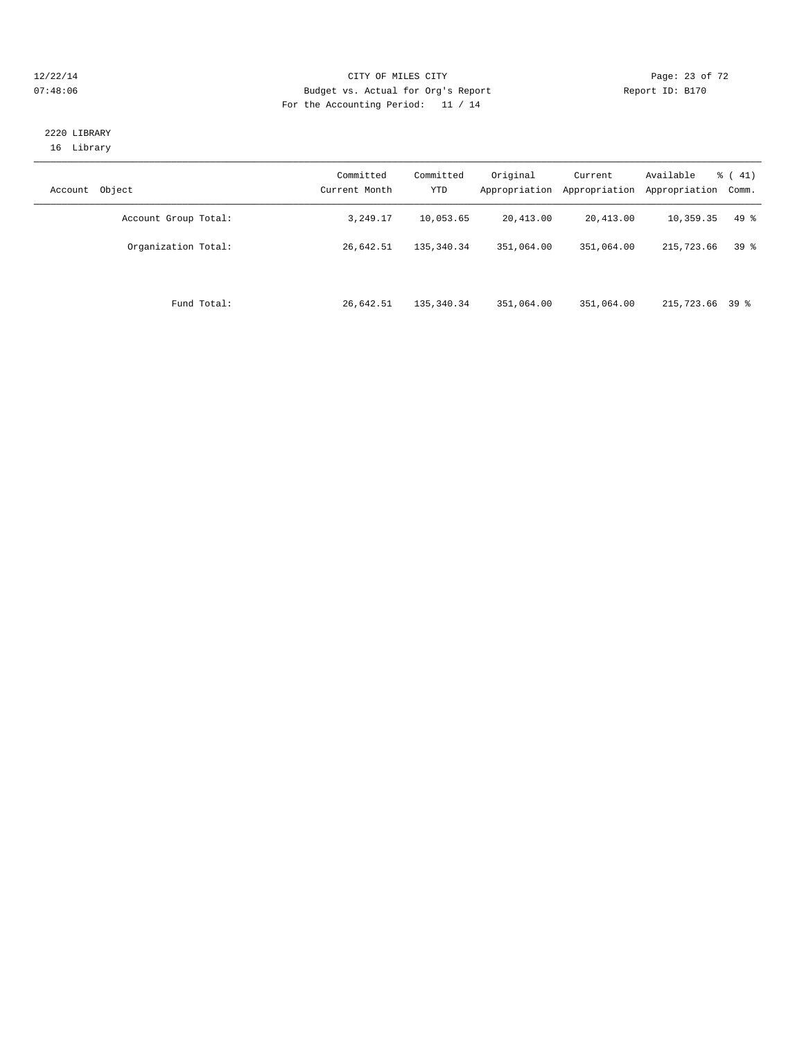## 2220 LIBRARY

16 Library

| Account Object | Committed Current Month | Committed YTD | Original Appropriation | Current Appropriation | Available Appropriation | % ( 41) Comm. |
|---|---|---|---|---|---|---|
| Account Group Total: | 3,249.17 | 10,053.65 | 20,413.00 | 20,413.00 | 10,359.35 | 49 % |
| Organization Total: | 26,642.51 | 135,340.34 | 351,064.00 | 351,064.00 | 215,723.66 | 39 % |
| Fund Total: | 26,642.51 | 135,340.34 | 351,064.00 | 351,064.00 | 215,723.66 | 39 % |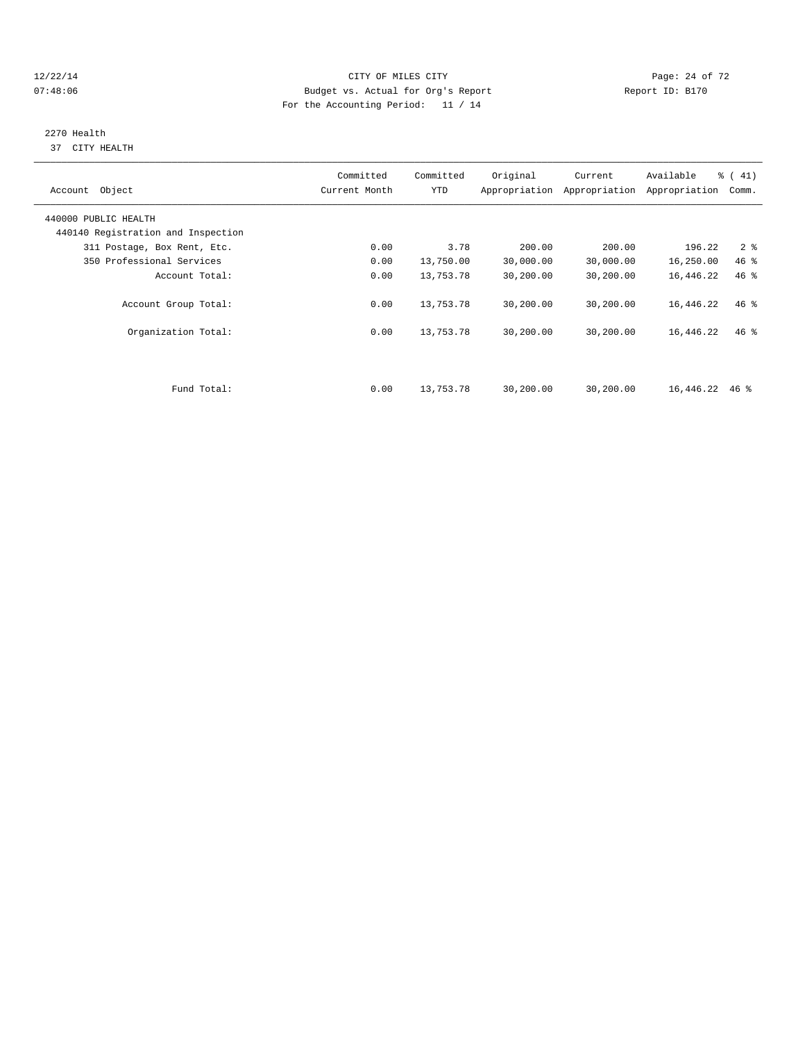CITY OF MILES CITY

Budget vs. Actual for Org's Report

For the Accounting Period: 11 / 14

12/22/14 07:48:06 Report ID: B170

2270 Health
37 CITY HEALTH

| Account Object | Committed Current Month | Committed YTD | Original Appropriation | Current Appropriation | Available Appropriation | % ( 41) Comm. |
|---|---|---|---|---|---|---|
| 440000 PUBLIC HEALTH | | | | | | |
| 440140 Registration and Inspection | | | | | | |
| 311 Postage, Box Rent, Etc. | 0.00 | 3.78 | 200.00 | 200.00 | 196.22 | 2 % |
| 350 Professional Services | 0.00 | 13,750.00 | 30,000.00 | 30,000.00 | 16,250.00 | 46 % |
| Account Total: | 0.00 | 13,753.78 | 30,200.00 | 30,200.00 | 16,446.22 | 46 % |
| Account Group Total: | 0.00 | 13,753.78 | 30,200.00 | 30,200.00 | 16,446.22 | 46 % |
| Organization Total: | 0.00 | 13,753.78 | 30,200.00 | 30,200.00 | 16,446.22 | 46 % |
| Fund Total: | 0.00 | 13,753.78 | 30,200.00 | 30,200.00 | 16,446.22 | 46 % |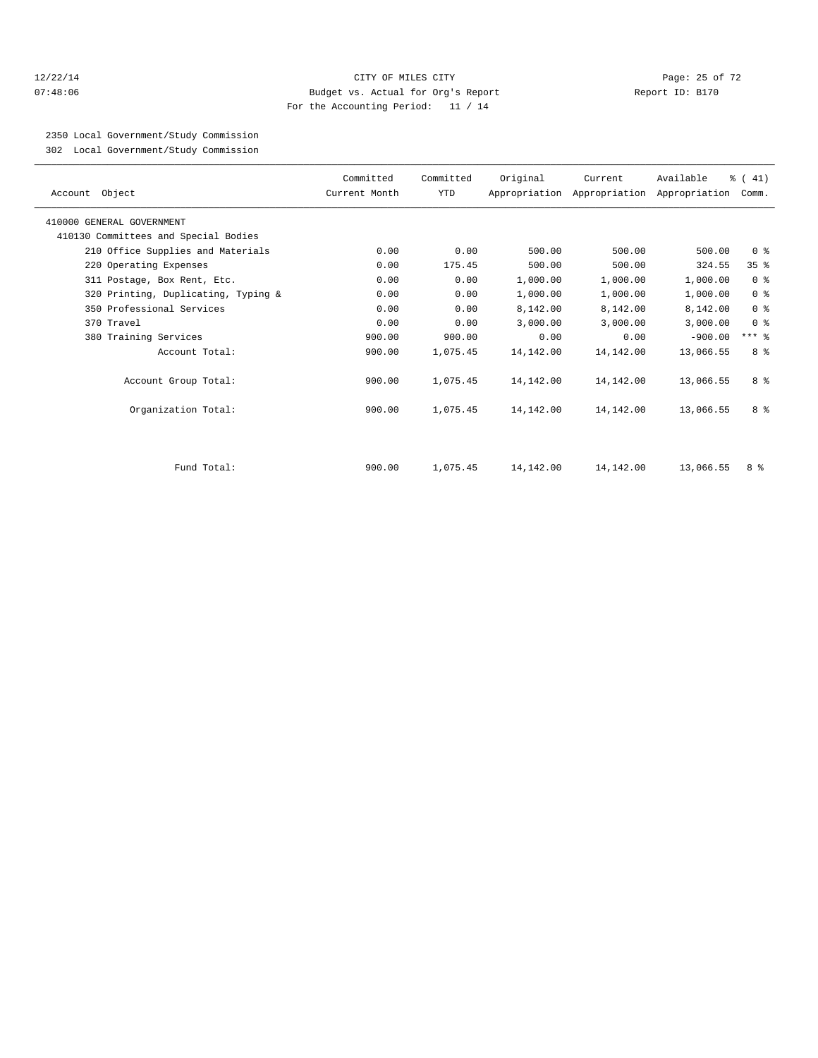CITY OF MILES CITY
Budget vs. Actual for Org's Report
For the Accounting Period: 11 / 14

12/22/14
07:48:06

Report ID: B170

2350 Local Government/Study Commission
302 Local Government/Study Commission

| Account Object | Committed Current Month | Committed YTD | Original Appropriation | Current Appropriation | Available Appropriation | % ( 41) Comm. |
|---|---|---|---|---|---|---|
| 410000 GENERAL GOVERNMENT | | | | | | |
| 410130 Committees and Special Bodies | | | | | | |
| 210 Office Supplies and Materials | 0.00 | 0.00 | 500.00 | 500.00 | 500.00 | 0 % |
| 220 Operating Expenses | 0.00 | 175.45 | 500.00 | 500.00 | 324.55 | 35 % |
| 311 Postage, Box Rent, Etc. | 0.00 | 0.00 | 1,000.00 | 1,000.00 | 1,000.00 | 0 % |
| 320 Printing, Duplicating, Typing & | 0.00 | 0.00 | 1,000.00 | 1,000.00 | 1,000.00 | 0 % |
| 350 Professional Services | 0.00 | 0.00 | 8,142.00 | 8,142.00 | 8,142.00 | 0 % |
| 370 Travel | 0.00 | 0.00 | 3,000.00 | 3,000.00 | 3,000.00 | 0 % |
| 380 Training Services | 900.00 | 900.00 | 0.00 | 0.00 | -900.00 | *** % |
| Account Total: | 900.00 | 1,075.45 | 14,142.00 | 14,142.00 | 13,066.55 | 8 % |
| Account Group Total: | 900.00 | 1,075.45 | 14,142.00 | 14,142.00 | 13,066.55 | 8 % |
| Organization Total: | 900.00 | 1,075.45 | 14,142.00 | 14,142.00 | 13,066.55 | 8 % |
| Fund Total: | 900.00 | 1,075.45 | 14,142.00 | 14,142.00 | 13,066.55 | 8 % |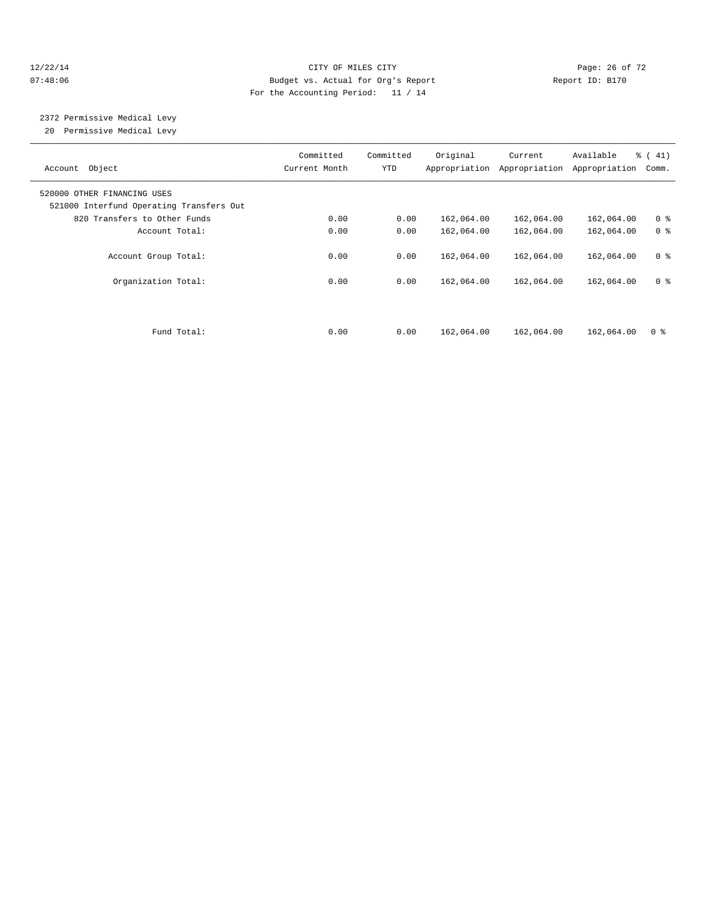CITY OF MILES CITY
Budget vs. Actual for Org's Report
For the Accounting Period: 11 / 14

12/22/14
07:48:06

Report ID: B170

## 2372 Permissive Medical Levy
20 Permissive Medical Levy

| Account Object | Committed Current Month | Committed YTD | Original Appropriation | Current Appropriation | Available Appropriation | % ( 41) Comm. |
|---|---|---|---|---|---|---|
| 520000 OTHER FINANCING USES | | | | | | |
| 521000 Interfund Operating Transfers Out | | | | | | |
| 820 Transfers to Other Funds | 0.00 | 0.00 | 162,064.00 | 162,064.00 | 162,064.00 | 0 % |
| Account Total: | 0.00 | 0.00 | 162,064.00 | 162,064.00 | 162,064.00 | 0 % |
| Account Group Total: | 0.00 | 0.00 | 162,064.00 | 162,064.00 | 162,064.00 | 0 % |
| Organization Total: | 0.00 | 0.00 | 162,064.00 | 162,064.00 | 162,064.00 | 0 % |
| Fund Total: | 0.00 | 0.00 | 162,064.00 | 162,064.00 | 162,064.00 | 0 % |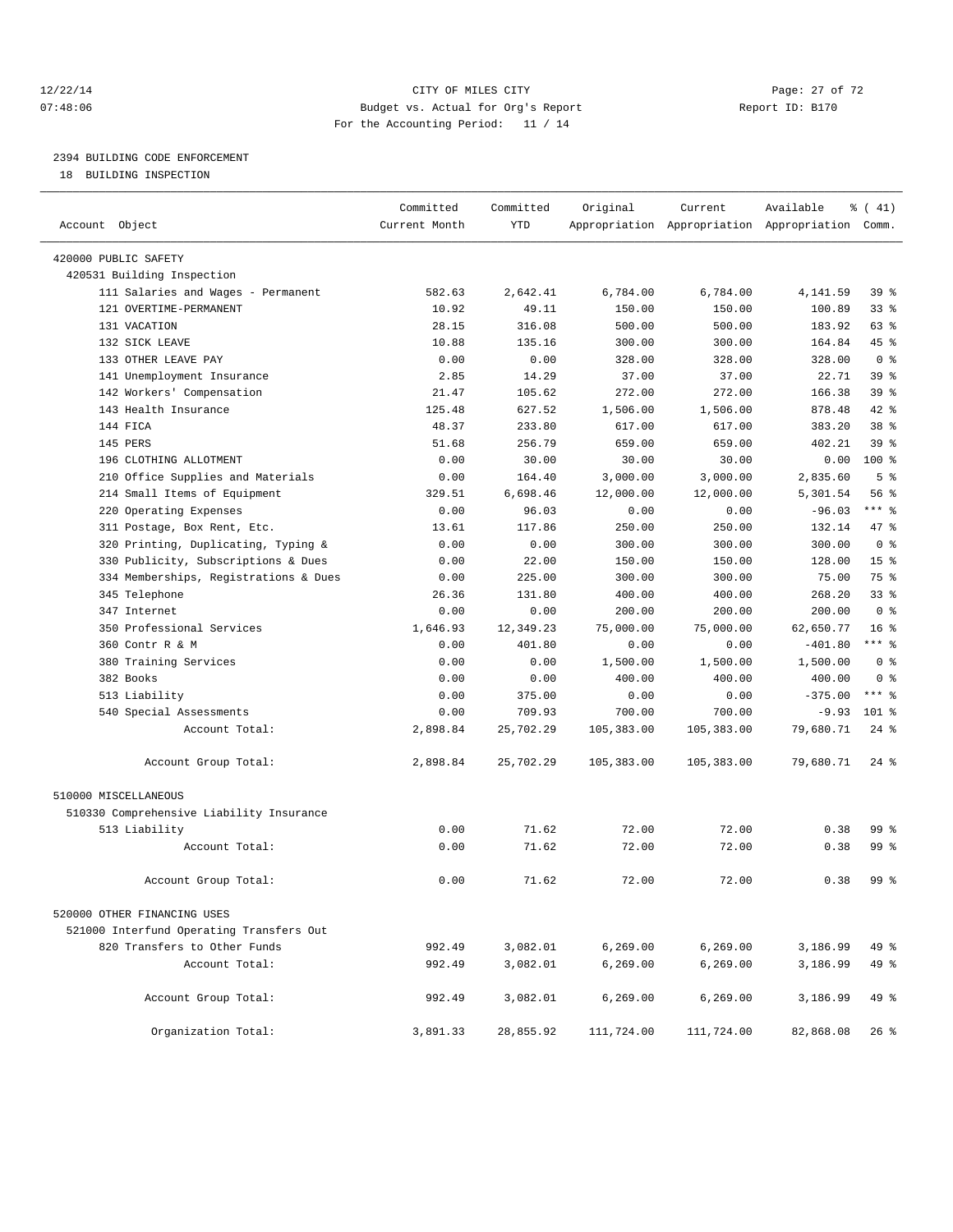12/22/14 CITY OF MILES CITY
07:48:06 Budget vs. Actual for Org's Report Report ID: B170
For the Accounting Period: 11 / 14

2394 BUILDING CODE ENFORCEMENT
18 BUILDING INSPECTION

| Account Object | Committed Current Month | Committed YTD | Original Appropriation | Current Appropriation | Available Appropriation | % ( 41) Comm. |
|---|---|---|---|---|---|---|
| 420000 PUBLIC SAFETY | | | | | | |
| 420531 Building Inspection | | | | | | |
| 111 Salaries and Wages - Permanent | 582.63 | 2,642.41 | 6,784.00 | 6,784.00 | 4,141.59 | 39 % |
| 121 OVERTIME-PERMANENT | 10.92 | 49.11 | 150.00 | 150.00 | 100.89 | 33 % |
| 131 VACATION | 28.15 | 316.08 | 500.00 | 500.00 | 183.92 | 63 % |
| 132 SICK LEAVE | 10.88 | 135.16 | 300.00 | 300.00 | 164.84 | 45 % |
| 133 OTHER LEAVE PAY | 0.00 | 0.00 | 328.00 | 328.00 | 328.00 | 0 % |
| 141 Unemployment Insurance | 2.85 | 14.29 | 37.00 | 37.00 | 22.71 | 39 % |
| 142 Workers' Compensation | 21.47 | 105.62 | 272.00 | 272.00 | 166.38 | 39 % |
| 143 Health Insurance | 125.48 | 627.52 | 1,506.00 | 1,506.00 | 878.48 | 42 % |
| 144 FICA | 48.37 | 233.80 | 617.00 | 617.00 | 383.20 | 38 % |
| 145 PERS | 51.68 | 256.79 | 659.00 | 659.00 | 402.21 | 39 % |
| 196 CLOTHING ALLOTMENT | 0.00 | 30.00 | 30.00 | 30.00 | 0.00 | 100 % |
| 210 Office Supplies and Materials | 0.00 | 164.40 | 3,000.00 | 3,000.00 | 2,835.60 | 5 % |
| 214 Small Items of Equipment | 329.51 | 6,698.46 | 12,000.00 | 12,000.00 | 5,301.54 | 56 % |
| 220 Operating Expenses | 0.00 | 96.03 | 0.00 | 0.00 | -96.03 | *** % |
| 311 Postage, Box Rent, Etc. | 13.61 | 117.86 | 250.00 | 250.00 | 132.14 | 47 % |
| 320 Printing, Duplicating, Typing & | 0.00 | 0.00 | 300.00 | 300.00 | 300.00 | 0 % |
| 330 Publicity, Subscriptions & Dues | 0.00 | 22.00 | 150.00 | 150.00 | 128.00 | 15 % |
| 334 Memberships, Registrations & Dues | 0.00 | 225.00 | 300.00 | 300.00 | 75.00 | 75 % |
| 345 Telephone | 26.36 | 131.80 | 400.00 | 400.00 | 268.20 | 33 % |
| 347 Internet | 0.00 | 0.00 | 200.00 | 200.00 | 200.00 | 0 % |
| 350 Professional Services | 1,646.93 | 12,349.23 | 75,000.00 | 75,000.00 | 62,650.77 | 16 % |
| 360 Contr R & M | 0.00 | 401.80 | 0.00 | 0.00 | -401.80 | *** % |
| 380 Training Services | 0.00 | 0.00 | 1,500.00 | 1,500.00 | 1,500.00 | 0 % |
| 382 Books | 0.00 | 0.00 | 400.00 | 400.00 | 400.00 | 0 % |
| 513 Liability | 0.00 | 375.00 | 0.00 | 0.00 | -375.00 | *** % |
| 540 Special Assessments | 0.00 | 709.93 | 700.00 | 700.00 | -9.93 | 101 % |
| Account Total: | 2,898.84 | 25,702.29 | 105,383.00 | 105,383.00 | 79,680.71 | 24 % |
| Account Group Total: | 2,898.84 | 25,702.29 | 105,383.00 | 105,383.00 | 79,680.71 | 24 % |
| 510000 MISCELLANEOUS | | | | | | |
| 510330 Comprehensive Liability Insurance | | | | | | |
| 513 Liability | 0.00 | 71.62 | 72.00 | 72.00 | 0.38 | 99 % |
| Account Total: | 0.00 | 71.62 | 72.00 | 72.00 | 0.38 | 99 % |
| Account Group Total: | 0.00 | 71.62 | 72.00 | 72.00 | 0.38 | 99 % |
| 520000 OTHER FINANCING USES | | | | | | |
| 521000 Interfund Operating Transfers Out | | | | | | |
| 820 Transfers to Other Funds | 992.49 | 3,082.01 | 6,269.00 | 6,269.00 | 3,186.99 | 49 % |
| Account Total: | 992.49 | 3,082.01 | 6,269.00 | 6,269.00 | 3,186.99 | 49 % |
| Account Group Total: | 992.49 | 3,082.01 | 6,269.00 | 6,269.00 | 3,186.99 | 49 % |
| Organization Total: | 3,891.33 | 28,855.92 | 111,724.00 | 111,724.00 | 82,868.08 | 26 % |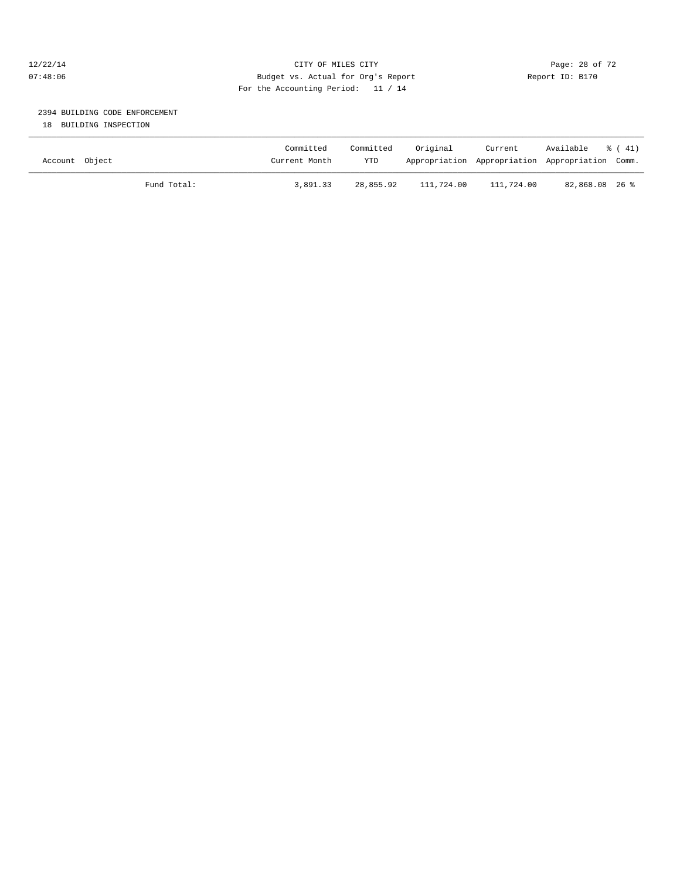CITY OF MILES CITY

Budget vs. Actual for Org's Report

For the Accounting Period: 11 / 14

12/22/14
07:48:06

Report ID: B170

## 2394 BUILDING CODE ENFORCEMENT

18 BUILDING INSPECTION

| Account Object | Committed Current Month | Committed YTD | Original Appropriation | Current Appropriation | Available Appropriation | % ( 41) Comm. |
|---|---|---|---|---|---|---|
| Fund Total: | 3,891.33 | 28,855.92 | 111,724.00 | 111,724.00 | 82,868.08 | 26 % |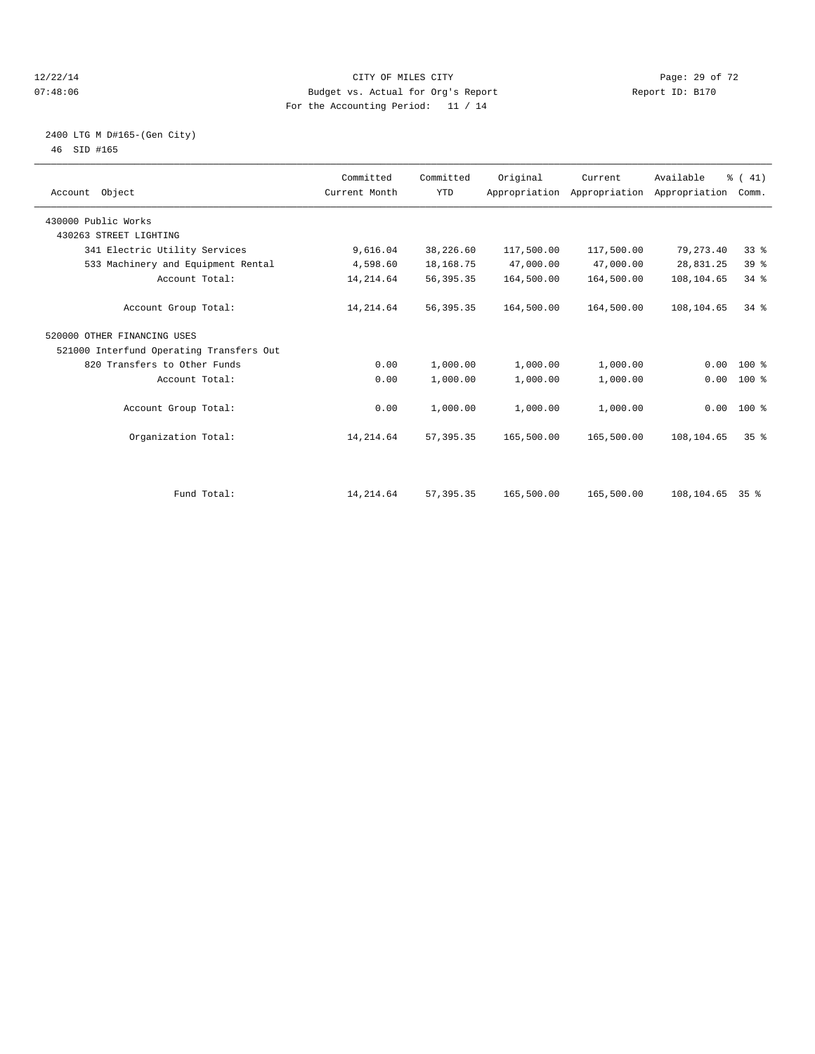CITY OF MILES CITY

Budget vs. Actual for Org's Report

For the Accounting Period: 11 / 14

12/22/14 07:48:06 — Report ID: B170

## 2400 LTG M D#165-(Gen City)

46 SID #165

| Account Object | Committed Current Month | Committed YTD | Original Appropriation | Current Appropriation | Available Appropriation | % ( 41) Comm. |
|---|---|---|---|---|---|---|
| 430000 Public Works | | | | | | |
| 430263 STREET LIGHTING | | | | | | |
| 341 Electric Utility Services | 9,616.04 | 38,226.60 | 117,500.00 | 117,500.00 | 79,273.40 | 33 % |
| 533 Machinery and Equipment Rental | 4,598.60 | 18,168.75 | 47,000.00 | 47,000.00 | 28,831.25 | 39 % |
| Account Total: | 14,214.64 | 56,395.35 | 164,500.00 | 164,500.00 | 108,104.65 | 34 % |
| Account Group Total: | 14,214.64 | 56,395.35 | 164,500.00 | 164,500.00 | 108,104.65 | 34 % |
| 520000 OTHER FINANCING USES | | | | | | |
| 521000 Interfund Operating Transfers Out | | | | | | |
| 820 Transfers to Other Funds | 0.00 | 1,000.00 | 1,000.00 | 1,000.00 | 0.00 | 100 % |
| Account Total: | 0.00 | 1,000.00 | 1,000.00 | 1,000.00 | 0.00 | 100 % |
| Account Group Total: | 0.00 | 1,000.00 | 1,000.00 | 1,000.00 | 0.00 | 100 % |
| Organization Total: | 14,214.64 | 57,395.35 | 165,500.00 | 165,500.00 | 108,104.65 | 35 % |
| Fund Total: | 14,214.64 | 57,395.35 | 165,500.00 | 165,500.00 | 108,104.65 | 35 % |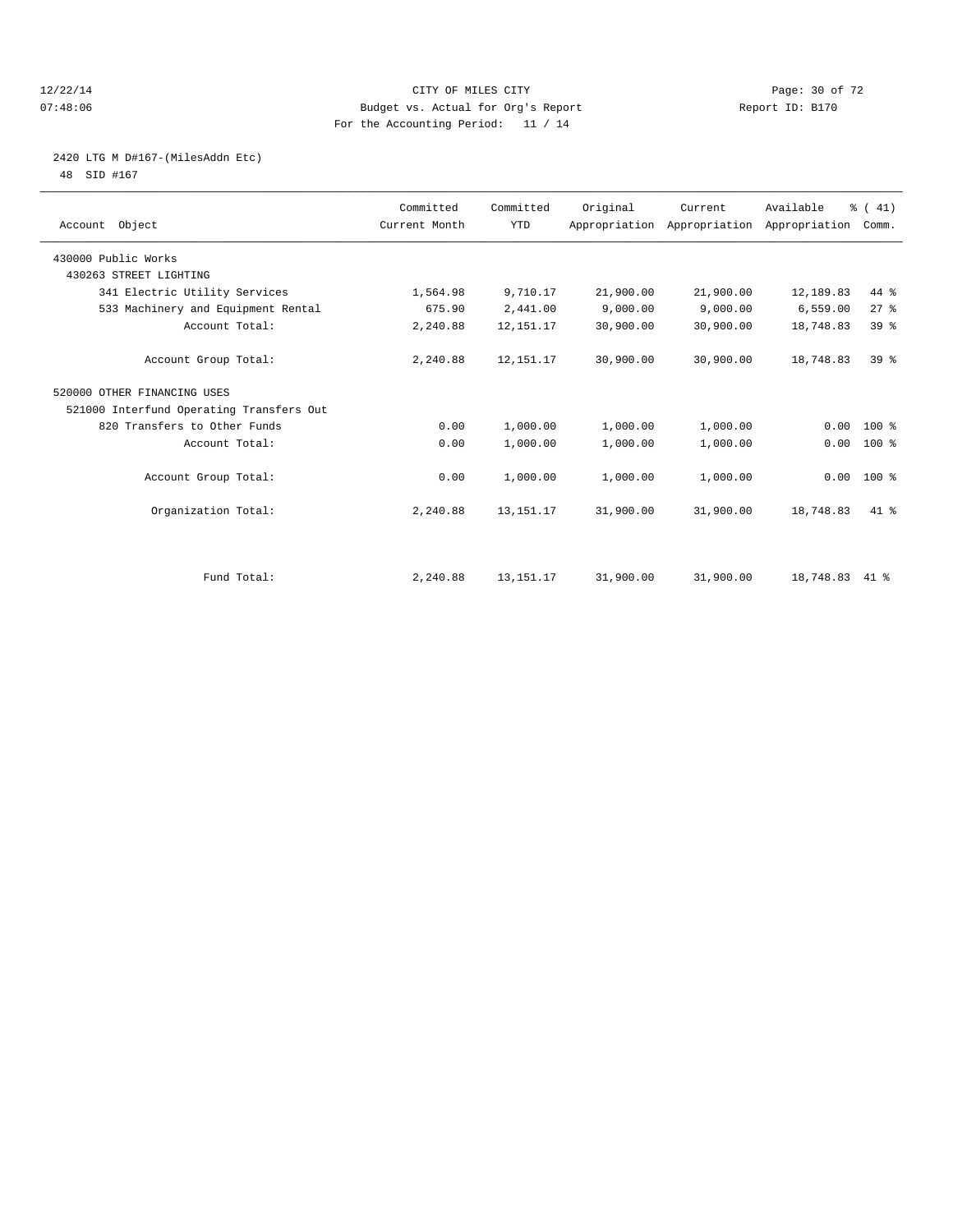12/22/14 CITY OF MILES CITY
07:48:06 Budget vs. Actual for Org's Report Report ID: B170
For the Accounting Period: 11 / 14

## 2420 LTG M D#167-(MilesAddn Etc)

48 SID #167

| Account Object | Committed Current Month | Committed YTD | Original Appropriation | Current Appropriation | Available Appropriation | % ( 41) Comm. |
|---|---|---|---|---|---|---|
| 430000 Public Works | | | | | | |
| 430263 STREET LIGHTING | | | | | | |
| 341 Electric Utility Services | 1,564.98 | 9,710.17 | 21,900.00 | 21,900.00 | 12,189.83 | 44 % |
| 533 Machinery and Equipment Rental | 675.90 | 2,441.00 | 9,000.00 | 9,000.00 | 6,559.00 | 27 % |
| Account Total: | 2,240.88 | 12,151.17 | 30,900.00 | 30,900.00 | 18,748.83 | 39 % |
| Account Group Total: | 2,240.88 | 12,151.17 | 30,900.00 | 30,900.00 | 18,748.83 | 39 % |
| 520000 OTHER FINANCING USES | | | | | | |
| 521000 Interfund Operating Transfers Out | | | | | | |
| 820 Transfers to Other Funds | 0.00 | 1,000.00 | 1,000.00 | 1,000.00 | 0.00 | 100 % |
| Account Total: | 0.00 | 1,000.00 | 1,000.00 | 1,000.00 | 0.00 | 100 % |
| Account Group Total: | 0.00 | 1,000.00 | 1,000.00 | 1,000.00 | 0.00 | 100 % |
| Organization Total: | 2,240.88 | 13,151.17 | 31,900.00 | 31,900.00 | 18,748.83 | 41 % |
| Fund Total: | 2,240.88 | 13,151.17 | 31,900.00 | 31,900.00 | 18,748.83 | 41 % |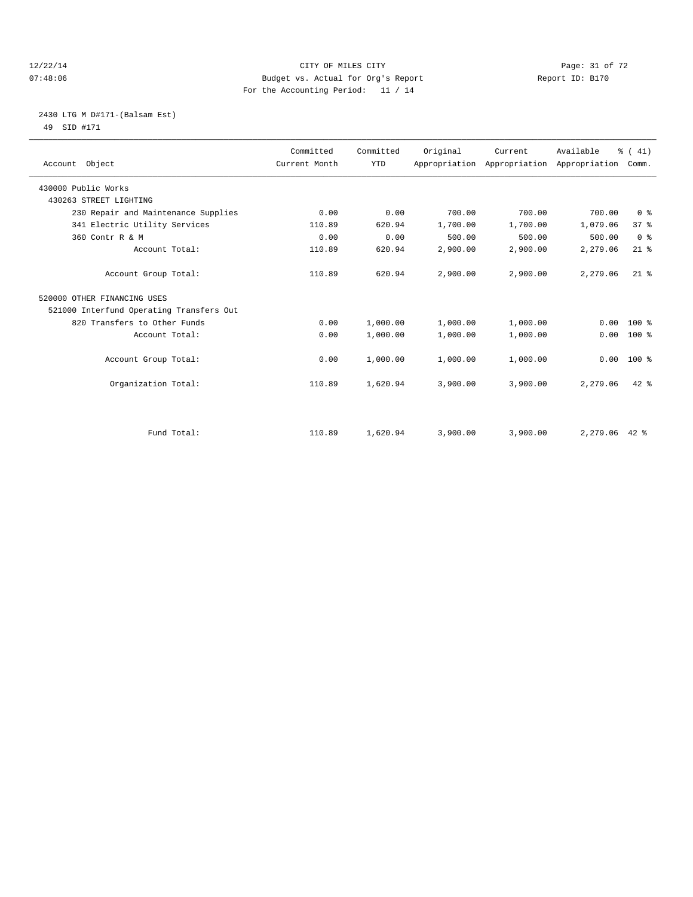CITY OF MILES CITY
Budget vs. Actual for Org's Report
For the Accounting Period: 11 / 14

12/22/14
07:48:06

Report ID: B170

## 2430 LTG M D#171-(Balsam Est)

49 SID #171

| Account Object | Committed Current Month | Committed YTD | Original Appropriation | Current Appropriation | Available Appropriation | % ( 41) Comm. |
|---|---|---|---|---|---|---|
| 430000 Public Works | | | | | | |
| 430263 STREET LIGHTING | | | | | | |
| 230 Repair and Maintenance Supplies | 0.00 | 0.00 | 700.00 | 700.00 | 700.00 | 0 % |
| 341 Electric Utility Services | 110.89 | 620.94 | 1,700.00 | 1,700.00 | 1,079.06 | 37 % |
| 360 Contr R & M | 0.00 | 0.00 | 500.00 | 500.00 | 500.00 | 0 % |
| Account Total: | 110.89 | 620.94 | 2,900.00 | 2,900.00 | 2,279.06 | 21 % |
| Account Group Total: | 110.89 | 620.94 | 2,900.00 | 2,900.00 | 2,279.06 | 21 % |
| 520000 OTHER FINANCING USES | | | | | | |
| 521000 Interfund Operating Transfers Out | | | | | | |
| 820 Transfers to Other Funds | 0.00 | 1,000.00 | 1,000.00 | 1,000.00 | 0.00 | 100 % |
| Account Total: | 0.00 | 1,000.00 | 1,000.00 | 1,000.00 | 0.00 | 100 % |
| Account Group Total: | 0.00 | 1,000.00 | 1,000.00 | 1,000.00 | 0.00 | 100 % |
| Organization Total: | 110.89 | 1,620.94 | 3,900.00 | 3,900.00 | 2,279.06 | 42 % |
| Fund Total: | 110.89 | 1,620.94 | 3,900.00 | 3,900.00 | 2,279.06 | 42 % |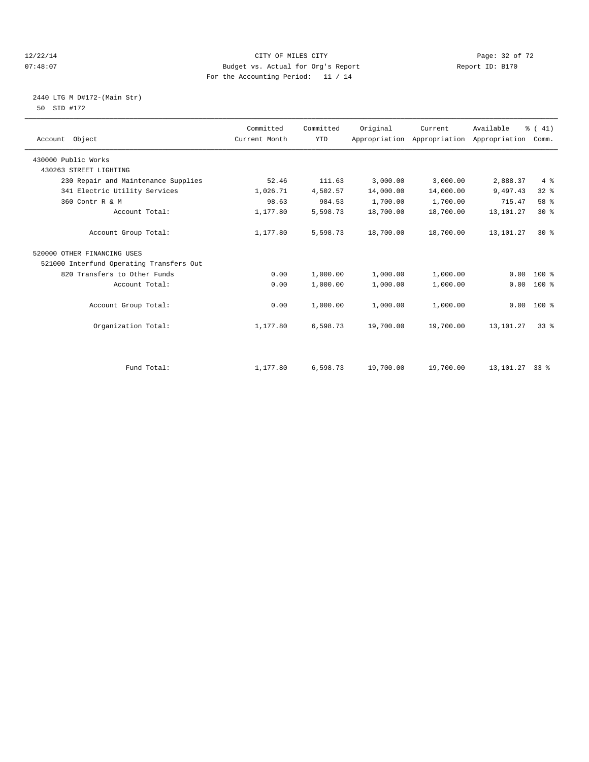CITY OF MILES CITY
Budget vs. Actual for Org's Report
For the Accounting Period: 11 / 14

12/22/14
07:48:07

Report ID: B170

2440 LTG M D#172-(Main Str)
50 SID #172

| Account Object | Committed Current Month | Committed YTD | Original Appropriation | Current Appropriation | Available Appropriation | % ( 41) Comm. |
|---|---|---|---|---|---|---|
| 430000 Public Works | | | | | | |
| 430263 STREET LIGHTING | | | | | | |
| 230 Repair and Maintenance Supplies | 52.46 | 111.63 | 3,000.00 | 3,000.00 | 2,888.37 | 4 % |
| 341 Electric Utility Services | 1,026.71 | 4,502.57 | 14,000.00 | 14,000.00 | 9,497.43 | 32 % |
| 360 Contr R & M | 98.63 | 984.53 | 1,700.00 | 1,700.00 | 715.47 | 58 % |
| Account Total: | 1,177.80 | 5,598.73 | 18,700.00 | 18,700.00 | 13,101.27 | 30 % |
| Account Group Total: | 1,177.80 | 5,598.73 | 18,700.00 | 18,700.00 | 13,101.27 | 30 % |
| 520000 OTHER FINANCING USES | | | | | | |
| 521000 Interfund Operating Transfers Out | | | | | | |
| 820 Transfers to Other Funds | 0.00 | 1,000.00 | 1,000.00 | 1,000.00 | 0.00 | 100 % |
| Account Total: | 0.00 | 1,000.00 | 1,000.00 | 1,000.00 | 0.00 | 100 % |
| Account Group Total: | 0.00 | 1,000.00 | 1,000.00 | 1,000.00 | 0.00 | 100 % |
| Organization Total: | 1,177.80 | 6,598.73 | 19,700.00 | 19,700.00 | 13,101.27 | 33 % |
| Fund Total: | 1,177.80 | 6,598.73 | 19,700.00 | 19,700.00 | 13,101.27 | 33 % |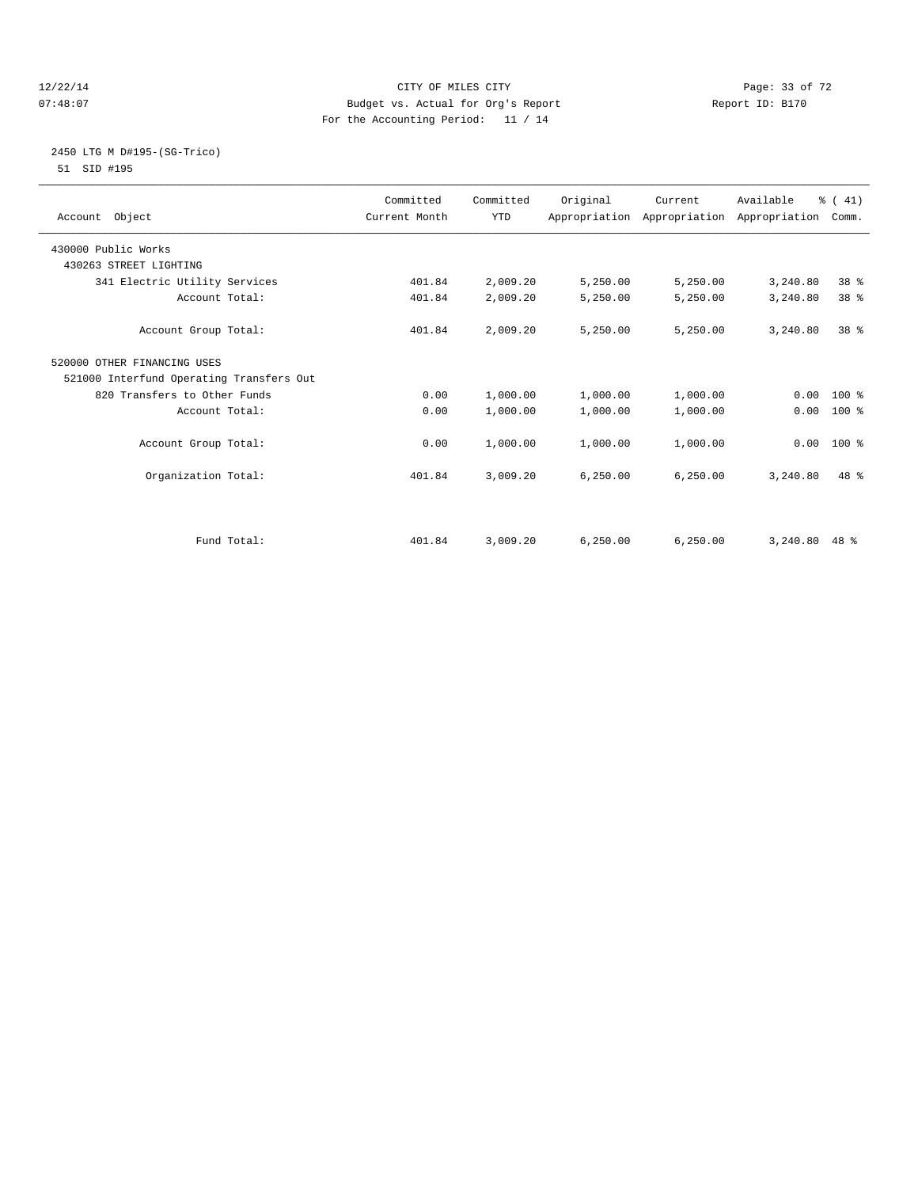CITY OF MILES CITY
Budget vs. Actual for Org's Report
For the Accounting Period: 11 / 14

12/22/14
07:48:07

Report ID: B170

## 2450 LTG M D#195-(SG-Trico)

51 SID #195

| Account Object | Committed Current Month | Committed YTD | Original Appropriation | Current Appropriation | Available Appropriation | % ( 41) Comm. |
|---|---|---|---|---|---|---|
| 430000 Public Works | | | | | | |
| 430263 STREET LIGHTING | | | | | | |
| 341 Electric Utility Services | 401.84 | 2,009.20 | 5,250.00 | 5,250.00 | 3,240.80 | 38 % |
| Account Total: | 401.84 | 2,009.20 | 5,250.00 | 5,250.00 | 3,240.80 | 38 % |
| Account Group Total: | 401.84 | 2,009.20 | 5,250.00 | 5,250.00 | 3,240.80 | 38 % |
| 520000 OTHER FINANCING USES | | | | | | |
| 521000 Interfund Operating Transfers Out | | | | | | |
| 820 Transfers to Other Funds | 0.00 | 1,000.00 | 1,000.00 | 1,000.00 | 0.00 | 100 % |
| Account Total: | 0.00 | 1,000.00 | 1,000.00 | 1,000.00 | 0.00 | 100 % |
| Account Group Total: | 0.00 | 1,000.00 | 1,000.00 | 1,000.00 | 0.00 | 100 % |
| Organization Total: | 401.84 | 3,009.20 | 6,250.00 | 6,250.00 | 3,240.80 | 48 % |
| Fund Total: | 401.84 | 3,009.20 | 6,250.00 | 6,250.00 | 3,240.80 | 48 % |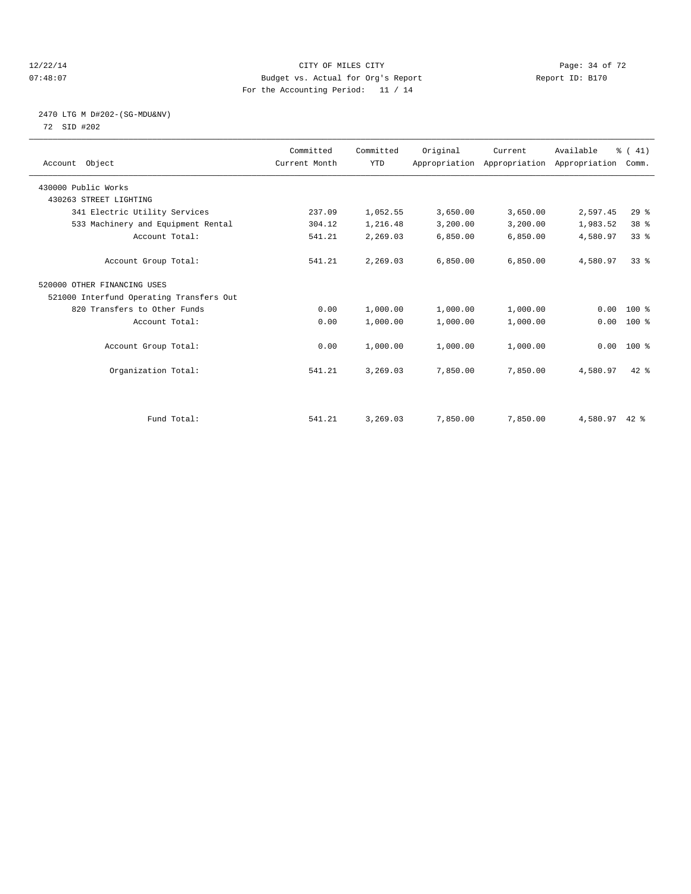CITY OF MILES CITY
Budget vs. Actual for Org's Report
For the Accounting Period: 11 / 14

12/22/14
07:48:07

Report ID: B170

2470 LTG M D#202-(SG-MDU&NV)
72 SID #202

| Account Object | Committed Current Month | Committed YTD | Original Appropriation | Current Appropriation | Available Appropriation | % ( 41) Comm. |
|---|---|---|---|---|---|---|
| 430000 Public Works | | | | | | |
| 430263 STREET LIGHTING | | | | | | |
| 341 Electric Utility Services | 237.09 | 1,052.55 | 3,650.00 | 3,650.00 | 2,597.45 | 29 % |
| 533 Machinery and Equipment Rental | 304.12 | 1,216.48 | 3,200.00 | 3,200.00 | 1,983.52 | 38 % |
| Account Total: | 541.21 | 2,269.03 | 6,850.00 | 6,850.00 | 4,580.97 | 33 % |
| Account Group Total: | 541.21 | 2,269.03 | 6,850.00 | 6,850.00 | 4,580.97 | 33 % |
| 520000 OTHER FINANCING USES | | | | | | |
| 521000 Interfund Operating Transfers Out | | | | | | |
| 820 Transfers to Other Funds | 0.00 | 1,000.00 | 1,000.00 | 1,000.00 | 0.00 | 100 % |
| Account Total: | 0.00 | 1,000.00 | 1,000.00 | 1,000.00 | 0.00 | 100 % |
| Account Group Total: | 0.00 | 1,000.00 | 1,000.00 | 1,000.00 | 0.00 | 100 % |
| Organization Total: | 541.21 | 3,269.03 | 7,850.00 | 7,850.00 | 4,580.97 | 42 % |
| Fund Total: | 541.21 | 3,269.03 | 7,850.00 | 7,850.00 | 4,580.97 | 42 % |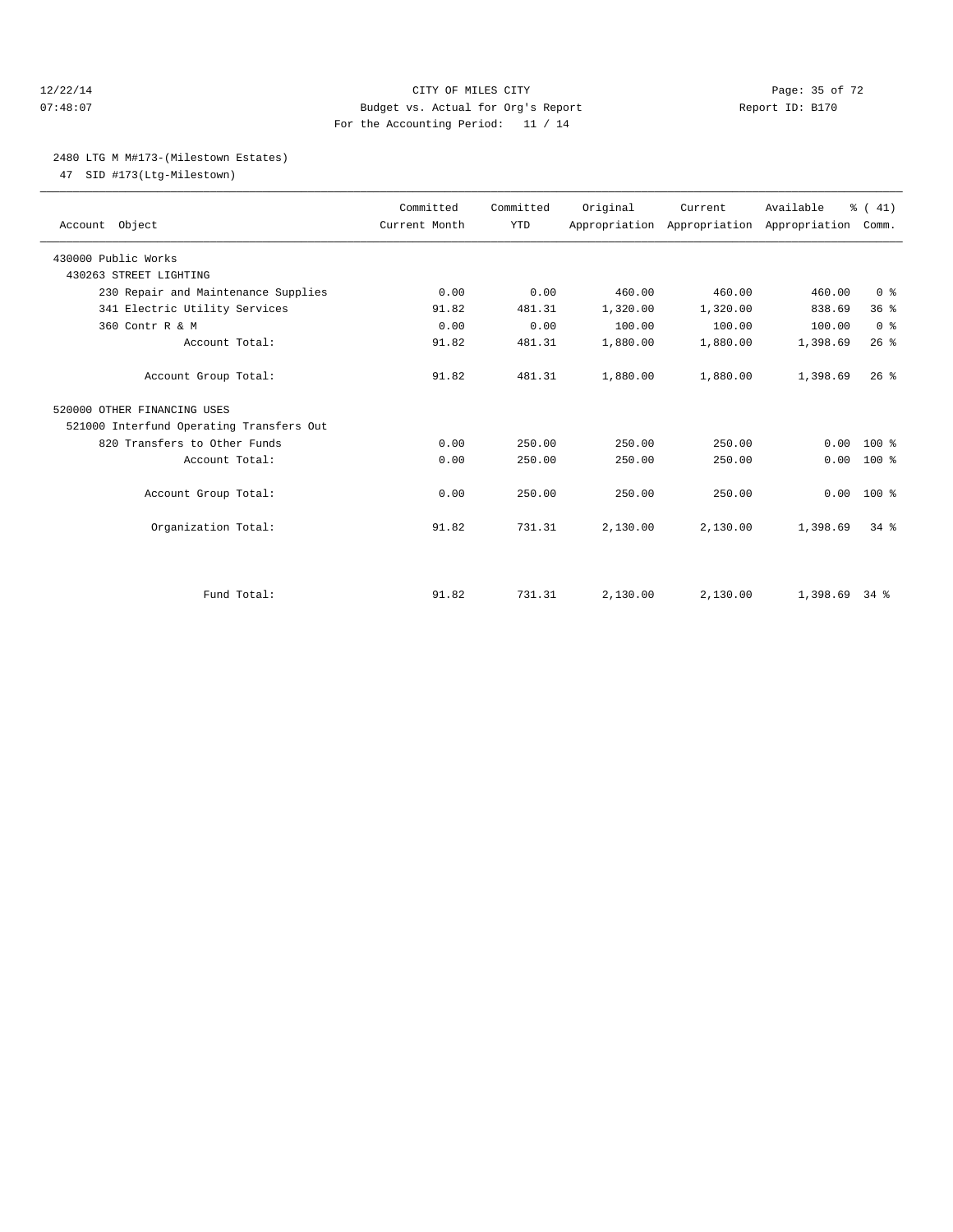12/22/14 CITY OF MILES CITY
07:48:07 Budget vs. Actual for Org's Report Report ID: B170
For the Accounting Period: 11 / 14

## 2480 LTG M M#173-(Milestown Estates)

47 SID #173(Ltg-Milestown)

| Account Object | Committed Current Month | Committed YTD | Original Appropriation | Current Appropriation | Available Appropriation | % ( 41) Comm. |
|---|---|---|---|---|---|---|
| 430000 Public Works | | | | | | |
| 430263 STREET LIGHTING | | | | | | |
| 230 Repair and Maintenance Supplies | 0.00 | 0.00 | 460.00 | 460.00 | 460.00 | 0 % |
| 341 Electric Utility Services | 91.82 | 481.31 | 1,320.00 | 1,320.00 | 838.69 | 36 % |
| 360 Contr R & M | 0.00 | 0.00 | 100.00 | 100.00 | 100.00 | 0 % |
| Account Total: | 91.82 | 481.31 | 1,880.00 | 1,880.00 | 1,398.69 | 26 % |
| Account Group Total: | 91.82 | 481.31 | 1,880.00 | 1,880.00 | 1,398.69 | 26 % |
| 520000 OTHER FINANCING USES | | | | | | |
| 521000 Interfund Operating Transfers Out | | | | | | |
| 820 Transfers to Other Funds | 0.00 | 250.00 | 250.00 | 250.00 | 0.00 | 100 % |
| Account Total: | 0.00 | 250.00 | 250.00 | 250.00 | 0.00 | 100 % |
| Account Group Total: | 0.00 | 250.00 | 250.00 | 250.00 | 0.00 | 100 % |
| Organization Total: | 91.82 | 731.31 | 2,130.00 | 2,130.00 | 1,398.69 | 34 % |
| Fund Total: | 91.82 | 731.31 | 2,130.00 | 2,130.00 | 1,398.69 | 34 % |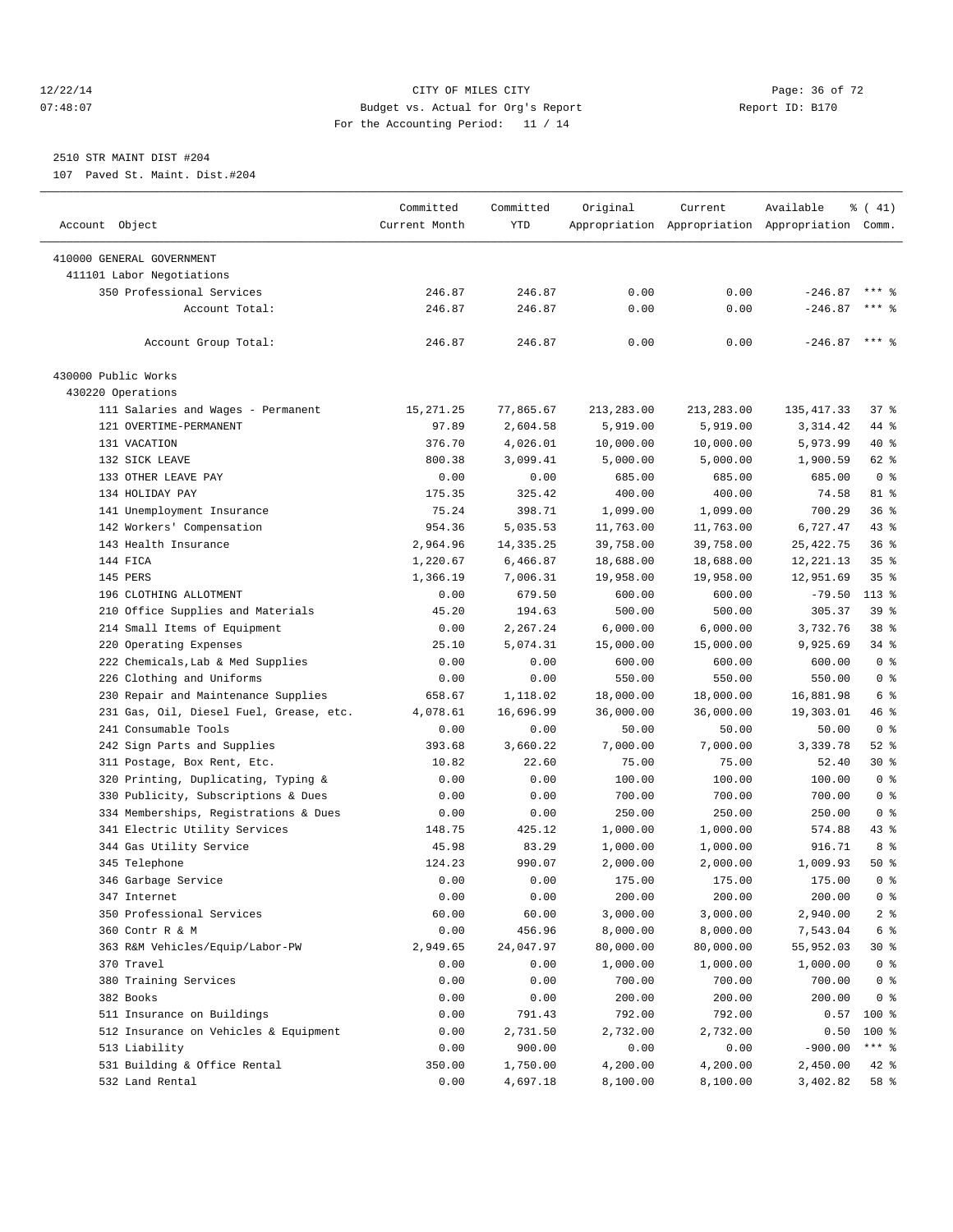12/22/14 CITY OF MILES CITY
07:48:07 Budget vs. Actual for Org's Report Report ID: B170
For the Accounting Period: 11 / 14

2510 STR MAINT DIST #204
107 Paved St. Maint. Dist.#204

| Account Object | Committed Current Month | Committed YTD | Original Appropriation | Current Appropriation | Available Appropriation | % ( 41) Comm. |
|---|---|---|---|---|---|---|
| 410000 GENERAL GOVERNMENT | | | | | | |
| 411101 Labor Negotiations | | | | | | |
| 350 Professional Services | 246.87 | 246.87 | 0.00 | 0.00 | -246.87 | *** % |
| Account Total: | 246.87 | 246.87 | 0.00 | 0.00 | -246.87 | *** % |
| Account Group Total: | 246.87 | 246.87 | 0.00 | 0.00 | -246.87 | *** % |
| 430000 Public Works | | | | | | |
| 430220 Operations | | | | | | |
| 111 Salaries and Wages - Permanent | 15,271.25 | 77,865.67 | 213,283.00 | 213,283.00 | 135,417.33 | 37 % |
| 121 OVERTIME-PERMANENT | 97.89 | 2,604.58 | 5,919.00 | 5,919.00 | 3,314.42 | 44 % |
| 131 VACATION | 376.70 | 4,026.01 | 10,000.00 | 10,000.00 | 5,973.99 | 40 % |
| 132 SICK LEAVE | 800.38 | 3,099.41 | 5,000.00 | 5,000.00 | 1,900.59 | 62 % |
| 133 OTHER LEAVE PAY | 0.00 | 0.00 | 685.00 | 685.00 | 685.00 | 0 % |
| 134 HOLIDAY PAY | 175.35 | 325.42 | 400.00 | 400.00 | 74.58 | 81 % |
| 141 Unemployment Insurance | 75.24 | 398.71 | 1,099.00 | 1,099.00 | 700.29 | 36 % |
| 142 Workers' Compensation | 954.36 | 5,035.53 | 11,763.00 | 11,763.00 | 6,727.47 | 43 % |
| 143 Health Insurance | 2,964.96 | 14,335.25 | 39,758.00 | 39,758.00 | 25,422.75 | 36 % |
| 144 FICA | 1,220.67 | 6,466.87 | 18,688.00 | 18,688.00 | 12,221.13 | 35 % |
| 145 PERS | 1,366.19 | 7,006.31 | 19,958.00 | 19,958.00 | 12,951.69 | 35 % |
| 196 CLOTHING ALLOTMENT | 0.00 | 679.50 | 600.00 | 600.00 | -79.50 | 113 % |
| 210 Office Supplies and Materials | 45.20 | 194.63 | 500.00 | 500.00 | 305.37 | 39 % |
| 214 Small Items of Equipment | 0.00 | 2,267.24 | 6,000.00 | 6,000.00 | 3,732.76 | 38 % |
| 220 Operating Expenses | 25.10 | 5,074.31 | 15,000.00 | 15,000.00 | 9,925.69 | 34 % |
| 222 Chemicals,Lab & Med Supplies | 0.00 | 0.00 | 600.00 | 600.00 | 600.00 | 0 % |
| 226 Clothing and Uniforms | 0.00 | 0.00 | 550.00 | 550.00 | 550.00 | 0 % |
| 230 Repair and Maintenance Supplies | 658.67 | 1,118.02 | 18,000.00 | 18,000.00 | 16,881.98 | 6 % |
| 231 Gas, Oil, Diesel Fuel, Grease, etc. | 4,078.61 | 16,696.99 | 36,000.00 | 36,000.00 | 19,303.01 | 46 % |
| 241 Consumable Tools | 0.00 | 0.00 | 50.00 | 50.00 | 50.00 | 0 % |
| 242 Sign Parts and Supplies | 393.68 | 3,660.22 | 7,000.00 | 7,000.00 | 3,339.78 | 52 % |
| 311 Postage, Box Rent, Etc. | 10.82 | 22.60 | 75.00 | 75.00 | 52.40 | 30 % |
| 320 Printing, Duplicating, Typing & | 0.00 | 0.00 | 100.00 | 100.00 | 100.00 | 0 % |
| 330 Publicity, Subscriptions & Dues | 0.00 | 0.00 | 700.00 | 700.00 | 700.00 | 0 % |
| 334 Memberships, Registrations & Dues | 0.00 | 0.00 | 250.00 | 250.00 | 250.00 | 0 % |
| 341 Electric Utility Services | 148.75 | 425.12 | 1,000.00 | 1,000.00 | 574.88 | 43 % |
| 344 Gas Utility Service | 45.98 | 83.29 | 1,000.00 | 1,000.00 | 916.71 | 8 % |
| 345 Telephone | 124.23 | 990.07 | 2,000.00 | 2,000.00 | 1,009.93 | 50 % |
| 346 Garbage Service | 0.00 | 0.00 | 175.00 | 175.00 | 175.00 | 0 % |
| 347 Internet | 0.00 | 0.00 | 200.00 | 200.00 | 200.00 | 0 % |
| 350 Professional Services | 60.00 | 60.00 | 3,000.00 | 3,000.00 | 2,940.00 | 2 % |
| 360 Contr R & M | 0.00 | 456.96 | 8,000.00 | 8,000.00 | 7,543.04 | 6 % |
| 363 R&M Vehicles/Equip/Labor-PW | 2,949.65 | 24,047.97 | 80,000.00 | 80,000.00 | 55,952.03 | 30 % |
| 370 Travel | 0.00 | 0.00 | 1,000.00 | 1,000.00 | 1,000.00 | 0 % |
| 380 Training Services | 0.00 | 0.00 | 700.00 | 700.00 | 700.00 | 0 % |
| 382 Books | 0.00 | 0.00 | 200.00 | 200.00 | 200.00 | 0 % |
| 511 Insurance on Buildings | 0.00 | 791.43 | 792.00 | 792.00 | 0.57 | 100 % |
| 512 Insurance on Vehicles & Equipment | 0.00 | 2,731.50 | 2,732.00 | 2,732.00 | 0.50 | 100 % |
| 513 Liability | 0.00 | 900.00 | 0.00 | 0.00 | -900.00 | *** % |
| 531 Building & Office Rental | 350.00 | 1,750.00 | 4,200.00 | 4,200.00 | 2,450.00 | 42 % |
| 532 Land Rental | 0.00 | 4,697.18 | 8,100.00 | 8,100.00 | 3,402.82 | 58 % |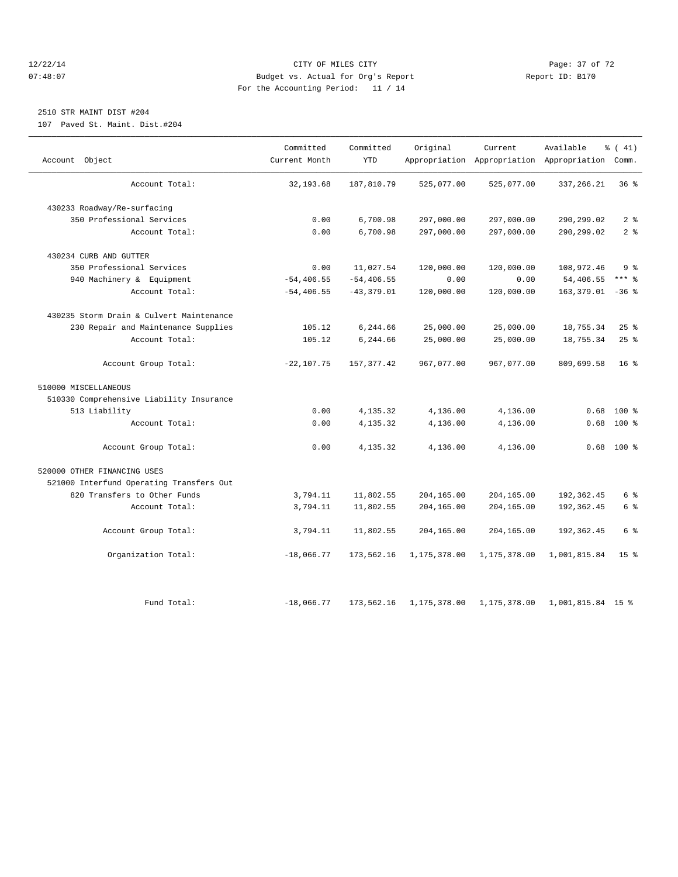CITY OF MILES CITY
Budget vs. Actual for Org's Report
For the Accounting Period: 11 / 14

12/22/14
07:48:07

Report ID: B170

## 2510 STR MAINT DIST #204

107 Paved St. Maint. Dist.#204

| Account Object | Committed Current Month | Committed YTD | Original Appropriation | Current Appropriation | Available Appropriation | % ( 41) Comm. |
|---|---|---|---|---|---|---|
| Account Total: | 32,193.68 | 187,810.79 | 525,077.00 | 525,077.00 | 337,266.21 | 36 % |
| 430233 Roadway/Re-surfacing | | | | | | |
| 350 Professional Services | 0.00 | 6,700.98 | 297,000.00 | 297,000.00 | 290,299.02 | 2 % |
| Account Total: | 0.00 | 6,700.98 | 297,000.00 | 297,000.00 | 290,299.02 | 2 % |
| 430234 CURB AND GUTTER | | | | | | |
| 350 Professional Services | 0.00 | 11,027.54 | 120,000.00 | 120,000.00 | 108,972.46 | 9 % |
| 940 Machinery & Equipment | -54,406.55 | -54,406.55 | 0.00 | 0.00 | 54,406.55 | *** % |
| Account Total: | -54,406.55 | -43,379.01 | 120,000.00 | 120,000.00 | 163,379.01 | -36 % |
| 430235 Storm Drain & Culvert Maintenance | | | | | | |
| 230 Repair and Maintenance Supplies | 105.12 | 6,244.66 | 25,000.00 | 25,000.00 | 18,755.34 | 25 % |
| Account Total: | 105.12 | 6,244.66 | 25,000.00 | 25,000.00 | 18,755.34 | 25 % |
| Account Group Total: | -22,107.75 | 157,377.42 | 967,077.00 | 967,077.00 | 809,699.58 | 16 % |
| 510000 MISCELLANEOUS | | | | | | |
| 510330 Comprehensive Liability Insurance | | | | | | |
| 513 Liability | 0.00 | 4,135.32 | 4,136.00 | 4,136.00 | 0.68 | 100 % |
| Account Total: | 0.00 | 4,135.32 | 4,136.00 | 4,136.00 | 0.68 | 100 % |
| Account Group Total: | 0.00 | 4,135.32 | 4,136.00 | 4,136.00 | 0.68 | 100 % |
| 520000 OTHER FINANCING USES | | | | | | |
| 521000 Interfund Operating Transfers Out | | | | | | |
| 820 Transfers to Other Funds | 3,794.11 | 11,802.55 | 204,165.00 | 204,165.00 | 192,362.45 | 6 % |
| Account Total: | 3,794.11 | 11,802.55 | 204,165.00 | 204,165.00 | 192,362.45 | 6 % |
| Account Group Total: | 3,794.11 | 11,802.55 | 204,165.00 | 204,165.00 | 192,362.45 | 6 % |
| Organization Total: | -18,066.77 | 173,562.16 | 1,175,378.00 | 1,175,378.00 | 1,001,815.84 | 15 % |
| Fund Total: | -18,066.77 | 173,562.16 | 1,175,378.00 | 1,175,378.00 | 1,001,815.84 | 15 % |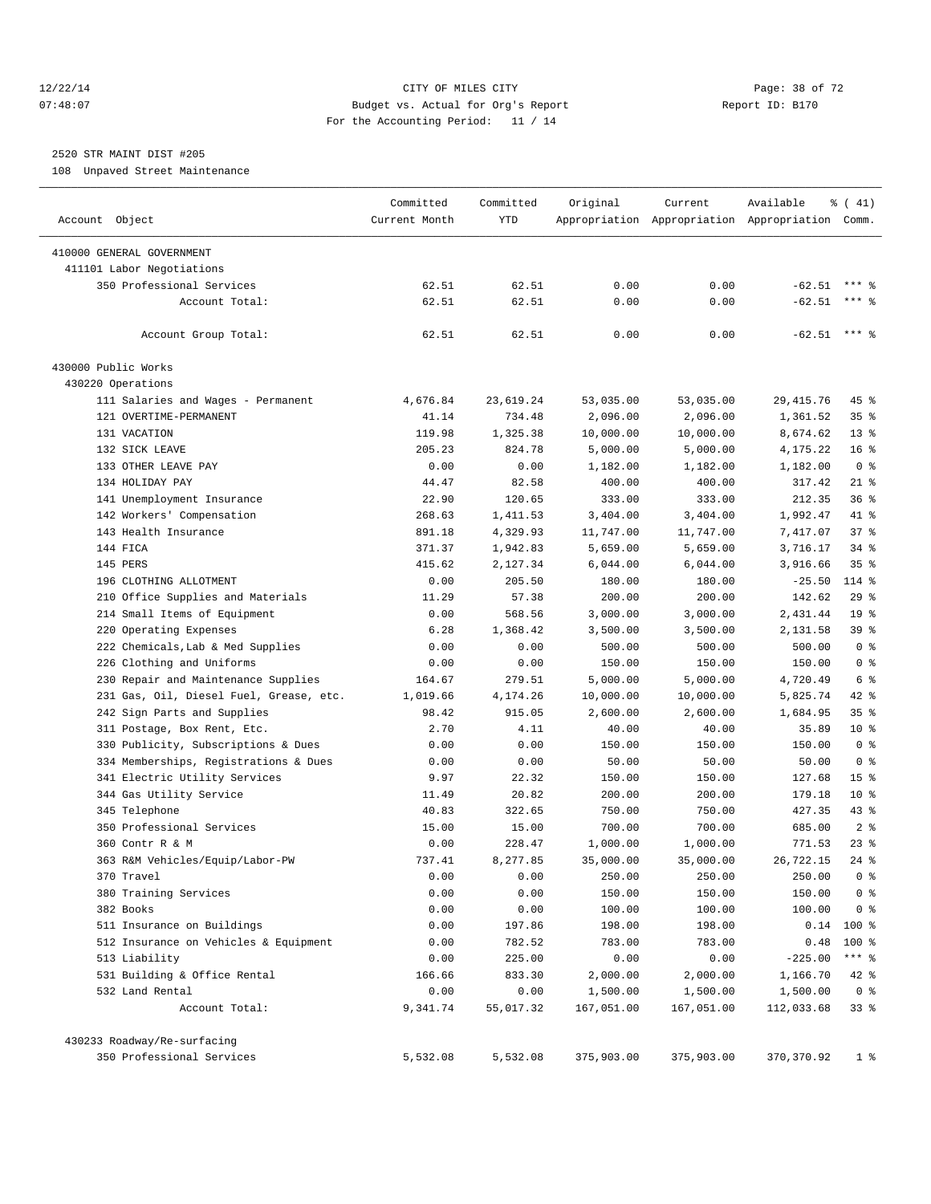CITY OF MILES CITY
Budget vs. Actual for Org's Report
For the Accounting Period: 11 / 14

12/22/14
07:48:07

Report ID: B170

2520 STR MAINT DIST #205
108 Unpaved Street Maintenance

| Account Object | Committed Current Month | Committed YTD | Original Appropriation | Current Appropriation | Available Appropriation | % ( 41) Comm. |
|---|---|---|---|---|---|---|
| 410000 GENERAL GOVERNMENT | | | | | | |
| 411101 Labor Negotiations | | | | | | |
| 350 Professional Services | 62.51 | 62.51 | 0.00 | 0.00 | -62.51 | *** % |
| Account Total: | 62.51 | 62.51 | 0.00 | 0.00 | -62.51 | *** % |
| Account Group Total: | 62.51 | 62.51 | 0.00 | 0.00 | -62.51 | *** % |
| 430000 Public Works | | | | | | |
| 430220 Operations | | | | | | |
| 111 Salaries and Wages - Permanent | 4,676.84 | 23,619.24 | 53,035.00 | 53,035.00 | 29,415.76 | 45 % |
| 121 OVERTIME-PERMANENT | 41.14 | 734.48 | 2,096.00 | 2,096.00 | 1,361.52 | 35 % |
| 131 VACATION | 119.98 | 1,325.38 | 10,000.00 | 10,000.00 | 8,674.62 | 13 % |
| 132 SICK LEAVE | 205.23 | 824.78 | 5,000.00 | 5,000.00 | 4,175.22 | 16 % |
| 133 OTHER LEAVE PAY | 0.00 | 0.00 | 1,182.00 | 1,182.00 | 1,182.00 | 0 % |
| 134 HOLIDAY PAY | 44.47 | 82.58 | 400.00 | 400.00 | 317.42 | 21 % |
| 141 Unemployment Insurance | 22.90 | 120.65 | 333.00 | 333.00 | 212.35 | 36 % |
| 142 Workers' Compensation | 268.63 | 1,411.53 | 3,404.00 | 3,404.00 | 1,992.47 | 41 % |
| 143 Health Insurance | 891.18 | 4,329.93 | 11,747.00 | 11,747.00 | 7,417.07 | 37 % |
| 144 FICA | 371.37 | 1,942.83 | 5,659.00 | 5,659.00 | 3,716.17 | 34 % |
| 145 PERS | 415.62 | 2,127.34 | 6,044.00 | 6,044.00 | 3,916.66 | 35 % |
| 196 CLOTHING ALLOTMENT | 0.00 | 205.50 | 180.00 | 180.00 | -25.50 | 114 % |
| 210 Office Supplies and Materials | 11.29 | 57.38 | 200.00 | 200.00 | 142.62 | 29 % |
| 214 Small Items of Equipment | 0.00 | 568.56 | 3,000.00 | 3,000.00 | 2,431.44 | 19 % |
| 220 Operating Expenses | 6.28 | 1,368.42 | 3,500.00 | 3,500.00 | 2,131.58 | 39 % |
| 222 Chemicals,Lab & Med Supplies | 0.00 | 0.00 | 500.00 | 500.00 | 500.00 | 0 % |
| 226 Clothing and Uniforms | 0.00 | 0.00 | 150.00 | 150.00 | 150.00 | 0 % |
| 230 Repair and Maintenance Supplies | 164.67 | 279.51 | 5,000.00 | 5,000.00 | 4,720.49 | 6 % |
| 231 Gas, Oil, Diesel Fuel, Grease, etc. | 1,019.66 | 4,174.26 | 10,000.00 | 10,000.00 | 5,825.74 | 42 % |
| 242 Sign Parts and Supplies | 98.42 | 915.05 | 2,600.00 | 2,600.00 | 1,684.95 | 35 % |
| 311 Postage, Box Rent, Etc. | 2.70 | 4.11 | 40.00 | 40.00 | 35.89 | 10 % |
| 330 Publicity, Subscriptions & Dues | 0.00 | 0.00 | 150.00 | 150.00 | 150.00 | 0 % |
| 334 Memberships, Registrations & Dues | 0.00 | 0.00 | 50.00 | 50.00 | 50.00 | 0 % |
| 341 Electric Utility Services | 9.97 | 22.32 | 150.00 | 150.00 | 127.68 | 15 % |
| 344 Gas Utility Service | 11.49 | 20.82 | 200.00 | 200.00 | 179.18 | 10 % |
| 345 Telephone | 40.83 | 322.65 | 750.00 | 750.00 | 427.35 | 43 % |
| 350 Professional Services | 15.00 | 15.00 | 700.00 | 700.00 | 685.00 | 2 % |
| 360 Contr R & M | 0.00 | 228.47 | 1,000.00 | 1,000.00 | 771.53 | 23 % |
| 363 R&M Vehicles/Equip/Labor-PW | 737.41 | 8,277.85 | 35,000.00 | 35,000.00 | 26,722.15 | 24 % |
| 370 Travel | 0.00 | 0.00 | 250.00 | 250.00 | 250.00 | 0 % |
| 380 Training Services | 0.00 | 0.00 | 150.00 | 150.00 | 150.00 | 0 % |
| 382 Books | 0.00 | 0.00 | 100.00 | 100.00 | 100.00 | 0 % |
| 511 Insurance on Buildings | 0.00 | 197.86 | 198.00 | 198.00 | 0.14 | 100 % |
| 512 Insurance on Vehicles & Equipment | 0.00 | 782.52 | 783.00 | 783.00 | 0.48 | 100 % |
| 513 Liability | 0.00 | 225.00 | 0.00 | 0.00 | -225.00 | *** % |
| 531 Building & Office Rental | 166.66 | 833.30 | 2,000.00 | 2,000.00 | 1,166.70 | 42 % |
| 532 Land Rental | 0.00 | 0.00 | 1,500.00 | 1,500.00 | 1,500.00 | 0 % |
| Account Total: | 9,341.74 | 55,017.32 | 167,051.00 | 167,051.00 | 112,033.68 | 33 % |
| 430233 Roadway/Re-surfacing | | | | | | |
| 350 Professional Services | 5,532.08 | 5,532.08 | 375,903.00 | 375,903.00 | 370,370.92 | 1 % |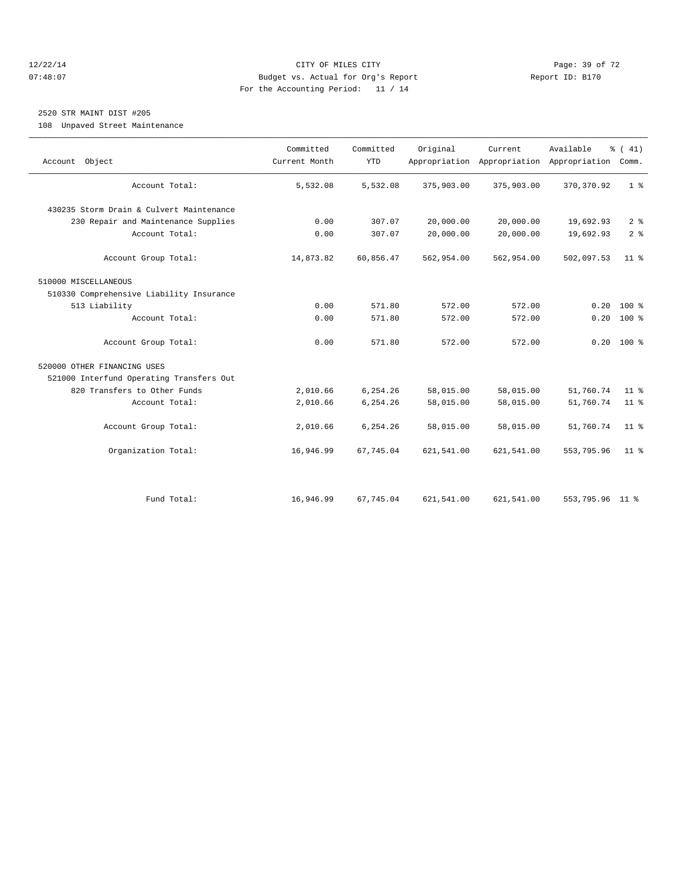CITY OF MILES CITY
Budget vs. Actual for Org's Report
For the Accounting Period: 11 / 14

12/22/14
07:48:07

Report ID: B170

## 2520 STR MAINT DIST #205

108 Unpaved Street Maintenance

| Account Object | Committed Current Month | Committed YTD | Original Appropriation | Current Appropriation | Available Appropriation | % ( 41) Comm. |
|---|---|---|---|---|---|---|
| Account Total: | 5,532.08 | 5,532.08 | 375,903.00 | 375,903.00 | 370,370.92 | 1 % |
| 430235 Storm Drain & Culvert Maintenance | | | | | | |
| 230 Repair and Maintenance Supplies | 0.00 | 307.07 | 20,000.00 | 20,000.00 | 19,692.93 | 2 % |
| Account Total: | 0.00 | 307.07 | 20,000.00 | 20,000.00 | 19,692.93 | 2 % |
| Account Group Total: | 14,873.82 | 60,856.47 | 562,954.00 | 562,954.00 | 502,097.53 | 11 % |
| 510000 MISCELLANEOUS | | | | | | |
| 510330 Comprehensive Liability Insurance | | | | | | |
| 513 Liability | 0.00 | 571.80 | 572.00 | 572.00 | 0.20 | 100 % |
| Account Total: | 0.00 | 571.80 | 572.00 | 572.00 | 0.20 | 100 % |
| Account Group Total: | 0.00 | 571.80 | 572.00 | 572.00 | 0.20 | 100 % |
| 520000 OTHER FINANCING USES | | | | | | |
| 521000 Interfund Operating Transfers Out | | | | | | |
| 820 Transfers to Other Funds | 2,010.66 | 6,254.26 | 58,015.00 | 58,015.00 | 51,760.74 | 11 % |
| Account Total: | 2,010.66 | 6,254.26 | 58,015.00 | 58,015.00 | 51,760.74 | 11 % |
| Account Group Total: | 2,010.66 | 6,254.26 | 58,015.00 | 58,015.00 | 51,760.74 | 11 % |
| Organization Total: | 16,946.99 | 67,745.04 | 621,541.00 | 621,541.00 | 553,795.96 | 11 % |
| Fund Total: | 16,946.99 | 67,745.04 | 621,541.00 | 621,541.00 | 553,795.96 | 11 % |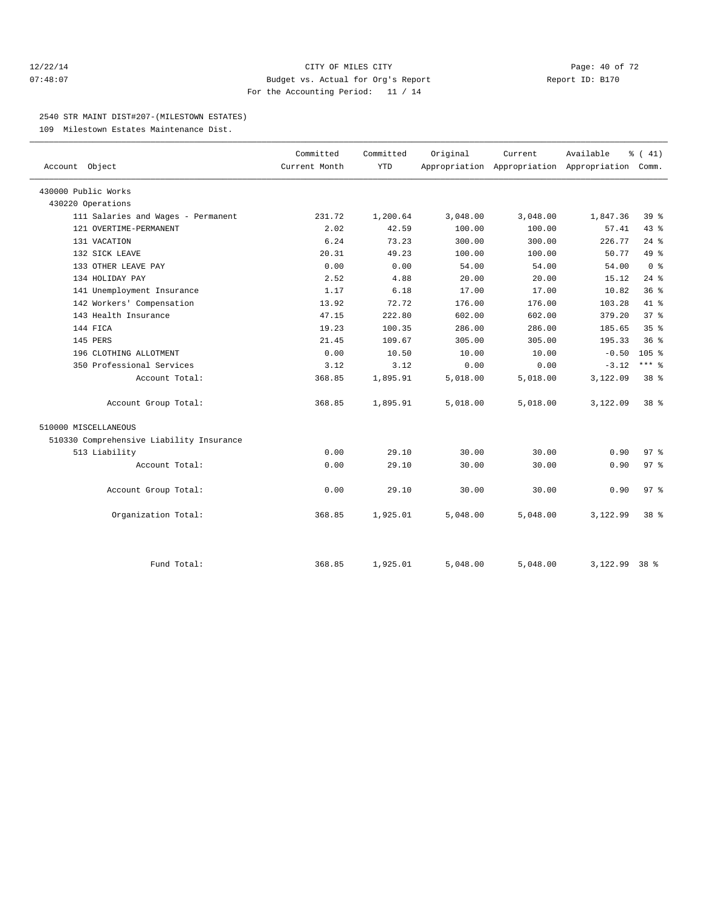CITY OF MILES CITY
Budget vs. Actual for Org's Report
For the Accounting Period: 11 / 14

12/22/14 07:48:07 — Report ID: B170

## 2540 STR MAINT DIST#207-(MILESTOWN ESTATES)

109 Milestown Estates Maintenance Dist.

| Account Object | Committed Current Month | Committed YTD | Original Appropriation | Current Appropriation | Available Appropriation | % ( 41) Comm. |
|---|---|---|---|---|---|---|
| 430000 Public Works | | | | | | |
| 430220 Operations | | | | | | |
| 111 Salaries and Wages - Permanent | 231.72 | 1,200.64 | 3,048.00 | 3,048.00 | 1,847.36 | 39 % |
| 121 OVERTIME-PERMANENT | 2.02 | 42.59 | 100.00 | 100.00 | 57.41 | 43 % |
| 131 VACATION | 6.24 | 73.23 | 300.00 | 300.00 | 226.77 | 24 % |
| 132 SICK LEAVE | 20.31 | 49.23 | 100.00 | 100.00 | 50.77 | 49 % |
| 133 OTHER LEAVE PAY | 0.00 | 0.00 | 54.00 | 54.00 | 54.00 | 0 % |
| 134 HOLIDAY PAY | 2.52 | 4.88 | 20.00 | 20.00 | 15.12 | 24 % |
| 141 Unemployment Insurance | 1.17 | 6.18 | 17.00 | 17.00 | 10.82 | 36 % |
| 142 Workers' Compensation | 13.92 | 72.72 | 176.00 | 176.00 | 103.28 | 41 % |
| 143 Health Insurance | 47.15 | 222.80 | 602.00 | 602.00 | 379.20 | 37 % |
| 144 FICA | 19.23 | 100.35 | 286.00 | 286.00 | 185.65 | 35 % |
| 145 PERS | 21.45 | 109.67 | 305.00 | 305.00 | 195.33 | 36 % |
| 196 CLOTHING ALLOTMENT | 0.00 | 10.50 | 10.00 | 10.00 | -0.50 | 105 % |
| 350 Professional Services | 3.12 | 3.12 | 0.00 | 0.00 | -3.12 | *** % |
| Account Total: | 368.85 | 1,895.91 | 5,018.00 | 5,018.00 | 3,122.09 | 38 % |
| Account Group Total: | 368.85 | 1,895.91 | 5,018.00 | 5,018.00 | 3,122.09 | 38 % |
| 510000 MISCELLANEOUS | | | | | | |
| 510330 Comprehensive Liability Insurance | | | | | | |
| 513 Liability | 0.00 | 29.10 | 30.00 | 30.00 | 0.90 | 97 % |
| Account Total: | 0.00 | 29.10 | 30.00 | 30.00 | 0.90 | 97 % |
| Account Group Total: | 0.00 | 29.10 | 30.00 | 30.00 | 0.90 | 97 % |
| Organization Total: | 368.85 | 1,925.01 | 5,048.00 | 5,048.00 | 3,122.99 | 38 % |
| Fund Total: | 368.85 | 1,925.01 | 5,048.00 | 5,048.00 | 3,122.99 | 38 % |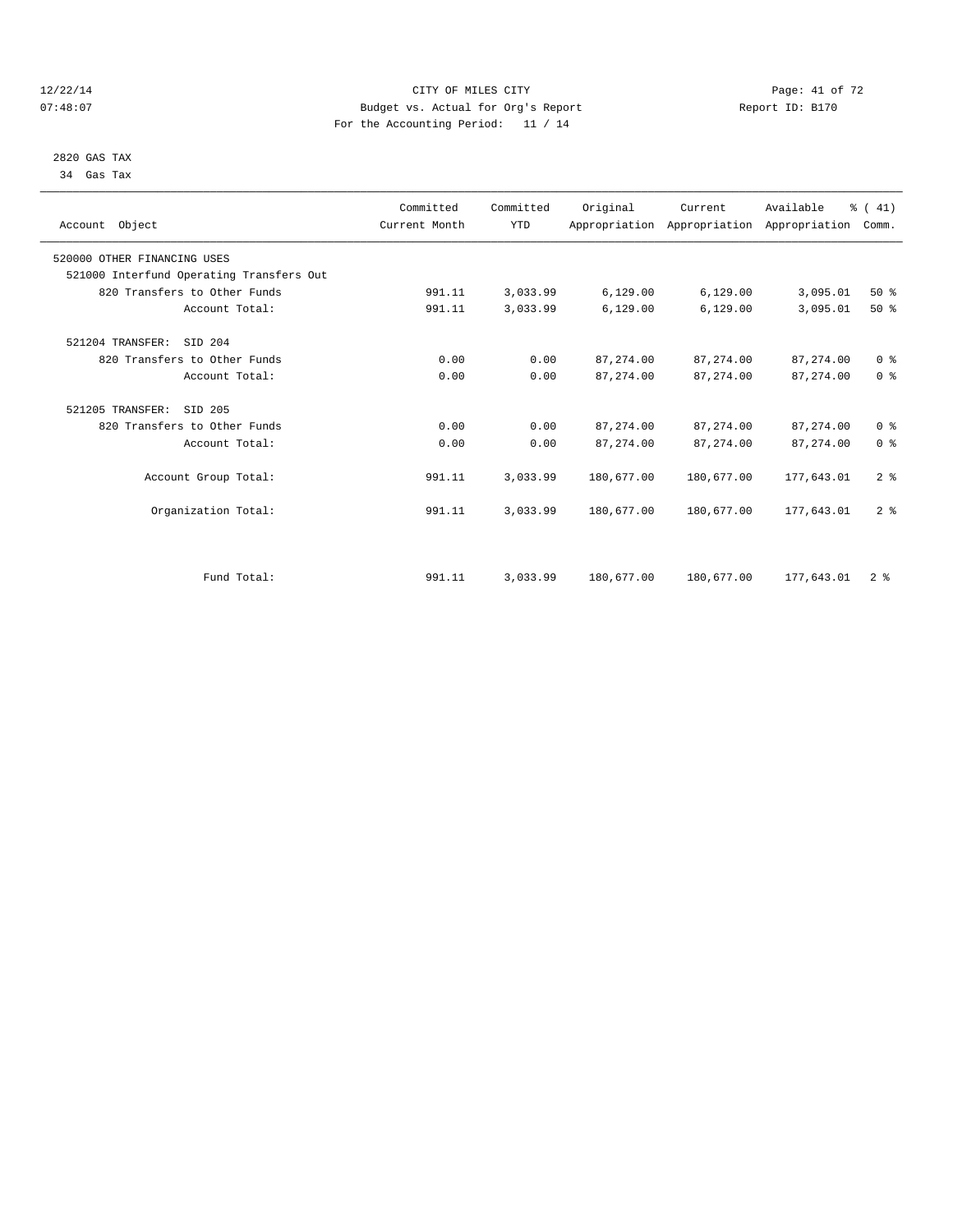CITY OF MILES CITY
Budget vs. Actual for Org's Report
For the Accounting Period: 11 / 14

12/22/14
07:48:07

Report ID: B170

2820 GAS TAX
34 Gas Tax

| Account Object | Committed Current Month | Committed YTD | Original Appropriation | Current Appropriation | Available Appropriation | % ( 41) Comm. |
|---|---|---|---|---|---|---|
| 520000 OTHER FINANCING USES | | | | | | |
| 521000 Interfund Operating Transfers Out | | | | | | |
| 820 Transfers to Other Funds | 991.11 | 3,033.99 | 6,129.00 | 6,129.00 | 3,095.01 | 50 % |
| Account Total: | 991.11 | 3,033.99 | 6,129.00 | 6,129.00 | 3,095.01 | 50 % |
| 521204 TRANSFER: SID 204 | | | | | | |
| 820 Transfers to Other Funds | 0.00 | 0.00 | 87,274.00 | 87,274.00 | 87,274.00 | 0 % |
| Account Total: | 0.00 | 0.00 | 87,274.00 | 87,274.00 | 87,274.00 | 0 % |
| 521205 TRANSFER: SID 205 | | | | | | |
| 820 Transfers to Other Funds | 0.00 | 0.00 | 87,274.00 | 87,274.00 | 87,274.00 | 0 % |
| Account Total: | 0.00 | 0.00 | 87,274.00 | 87,274.00 | 87,274.00 | 0 % |
| Account Group Total: | 991.11 | 3,033.99 | 180,677.00 | 180,677.00 | 177,643.01 | 2 % |
| Organization Total: | 991.11 | 3,033.99 | 180,677.00 | 180,677.00 | 177,643.01 | 2 % |
| Fund Total: | 991.11 | 3,033.99 | 180,677.00 | 180,677.00 | 177,643.01 | 2 % |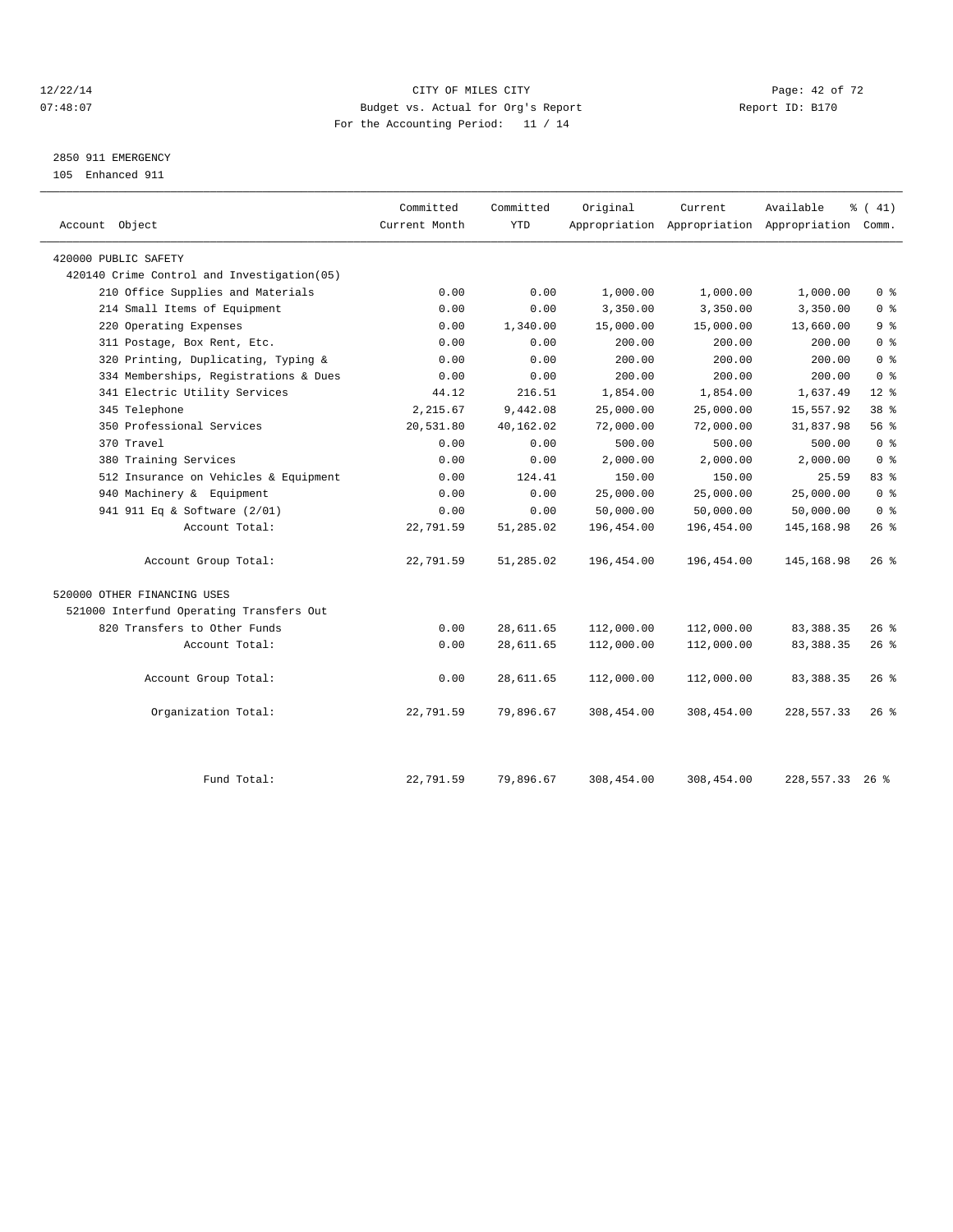CITY OF MILES CITY
Budget vs. Actual for Org's Report
For the Accounting Period: 11 / 14

12/22/14
07:48:07

Report ID: B170

## 2850 911 EMERGENCY
105 Enhanced 911

| Account Object | Committed Current Month | Committed YTD | Original Appropriation | Current Appropriation | Available Appropriation | % ( 41) Comm. |
|---|---|---|---|---|---|---|
| 420000 PUBLIC SAFETY | | | | | | |
| 420140 Crime Control and Investigation(05) | | | | | | |
| 210 Office Supplies and Materials | 0.00 | 0.00 | 1,000.00 | 1,000.00 | 1,000.00 | 0 % |
| 214 Small Items of Equipment | 0.00 | 0.00 | 3,350.00 | 3,350.00 | 3,350.00 | 0 % |
| 220 Operating Expenses | 0.00 | 1,340.00 | 15,000.00 | 15,000.00 | 13,660.00 | 9 % |
| 311 Postage, Box Rent, Etc. | 0.00 | 0.00 | 200.00 | 200.00 | 200.00 | 0 % |
| 320 Printing, Duplicating, Typing & | 0.00 | 0.00 | 200.00 | 200.00 | 200.00 | 0 % |
| 334 Memberships, Registrations & Dues | 0.00 | 0.00 | 200.00 | 200.00 | 200.00 | 0 % |
| 341 Electric Utility Services | 44.12 | 216.51 | 1,854.00 | 1,854.00 | 1,637.49 | 12 % |
| 345 Telephone | 2,215.67 | 9,442.08 | 25,000.00 | 25,000.00 | 15,557.92 | 38 % |
| 350 Professional Services | 20,531.80 | 40,162.02 | 72,000.00 | 72,000.00 | 31,837.98 | 56 % |
| 370 Travel | 0.00 | 0.00 | 500.00 | 500.00 | 500.00 | 0 % |
| 380 Training Services | 0.00 | 0.00 | 2,000.00 | 2,000.00 | 2,000.00 | 0 % |
| 512 Insurance on Vehicles & Equipment | 0.00 | 124.41 | 150.00 | 150.00 | 25.59 | 83 % |
| 940 Machinery & Equipment | 0.00 | 0.00 | 25,000.00 | 25,000.00 | 25,000.00 | 0 % |
| 941 911 Eq & Software (2/01) | 0.00 | 0.00 | 50,000.00 | 50,000.00 | 50,000.00 | 0 % |
| Account Total: | 22,791.59 | 51,285.02 | 196,454.00 | 196,454.00 | 145,168.98 | 26 % |
| Account Group Total: | 22,791.59 | 51,285.02 | 196,454.00 | 196,454.00 | 145,168.98 | 26 % |
| 520000 OTHER FINANCING USES | | | | | | |
| 521000 Interfund Operating Transfers Out | | | | | | |
| 820 Transfers to Other Funds | 0.00 | 28,611.65 | 112,000.00 | 112,000.00 | 83,388.35 | 26 % |
| Account Total: | 0.00 | 28,611.65 | 112,000.00 | 112,000.00 | 83,388.35 | 26 % |
| Account Group Total: | 0.00 | 28,611.65 | 112,000.00 | 112,000.00 | 83,388.35 | 26 % |
| Organization Total: | 22,791.59 | 79,896.67 | 308,454.00 | 308,454.00 | 228,557.33 | 26 % |
| Fund Total: | 22,791.59 | 79,896.67 | 308,454.00 | 308,454.00 | 228,557.33 | 26 % |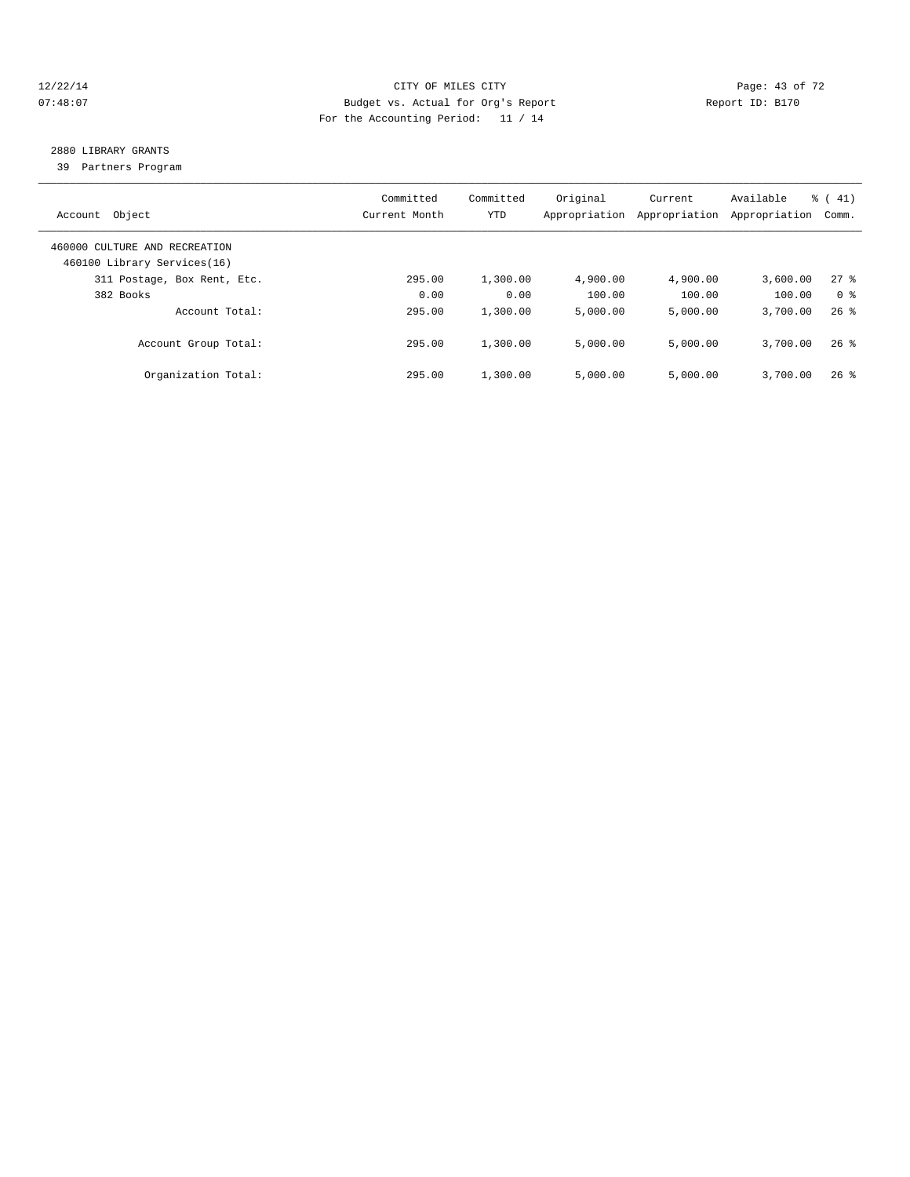CITY OF MILES CITY
Budget vs. Actual for Org's Report
For the Accounting Period: 11 / 14

12/22/14
07:48:07

Report ID: B170

## 2880 LIBRARY GRANTS

39 Partners Program

| Account Object | Committed Current Month | Committed YTD | Original Appropriation | Current Appropriation | Available Appropriation | % ( 41) Comm. |
|---|---|---|---|---|---|---|
| 460000 CULTURE AND RECREATION | | | | | | |
| 460100 Library Services(16) | | | | | | |
| 311 Postage, Box Rent, Etc. | 295.00 | 1,300.00 | 4,900.00 | 4,900.00 | 3,600.00 | 27 % |
| 382 Books | 0.00 | 0.00 | 100.00 | 100.00 | 100.00 | 0 % |
| Account Total: | 295.00 | 1,300.00 | 5,000.00 | 5,000.00 | 3,700.00 | 26 % |
| Account Group Total: | 295.00 | 1,300.00 | 5,000.00 | 5,000.00 | 3,700.00 | 26 % |
| Organization Total: | 295.00 | 1,300.00 | 5,000.00 | 5,000.00 | 3,700.00 | 26 % |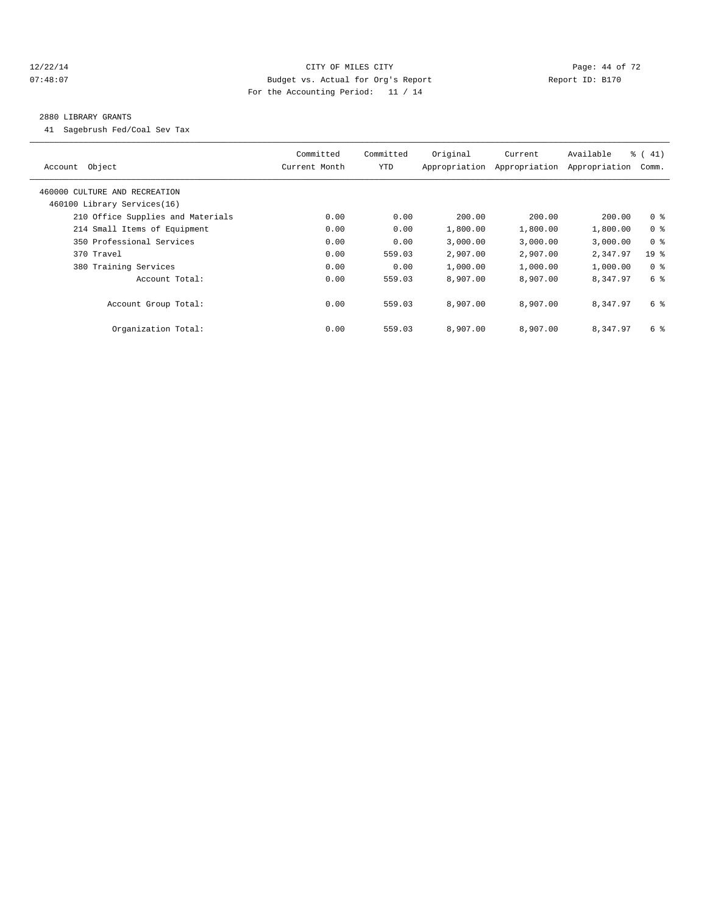12/22/14 CITY OF MILES CITY
07:48:07 Budget vs. Actual for Org's Report Report ID: B170
For the Accounting Period: 11 / 14

2880 LIBRARY GRANTS

41 Sagebrush Fed/Coal Sev Tax

| Account Object | Committed Current Month | Committed YTD | Original Appropriation | Current Appropriation | Available Appropriation | % ( 41) Comm. |
|---|---|---|---|---|---|---|
| 460000 CULTURE AND RECREATION | | | | | | |
| 460100 Library Services(16) | | | | | | |
| 210 Office Supplies and Materials | 0.00 | 0.00 | 200.00 | 200.00 | 200.00 | 0 % |
| 214 Small Items of Equipment | 0.00 | 0.00 | 1,800.00 | 1,800.00 | 1,800.00 | 0 % |
| 350 Professional Services | 0.00 | 0.00 | 3,000.00 | 3,000.00 | 3,000.00 | 0 % |
| 370 Travel | 0.00 | 559.03 | 2,907.00 | 2,907.00 | 2,347.97 | 19 % |
| 380 Training Services | 0.00 | 0.00 | 1,000.00 | 1,000.00 | 1,000.00 | 0 % |
| Account Total: | 0.00 | 559.03 | 8,907.00 | 8,907.00 | 8,347.97 | 6 % |
| Account Group Total: | 0.00 | 559.03 | 8,907.00 | 8,907.00 | 8,347.97 | 6 % |
| Organization Total: | 0.00 | 559.03 | 8,907.00 | 8,907.00 | 8,347.97 | 6 % |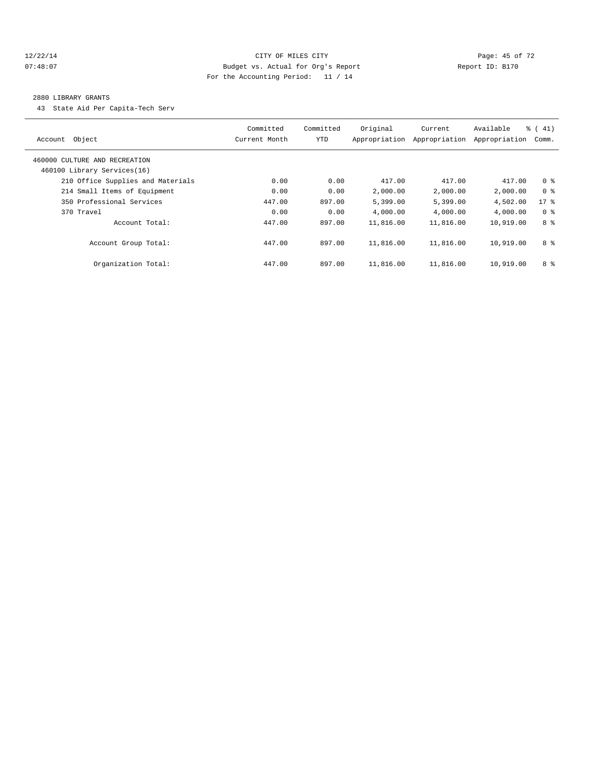CITY OF MILES CITY
Budget vs. Actual for Org's Report
For the Accounting Period: 11 / 14

12/22/14
07:48:07

Report ID: B170

## 2880 LIBRARY GRANTS

43 State Aid Per Capita-Tech Serv

| Account Object | Committed Current Month | Committed YTD | Original Appropriation | Current Appropriation | Available Appropriation | % ( 41) Comm. |
|---|---|---|---|---|---|---|
| 460000 CULTURE AND RECREATION | | | | | | |
| 460100 Library Services(16) | | | | | | |
| 210 Office Supplies and Materials | 0.00 | 0.00 | 417.00 | 417.00 | 417.00 | 0 % |
| 214 Small Items of Equipment | 0.00 | 0.00 | 2,000.00 | 2,000.00 | 2,000.00 | 0 % |
| 350 Professional Services | 447.00 | 897.00 | 5,399.00 | 5,399.00 | 4,502.00 | 17 % |
| 370 Travel | 0.00 | 0.00 | 4,000.00 | 4,000.00 | 4,000.00 | 0 % |
| Account Total: | 447.00 | 897.00 | 11,816.00 | 11,816.00 | 10,919.00 | 8 % |
| Account Group Total: | 447.00 | 897.00 | 11,816.00 | 11,816.00 | 10,919.00 | 8 % |
| Organization Total: | 447.00 | 897.00 | 11,816.00 | 11,816.00 | 10,919.00 | 8 % |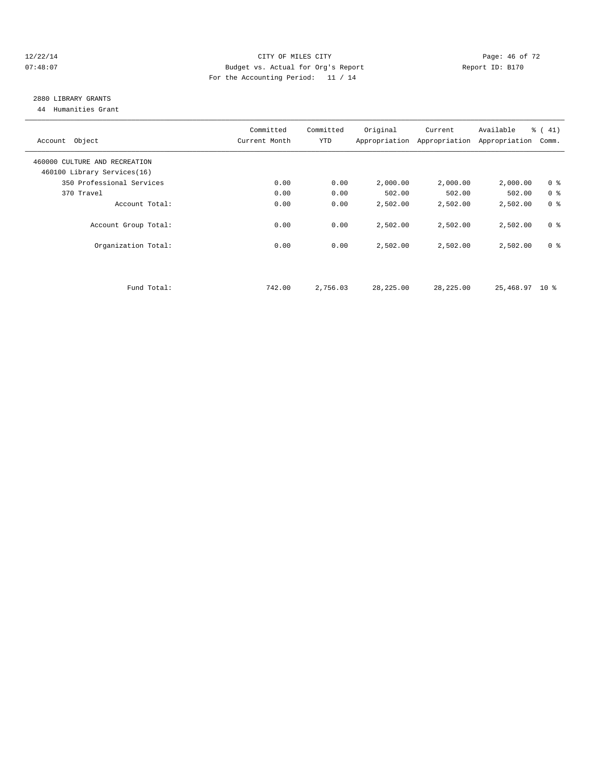CITY OF MILES CITY
Budget vs. Actual for Org's Report
For the Accounting Period: 11 / 14

12/22/14
07:48:07

Report ID: B170

## 2880 LIBRARY GRANTS

44 Humanities Grant

| Account Object | Committed Current Month | Committed YTD | Original Appropriation | Current Appropriation | Available Appropriation | % ( 41) Comm. |
|---|---|---|---|---|---|---|
| 460000 CULTURE AND RECREATION | | | | | | |
| 460100 Library Services(16) | | | | | | |
| 350 Professional Services | 0.00 | 0.00 | 2,000.00 | 2,000.00 | 2,000.00 | 0 % |
| 370 Travel | 0.00 | 0.00 | 502.00 | 502.00 | 502.00 | 0 % |
| Account Total: | 0.00 | 0.00 | 2,502.00 | 2,502.00 | 2,502.00 | 0 % |
| Account Group Total: | 0.00 | 0.00 | 2,502.00 | 2,502.00 | 2,502.00 | 0 % |
| Organization Total: | 0.00 | 0.00 | 2,502.00 | 2,502.00 | 2,502.00 | 0 % |
| Fund Total: | 742.00 | 2,756.03 | 28,225.00 | 28,225.00 | 25,468.97 | 10 % |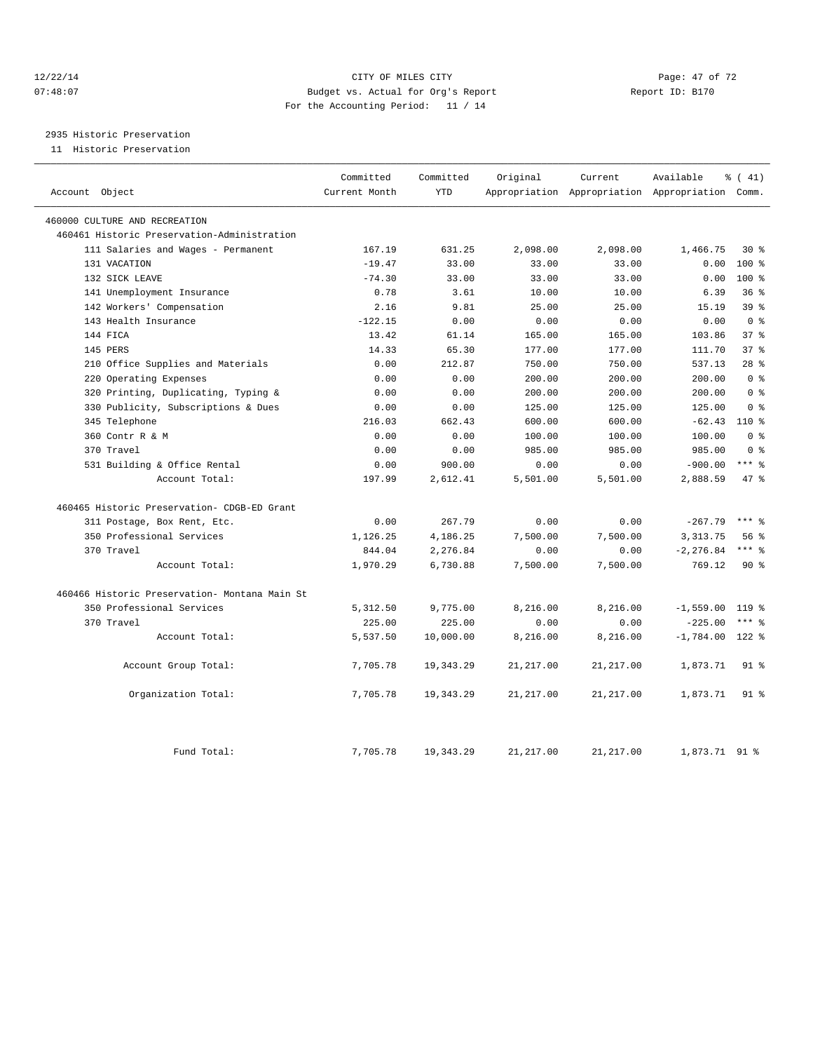CITY OF MILES CITY
Budget vs. Actual for Org's Report
For the Accounting Period: 11 / 14

12/22/14
07:48:07

Report ID: B170

## 2935 Historic Preservation

11 Historic Preservation

| Account Object | Committed Current Month | Committed YTD | Original Appropriation | Current Appropriation | Available Appropriation | % ( 41) Comm. |
|---|---|---|---|---|---|---|
| 460000 CULTURE AND RECREATION | | | | | | |
| 460461 Historic Preservation-Administration | | | | | | |
| 111 Salaries and Wages - Permanent | 167.19 | 631.25 | 2,098.00 | 2,098.00 | 1,466.75 | 30 % |
| 131 VACATION | -19.47 | 33.00 | 33.00 | 33.00 | 0.00 | 100 % |
| 132 SICK LEAVE | -74.30 | 33.00 | 33.00 | 33.00 | 0.00 | 100 % |
| 141 Unemployment Insurance | 0.78 | 3.61 | 10.00 | 10.00 | 6.39 | 36 % |
| 142 Workers' Compensation | 2.16 | 9.81 | 25.00 | 25.00 | 15.19 | 39 % |
| 143 Health Insurance | -122.15 | 0.00 | 0.00 | 0.00 | 0.00 | 0 % |
| 144 FICA | 13.42 | 61.14 | 165.00 | 165.00 | 103.86 | 37 % |
| 145 PERS | 14.33 | 65.30 | 177.00 | 177.00 | 111.70 | 37 % |
| 210 Office Supplies and Materials | 0.00 | 212.87 | 750.00 | 750.00 | 537.13 | 28 % |
| 220 Operating Expenses | 0.00 | 0.00 | 200.00 | 200.00 | 200.00 | 0 % |
| 320 Printing, Duplicating, Typing & | 0.00 | 0.00 | 200.00 | 200.00 | 200.00 | 0 % |
| 330 Publicity, Subscriptions & Dues | 0.00 | 0.00 | 125.00 | 125.00 | 125.00 | 0 % |
| 345 Telephone | 216.03 | 662.43 | 600.00 | 600.00 | -62.43 | 110 % |
| 360 Contr R & M | 0.00 | 0.00 | 100.00 | 100.00 | 100.00 | 0 % |
| 370 Travel | 0.00 | 0.00 | 985.00 | 985.00 | 985.00 | 0 % |
| 531 Building & Office Rental | 0.00 | 900.00 | 0.00 | 0.00 | -900.00 | *** % |
| Account Total: | 197.99 | 2,612.41 | 5,501.00 | 5,501.00 | 2,888.59 | 47 % |
| 460465 Historic Preservation- CDGB-ED Grant | | | | | | |
| 311 Postage, Box Rent, Etc. | 0.00 | 267.79 | 0.00 | 0.00 | -267.79 | *** % |
| 350 Professional Services | 1,126.25 | 4,186.25 | 7,500.00 | 7,500.00 | 3,313.75 | 56 % |
| 370 Travel | 844.04 | 2,276.84 | 0.00 | 0.00 | -2,276.84 | *** % |
| Account Total: | 1,970.29 | 6,730.88 | 7,500.00 | 7,500.00 | 769.12 | 90 % |
| 460466 Historic Preservation- Montana Main St | | | | | | |
| 350 Professional Services | 5,312.50 | 9,775.00 | 8,216.00 | 8,216.00 | -1,559.00 | 119 % |
| 370 Travel | 225.00 | 225.00 | 0.00 | 0.00 | -225.00 | *** % |
| Account Total: | 5,537.50 | 10,000.00 | 8,216.00 | 8,216.00 | -1,784.00 | 122 % |
| Account Group Total: | 7,705.78 | 19,343.29 | 21,217.00 | 21,217.00 | 1,873.71 | 91 % |
| Organization Total: | 7,705.78 | 19,343.29 | 21,217.00 | 21,217.00 | 1,873.71 | 91 % |
| Fund Total: | 7,705.78 | 19,343.29 | 21,217.00 | 21,217.00 | 1,873.71 | 91 % |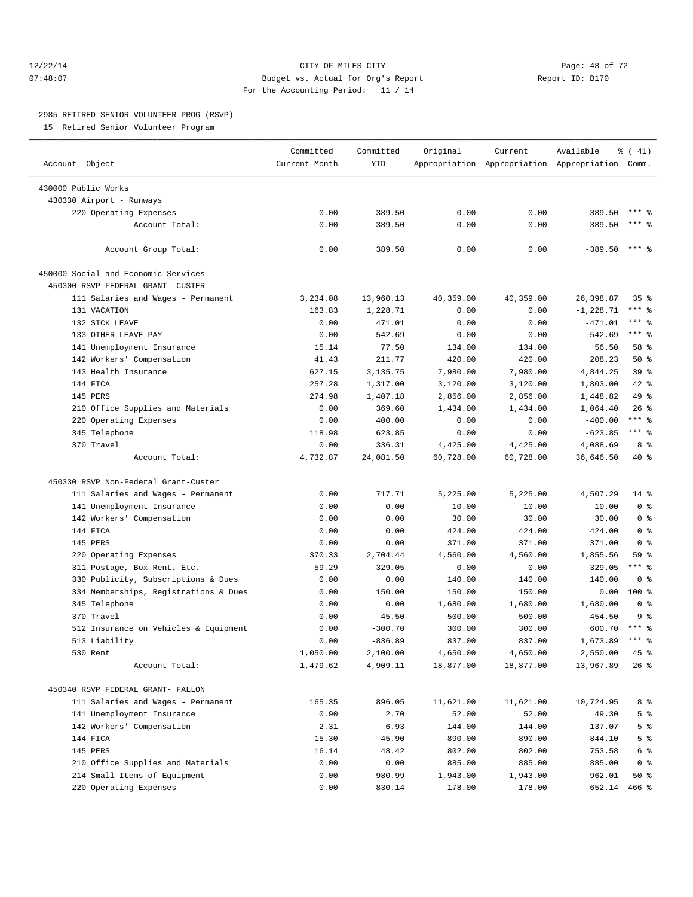12/22/14 CITY OF MILES CITY
07:48:07 Budget vs. Actual for Org's Report Report ID: B170
For the Accounting Period: 11 / 14

2985 RETIRED SENIOR VOLUNTEER PROG (RSVP)

15 Retired Senior Volunteer Program

| Account Object | Committed Current Month | Committed YTD | Original Appropriation | Current Appropriation | Available Appropriation | % ( 41) Comm. |
|---|---|---|---|---|---|---|
| 430000 Public Works | | | | | | |
| 430330 Airport - Runways | | | | | | |
| 220 Operating Expenses | 0.00 | 389.50 | 0.00 | 0.00 | -389.50 | *** % |
| Account Total: | 0.00 | 389.50 | 0.00 | 0.00 | -389.50 | *** % |
| Account Group Total: | 0.00 | 389.50 | 0.00 | 0.00 | -389.50 | *** % |
| 450000 Social and Economic Services | | | | | | |
| 450300 RSVP-FEDERAL GRANT- CUSTER | | | | | | |
| 111 Salaries and Wages - Permanent | 3,234.08 | 13,960.13 | 40,359.00 | 40,359.00 | 26,398.87 | 35 % |
| 131 VACATION | 163.83 | 1,228.71 | 0.00 | 0.00 | -1,228.71 | *** % |
| 132 SICK LEAVE | 0.00 | 471.01 | 0.00 | 0.00 | -471.01 | *** % |
| 133 OTHER LEAVE PAY | 0.00 | 542.69 | 0.00 | 0.00 | -542.69 | *** % |
| 141 Unemployment Insurance | 15.14 | 77.50 | 134.00 | 134.00 | 56.50 | 58 % |
| 142 Workers' Compensation | 41.43 | 211.77 | 420.00 | 420.00 | 208.23 | 50 % |
| 143 Health Insurance | 627.15 | 3,135.75 | 7,980.00 | 7,980.00 | 4,844.25 | 39 % |
| 144 FICA | 257.28 | 1,317.00 | 3,120.00 | 3,120.00 | 1,803.00 | 42 % |
| 145 PERS | 274.98 | 1,407.18 | 2,856.00 | 2,856.00 | 1,448.82 | 49 % |
| 210 Office Supplies and Materials | 0.00 | 369.60 | 1,434.00 | 1,434.00 | 1,064.40 | 26 % |
| 220 Operating Expenses | 0.00 | 400.00 | 0.00 | 0.00 | -400.00 | *** % |
| 345 Telephone | 118.98 | 623.85 | 0.00 | 0.00 | -623.85 | *** % |
| 370 Travel | 0.00 | 336.31 | 4,425.00 | 4,425.00 | 4,088.69 | 8 % |
| Account Total: | 4,732.87 | 24,081.50 | 60,728.00 | 60,728.00 | 36,646.50 | 40 % |
| 450330 RSVP Non-Federal Grant-Custer | | | | | | |
| 111 Salaries and Wages - Permanent | 0.00 | 717.71 | 5,225.00 | 5,225.00 | 4,507.29 | 14 % |
| 141 Unemployment Insurance | 0.00 | 0.00 | 10.00 | 10.00 | 10.00 | 0 % |
| 142 Workers' Compensation | 0.00 | 0.00 | 30.00 | 30.00 | 30.00 | 0 % |
| 144 FICA | 0.00 | 0.00 | 424.00 | 424.00 | 424.00 | 0 % |
| 145 PERS | 0.00 | 0.00 | 371.00 | 371.00 | 371.00 | 0 % |
| 220 Operating Expenses | 370.33 | 2,704.44 | 4,560.00 | 4,560.00 | 1,855.56 | 59 % |
| 311 Postage, Box Rent, Etc. | 59.29 | 329.05 | 0.00 | 0.00 | -329.05 | *** % |
| 330 Publicity, Subscriptions & Dues | 0.00 | 0.00 | 140.00 | 140.00 | 140.00 | 0 % |
| 334 Memberships, Registrations & Dues | 0.00 | 150.00 | 150.00 | 150.00 | 0.00 | 100 % |
| 345 Telephone | 0.00 | 0.00 | 1,680.00 | 1,680.00 | 1,680.00 | 0 % |
| 370 Travel | 0.00 | 45.50 | 500.00 | 500.00 | 454.50 | 9 % |
| 512 Insurance on Vehicles & Equipment | 0.00 | -300.70 | 300.00 | 300.00 | 600.70 | *** % |
| 513 Liability | 0.00 | -836.89 | 837.00 | 837.00 | 1,673.89 | *** % |
| 530 Rent | 1,050.00 | 2,100.00 | 4,650.00 | 4,650.00 | 2,550.00 | 45 % |
| Account Total: | 1,479.62 | 4,909.11 | 18,877.00 | 18,877.00 | 13,967.89 | 26 % |
| 450340 RSVP FEDERAL GRANT- FALLON | | | | | | |
| 111 Salaries and Wages - Permanent | 165.35 | 896.05 | 11,621.00 | 11,621.00 | 10,724.95 | 8 % |
| 141 Unemployment Insurance | 0.90 | 2.70 | 52.00 | 52.00 | 49.30 | 5 % |
| 142 Workers' Compensation | 2.31 | 6.93 | 144.00 | 144.00 | 137.07 | 5 % |
| 144 FICA | 15.30 | 45.90 | 890.00 | 890.00 | 844.10 | 5 % |
| 145 PERS | 16.14 | 48.42 | 802.00 | 802.00 | 753.58 | 6 % |
| 210 Office Supplies and Materials | 0.00 | 0.00 | 885.00 | 885.00 | 885.00 | 0 % |
| 214 Small Items of Equipment | 0.00 | 980.99 | 1,943.00 | 1,943.00 | 962.01 | 50 % |
| 220 Operating Expenses | 0.00 | 830.14 | 178.00 | 178.00 | -652.14 | 466 % |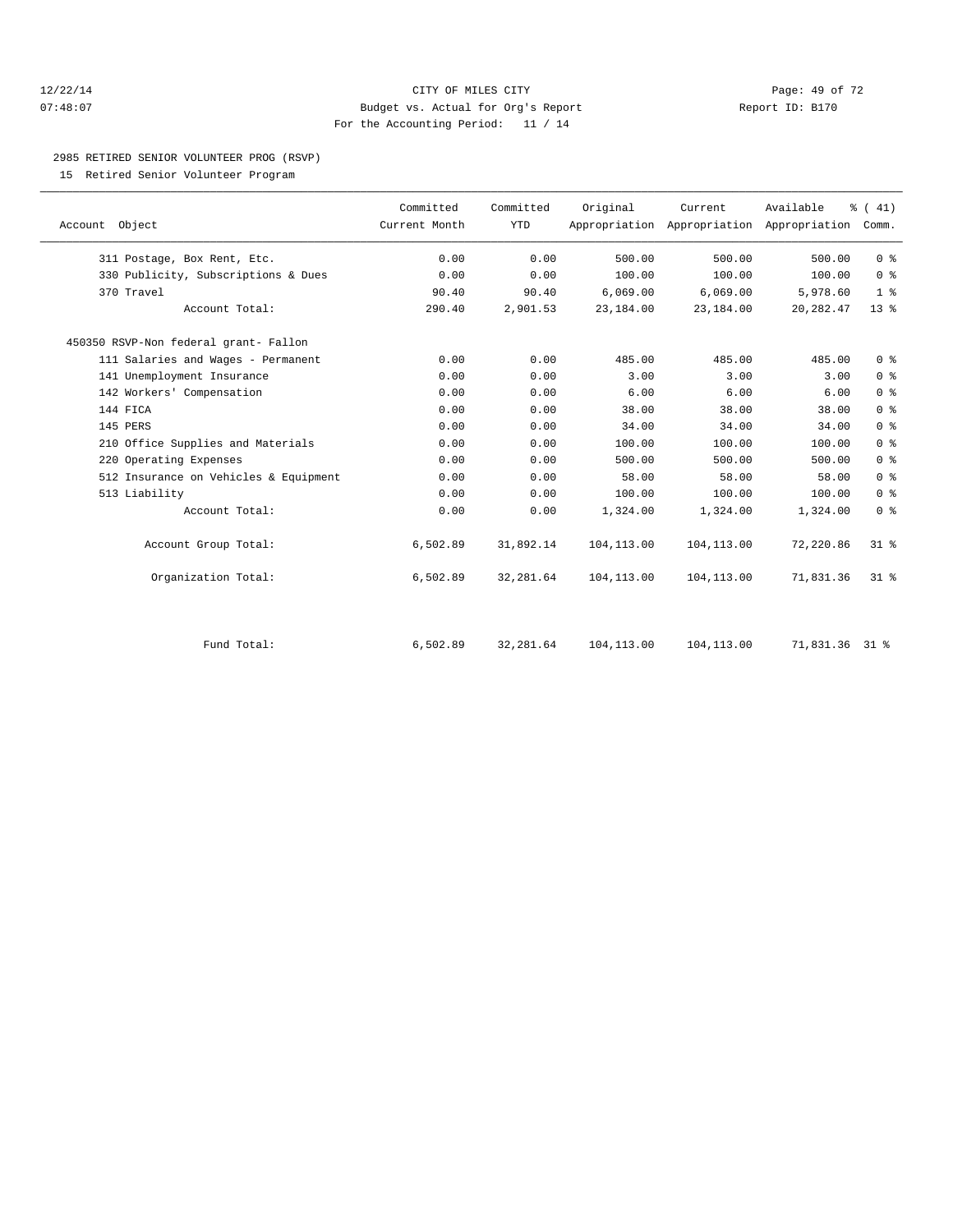CITY OF MILES CITY

Budget vs. Actual for Org's Report

For the Accounting Period: 11 / 14

12/22/14 07:48:07 — Report ID: B170

## 2985 RETIRED SENIOR VOLUNTEER PROG (RSVP)

15 Retired Senior Volunteer Program

| Account Object | Committed Current Month | Committed YTD | Original Appropriation | Current Appropriation | Available Appropriation | % ( 41) Comm. |
|---|---|---|---|---|---|---|
| 311 Postage, Box Rent, Etc. | 0.00 | 0.00 | 500.00 | 500.00 | 500.00 | 0 % |
| 330 Publicity, Subscriptions & Dues | 0.00 | 0.00 | 100.00 | 100.00 | 100.00 | 0 % |
| 370 Travel | 90.40 | 90.40 | 6,069.00 | 6,069.00 | 5,978.60 | 1 % |
| Account Total: | 290.40 | 2,901.53 | 23,184.00 | 23,184.00 | 20,282.47 | 13 % |
| 450350 RSVP-Non federal grant- Fallon | | | | | | |
| 111 Salaries and Wages - Permanent | 0.00 | 0.00 | 485.00 | 485.00 | 485.00 | 0 % |
| 141 Unemployment Insurance | 0.00 | 0.00 | 3.00 | 3.00 | 3.00 | 0 % |
| 142 Workers' Compensation | 0.00 | 0.00 | 6.00 | 6.00 | 6.00 | 0 % |
| 144 FICA | 0.00 | 0.00 | 38.00 | 38.00 | 38.00 | 0 % |
| 145 PERS | 0.00 | 0.00 | 34.00 | 34.00 | 34.00 | 0 % |
| 210 Office Supplies and Materials | 0.00 | 0.00 | 100.00 | 100.00 | 100.00 | 0 % |
| 220 Operating Expenses | 0.00 | 0.00 | 500.00 | 500.00 | 500.00 | 0 % |
| 512 Insurance on Vehicles & Equipment | 0.00 | 0.00 | 58.00 | 58.00 | 58.00 | 0 % |
| 513 Liability | 0.00 | 0.00 | 100.00 | 100.00 | 100.00 | 0 % |
| Account Total: | 0.00 | 0.00 | 1,324.00 | 1,324.00 | 1,324.00 | 0 % |
| Account Group Total: | 6,502.89 | 31,892.14 | 104,113.00 | 104,113.00 | 72,220.86 | 31 % |
| Organization Total: | 6,502.89 | 32,281.64 | 104,113.00 | 104,113.00 | 71,831.36 | 31 % |
| Fund Total: | 6,502.89 | 32,281.64 | 104,113.00 | 104,113.00 | 71,831.36 | 31 % |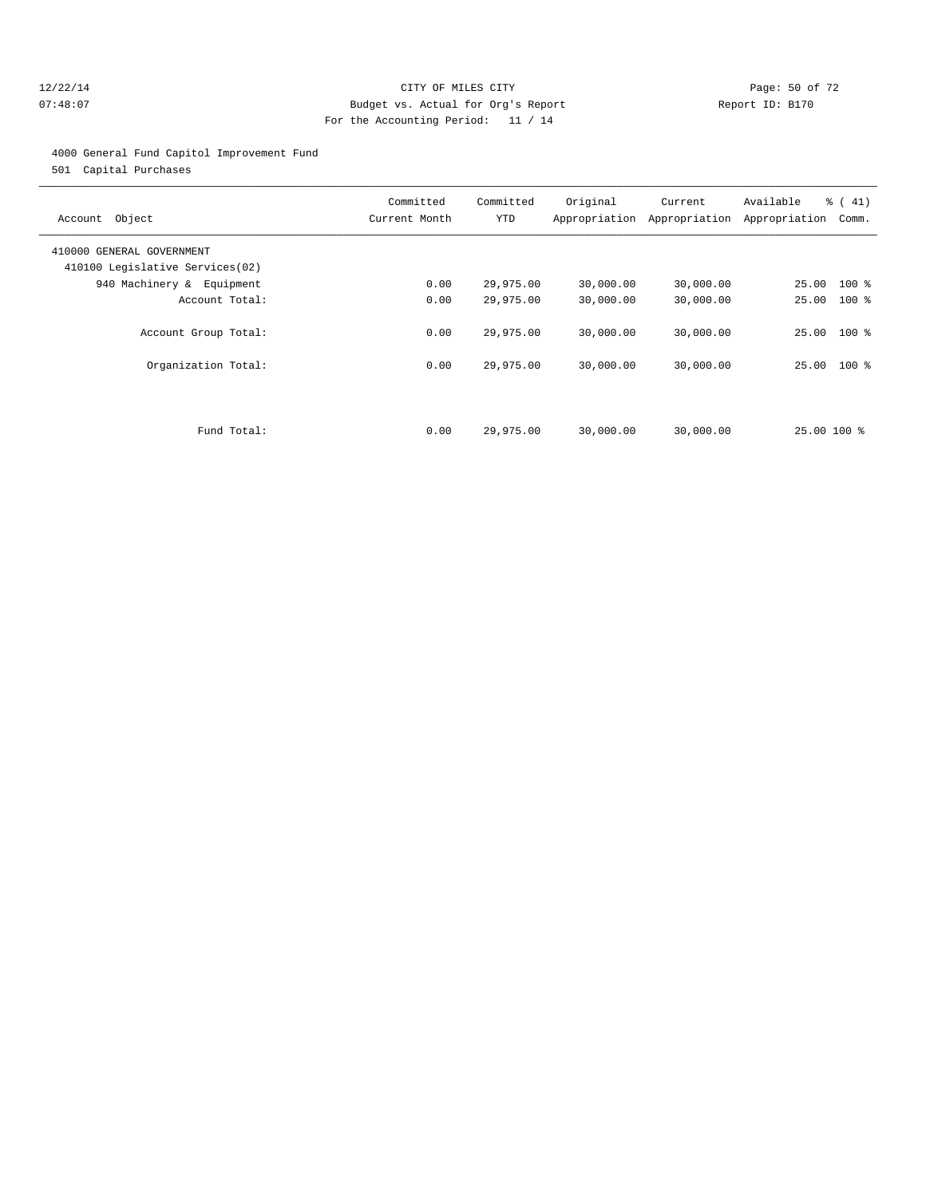CITY OF MILES CITY
Budget vs. Actual for Org's Report
For the Accounting Period: 11 / 14

12/22/14
07:48:07

Report ID: B170

4000 General Fund Capitol Improvement Fund
501 Capital Purchases

| Account Object | Committed Current Month | Committed YTD | Original Appropriation | Current Appropriation | Available Appropriation | % ( 41) Comm. |
|---|---|---|---|---|---|---|
| 410000 GENERAL GOVERNMENT | | | | | | |
| 410100 Legislative Services(02) | | | | | | |
| 940 Machinery & Equipment | 0.00 | 29,975.00 | 30,000.00 | 30,000.00 | 25.00 | 100 % |
| Account Total: | 0.00 | 29,975.00 | 30,000.00 | 30,000.00 | 25.00 | 100 % |
| Account Group Total: | 0.00 | 29,975.00 | 30,000.00 | 30,000.00 | 25.00 | 100 % |
| Organization Total: | 0.00 | 29,975.00 | 30,000.00 | 30,000.00 | 25.00 | 100 % |
| Fund Total: | 0.00 | 29,975.00 | 30,000.00 | 30,000.00 | 25.00 | 100 % |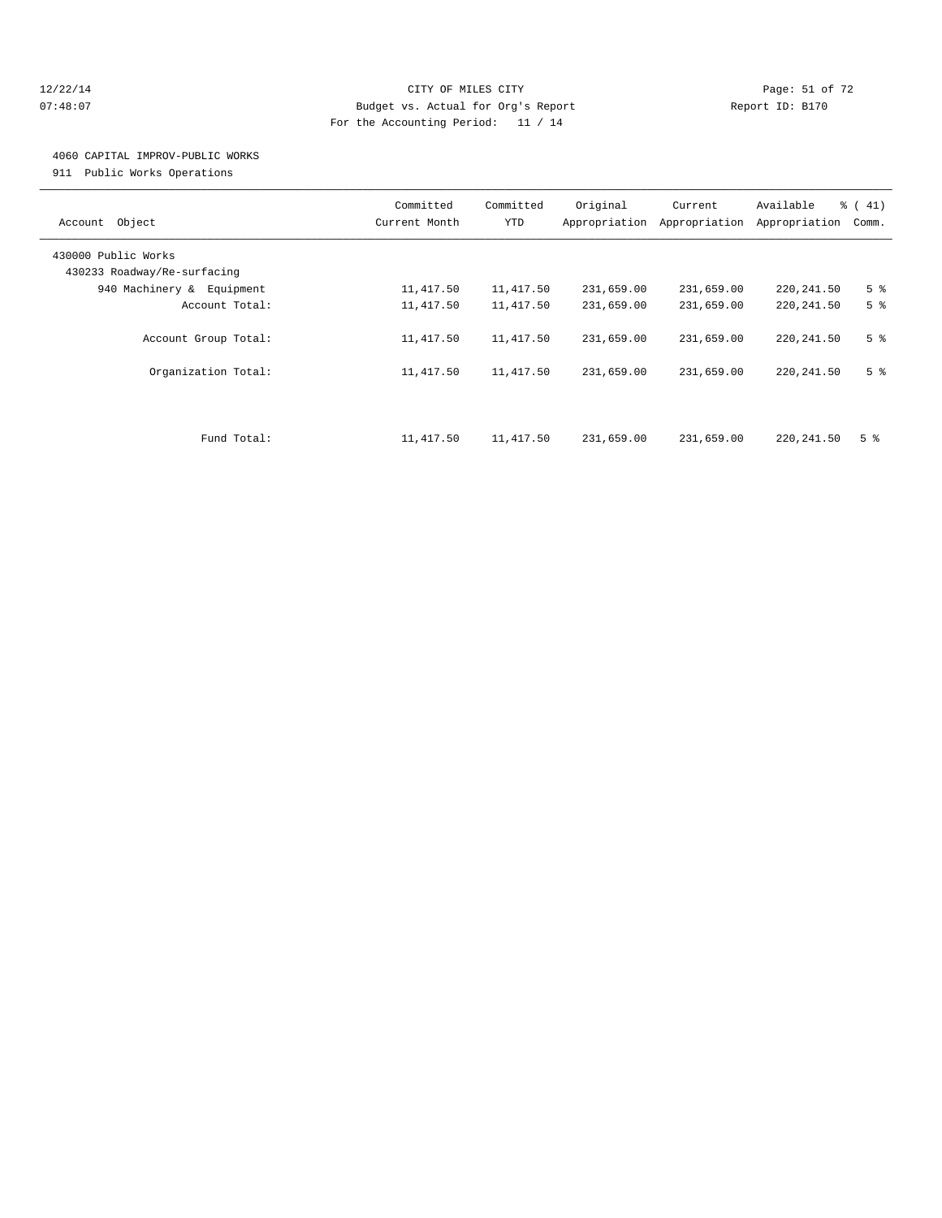CITY OF MILES CITY
Budget vs. Actual for Org's Report
For the Accounting Period: 11 / 14

12/22/14
07:48:07

Report ID: B170

4060 CAPITAL IMPROV-PUBLIC WORKS
911 Public Works Operations

| Account Object | Committed Current Month | Committed YTD | Original Appropriation | Current Appropriation | Available Appropriation | % ( 41) Comm. |
|---|---|---|---|---|---|---|
| 430000 Public Works | | | | | | |
| 430233 Roadway/Re-surfacing | | | | | | |
| 940 Machinery & Equipment | 11,417.50 | 11,417.50 | 231,659.00 | 231,659.00 | 220,241.50 | 5 % |
| Account Total: | 11,417.50 | 11,417.50 | 231,659.00 | 231,659.00 | 220,241.50 | 5 % |
| Account Group Total: | 11,417.50 | 11,417.50 | 231,659.00 | 231,659.00 | 220,241.50 | 5 % |
| Organization Total: | 11,417.50 | 11,417.50 | 231,659.00 | 231,659.00 | 220,241.50 | 5 % |
| Fund Total: | 11,417.50 | 11,417.50 | 231,659.00 | 231,659.00 | 220,241.50 | 5 % |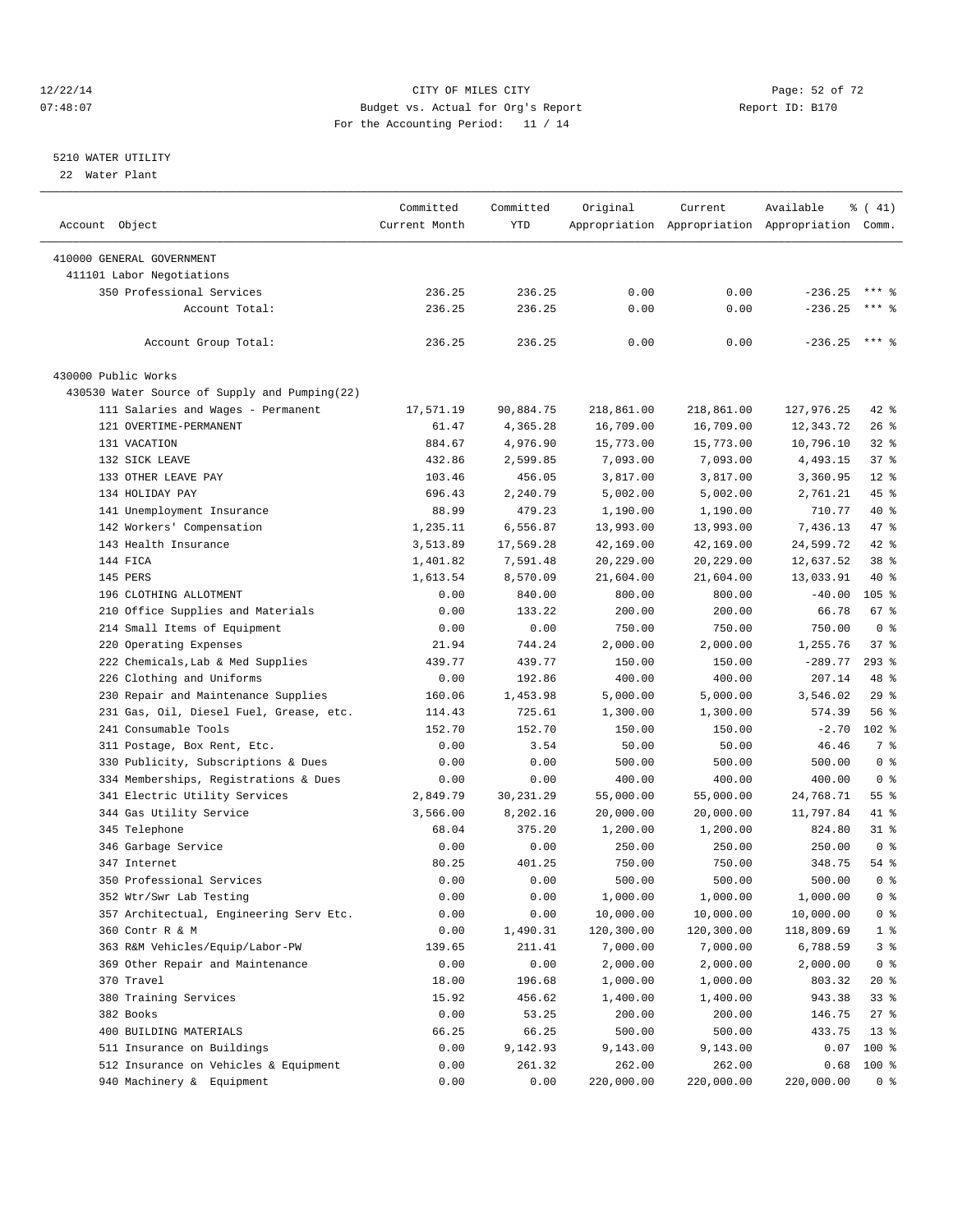CITY OF MILES CITY
Budget vs. Actual for Org's Report
For the Accounting Period: 11 / 14

12/22/14
07:48:07

Report ID: B170

5210 WATER UTILITY
22 Water Plant

| Account Object | Committed Current Month | Committed YTD | Original Appropriation | Current Appropriation | Available Appropriation | % ( 41) Comm. |
|---|---|---|---|---|---|---|
| 410000 GENERAL GOVERNMENT | | | | | | |
| 411101 Labor Negotiations | | | | | | |
| 350 Professional Services | 236.25 | 236.25 | 0.00 | 0.00 | -236.25 | *** % |
| Account Total: | 236.25 | 236.25 | 0.00 | 0.00 | -236.25 | *** % |
| Account Group Total: | 236.25 | 236.25 | 0.00 | 0.00 | -236.25 | *** % |
| 430000 Public Works | | | | | | |
| 430530 Water Source of Supply and Pumping(22) | | | | | | |
| 111 Salaries and Wages - Permanent | 17,571.19 | 90,884.75 | 218,861.00 | 218,861.00 | 127,976.25 | 42 % |
| 121 OVERTIME-PERMANENT | 61.47 | 4,365.28 | 16,709.00 | 16,709.00 | 12,343.72 | 26 % |
| 131 VACATION | 884.67 | 4,976.90 | 15,773.00 | 15,773.00 | 10,796.10 | 32 % |
| 132 SICK LEAVE | 432.86 | 2,599.85 | 7,093.00 | 7,093.00 | 4,493.15 | 37 % |
| 133 OTHER LEAVE PAY | 103.46 | 456.05 | 3,817.00 | 3,817.00 | 3,360.95 | 12 % |
| 134 HOLIDAY PAY | 696.43 | 2,240.79 | 5,002.00 | 5,002.00 | 2,761.21 | 45 % |
| 141 Unemployment Insurance | 88.99 | 479.23 | 1,190.00 | 1,190.00 | 710.77 | 40 % |
| 142 Workers' Compensation | 1,235.11 | 6,556.87 | 13,993.00 | 13,993.00 | 7,436.13 | 47 % |
| 143 Health Insurance | 3,513.89 | 17,569.28 | 42,169.00 | 42,169.00 | 24,599.72 | 42 % |
| 144 FICA | 1,401.82 | 7,591.48 | 20,229.00 | 20,229.00 | 12,637.52 | 38 % |
| 145 PERS | 1,613.54 | 8,570.09 | 21,604.00 | 21,604.00 | 13,033.91 | 40 % |
| 196 CLOTHING ALLOTMENT | 0.00 | 840.00 | 800.00 | 800.00 | -40.00 | 105 % |
| 210 Office Supplies and Materials | 0.00 | 133.22 | 200.00 | 200.00 | 66.78 | 67 % |
| 214 Small Items of Equipment | 0.00 | 0.00 | 750.00 | 750.00 | 750.00 | 0 % |
| 220 Operating Expenses | 21.94 | 744.24 | 2,000.00 | 2,000.00 | 1,255.76 | 37 % |
| 222 Chemicals,Lab & Med Supplies | 439.77 | 439.77 | 150.00 | 150.00 | -289.77 | 293 % |
| 226 Clothing and Uniforms | 0.00 | 192.86 | 400.00 | 400.00 | 207.14 | 48 % |
| 230 Repair and Maintenance Supplies | 160.06 | 1,453.98 | 5,000.00 | 5,000.00 | 3,546.02 | 29 % |
| 231 Gas, Oil, Diesel Fuel, Grease, etc. | 114.43 | 725.61 | 1,300.00 | 1,300.00 | 574.39 | 56 % |
| 241 Consumable Tools | 152.70 | 152.70 | 150.00 | 150.00 | -2.70 | 102 % |
| 311 Postage, Box Rent, Etc. | 0.00 | 3.54 | 50.00 | 50.00 | 46.46 | 7 % |
| 330 Publicity, Subscriptions & Dues | 0.00 | 0.00 | 500.00 | 500.00 | 500.00 | 0 % |
| 334 Memberships, Registrations & Dues | 0.00 | 0.00 | 400.00 | 400.00 | 400.00 | 0 % |
| 341 Electric Utility Services | 2,849.79 | 30,231.29 | 55,000.00 | 55,000.00 | 24,768.71 | 55 % |
| 344 Gas Utility Service | 3,566.00 | 8,202.16 | 20,000.00 | 20,000.00 | 11,797.84 | 41 % |
| 345 Telephone | 68.04 | 375.20 | 1,200.00 | 1,200.00 | 824.80 | 31 % |
| 346 Garbage Service | 0.00 | 0.00 | 250.00 | 250.00 | 250.00 | 0 % |
| 347 Internet | 80.25 | 401.25 | 750.00 | 750.00 | 348.75 | 54 % |
| 350 Professional Services | 0.00 | 0.00 | 500.00 | 500.00 | 500.00 | 0 % |
| 352 Wtr/Swr Lab Testing | 0.00 | 0.00 | 1,000.00 | 1,000.00 | 1,000.00 | 0 % |
| 357 Architectual, Engineering Serv Etc. | 0.00 | 0.00 | 10,000.00 | 10,000.00 | 10,000.00 | 0 % |
| 360 Contr R & M | 0.00 | 1,490.31 | 120,300.00 | 120,300.00 | 118,809.69 | 1 % |
| 363 R&M Vehicles/Equip/Labor-PW | 139.65 | 211.41 | 7,000.00 | 7,000.00 | 6,788.59 | 3 % |
| 369 Other Repair and Maintenance | 0.00 | 0.00 | 2,000.00 | 2,000.00 | 2,000.00 | 0 % |
| 370 Travel | 18.00 | 196.68 | 1,000.00 | 1,000.00 | 803.32 | 20 % |
| 380 Training Services | 15.92 | 456.62 | 1,400.00 | 1,400.00 | 943.38 | 33 % |
| 382 Books | 0.00 | 53.25 | 200.00 | 200.00 | 146.75 | 27 % |
| 400 BUILDING MATERIALS | 66.25 | 66.25 | 500.00 | 500.00 | 433.75 | 13 % |
| 511 Insurance on Buildings | 0.00 | 9,142.93 | 9,143.00 | 9,143.00 | 0.07 | 100 % |
| 512 Insurance on Vehicles & Equipment | 0.00 | 261.32 | 262.00 | 262.00 | 0.68 | 100 % |
| 940 Machinery & Equipment | 0.00 | 0.00 | 220,000.00 | 220,000.00 | 220,000.00 | 0 % |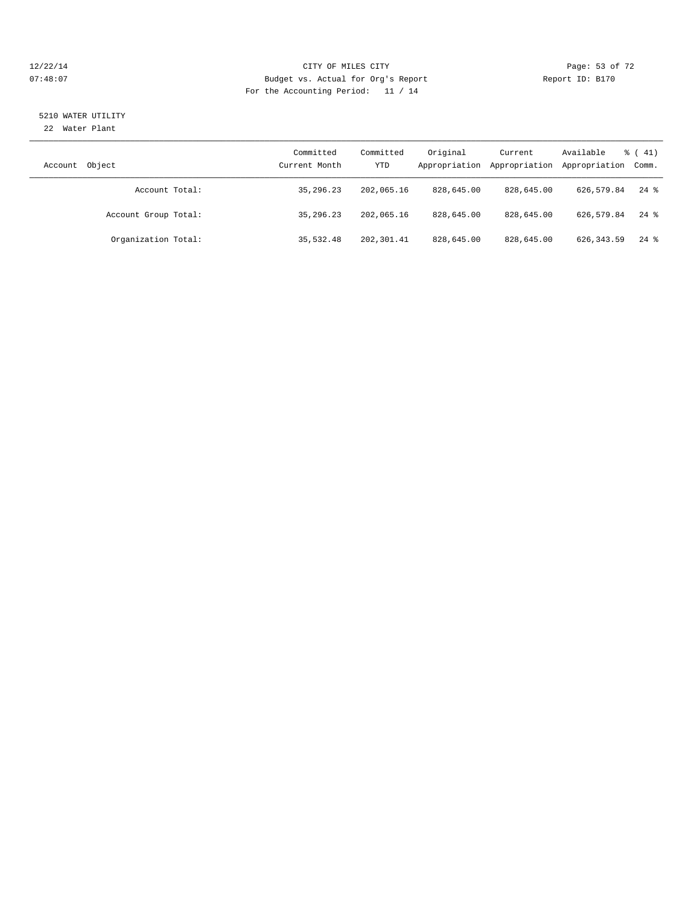CITY OF MILES CITY

Budget vs. Actual for Org's Report

For the Accounting Period: 11 / 14

12/22/14
07:48:07

Report ID: B170

5210 WATER UTILITY

22 Water Plant

| Account Object | Committed Current Month | Committed YTD | Original Appropriation | Current Appropriation | Available Appropriation | % ( 41) Comm. |
|---|---|---|---|---|---|---|
| Account Total: | 35,296.23 | 202,065.16 | 828,645.00 | 828,645.00 | 626,579.84 | 24 % |
| Account Group Total: | 35,296.23 | 202,065.16 | 828,645.00 | 828,645.00 | 626,579.84 | 24 % |
| Organization Total: | 35,532.48 | 202,301.41 | 828,645.00 | 828,645.00 | 626,343.59 | 24 % |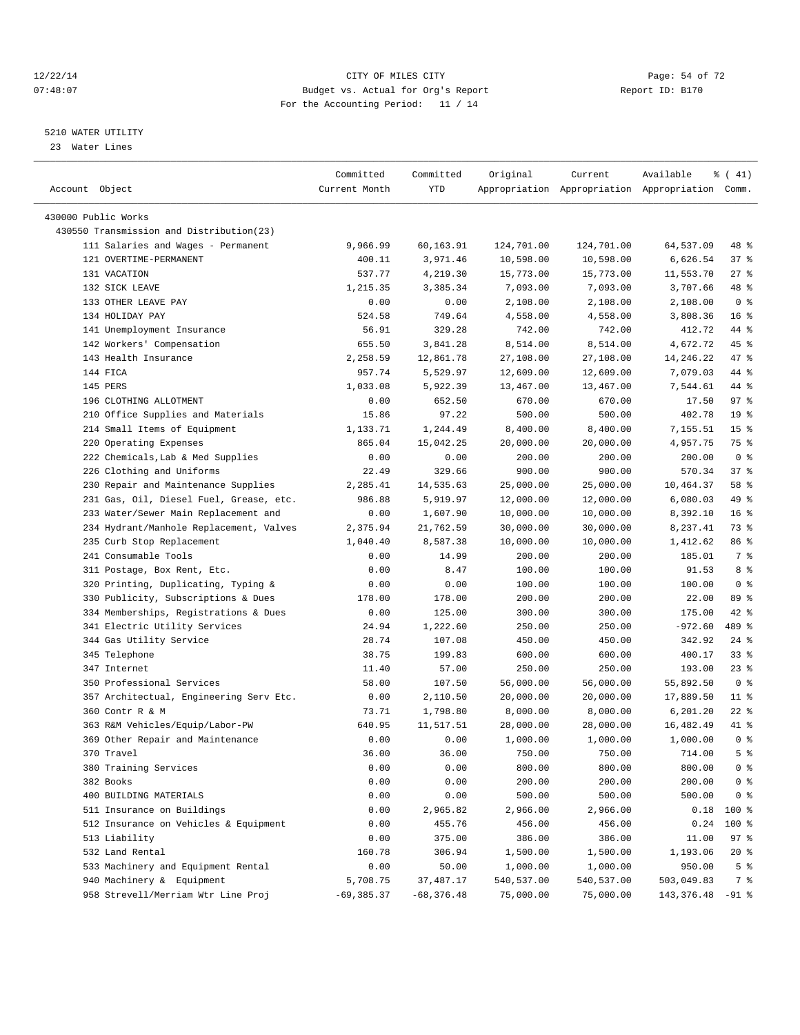CITY OF MILES CITY
Budget vs. Actual for Org's Report
For the Accounting Period: 11 / 14

12/22/14
07:48:07

Report ID: B170

5210 WATER UTILITY
23 Water Lines

| Account Object | Committed Current Month | Committed YTD | Original Appropriation | Current Appropriation | Available Appropriation | % ( 41) Comm. |
|---|---|---|---|---|---|---|
| 430000 Public Works | | | | | | |
| 430550 Transmission and Distribution(23) | | | | | | |
| 111 Salaries and Wages - Permanent | 9,966.99 | 60,163.91 | 124,701.00 | 124,701.00 | 64,537.09 | 48 % |
| 121 OVERTIME-PERMANENT | 400.11 | 3,971.46 | 10,598.00 | 10,598.00 | 6,626.54 | 37 % |
| 131 VACATION | 537.77 | 4,219.30 | 15,773.00 | 15,773.00 | 11,553.70 | 27 % |
| 132 SICK LEAVE | 1,215.35 | 3,385.34 | 7,093.00 | 7,093.00 | 3,707.66 | 48 % |
| 133 OTHER LEAVE PAY | 0.00 | 0.00 | 2,108.00 | 2,108.00 | 2,108.00 | 0 % |
| 134 HOLIDAY PAY | 524.58 | 749.64 | 4,558.00 | 4,558.00 | 3,808.36 | 16 % |
| 141 Unemployment Insurance | 56.91 | 329.28 | 742.00 | 742.00 | 412.72 | 44 % |
| 142 Workers' Compensation | 655.50 | 3,841.28 | 8,514.00 | 8,514.00 | 4,672.72 | 45 % |
| 143 Health Insurance | 2,258.59 | 12,861.78 | 27,108.00 | 27,108.00 | 14,246.22 | 47 % |
| 144 FICA | 957.74 | 5,529.97 | 12,609.00 | 12,609.00 | 7,079.03 | 44 % |
| 145 PERS | 1,033.08 | 5,922.39 | 13,467.00 | 13,467.00 | 7,544.61 | 44 % |
| 196 CLOTHING ALLOTMENT | 0.00 | 652.50 | 670.00 | 670.00 | 17.50 | 97 % |
| 210 Office Supplies and Materials | 15.86 | 97.22 | 500.00 | 500.00 | 402.78 | 19 % |
| 214 Small Items of Equipment | 1,133.71 | 1,244.49 | 8,400.00 | 8,400.00 | 7,155.51 | 15 % |
| 220 Operating Expenses | 865.04 | 15,042.25 | 20,000.00 | 20,000.00 | 4,957.75 | 75 % |
| 222 Chemicals,Lab & Med Supplies | 0.00 | 0.00 | 200.00 | 200.00 | 200.00 | 0 % |
| 226 Clothing and Uniforms | 22.49 | 329.66 | 900.00 | 900.00 | 570.34 | 37 % |
| 230 Repair and Maintenance Supplies | 2,285.41 | 14,535.63 | 25,000.00 | 25,000.00 | 10,464.37 | 58 % |
| 231 Gas, Oil, Diesel Fuel, Grease, etc. | 986.88 | 5,919.97 | 12,000.00 | 12,000.00 | 6,080.03 | 49 % |
| 233 Water/Sewer Main Replacement and | 0.00 | 1,607.90 | 10,000.00 | 10,000.00 | 8,392.10 | 16 % |
| 234 Hydrant/Manhole Replacement, Valves | 2,375.94 | 21,762.59 | 30,000.00 | 30,000.00 | 8,237.41 | 73 % |
| 235 Curb Stop Replacement | 1,040.40 | 8,587.38 | 10,000.00 | 10,000.00 | 1,412.62 | 86 % |
| 241 Consumable Tools | 0.00 | 14.99 | 200.00 | 200.00 | 185.01 | 7 % |
| 311 Postage, Box Rent, Etc. | 0.00 | 8.47 | 100.00 | 100.00 | 91.53 | 8 % |
| 320 Printing, Duplicating, Typing & | 0.00 | 0.00 | 100.00 | 100.00 | 100.00 | 0 % |
| 330 Publicity, Subscriptions & Dues | 178.00 | 178.00 | 200.00 | 200.00 | 22.00 | 89 % |
| 334 Memberships, Registrations & Dues | 0.00 | 125.00 | 300.00 | 300.00 | 175.00 | 42 % |
| 341 Electric Utility Services | 24.94 | 1,222.60 | 250.00 | 250.00 | -972.60 | 489 % |
| 344 Gas Utility Service | 28.74 | 107.08 | 450.00 | 450.00 | 342.92 | 24 % |
| 345 Telephone | 38.75 | 199.83 | 600.00 | 600.00 | 400.17 | 33 % |
| 347 Internet | 11.40 | 57.00 | 250.00 | 250.00 | 193.00 | 23 % |
| 350 Professional Services | 58.00 | 107.50 | 56,000.00 | 56,000.00 | 55,892.50 | 0 % |
| 357 Architectual, Engineering Serv Etc. | 0.00 | 2,110.50 | 20,000.00 | 20,000.00 | 17,889.50 | 11 % |
| 360 Contr R & M | 73.71 | 1,798.80 | 8,000.00 | 8,000.00 | 6,201.20 | 22 % |
| 363 R&M Vehicles/Equip/Labor-PW | 640.95 | 11,517.51 | 28,000.00 | 28,000.00 | 16,482.49 | 41 % |
| 369 Other Repair and Maintenance | 0.00 | 0.00 | 1,000.00 | 1,000.00 | 1,000.00 | 0 % |
| 370 Travel | 36.00 | 36.00 | 750.00 | 750.00 | 714.00 | 5 % |
| 380 Training Services | 0.00 | 0.00 | 800.00 | 800.00 | 800.00 | 0 % |
| 382 Books | 0.00 | 0.00 | 200.00 | 200.00 | 200.00 | 0 % |
| 400 BUILDING MATERIALS | 0.00 | 0.00 | 500.00 | 500.00 | 500.00 | 0 % |
| 511 Insurance on Buildings | 0.00 | 2,965.82 | 2,966.00 | 2,966.00 | 0.18 | 100 % |
| 512 Insurance on Vehicles & Equipment | 0.00 | 455.76 | 456.00 | 456.00 | 0.24 | 100 % |
| 513 Liability | 0.00 | 375.00 | 386.00 | 386.00 | 11.00 | 97 % |
| 532 Land Rental | 160.78 | 306.94 | 1,500.00 | 1,500.00 | 1,193.06 | 20 % |
| 533 Machinery and Equipment Rental | 0.00 | 50.00 | 1,000.00 | 1,000.00 | 950.00 | 5 % |
| 940 Machinery & Equipment | 5,708.75 | 37,487.17 | 540,537.00 | 540,537.00 | 503,049.83 | 7 % |
| 958 Strevell/Merriam Wtr Line Proj | -69,385.37 | -68,376.48 | 75,000.00 | 75,000.00 | 143,376.48 | -91 % |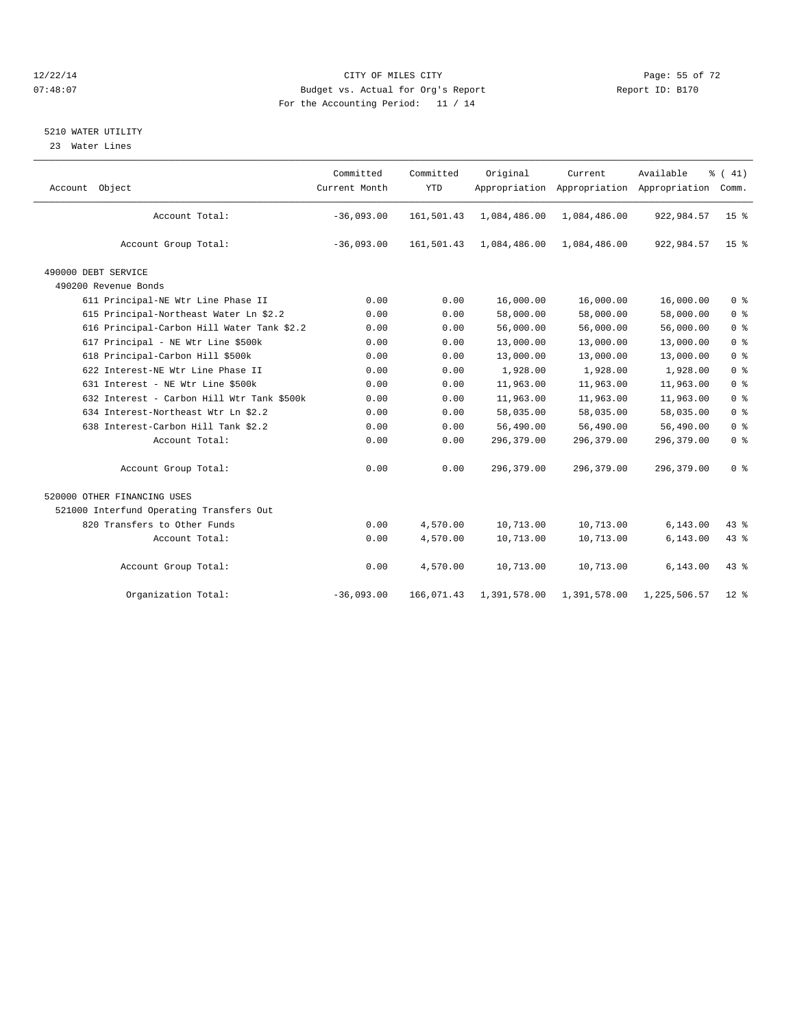CITY OF MILES CITY
Budget vs. Actual for Org's Report
For the Accounting Period: 11 / 14

## 5210 WATER UTILITY

23 Water Lines

| Account Object | Committed Current Month | Committed YTD | Original Appropriation | Current Appropriation | Available Appropriation | % ( 41) Comm. |
|---|---|---|---|---|---|---|
| Account Total: | -36,093.00 | 161,501.43 | 1,084,486.00 | 1,084,486.00 | 922,984.57 | 15 % |
| Account Group Total: | -36,093.00 | 161,501.43 | 1,084,486.00 | 1,084,486.00 | 922,984.57 | 15 % |
| 490000 DEBT SERVICE | | | | | | |
| 490200 Revenue Bonds | | | | | | |
| 611 Principal-NE Wtr Line Phase II | 0.00 | 0.00 | 16,000.00 | 16,000.00 | 16,000.00 | 0 % |
| 615 Principal-Northeast Water Ln $2.2 | 0.00 | 0.00 | 58,000.00 | 58,000.00 | 58,000.00 | 0 % |
| 616 Principal-Carbon Hill Water Tank $2.2 | 0.00 | 0.00 | 56,000.00 | 56,000.00 | 56,000.00 | 0 % |
| 617 Principal - NE Wtr Line $500k | 0.00 | 0.00 | 13,000.00 | 13,000.00 | 13,000.00 | 0 % |
| 618 Principal-Carbon Hill $500k | 0.00 | 0.00 | 13,000.00 | 13,000.00 | 13,000.00 | 0 % |
| 622 Interest-NE Wtr Line Phase II | 0.00 | 0.00 | 1,928.00 | 1,928.00 | 1,928.00 | 0 % |
| 631 Interest - NE Wtr Line $500k | 0.00 | 0.00 | 11,963.00 | 11,963.00 | 11,963.00 | 0 % |
| 632 Interest - Carbon Hill Wtr Tank $500k | 0.00 | 0.00 | 11,963.00 | 11,963.00 | 11,963.00 | 0 % |
| 634 Interest-Northeast Wtr Ln $2.2 | 0.00 | 0.00 | 58,035.00 | 58,035.00 | 58,035.00 | 0 % |
| 638 Interest-Carbon Hill Tank $2.2 | 0.00 | 0.00 | 56,490.00 | 56,490.00 | 56,490.00 | 0 % |
| Account Total: | 0.00 | 0.00 | 296,379.00 | 296,379.00 | 296,379.00 | 0 % |
| Account Group Total: | 0.00 | 0.00 | 296,379.00 | 296,379.00 | 296,379.00 | 0 % |
| 520000 OTHER FINANCING USES | | | | | | |
| 521000 Interfund Operating Transfers Out | | | | | | |
| 820 Transfers to Other Funds | 0.00 | 4,570.00 | 10,713.00 | 10,713.00 | 6,143.00 | 43 % |
| Account Total: | 0.00 | 4,570.00 | 10,713.00 | 10,713.00 | 6,143.00 | 43 % |
| Account Group Total: | 0.00 | 4,570.00 | 10,713.00 | 10,713.00 | 6,143.00 | 43 % |
| Organization Total: | -36,093.00 | 166,071.43 | 1,391,578.00 | 1,391,578.00 | 1,225,506.57 | 12 % |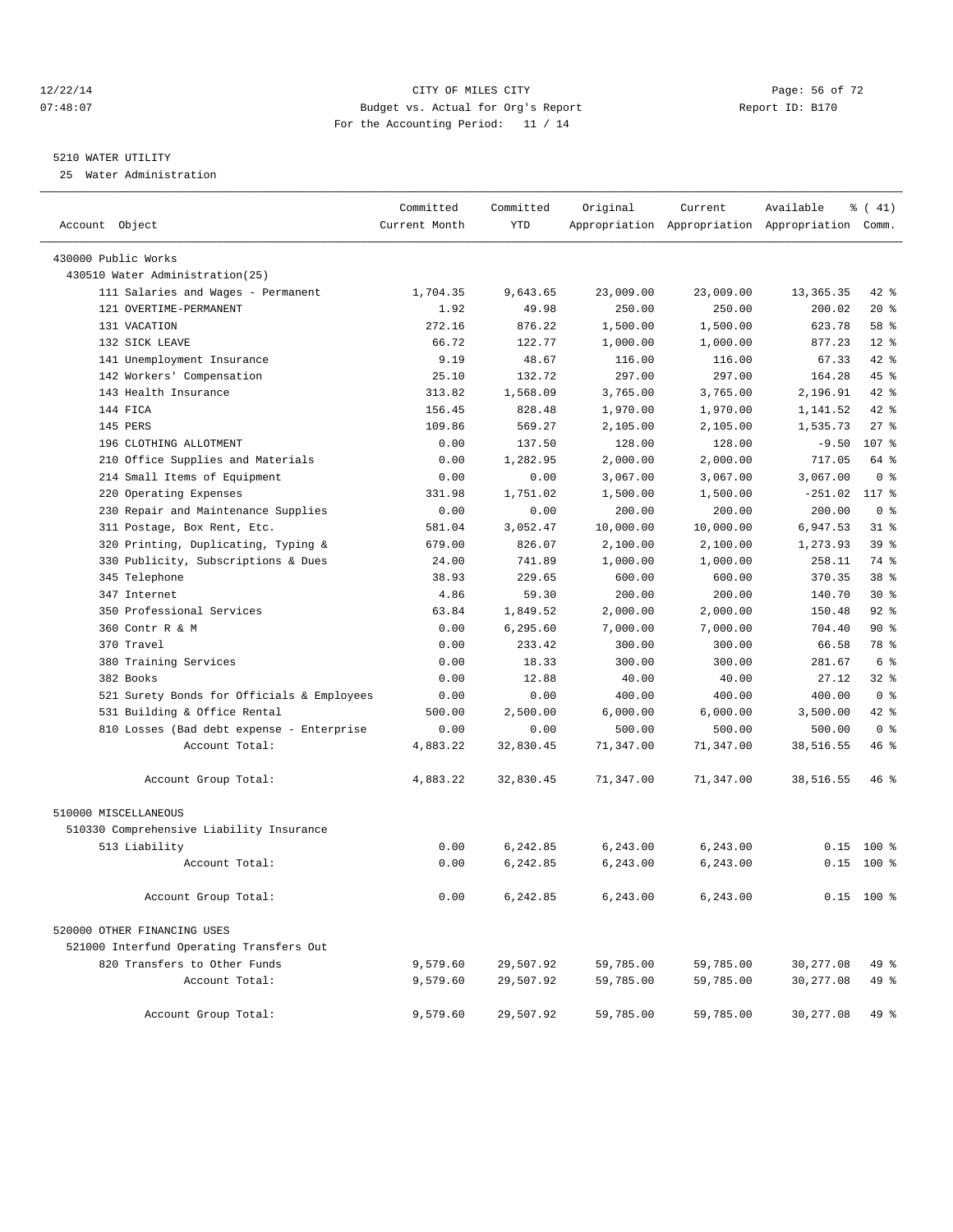CITY OF MILES CITY
Budget vs. Actual for Org's Report
For the Accounting Period: 11 / 14

12/22/14
07:48:07

Report ID: B170

5210 WATER UTILITY
25 Water Administration

| Account Object | Committed Current Month | Committed YTD | Original Appropriation | Current Appropriation | Available Appropriation | % ( 41) Comm. |
|---|---|---|---|---|---|---|
| 430000 Public Works | | | | | | |
| 430510 Water Administration(25) | | | | | | |
| 111 Salaries and Wages - Permanent | 1,704.35 | 9,643.65 | 23,009.00 | 23,009.00 | 13,365.35 | 42 % |
| 121 OVERTIME-PERMANENT | 1.92 | 49.98 | 250.00 | 250.00 | 200.02 | 20 % |
| 131 VACATION | 272.16 | 876.22 | 1,500.00 | 1,500.00 | 623.78 | 58 % |
| 132 SICK LEAVE | 66.72 | 122.77 | 1,000.00 | 1,000.00 | 877.23 | 12 % |
| 141 Unemployment Insurance | 9.19 | 48.67 | 116.00 | 116.00 | 67.33 | 42 % |
| 142 Workers' Compensation | 25.10 | 132.72 | 297.00 | 297.00 | 164.28 | 45 % |
| 143 Health Insurance | 313.82 | 1,568.09 | 3,765.00 | 3,765.00 | 2,196.91 | 42 % |
| 144 FICA | 156.45 | 828.48 | 1,970.00 | 1,970.00 | 1,141.52 | 42 % |
| 145 PERS | 109.86 | 569.27 | 2,105.00 | 2,105.00 | 1,535.73 | 27 % |
| 196 CLOTHING ALLOTMENT | 0.00 | 137.50 | 128.00 | 128.00 | -9.50 | 107 % |
| 210 Office Supplies and Materials | 0.00 | 1,282.95 | 2,000.00 | 2,000.00 | 717.05 | 64 % |
| 214 Small Items of Equipment | 0.00 | 0.00 | 3,067.00 | 3,067.00 | 3,067.00 | 0 % |
| 220 Operating Expenses | 331.98 | 1,751.02 | 1,500.00 | 1,500.00 | -251.02 | 117 % |
| 230 Repair and Maintenance Supplies | 0.00 | 0.00 | 200.00 | 200.00 | 200.00 | 0 % |
| 311 Postage, Box Rent, Etc. | 581.04 | 3,052.47 | 10,000.00 | 10,000.00 | 6,947.53 | 31 % |
| 320 Printing, Duplicating, Typing & | 679.00 | 826.07 | 2,100.00 | 2,100.00 | 1,273.93 | 39 % |
| 330 Publicity, Subscriptions & Dues | 24.00 | 741.89 | 1,000.00 | 1,000.00 | 258.11 | 74 % |
| 345 Telephone | 38.93 | 229.65 | 600.00 | 600.00 | 370.35 | 38 % |
| 347 Internet | 4.86 | 59.30 | 200.00 | 200.00 | 140.70 | 30 % |
| 350 Professional Services | 63.84 | 1,849.52 | 2,000.00 | 2,000.00 | 150.48 | 92 % |
| 360 Contr R & M | 0.00 | 6,295.60 | 7,000.00 | 7,000.00 | 704.40 | 90 % |
| 370 Travel | 0.00 | 233.42 | 300.00 | 300.00 | 66.58 | 78 % |
| 380 Training Services | 0.00 | 18.33 | 300.00 | 300.00 | 281.67 | 6 % |
| 382 Books | 0.00 | 12.88 | 40.00 | 40.00 | 27.12 | 32 % |
| 521 Surety Bonds for Officials & Employees | 0.00 | 0.00 | 400.00 | 400.00 | 400.00 | 0 % |
| 531 Building & Office Rental | 500.00 | 2,500.00 | 6,000.00 | 6,000.00 | 3,500.00 | 42 % |
| 810 Losses (Bad debt expense - Enterprise | 0.00 | 0.00 | 500.00 | 500.00 | 500.00 | 0 % |
| Account Total: | 4,883.22 | 32,830.45 | 71,347.00 | 71,347.00 | 38,516.55 | 46 % |
| Account Group Total: | 4,883.22 | 32,830.45 | 71,347.00 | 71,347.00 | 38,516.55 | 46 % |
| 510000 MISCELLANEOUS | | | | | | |
| 510330 Comprehensive Liability Insurance | | | | | | |
| 513 Liability | 0.00 | 6,242.85 | 6,243.00 | 6,243.00 | 0.15 | 100 % |
| Account Total: | 0.00 | 6,242.85 | 6,243.00 | 6,243.00 | 0.15 | 100 % |
| Account Group Total: | 0.00 | 6,242.85 | 6,243.00 | 6,243.00 | 0.15 | 100 % |
| 520000 OTHER FINANCING USES | | | | | | |
| 521000 Interfund Operating Transfers Out | | | | | | |
| 820 Transfers to Other Funds | 9,579.60 | 29,507.92 | 59,785.00 | 59,785.00 | 30,277.08 | 49 % |
| Account Total: | 9,579.60 | 29,507.92 | 59,785.00 | 59,785.00 | 30,277.08 | 49 % |
| Account Group Total: | 9,579.60 | 29,507.92 | 59,785.00 | 59,785.00 | 30,277.08 | 49 % |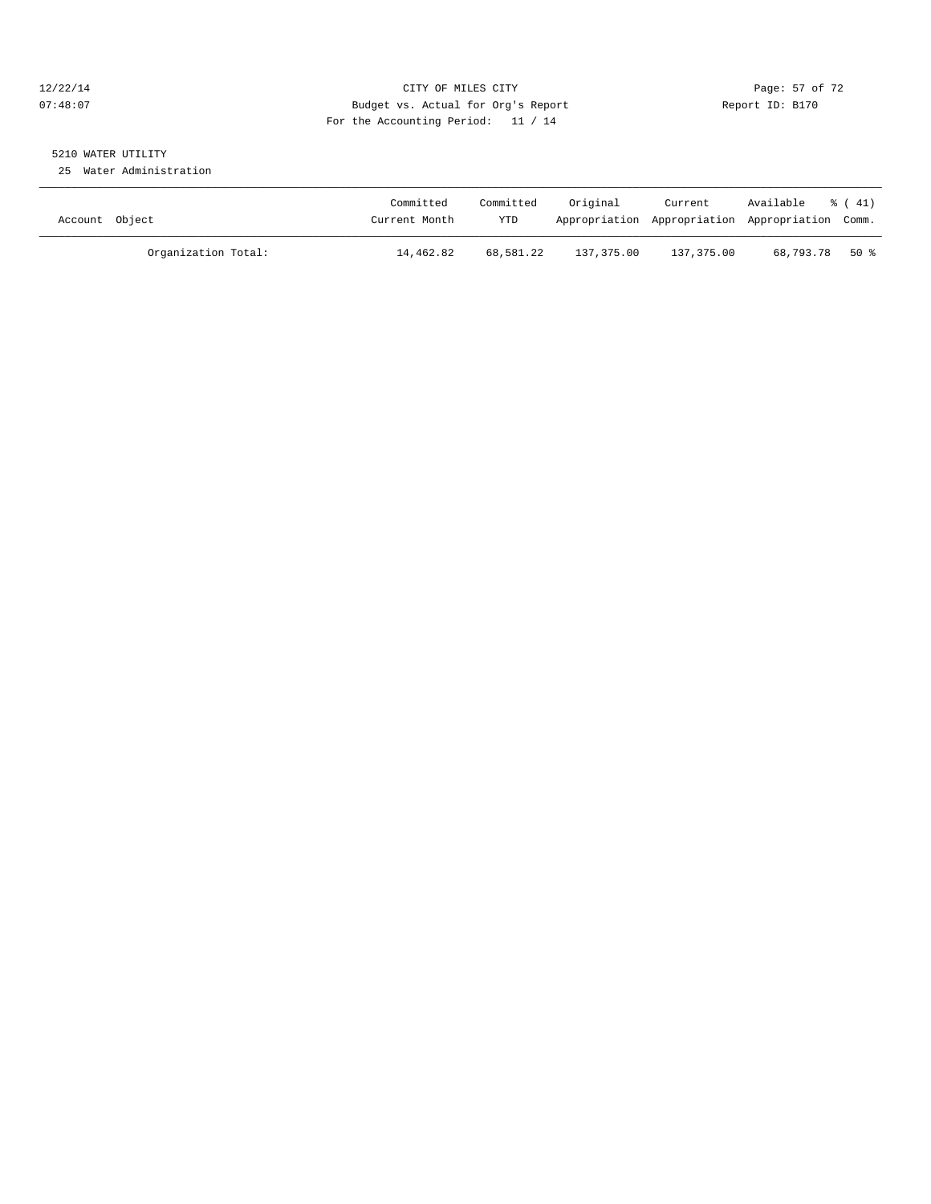CITY OF MILES CITY
Budget vs. Actual for Org's Report
For the Accounting Period: 11 / 14

12/22/14
07:48:07

Report ID: B170

5210 WATER UTILITY
25 Water Administration

| Account Object | Committed Current Month | Committed YTD | Original Appropriation | Current Appropriation | Available Appropriation | % ( 41) Comm. |
|---|---|---|---|---|---|---|
| Organization Total: | 14,462.82 | 68,581.22 | 137,375.00 | 137,375.00 | 68,793.78 | 50 % |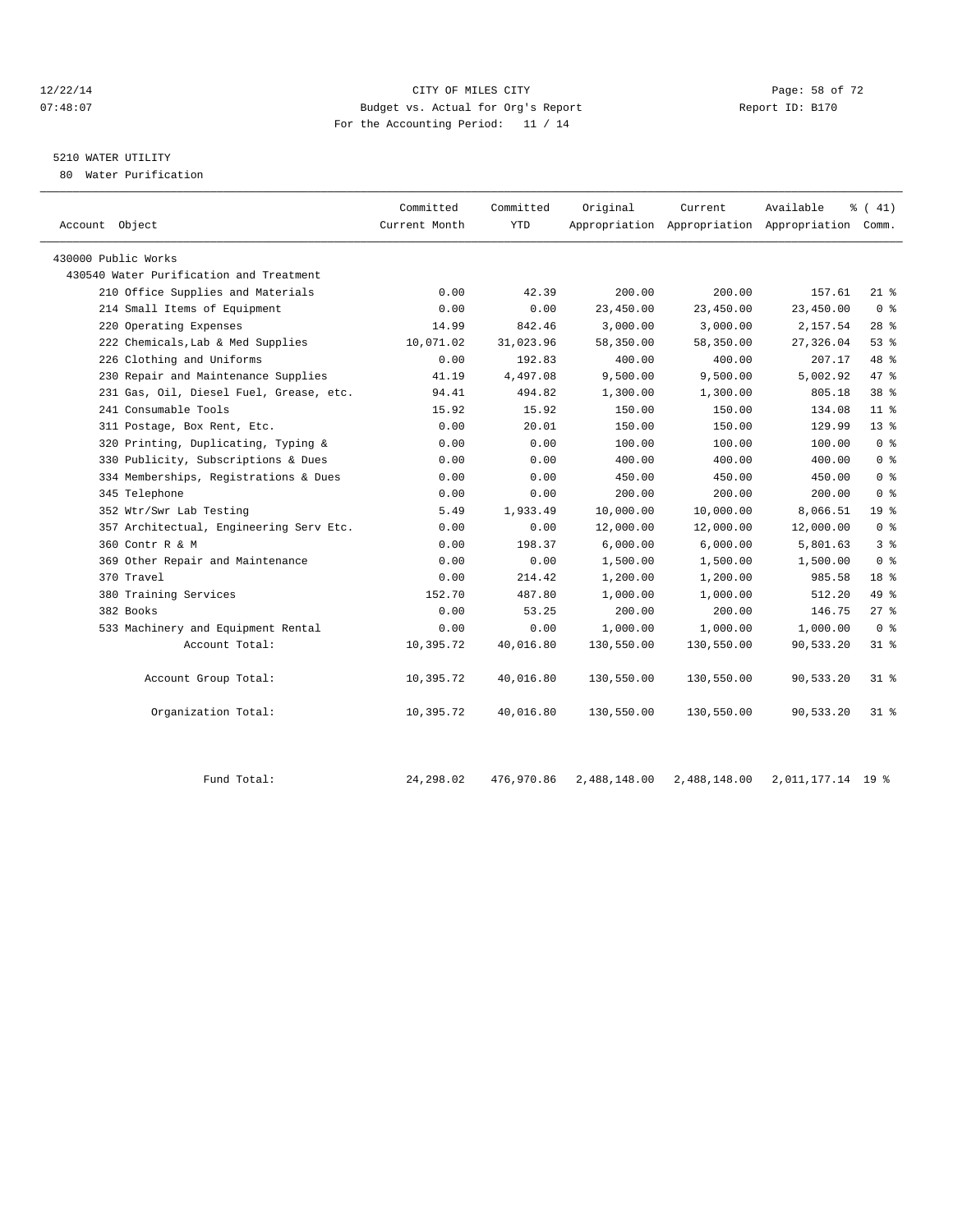CITY OF MILES CITY
Budget vs. Actual for Org's Report
For the Accounting Period: 11 / 14

## 5210 WATER UTILITY

80 Water Purification

| Account Object | Committed Current Month | Committed YTD | Original Appropriation | Current Appropriation | Available Appropriation | % ( 41) Comm. |
|---|---|---|---|---|---|---|
| 430000 Public Works | | | | | | |
| 430540 Water Purification and Treatment | | | | | | |
| 210 Office Supplies and Materials | 0.00 | 42.39 | 200.00 | 200.00 | 157.61 | 21 % |
| 214 Small Items of Equipment | 0.00 | 0.00 | 23,450.00 | 23,450.00 | 23,450.00 | 0 % |
| 220 Operating Expenses | 14.99 | 842.46 | 3,000.00 | 3,000.00 | 2,157.54 | 28 % |
| 222 Chemicals,Lab & Med Supplies | 10,071.02 | 31,023.96 | 58,350.00 | 58,350.00 | 27,326.04 | 53 % |
| 226 Clothing and Uniforms | 0.00 | 192.83 | 400.00 | 400.00 | 207.17 | 48 % |
| 230 Repair and Maintenance Supplies | 41.19 | 4,497.08 | 9,500.00 | 9,500.00 | 5,002.92 | 47 % |
| 231 Gas, Oil, Diesel Fuel, Grease, etc. | 94.41 | 494.82 | 1,300.00 | 1,300.00 | 805.18 | 38 % |
| 241 Consumable Tools | 15.92 | 15.92 | 150.00 | 150.00 | 134.08 | 11 % |
| 311 Postage, Box Rent, Etc. | 0.00 | 20.01 | 150.00 | 150.00 | 129.99 | 13 % |
| 320 Printing, Duplicating, Typing & | 0.00 | 0.00 | 100.00 | 100.00 | 100.00 | 0 % |
| 330 Publicity, Subscriptions & Dues | 0.00 | 0.00 | 400.00 | 400.00 | 400.00 | 0 % |
| 334 Memberships, Registrations & Dues | 0.00 | 0.00 | 450.00 | 450.00 | 450.00 | 0 % |
| 345 Telephone | 0.00 | 0.00 | 200.00 | 200.00 | 200.00 | 0 % |
| 352 Wtr/Swr Lab Testing | 5.49 | 1,933.49 | 10,000.00 | 10,000.00 | 8,066.51 | 19 % |
| 357 Architectual, Engineering Serv Etc. | 0.00 | 0.00 | 12,000.00 | 12,000.00 | 12,000.00 | 0 % |
| 360 Contr R & M | 0.00 | 198.37 | 6,000.00 | 6,000.00 | 5,801.63 | 3 % |
| 369 Other Repair and Maintenance | 0.00 | 0.00 | 1,500.00 | 1,500.00 | 1,500.00 | 0 % |
| 370 Travel | 0.00 | 214.42 | 1,200.00 | 1,200.00 | 985.58 | 18 % |
| 380 Training Services | 152.70 | 487.80 | 1,000.00 | 1,000.00 | 512.20 | 49 % |
| 382 Books | 0.00 | 53.25 | 200.00 | 200.00 | 146.75 | 27 % |
| 533 Machinery and Equipment Rental | 0.00 | 0.00 | 1,000.00 | 1,000.00 | 1,000.00 | 0 % |
| Account Total: | 10,395.72 | 40,016.80 | 130,550.00 | 130,550.00 | 90,533.20 | 31 % |
| Account Group Total: | 10,395.72 | 40,016.80 | 130,550.00 | 130,550.00 | 90,533.20 | 31 % |
| Organization Total: | 10,395.72 | 40,016.80 | 130,550.00 | 130,550.00 | 90,533.20 | 31 % |
| Fund Total: | 24,298.02 | 476,970.86 | 2,488,148.00 | 2,488,148.00 | 2,011,177.14 | 19 % |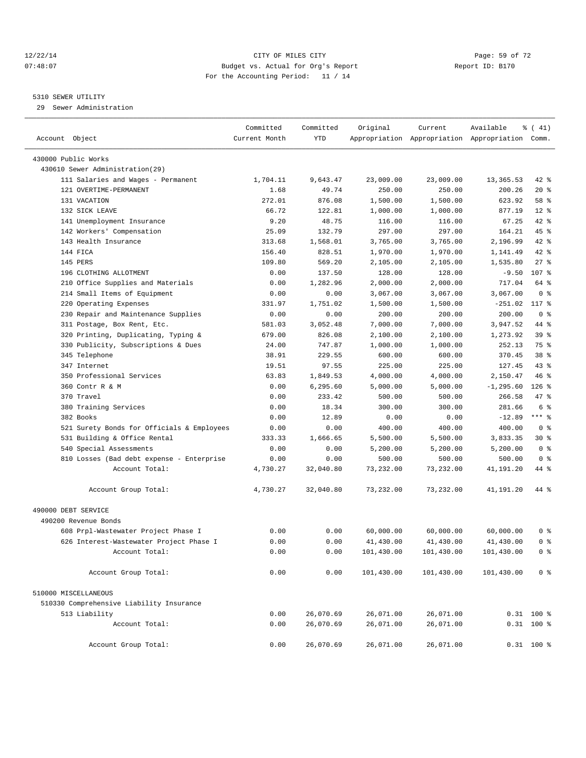CITY OF MILES CITY
Budget vs. Actual for Org's Report
For the Accounting Period: 11 / 14

12/22/14
07:48:07

Report ID: B170

5310 SEWER UTILITY

29 Sewer Administration

| Account Object | Committed Current Month | Committed YTD | Original Appropriation | Current Appropriation | Available Appropriation | % ( 41) Comm. |
|---|---|---|---|---|---|---|
| 430000 Public Works | | | | | | |
| 430610 Sewer Administration(29) | | | | | | |
| 111 Salaries and Wages - Permanent | 1,704.11 | 9,643.47 | 23,009.00 | 23,009.00 | 13,365.53 | 42 % |
| 121 OVERTIME-PERMANENT | 1.68 | 49.74 | 250.00 | 250.00 | 200.26 | 20 % |
| 131 VACATION | 272.01 | 876.08 | 1,500.00 | 1,500.00 | 623.92 | 58 % |
| 132 SICK LEAVE | 66.72 | 122.81 | 1,000.00 | 1,000.00 | 877.19 | 12 % |
| 141 Unemployment Insurance | 9.20 | 48.75 | 116.00 | 116.00 | 67.25 | 42 % |
| 142 Workers' Compensation | 25.09 | 132.79 | 297.00 | 297.00 | 164.21 | 45 % |
| 143 Health Insurance | 313.68 | 1,568.01 | 3,765.00 | 3,765.00 | 2,196.99 | 42 % |
| 144 FICA | 156.40 | 828.51 | 1,970.00 | 1,970.00 | 1,141.49 | 42 % |
| 145 PERS | 109.80 | 569.20 | 2,105.00 | 2,105.00 | 1,535.80 | 27 % |
| 196 CLOTHING ALLOTMENT | 0.00 | 137.50 | 128.00 | 128.00 | -9.50 | 107 % |
| 210 Office Supplies and Materials | 0.00 | 1,282.96 | 2,000.00 | 2,000.00 | 717.04 | 64 % |
| 214 Small Items of Equipment | 0.00 | 0.00 | 3,067.00 | 3,067.00 | 3,067.00 | 0 % |
| 220 Operating Expenses | 331.97 | 1,751.02 | 1,500.00 | 1,500.00 | -251.02 | 117 % |
| 230 Repair and Maintenance Supplies | 0.00 | 0.00 | 200.00 | 200.00 | 200.00 | 0 % |
| 311 Postage, Box Rent, Etc. | 581.03 | 3,052.48 | 7,000.00 | 7,000.00 | 3,947.52 | 44 % |
| 320 Printing, Duplicating, Typing & | 679.00 | 826.08 | 2,100.00 | 2,100.00 | 1,273.92 | 39 % |
| 330 Publicity, Subscriptions & Dues | 24.00 | 747.87 | 1,000.00 | 1,000.00 | 252.13 | 75 % |
| 345 Telephone | 38.91 | 229.55 | 600.00 | 600.00 | 370.45 | 38 % |
| 347 Internet | 19.51 | 97.55 | 225.00 | 225.00 | 127.45 | 43 % |
| 350 Professional Services | 63.83 | 1,849.53 | 4,000.00 | 4,000.00 | 2,150.47 | 46 % |
| 360 Contr R & M | 0.00 | 6,295.60 | 5,000.00 | 5,000.00 | -1,295.60 | 126 % |
| 370 Travel | 0.00 | 233.42 | 500.00 | 500.00 | 266.58 | 47 % |
| 380 Training Services | 0.00 | 18.34 | 300.00 | 300.00 | 281.66 | 6 % |
| 382 Books | 0.00 | 12.89 | 0.00 | 0.00 | -12.89 | *** % |
| 521 Surety Bonds for Officials & Employees | 0.00 | 0.00 | 400.00 | 400.00 | 400.00 | 0 % |
| 531 Building & Office Rental | 333.33 | 1,666.65 | 5,500.00 | 5,500.00 | 3,833.35 | 30 % |
| 540 Special Assessments | 0.00 | 0.00 | 5,200.00 | 5,200.00 | 5,200.00 | 0 % |
| 810 Losses (Bad debt expense - Enterprise | 0.00 | 0.00 | 500.00 | 500.00 | 500.00 | 0 % |
| Account Total: | 4,730.27 | 32,040.80 | 73,232.00 | 73,232.00 | 41,191.20 | 44 % |
| Account Group Total: | 4,730.27 | 32,040.80 | 73,232.00 | 73,232.00 | 41,191.20 | 44 % |
| 490000 DEBT SERVICE | | | | | | |
| 490200 Revenue Bonds | | | | | | |
| 608 Prpl-Wastewater Project Phase I | 0.00 | 0.00 | 60,000.00 | 60,000.00 | 60,000.00 | 0 % |
| 626 Interest-Wastewater Project Phase I | 0.00 | 0.00 | 41,430.00 | 41,430.00 | 41,430.00 | 0 % |
| Account Total: | 0.00 | 0.00 | 101,430.00 | 101,430.00 | 101,430.00 | 0 % |
| Account Group Total: | 0.00 | 0.00 | 101,430.00 | 101,430.00 | 101,430.00 | 0 % |
| 510000 MISCELLANEOUS | | | | | | |
| 510330 Comprehensive Liability Insurance | | | | | | |
| 513 Liability | 0.00 | 26,070.69 | 26,071.00 | 26,071.00 | 0.31 | 100 % |
| Account Total: | 0.00 | 26,070.69 | 26,071.00 | 26,071.00 | 0.31 | 100 % |
| Account Group Total: | 0.00 | 26,070.69 | 26,071.00 | 26,071.00 | 0.31 | 100 % |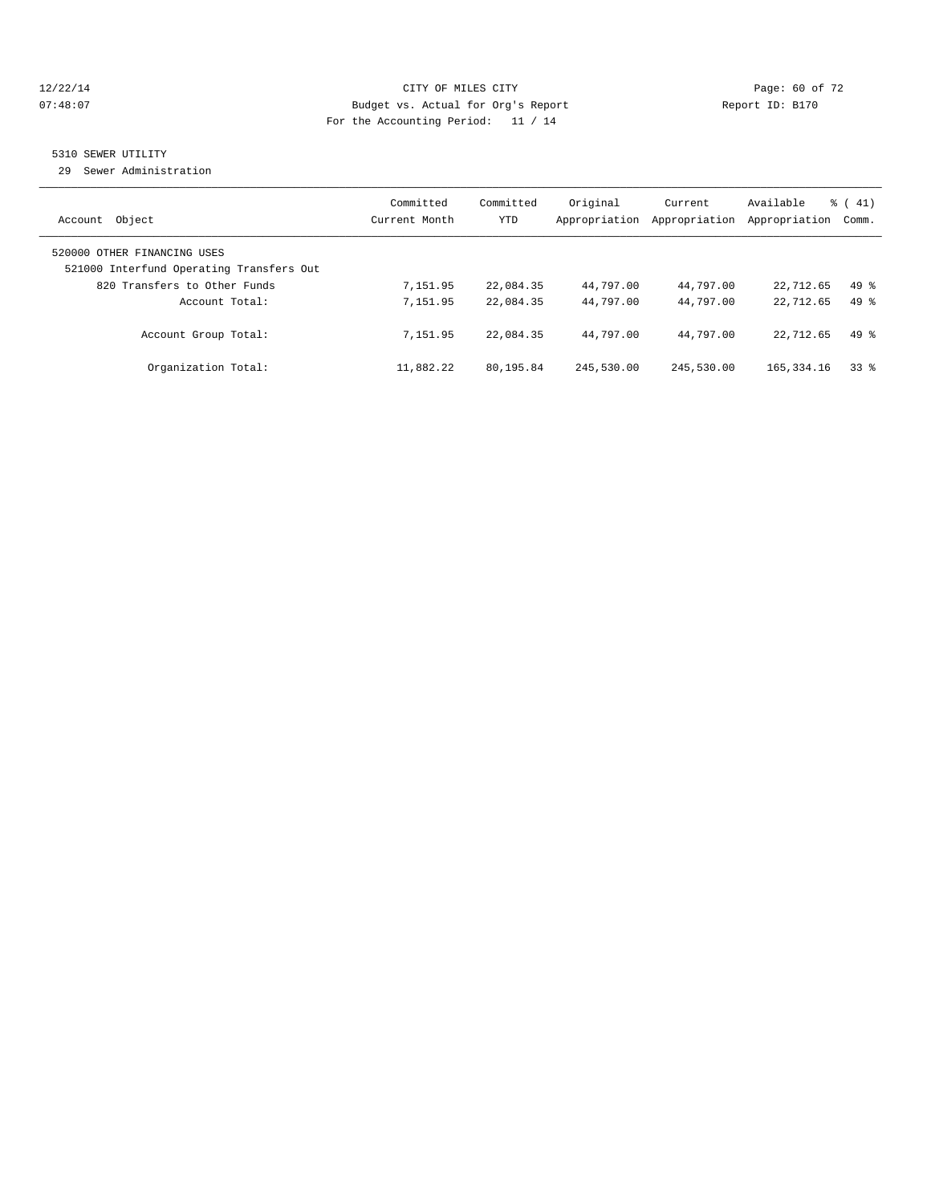CITY OF MILES CITY
Budget vs. Actual for Org's Report
For the Accounting Period: 11 / 14

12/22/14
07:48:07

Report ID: B170

## 5310 SEWER UTILITY

29 Sewer Administration

| Account Object | Committed Current Month | Committed YTD | Original Appropriation | Current Appropriation | Available Appropriation | % ( 41) Comm. |
|---|---|---|---|---|---|---|
| 520000 OTHER FINANCING USES | | | | | | |
| 521000 Interfund Operating Transfers Out | | | | | | |
| 820 Transfers to Other Funds | 7,151.95 | 22,084.35 | 44,797.00 | 44,797.00 | 22,712.65 | 49 % |
| Account Total: | 7,151.95 | 22,084.35 | 44,797.00 | 44,797.00 | 22,712.65 | 49 % |
| Account Group Total: | 7,151.95 | 22,084.35 | 44,797.00 | 44,797.00 | 22,712.65 | 49 % |
| Organization Total: | 11,882.22 | 80,195.84 | 245,530.00 | 245,530.00 | 165,334.16 | 33 % |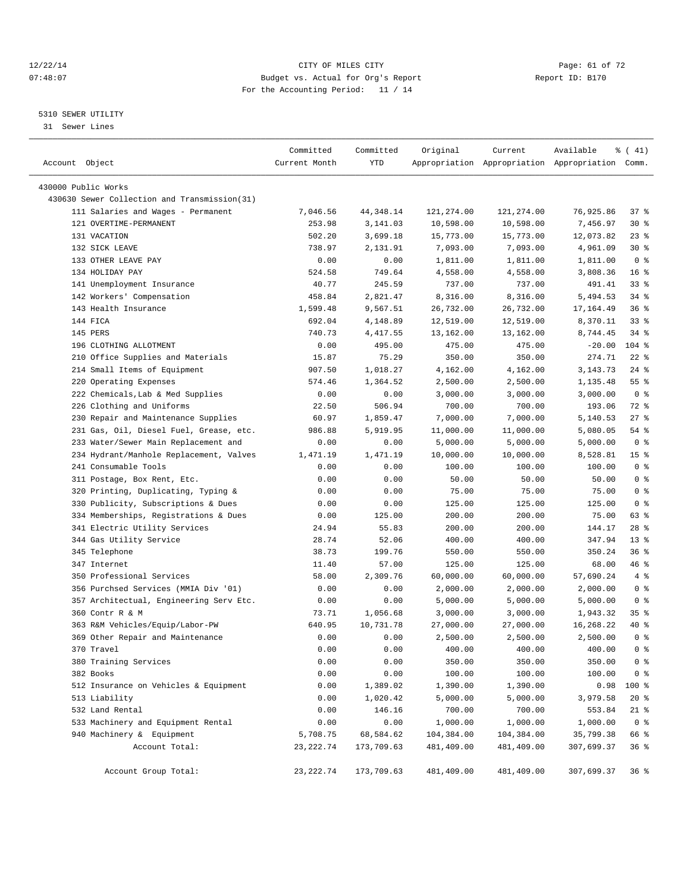CITY OF MILES CITY
Budget vs. Actual for Org's Report
For the Accounting Period: 11 / 14

12/22/14
07:48:07

Report ID: B170

5310 SEWER UTILITY
31 Sewer Lines

| Account Object | Committed Current Month | Committed YTD | Original Appropriation | Current Appropriation | Available Appropriation | % ( 41) Comm. |
|---|---|---|---|---|---|---|
| 430000 Public Works | | | | | | |
| 430630 Sewer Collection and Transmission(31) | | | | | | |
| 111 Salaries and Wages - Permanent | 7,046.56 | 44,348.14 | 121,274.00 | 121,274.00 | 76,925.86 | 37 % |
| 121 OVERTIME-PERMANENT | 253.98 | 3,141.03 | 10,598.00 | 10,598.00 | 7,456.97 | 30 % |
| 131 VACATION | 502.20 | 3,699.18 | 15,773.00 | 15,773.00 | 12,073.82 | 23 % |
| 132 SICK LEAVE | 738.97 | 2,131.91 | 7,093.00 | 7,093.00 | 4,961.09 | 30 % |
| 133 OTHER LEAVE PAY | 0.00 | 0.00 | 1,811.00 | 1,811.00 | 1,811.00 | 0 % |
| 134 HOLIDAY PAY | 524.58 | 749.64 | 4,558.00 | 4,558.00 | 3,808.36 | 16 % |
| 141 Unemployment Insurance | 40.77 | 245.59 | 737.00 | 737.00 | 491.41 | 33 % |
| 142 Workers' Compensation | 458.84 | 2,821.47 | 8,316.00 | 8,316.00 | 5,494.53 | 34 % |
| 143 Health Insurance | 1,599.48 | 9,567.51 | 26,732.00 | 26,732.00 | 17,164.49 | 36 % |
| 144 FICA | 692.04 | 4,148.89 | 12,519.00 | 12,519.00 | 8,370.11 | 33 % |
| 145 PERS | 740.73 | 4,417.55 | 13,162.00 | 13,162.00 | 8,744.45 | 34 % |
| 196 CLOTHING ALLOTMENT | 0.00 | 495.00 | 475.00 | 475.00 | -20.00 | 104 % |
| 210 Office Supplies and Materials | 15.87 | 75.29 | 350.00 | 350.00 | 274.71 | 22 % |
| 214 Small Items of Equipment | 907.50 | 1,018.27 | 4,162.00 | 4,162.00 | 3,143.73 | 24 % |
| 220 Operating Expenses | 574.46 | 1,364.52 | 2,500.00 | 2,500.00 | 1,135.48 | 55 % |
| 222 Chemicals,Lab & Med Supplies | 0.00 | 0.00 | 3,000.00 | 3,000.00 | 3,000.00 | 0 % |
| 226 Clothing and Uniforms | 22.50 | 506.94 | 700.00 | 700.00 | 193.06 | 72 % |
| 230 Repair and Maintenance Supplies | 60.97 | 1,859.47 | 7,000.00 | 7,000.00 | 5,140.53 | 27 % |
| 231 Gas, Oil, Diesel Fuel, Grease, etc. | 986.88 | 5,919.95 | 11,000.00 | 11,000.00 | 5,080.05 | 54 % |
| 233 Water/Sewer Main Replacement and | 0.00 | 0.00 | 5,000.00 | 5,000.00 | 5,000.00 | 0 % |
| 234 Hydrant/Manhole Replacement, Valves | 1,471.19 | 1,471.19 | 10,000.00 | 10,000.00 | 8,528.81 | 15 % |
| 241 Consumable Tools | 0.00 | 0.00 | 100.00 | 100.00 | 100.00 | 0 % |
| 311 Postage, Box Rent, Etc. | 0.00 | 0.00 | 50.00 | 50.00 | 50.00 | 0 % |
| 320 Printing, Duplicating, Typing & | 0.00 | 0.00 | 75.00 | 75.00 | 75.00 | 0 % |
| 330 Publicity, Subscriptions & Dues | 0.00 | 0.00 | 125.00 | 125.00 | 125.00 | 0 % |
| 334 Memberships, Registrations & Dues | 0.00 | 125.00 | 200.00 | 200.00 | 75.00 | 63 % |
| 341 Electric Utility Services | 24.94 | 55.83 | 200.00 | 200.00 | 144.17 | 28 % |
| 344 Gas Utility Service | 28.74 | 52.06 | 400.00 | 400.00 | 347.94 | 13 % |
| 345 Telephone | 38.73 | 199.76 | 550.00 | 550.00 | 350.24 | 36 % |
| 347 Internet | 11.40 | 57.00 | 125.00 | 125.00 | 68.00 | 46 % |
| 350 Professional Services | 58.00 | 2,309.76 | 60,000.00 | 60,000.00 | 57,690.24 | 4 % |
| 356 Purchsed Services (MMIA Div '01) | 0.00 | 0.00 | 2,000.00 | 2,000.00 | 2,000.00 | 0 % |
| 357 Architectual, Engineering Serv Etc. | 0.00 | 0.00 | 5,000.00 | 5,000.00 | 5,000.00 | 0 % |
| 360 Contr R & M | 73.71 | 1,056.68 | 3,000.00 | 3,000.00 | 1,943.32 | 35 % |
| 363 R&M Vehicles/Equip/Labor-PW | 640.95 | 10,731.78 | 27,000.00 | 27,000.00 | 16,268.22 | 40 % |
| 369 Other Repair and Maintenance | 0.00 | 0.00 | 2,500.00 | 2,500.00 | 2,500.00 | 0 % |
| 370 Travel | 0.00 | 0.00 | 400.00 | 400.00 | 400.00 | 0 % |
| 380 Training Services | 0.00 | 0.00 | 350.00 | 350.00 | 350.00 | 0 % |
| 382 Books | 0.00 | 0.00 | 100.00 | 100.00 | 100.00 | 0 % |
| 512 Insurance on Vehicles & Equipment | 0.00 | 1,389.02 | 1,390.00 | 1,390.00 | 0.98 | 100 % |
| 513 Liability | 0.00 | 1,020.42 | 5,000.00 | 5,000.00 | 3,979.58 | 20 % |
| 532 Land Rental | 0.00 | 146.16 | 700.00 | 700.00 | 553.84 | 21 % |
| 533 Machinery and Equipment Rental | 0.00 | 0.00 | 1,000.00 | 1,000.00 | 1,000.00 | 0 % |
| 940 Machinery & Equipment | 5,708.75 | 68,584.62 | 104,384.00 | 104,384.00 | 35,799.38 | 66 % |
| Account Total: | 23,222.74 | 173,709.63 | 481,409.00 | 481,409.00 | 307,699.37 | 36 % |
| Account Group Total: | 23,222.74 | 173,709.63 | 481,409.00 | 481,409.00 | 307,699.37 | 36 % |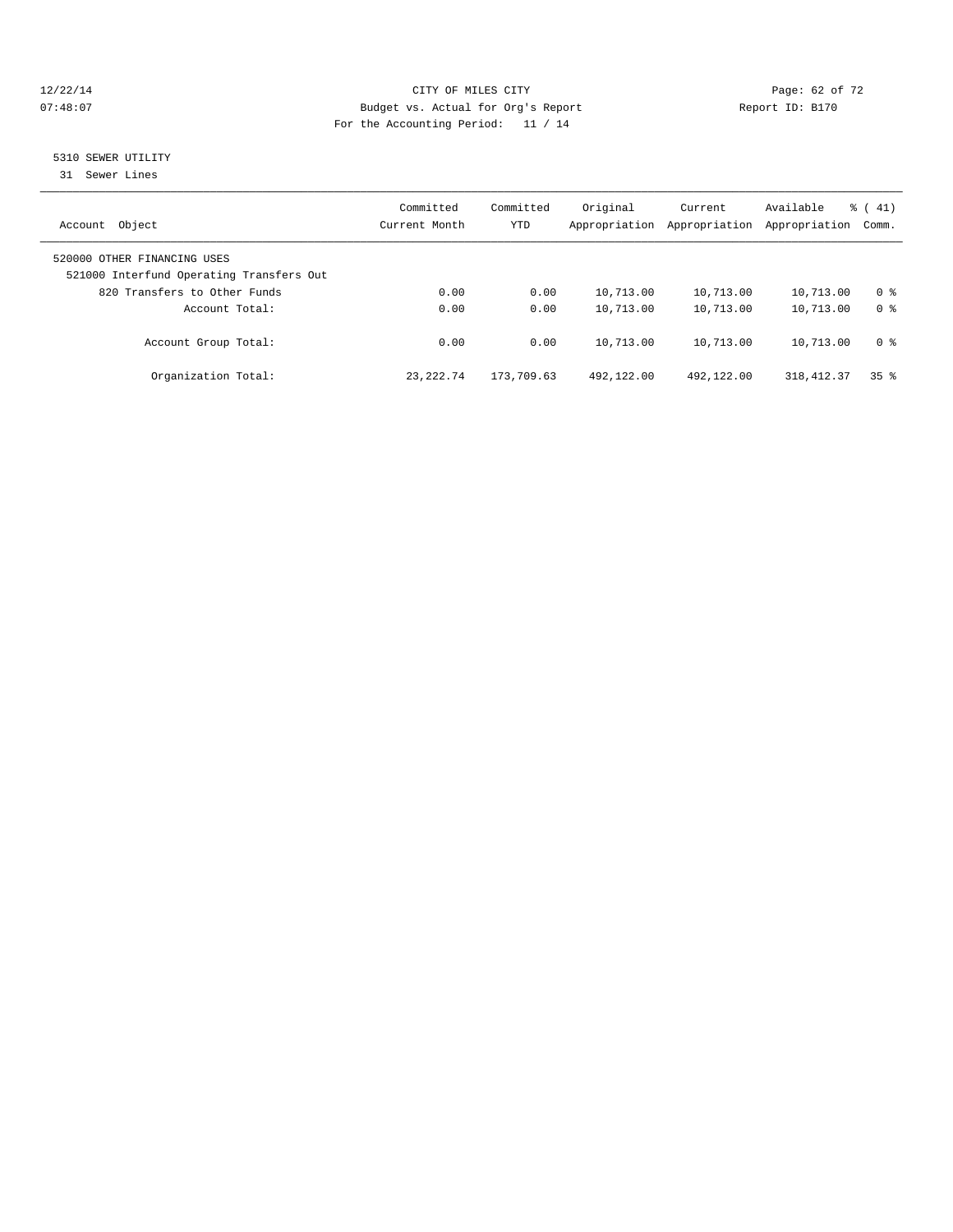12/22/14 CITY OF MILES CITY
07:48:07 Budget vs. Actual for Org's Report Report ID: B170
For the Accounting Period: 11 / 14

## 5310 SEWER UTILITY

31 Sewer Lines

| Account Object | Committed Current Month | Committed YTD | Original Appropriation | Current Appropriation | Available Appropriation | % ( 41) Comm. |
|---|---|---|---|---|---|---|
| 520000 OTHER FINANCING USES | | | | | | |
| 521000 Interfund Operating Transfers Out | | | | | | |
| 820 Transfers to Other Funds | 0.00 | 0.00 | 10,713.00 | 10,713.00 | 10,713.00 | 0 % |
| Account Total: | 0.00 | 0.00 | 10,713.00 | 10,713.00 | 10,713.00 | 0 % |
| Account Group Total: | 0.00 | 0.00 | 10,713.00 | 10,713.00 | 10,713.00 | 0 % |
| Organization Total: | 23,222.74 | 173,709.63 | 492,122.00 | 492,122.00 | 318,412.37 | 35 % |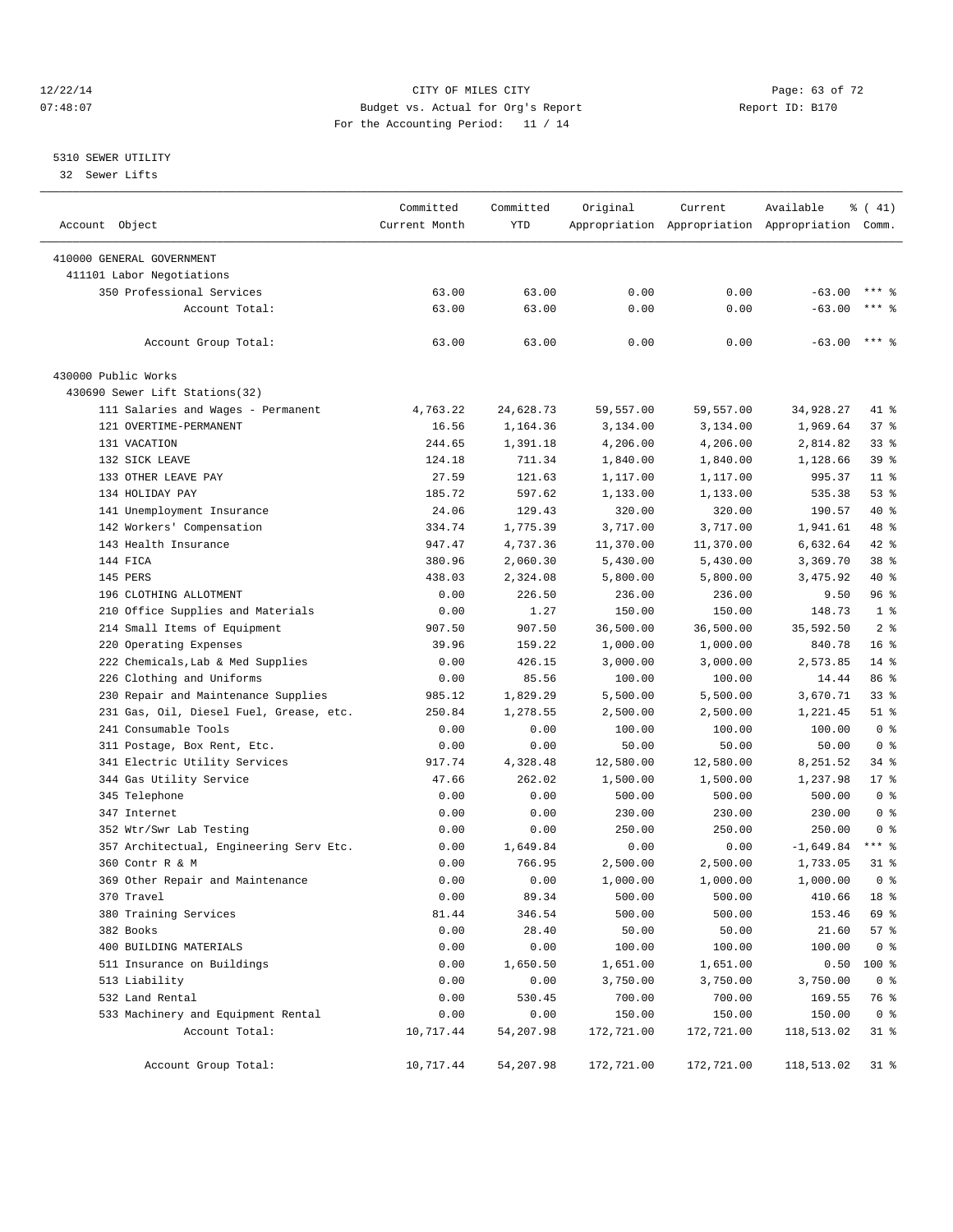CITY OF MILES CITY
Budget vs. Actual for Org's Report
For the Accounting Period: 11 / 14

5310 SEWER UTILITY
32 Sewer Lifts

| Account Object | Committed Current Month | Committed YTD | Original Appropriation | Current Appropriation | Available Appropriation | % ( 41) Comm. |
|---|---|---|---|---|---|---|
| 410000 GENERAL GOVERNMENT | | | | | | |
| 411101 Labor Negotiations | | | | | | |
| 350 Professional Services | 63.00 | 63.00 | 0.00 | 0.00 | -63.00 | *** % |
| Account Total: | 63.00 | 63.00 | 0.00 | 0.00 | -63.00 | *** % |
| Account Group Total: | 63.00 | 63.00 | 0.00 | 0.00 | -63.00 | *** % |
| 430000 Public Works | | | | | | |
| 430690 Sewer Lift Stations(32) | | | | | | |
| 111 Salaries and Wages - Permanent | 4,763.22 | 24,628.73 | 59,557.00 | 59,557.00 | 34,928.27 | 41 % |
| 121 OVERTIME-PERMANENT | 16.56 | 1,164.36 | 3,134.00 | 3,134.00 | 1,969.64 | 37 % |
| 131 VACATION | 244.65 | 1,391.18 | 4,206.00 | 4,206.00 | 2,814.82 | 33 % |
| 132 SICK LEAVE | 124.18 | 711.34 | 1,840.00 | 1,840.00 | 1,128.66 | 39 % |
| 133 OTHER LEAVE PAY | 27.59 | 121.63 | 1,117.00 | 1,117.00 | 995.37 | 11 % |
| 134 HOLIDAY PAY | 185.72 | 597.62 | 1,133.00 | 1,133.00 | 535.38 | 53 % |
| 141 Unemployment Insurance | 24.06 | 129.43 | 320.00 | 320.00 | 190.57 | 40 % |
| 142 Workers' Compensation | 334.74 | 1,775.39 | 3,717.00 | 3,717.00 | 1,941.61 | 48 % |
| 143 Health Insurance | 947.47 | 4,737.36 | 11,370.00 | 11,370.00 | 6,632.64 | 42 % |
| 144 FICA | 380.96 | 2,060.30 | 5,430.00 | 5,430.00 | 3,369.70 | 38 % |
| 145 PERS | 438.03 | 2,324.08 | 5,800.00 | 5,800.00 | 3,475.92 | 40 % |
| 196 CLOTHING ALLOTMENT | 0.00 | 226.50 | 236.00 | 236.00 | 9.50 | 96 % |
| 210 Office Supplies and Materials | 0.00 | 1.27 | 150.00 | 150.00 | 148.73 | 1 % |
| 214 Small Items of Equipment | 907.50 | 907.50 | 36,500.00 | 36,500.00 | 35,592.50 | 2 % |
| 220 Operating Expenses | 39.96 | 159.22 | 1,000.00 | 1,000.00 | 840.78 | 16 % |
| 222 Chemicals,Lab & Med Supplies | 0.00 | 426.15 | 3,000.00 | 3,000.00 | 2,573.85 | 14 % |
| 226 Clothing and Uniforms | 0.00 | 85.56 | 100.00 | 100.00 | 14.44 | 86 % |
| 230 Repair and Maintenance Supplies | 985.12 | 1,829.29 | 5,500.00 | 5,500.00 | 3,670.71 | 33 % |
| 231 Gas, Oil, Diesel Fuel, Grease, etc. | 250.84 | 1,278.55 | 2,500.00 | 2,500.00 | 1,221.45 | 51 % |
| 241 Consumable Tools | 0.00 | 0.00 | 100.00 | 100.00 | 100.00 | 0 % |
| 311 Postage, Box Rent, Etc. | 0.00 | 0.00 | 50.00 | 50.00 | 50.00 | 0 % |
| 341 Electric Utility Services | 917.74 | 4,328.48 | 12,580.00 | 12,580.00 | 8,251.52 | 34 % |
| 344 Gas Utility Service | 47.66 | 262.02 | 1,500.00 | 1,500.00 | 1,237.98 | 17 % |
| 345 Telephone | 0.00 | 0.00 | 500.00 | 500.00 | 500.00 | 0 % |
| 347 Internet | 0.00 | 0.00 | 230.00 | 230.00 | 230.00 | 0 % |
| 352 Wtr/Swr Lab Testing | 0.00 | 0.00 | 250.00 | 250.00 | 250.00 | 0 % |
| 357 Architectual, Engineering Serv Etc. | 0.00 | 1,649.84 | 0.00 | 0.00 | -1,649.84 | *** % |
| 360 Contr R & M | 0.00 | 766.95 | 2,500.00 | 2,500.00 | 1,733.05 | 31 % |
| 369 Other Repair and Maintenance | 0.00 | 0.00 | 1,000.00 | 1,000.00 | 1,000.00 | 0 % |
| 370 Travel | 0.00 | 89.34 | 500.00 | 500.00 | 410.66 | 18 % |
| 380 Training Services | 81.44 | 346.54 | 500.00 | 500.00 | 153.46 | 69 % |
| 382 Books | 0.00 | 28.40 | 50.00 | 50.00 | 21.60 | 57 % |
| 400 BUILDING MATERIALS | 0.00 | 0.00 | 100.00 | 100.00 | 100.00 | 0 % |
| 511 Insurance on Buildings | 0.00 | 1,650.50 | 1,651.00 | 1,651.00 | 0.50 | 100 % |
| 513 Liability | 0.00 | 0.00 | 3,750.00 | 3,750.00 | 3,750.00 | 0 % |
| 532 Land Rental | 0.00 | 530.45 | 700.00 | 700.00 | 169.55 | 76 % |
| 533 Machinery and Equipment Rental | 0.00 | 0.00 | 150.00 | 150.00 | 150.00 | 0 % |
| Account Total: | 10,717.44 | 54,207.98 | 172,721.00 | 172,721.00 | 118,513.02 | 31 % |
| Account Group Total: | 10,717.44 | 54,207.98 | 172,721.00 | 172,721.00 | 118,513.02 | 31 % |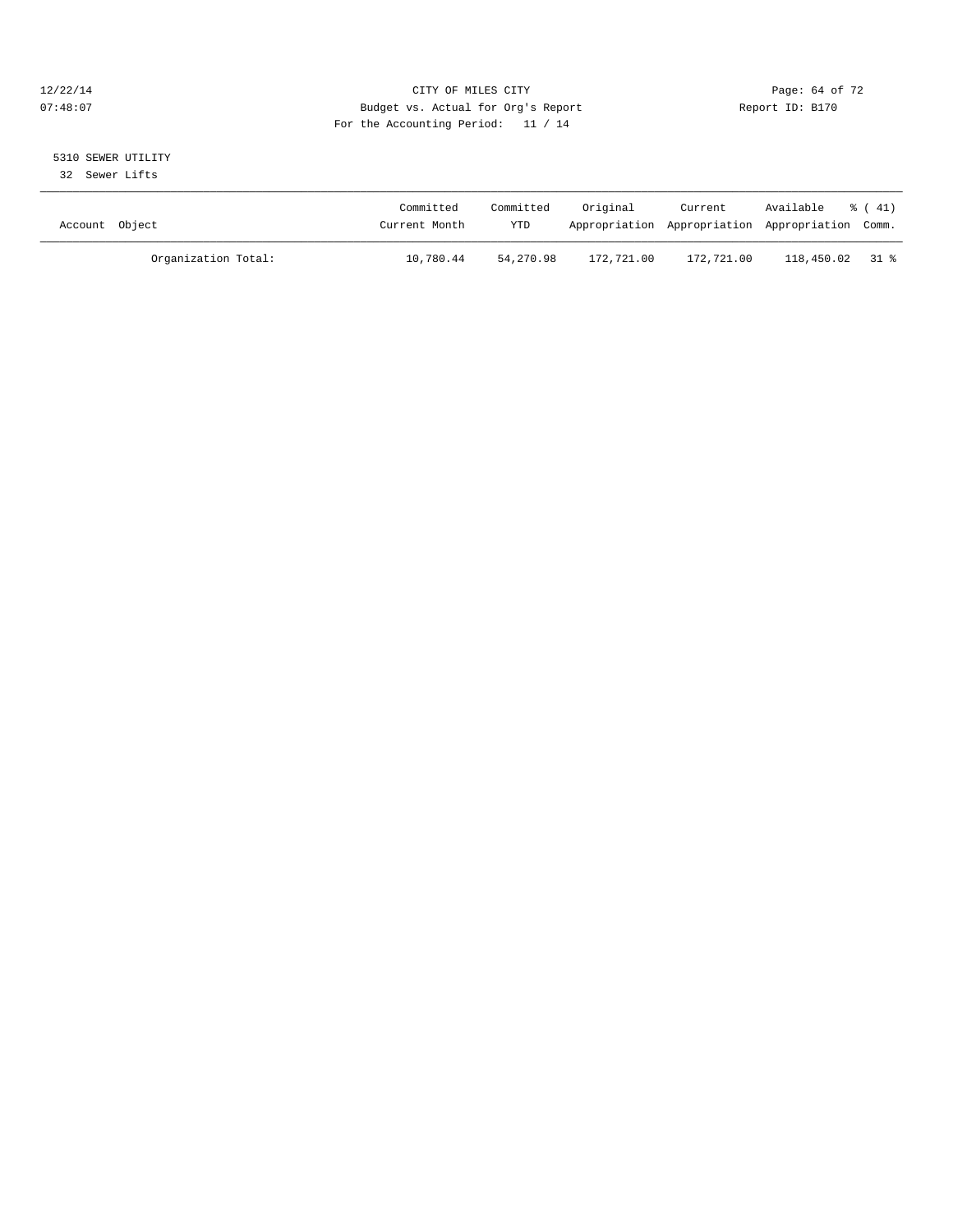CITY OF MILES CITY
Budget vs. Actual for Org's Report
For the Accounting Period: 11 / 14

12/22/14
07:48:07

Report ID: B170

5310 SEWER UTILITY
32 Sewer Lifts

| Account Object | Committed Current Month | Committed YTD | Original Appropriation | Current Appropriation | Available Appropriation | % ( 41) Comm. |
|---|---|---|---|---|---|---|
| Organization Total: | 10,780.44 | 54,270.98 | 172,721.00 | 172,721.00 | 118,450.02 | 31 % |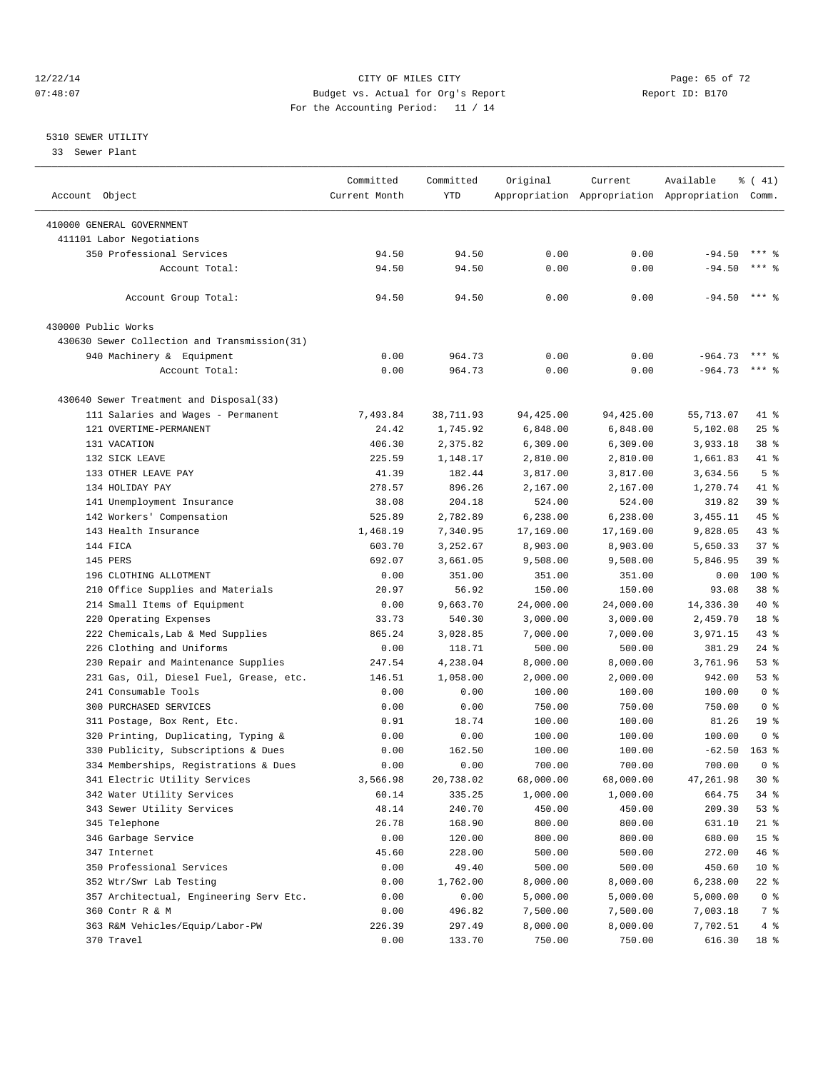CITY OF MILES CITY
Budget vs. Actual for Org's Report
For the Accounting Period: 11 / 14

5310 SEWER UTILITY
33 Sewer Plant

| Account Object | Committed Current Month | Committed YTD | Original Appropriation | Current Appropriation | Available Appropriation | % ( 41) Comm. |
|---|---|---|---|---|---|---|
| 410000 GENERAL GOVERNMENT | | | | | | |
| 411101 Labor Negotiations | | | | | | |
| 350 Professional Services | 94.50 | 94.50 | 0.00 | 0.00 | -94.50 | *** % |
| Account Total: | 94.50 | 94.50 | 0.00 | 0.00 | -94.50 | *** % |
| Account Group Total: | 94.50 | 94.50 | 0.00 | 0.00 | -94.50 | *** % |
| 430000 Public Works | | | | | | |
| 430630 Sewer Collection and Transmission(31) | | | | | | |
| 940 Machinery & Equipment | 0.00 | 964.73 | 0.00 | 0.00 | -964.73 | *** % |
| Account Total: | 0.00 | 964.73 | 0.00 | 0.00 | -964.73 | *** % |
| 430640 Sewer Treatment and Disposal(33) | | | | | | |
| 111 Salaries and Wages - Permanent | 7,493.84 | 38,711.93 | 94,425.00 | 94,425.00 | 55,713.07 | 41 % |
| 121 OVERTIME-PERMANENT | 24.42 | 1,745.92 | 6,848.00 | 6,848.00 | 5,102.08 | 25 % |
| 131 VACATION | 406.30 | 2,375.82 | 6,309.00 | 6,309.00 | 3,933.18 | 38 % |
| 132 SICK LEAVE | 225.59 | 1,148.17 | 2,810.00 | 2,810.00 | 1,661.83 | 41 % |
| 133 OTHER LEAVE PAY | 41.39 | 182.44 | 3,817.00 | 3,817.00 | 3,634.56 | 5 % |
| 134 HOLIDAY PAY | 278.57 | 896.26 | 2,167.00 | 2,167.00 | 1,270.74 | 41 % |
| 141 Unemployment Insurance | 38.08 | 204.18 | 524.00 | 524.00 | 319.82 | 39 % |
| 142 Workers' Compensation | 525.89 | 2,782.89 | 6,238.00 | 6,238.00 | 3,455.11 | 45 % |
| 143 Health Insurance | 1,468.19 | 7,340.95 | 17,169.00 | 17,169.00 | 9,828.05 | 43 % |
| 144 FICA | 603.70 | 3,252.67 | 8,903.00 | 8,903.00 | 5,650.33 | 37 % |
| 145 PERS | 692.07 | 3,661.05 | 9,508.00 | 9,508.00 | 5,846.95 | 39 % |
| 196 CLOTHING ALLOTMENT | 0.00 | 351.00 | 351.00 | 351.00 | 0.00 | 100 % |
| 210 Office Supplies and Materials | 20.97 | 56.92 | 150.00 | 150.00 | 93.08 | 38 % |
| 214 Small Items of Equipment | 0.00 | 9,663.70 | 24,000.00 | 24,000.00 | 14,336.30 | 40 % |
| 220 Operating Expenses | 33.73 | 540.30 | 3,000.00 | 3,000.00 | 2,459.70 | 18 % |
| 222 Chemicals,Lab & Med Supplies | 865.24 | 3,028.85 | 7,000.00 | 7,000.00 | 3,971.15 | 43 % |
| 226 Clothing and Uniforms | 0.00 | 118.71 | 500.00 | 500.00 | 381.29 | 24 % |
| 230 Repair and Maintenance Supplies | 247.54 | 4,238.04 | 8,000.00 | 8,000.00 | 3,761.96 | 53 % |
| 231 Gas, Oil, Diesel Fuel, Grease, etc. | 146.51 | 1,058.00 | 2,000.00 | 2,000.00 | 942.00 | 53 % |
| 241 Consumable Tools | 0.00 | 0.00 | 100.00 | 100.00 | 100.00 | 0 % |
| 300 PURCHASED SERVICES | 0.00 | 0.00 | 750.00 | 750.00 | 750.00 | 0 % |
| 311 Postage, Box Rent, Etc. | 0.91 | 18.74 | 100.00 | 100.00 | 81.26 | 19 % |
| 320 Printing, Duplicating, Typing & | 0.00 | 0.00 | 100.00 | 100.00 | 100.00 | 0 % |
| 330 Publicity, Subscriptions & Dues | 0.00 | 162.50 | 100.00 | 100.00 | -62.50 | 163 % |
| 334 Memberships, Registrations & Dues | 0.00 | 0.00 | 700.00 | 700.00 | 700.00 | 0 % |
| 341 Electric Utility Services | 3,566.98 | 20,738.02 | 68,000.00 | 68,000.00 | 47,261.98 | 30 % |
| 342 Water Utility Services | 60.14 | 335.25 | 1,000.00 | 1,000.00 | 664.75 | 34 % |
| 343 Sewer Utility Services | 48.14 | 240.70 | 450.00 | 450.00 | 209.30 | 53 % |
| 345 Telephone | 26.78 | 168.90 | 800.00 | 800.00 | 631.10 | 21 % |
| 346 Garbage Service | 0.00 | 120.00 | 800.00 | 800.00 | 680.00 | 15 % |
| 347 Internet | 45.60 | 228.00 | 500.00 | 500.00 | 272.00 | 46 % |
| 350 Professional Services | 0.00 | 49.40 | 500.00 | 500.00 | 450.60 | 10 % |
| 352 Wtr/Swr Lab Testing | 0.00 | 1,762.00 | 8,000.00 | 8,000.00 | 6,238.00 | 22 % |
| 357 Architectual, Engineering Serv Etc. | 0.00 | 0.00 | 5,000.00 | 5,000.00 | 5,000.00 | 0 % |
| 360 Contr R & M | 0.00 | 496.82 | 7,500.00 | 7,500.00 | 7,003.18 | 7 % |
| 363 R&M Vehicles/Equip/Labor-PW | 226.39 | 297.49 | 8,000.00 | 8,000.00 | 7,702.51 | 4 % |
| 370 Travel | 0.00 | 133.70 | 750.00 | 750.00 | 616.30 | 18 % |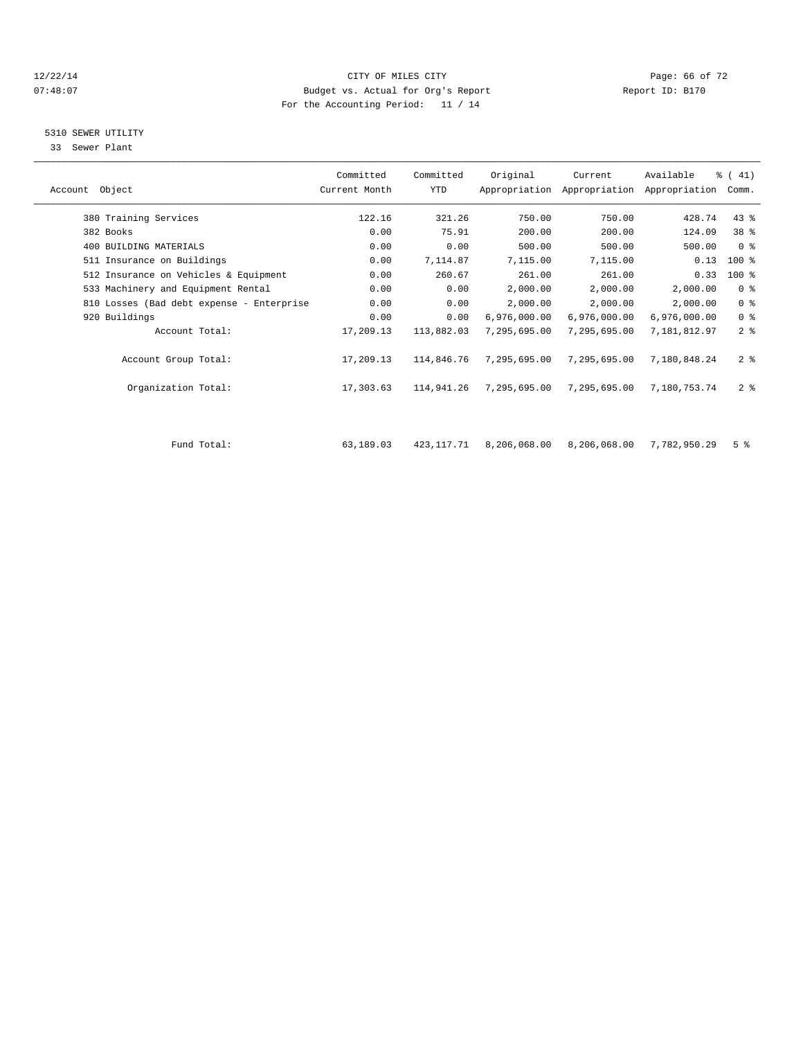CITY OF MILES CITY
Budget vs. Actual for Org's Report
For the Accounting Period: 11 / 14

## 5310 SEWER UTILITY

33 Sewer Plant

| Account Object | Committed Current Month | Committed YTD | Original Appropriation | Current Appropriation | Available Appropriation | % ( 41) Comm. |
|---|---|---|---|---|---|---|
| 380 Training Services | 122.16 | 321.26 | 750.00 | 750.00 | 428.74 | 43 % |
| 382 Books | 0.00 | 75.91 | 200.00 | 200.00 | 124.09 | 38 % |
| 400 BUILDING MATERIALS | 0.00 | 0.00 | 500.00 | 500.00 | 500.00 | 0 % |
| 511 Insurance on Buildings | 0.00 | 7,114.87 | 7,115.00 | 7,115.00 | 0.13 | 100 % |
| 512 Insurance on Vehicles & Equipment | 0.00 | 260.67 | 261.00 | 261.00 | 0.33 | 100 % |
| 533 Machinery and Equipment Rental | 0.00 | 0.00 | 2,000.00 | 2,000.00 | 2,000.00 | 0 % |
| 810 Losses (Bad debt expense - Enterprise | 0.00 | 0.00 | 2,000.00 | 2,000.00 | 2,000.00 | 0 % |
| 920 Buildings | 0.00 | 0.00 | 6,976,000.00 | 6,976,000.00 | 6,976,000.00 | 0 % |
| Account Total: | 17,209.13 | 113,882.03 | 7,295,695.00 | 7,295,695.00 | 7,181,812.97 | 2 % |
| Account Group Total: | 17,209.13 | 114,846.76 | 7,295,695.00 | 7,295,695.00 | 7,180,848.24 | 2 % |
| Organization Total: | 17,303.63 | 114,941.26 | 7,295,695.00 | 7,295,695.00 | 7,180,753.74 | 2 % |
| Fund Total: | 63,189.03 | 423,117.71 | 8,206,068.00 | 8,206,068.00 | 7,782,950.29 | 5 % |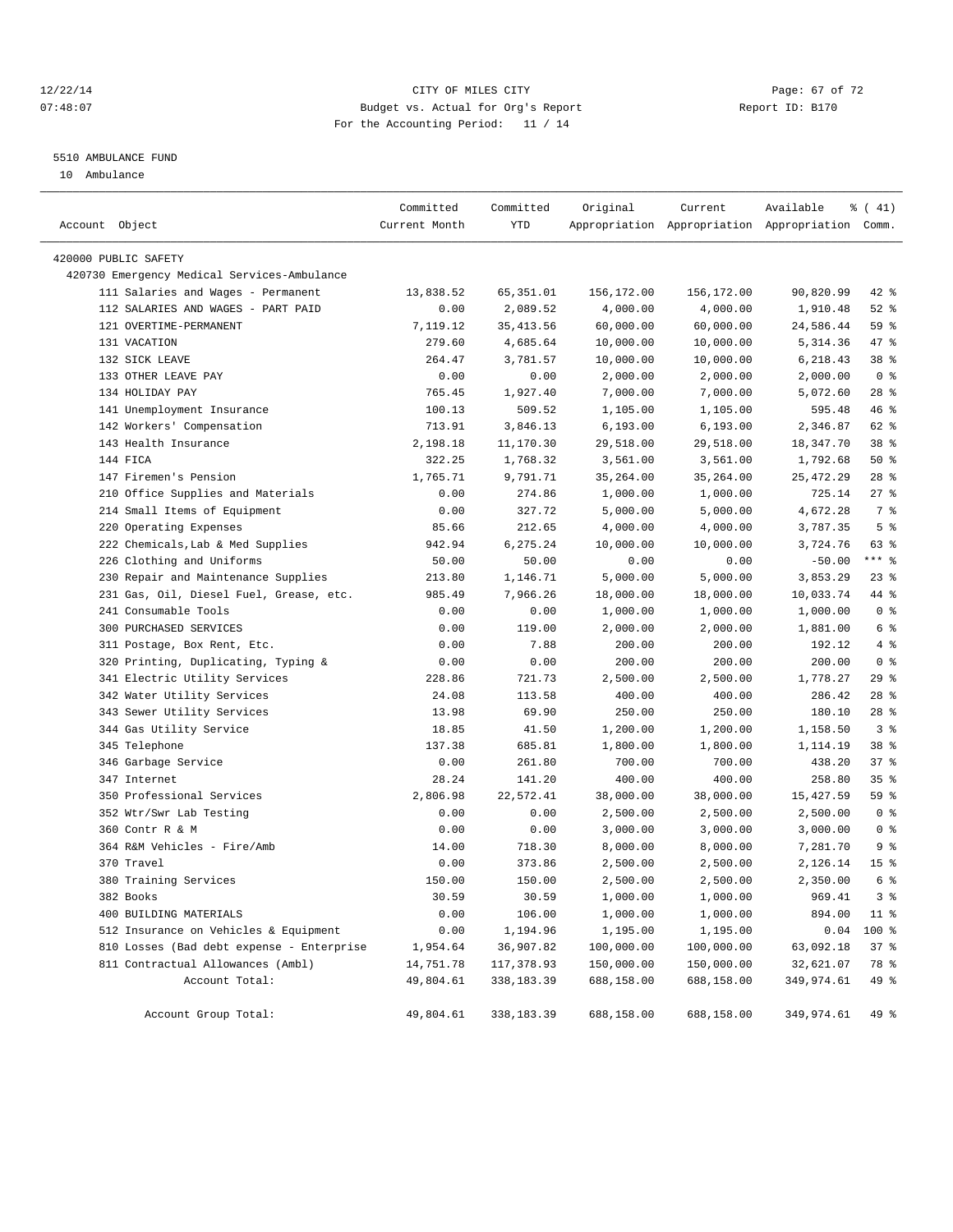CITY OF MILES CITY
Budget vs. Actual for Org's Report
For the Accounting Period: 11 / 14

12/22/14
07:48:07

Report ID: B170

5510 AMBULANCE FUND
10 Ambulance

| Account Object | Committed Current Month | Committed YTD | Original Appropriation | Current Appropriation | Available Appropriation | % ( 41) Comm. |
|---|---|---|---|---|---|---|
| 420000 PUBLIC SAFETY | | | | | | |
| 420730 Emergency Medical Services-Ambulance | | | | | | |
| 111 Salaries and Wages - Permanent | 13,838.52 | 65,351.01 | 156,172.00 | 156,172.00 | 90,820.99 | 42 % |
| 112 SALARIES AND WAGES - PART PAID | 0.00 | 2,089.52 | 4,000.00 | 4,000.00 | 1,910.48 | 52 % |
| 121 OVERTIME-PERMANENT | 7,119.12 | 35,413.56 | 60,000.00 | 60,000.00 | 24,586.44 | 59 % |
| 131 VACATION | 279.60 | 4,685.64 | 10,000.00 | 10,000.00 | 5,314.36 | 47 % |
| 132 SICK LEAVE | 264.47 | 3,781.57 | 10,000.00 | 10,000.00 | 6,218.43 | 38 % |
| 133 OTHER LEAVE PAY | 0.00 | 0.00 | 2,000.00 | 2,000.00 | 2,000.00 | 0 % |
| 134 HOLIDAY PAY | 765.45 | 1,927.40 | 7,000.00 | 7,000.00 | 5,072.60 | 28 % |
| 141 Unemployment Insurance | 100.13 | 509.52 | 1,105.00 | 1,105.00 | 595.48 | 46 % |
| 142 Workers' Compensation | 713.91 | 3,846.13 | 6,193.00 | 6,193.00 | 2,346.87 | 62 % |
| 143 Health Insurance | 2,198.18 | 11,170.30 | 29,518.00 | 29,518.00 | 18,347.70 | 38 % |
| 144 FICA | 322.25 | 1,768.32 | 3,561.00 | 3,561.00 | 1,792.68 | 50 % |
| 147 Firemen's Pension | 1,765.71 | 9,791.71 | 35,264.00 | 35,264.00 | 25,472.29 | 28 % |
| 210 Office Supplies and Materials | 0.00 | 274.86 | 1,000.00 | 1,000.00 | 725.14 | 27 % |
| 214 Small Items of Equipment | 0.00 | 327.72 | 5,000.00 | 5,000.00 | 4,672.28 | 7 % |
| 220 Operating Expenses | 85.66 | 212.65 | 4,000.00 | 4,000.00 | 3,787.35 | 5 % |
| 222 Chemicals,Lab & Med Supplies | 942.94 | 6,275.24 | 10,000.00 | 10,000.00 | 3,724.76 | 63 % |
| 226 Clothing and Uniforms | 50.00 | 50.00 | 0.00 | 0.00 | -50.00 | *** % |
| 230 Repair and Maintenance Supplies | 213.80 | 1,146.71 | 5,000.00 | 5,000.00 | 3,853.29 | 23 % |
| 231 Gas, Oil, Diesel Fuel, Grease, etc. | 985.49 | 7,966.26 | 18,000.00 | 18,000.00 | 10,033.74 | 44 % |
| 241 Consumable Tools | 0.00 | 0.00 | 1,000.00 | 1,000.00 | 1,000.00 | 0 % |
| 300 PURCHASED SERVICES | 0.00 | 119.00 | 2,000.00 | 2,000.00 | 1,881.00 | 6 % |
| 311 Postage, Box Rent, Etc. | 0.00 | 7.88 | 200.00 | 200.00 | 192.12 | 4 % |
| 320 Printing, Duplicating, Typing & | 0.00 | 0.00 | 200.00 | 200.00 | 200.00 | 0 % |
| 341 Electric Utility Services | 228.86 | 721.73 | 2,500.00 | 2,500.00 | 1,778.27 | 29 % |
| 342 Water Utility Services | 24.08 | 113.58 | 400.00 | 400.00 | 286.42 | 28 % |
| 343 Sewer Utility Services | 13.98 | 69.90 | 250.00 | 250.00 | 180.10 | 28 % |
| 344 Gas Utility Service | 18.85 | 41.50 | 1,200.00 | 1,200.00 | 1,158.50 | 3 % |
| 345 Telephone | 137.38 | 685.81 | 1,800.00 | 1,800.00 | 1,114.19 | 38 % |
| 346 Garbage Service | 0.00 | 261.80 | 700.00 | 700.00 | 438.20 | 37 % |
| 347 Internet | 28.24 | 141.20 | 400.00 | 400.00 | 258.80 | 35 % |
| 350 Professional Services | 2,806.98 | 22,572.41 | 38,000.00 | 38,000.00 | 15,427.59 | 59 % |
| 352 Wtr/Swr Lab Testing | 0.00 | 0.00 | 2,500.00 | 2,500.00 | 2,500.00 | 0 % |
| 360 Contr R & M | 0.00 | 0.00 | 3,000.00 | 3,000.00 | 3,000.00 | 0 % |
| 364 R&M Vehicles - Fire/Amb | 14.00 | 718.30 | 8,000.00 | 8,000.00 | 7,281.70 | 9 % |
| 370 Travel | 0.00 | 373.86 | 2,500.00 | 2,500.00 | 2,126.14 | 15 % |
| 380 Training Services | 150.00 | 150.00 | 2,500.00 | 2,500.00 | 2,350.00 | 6 % |
| 382 Books | 30.59 | 30.59 | 1,000.00 | 1,000.00 | 969.41 | 3 % |
| 400 BUILDING MATERIALS | 0.00 | 106.00 | 1,000.00 | 1,000.00 | 894.00 | 11 % |
| 512 Insurance on Vehicles & Equipment | 0.00 | 1,194.96 | 1,195.00 | 1,195.00 | 0.04 | 100 % |
| 810 Losses (Bad debt expense - Enterprise | 1,954.64 | 36,907.82 | 100,000.00 | 100,000.00 | 63,092.18 | 37 % |
| 811 Contractual Allowances (Ambl) | 14,751.78 | 117,378.93 | 150,000.00 | 150,000.00 | 32,621.07 | 78 % |
| Account Total: | 49,804.61 | 338,183.39 | 688,158.00 | 688,158.00 | 349,974.61 | 49 % |
| Account Group Total: | 49,804.61 | 338,183.39 | 688,158.00 | 688,158.00 | 349,974.61 | 49 % |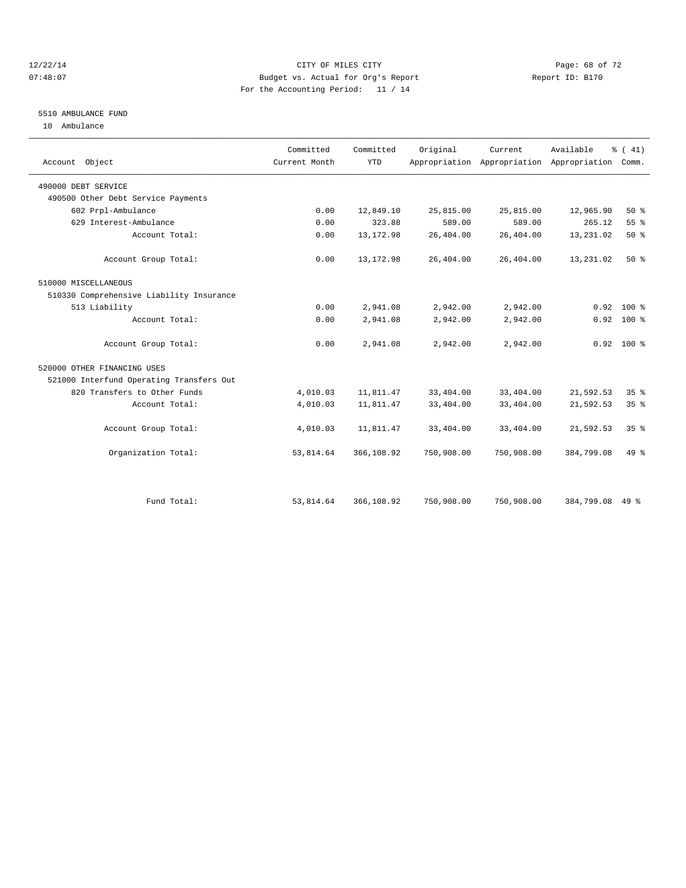# CITY OF MILES CITY

Budget vs. Actual for Org's Report

For the Accounting Period: 11 / 14

12/22/14 07:48:07 — Report ID: B170

## 5510 AMBULANCE FUND

10 Ambulance

| Account Object | Committed Current Month | Committed YTD | Original Appropriation | Current Appropriation | Available Appropriation | % ( 41) Comm. |
|---|---|---|---|---|---|---|
| 490000 DEBT SERVICE | | | | | | |
| 490500 Other Debt Service Payments | | | | | | |
| 602 Prpl-Ambulance | 0.00 | 12,849.10 | 25,815.00 | 25,815.00 | 12,965.90 | 50 % |
| 629 Interest-Ambulance | 0.00 | 323.88 | 589.00 | 589.00 | 265.12 | 55 % |
| Account Total: | 0.00 | 13,172.98 | 26,404.00 | 26,404.00 | 13,231.02 | 50 % |
| Account Group Total: | 0.00 | 13,172.98 | 26,404.00 | 26,404.00 | 13,231.02 | 50 % |
| 510000 MISCELLANEOUS | | | | | | |
| 510330 Comprehensive Liability Insurance | | | | | | |
| 513 Liability | 0.00 | 2,941.08 | 2,942.00 | 2,942.00 | 0.92 | 100 % |
| Account Total: | 0.00 | 2,941.08 | 2,942.00 | 2,942.00 | 0.92 | 100 % |
| Account Group Total: | 0.00 | 2,941.08 | 2,942.00 | 2,942.00 | 0.92 | 100 % |
| 520000 OTHER FINANCING USES | | | | | | |
| 521000 Interfund Operating Transfers Out | | | | | | |
| 820 Transfers to Other Funds | 4,010.03 | 11,811.47 | 33,404.00 | 33,404.00 | 21,592.53 | 35 % |
| Account Total: | 4,010.03 | 11,811.47 | 33,404.00 | 33,404.00 | 21,592.53 | 35 % |
| Account Group Total: | 4,010.03 | 11,811.47 | 33,404.00 | 33,404.00 | 21,592.53 | 35 % |
| Organization Total: | 53,814.64 | 366,108.92 | 750,908.00 | 750,908.00 | 384,799.08 | 49 % |
| Fund Total: | 53,814.64 | 366,108.92 | 750,908.00 | 750,908.00 | 384,799.08 | 49 % |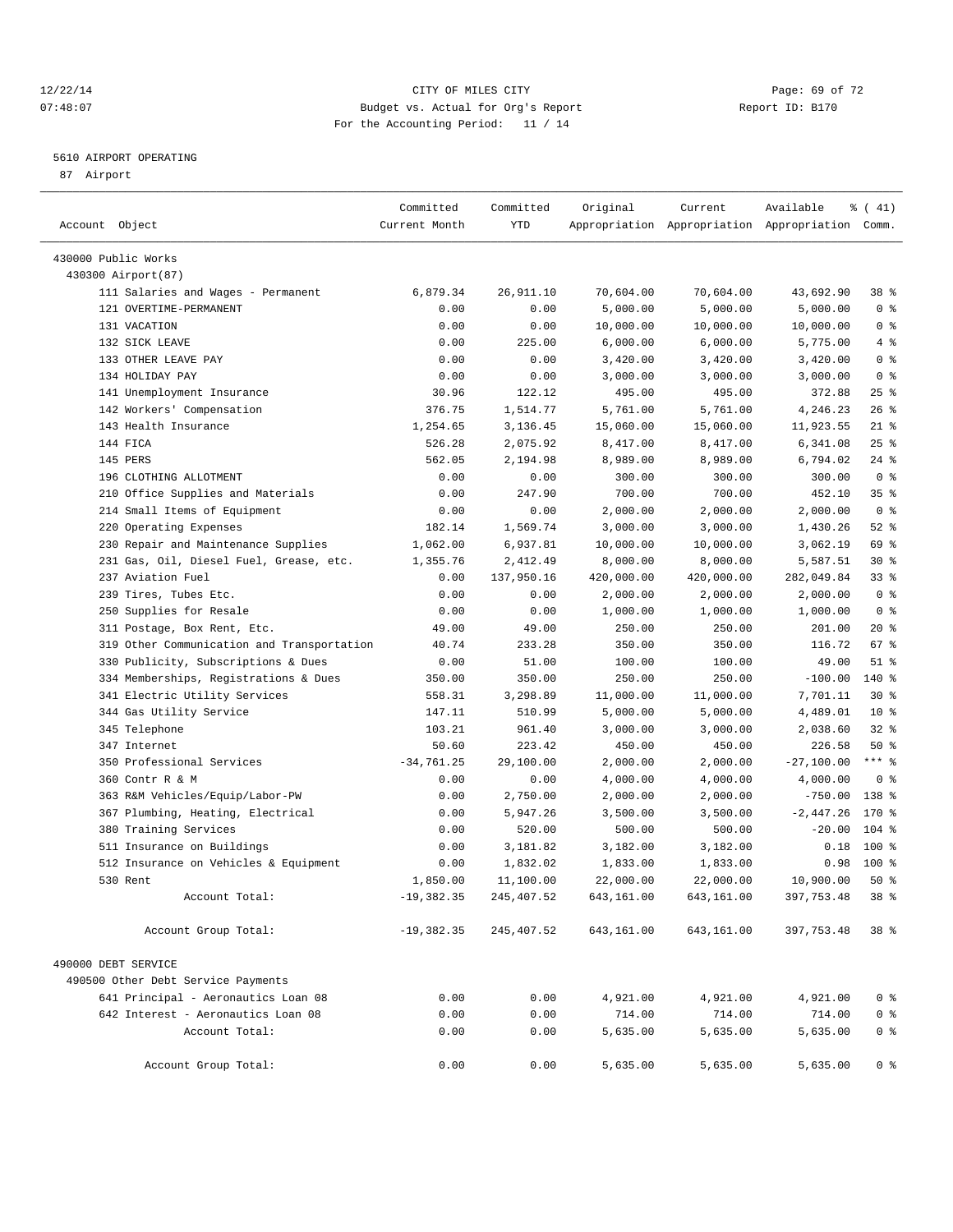CITY OF MILES CITY
Budget vs. Actual for Org's Report
For the Accounting Period: 11 / 14

12/22/14
07:48:07

Report ID: B170

## 5610 AIRPORT OPERATING

87 Airport

| Account Object | Committed Current Month | Committed YTD | Original Appropriation | Current Appropriation | Available Appropriation | % ( 41) Comm. |
|---|---|---|---|---|---|---|
| 430000 Public Works | | | | | | |
| 430300 Airport(87) | | | | | | |
| 111 Salaries and Wages - Permanent | 6,879.34 | 26,911.10 | 70,604.00 | 70,604.00 | 43,692.90 | 38 % |
| 121 OVERTIME-PERMANENT | 0.00 | 0.00 | 5,000.00 | 5,000.00 | 5,000.00 | 0 % |
| 131 VACATION | 0.00 | 0.00 | 10,000.00 | 10,000.00 | 10,000.00 | 0 % |
| 132 SICK LEAVE | 0.00 | 225.00 | 6,000.00 | 6,000.00 | 5,775.00 | 4 % |
| 133 OTHER LEAVE PAY | 0.00 | 0.00 | 3,420.00 | 3,420.00 | 3,420.00 | 0 % |
| 134 HOLIDAY PAY | 0.00 | 0.00 | 3,000.00 | 3,000.00 | 3,000.00 | 0 % |
| 141 Unemployment Insurance | 30.96 | 122.12 | 495.00 | 495.00 | 372.88 | 25 % |
| 142 Workers' Compensation | 376.75 | 1,514.77 | 5,761.00 | 5,761.00 | 4,246.23 | 26 % |
| 143 Health Insurance | 1,254.65 | 3,136.45 | 15,060.00 | 15,060.00 | 11,923.55 | 21 % |
| 144 FICA | 526.28 | 2,075.92 | 8,417.00 | 8,417.00 | 6,341.08 | 25 % |
| 145 PERS | 562.05 | 2,194.98 | 8,989.00 | 8,989.00 | 6,794.02 | 24 % |
| 196 CLOTHING ALLOTMENT | 0.00 | 0.00 | 300.00 | 300.00 | 300.00 | 0 % |
| 210 Office Supplies and Materials | 0.00 | 247.90 | 700.00 | 700.00 | 452.10 | 35 % |
| 214 Small Items of Equipment | 0.00 | 0.00 | 2,000.00 | 2,000.00 | 2,000.00 | 0 % |
| 220 Operating Expenses | 182.14 | 1,569.74 | 3,000.00 | 3,000.00 | 1,430.26 | 52 % |
| 230 Repair and Maintenance Supplies | 1,062.00 | 6,937.81 | 10,000.00 | 10,000.00 | 3,062.19 | 69 % |
| 231 Gas, Oil, Diesel Fuel, Grease, etc. | 1,355.76 | 2,412.49 | 8,000.00 | 8,000.00 | 5,587.51 | 30 % |
| 237 Aviation Fuel | 0.00 | 137,950.16 | 420,000.00 | 420,000.00 | 282,049.84 | 33 % |
| 239 Tires, Tubes Etc. | 0.00 | 0.00 | 2,000.00 | 2,000.00 | 2,000.00 | 0 % |
| 250 Supplies for Resale | 0.00 | 0.00 | 1,000.00 | 1,000.00 | 1,000.00 | 0 % |
| 311 Postage, Box Rent, Etc. | 49.00 | 49.00 | 250.00 | 250.00 | 201.00 | 20 % |
| 319 Other Communication and Transportation | 40.74 | 233.28 | 350.00 | 350.00 | 116.72 | 67 % |
| 330 Publicity, Subscriptions & Dues | 0.00 | 51.00 | 100.00 | 100.00 | 49.00 | 51 % |
| 334 Memberships, Registrations & Dues | 350.00 | 350.00 | 250.00 | 250.00 | -100.00 | 140 % |
| 341 Electric Utility Services | 558.31 | 3,298.89 | 11,000.00 | 11,000.00 | 7,701.11 | 30 % |
| 344 Gas Utility Service | 147.11 | 510.99 | 5,000.00 | 5,000.00 | 4,489.01 | 10 % |
| 345 Telephone | 103.21 | 961.40 | 3,000.00 | 3,000.00 | 2,038.60 | 32 % |
| 347 Internet | 50.60 | 223.42 | 450.00 | 450.00 | 226.58 | 50 % |
| 350 Professional Services | -34,761.25 | 29,100.00 | 2,000.00 | 2,000.00 | -27,100.00 | *** % |
| 360 Contr R & M | 0.00 | 0.00 | 4,000.00 | 4,000.00 | 4,000.00 | 0 % |
| 363 R&M Vehicles/Equip/Labor-PW | 0.00 | 2,750.00 | 2,000.00 | 2,000.00 | -750.00 | 138 % |
| 367 Plumbing, Heating, Electrical | 0.00 | 5,947.26 | 3,500.00 | 3,500.00 | -2,447.26 | 170 % |
| 380 Training Services | 0.00 | 520.00 | 500.00 | 500.00 | -20.00 | 104 % |
| 511 Insurance on Buildings | 0.00 | 3,181.82 | 3,182.00 | 3,182.00 | 0.18 | 100 % |
| 512 Insurance on Vehicles & Equipment | 0.00 | 1,832.02 | 1,833.00 | 1,833.00 | 0.98 | 100 % |
| 530 Rent | 1,850.00 | 11,100.00 | 22,000.00 | 22,000.00 | 10,900.00 | 50 % |
| Account Total: | -19,382.35 | 245,407.52 | 643,161.00 | 643,161.00 | 397,753.48 | 38 % |
| Account Group Total: | -19,382.35 | 245,407.52 | 643,161.00 | 643,161.00 | 397,753.48 | 38 % |
| 490000 DEBT SERVICE | | | | | | |
| 490500 Other Debt Service Payments | | | | | | |
| 641 Principal - Aeronautics Loan 08 | 0.00 | 0.00 | 4,921.00 | 4,921.00 | 4,921.00 | 0 % |
| 642 Interest - Aeronautics Loan 08 | 0.00 | 0.00 | 714.00 | 714.00 | 714.00 | 0 % |
| Account Total: | 0.00 | 0.00 | 5,635.00 | 5,635.00 | 5,635.00 | 0 % |
| Account Group Total: | 0.00 | 0.00 | 5,635.00 | 5,635.00 | 5,635.00 | 0 % |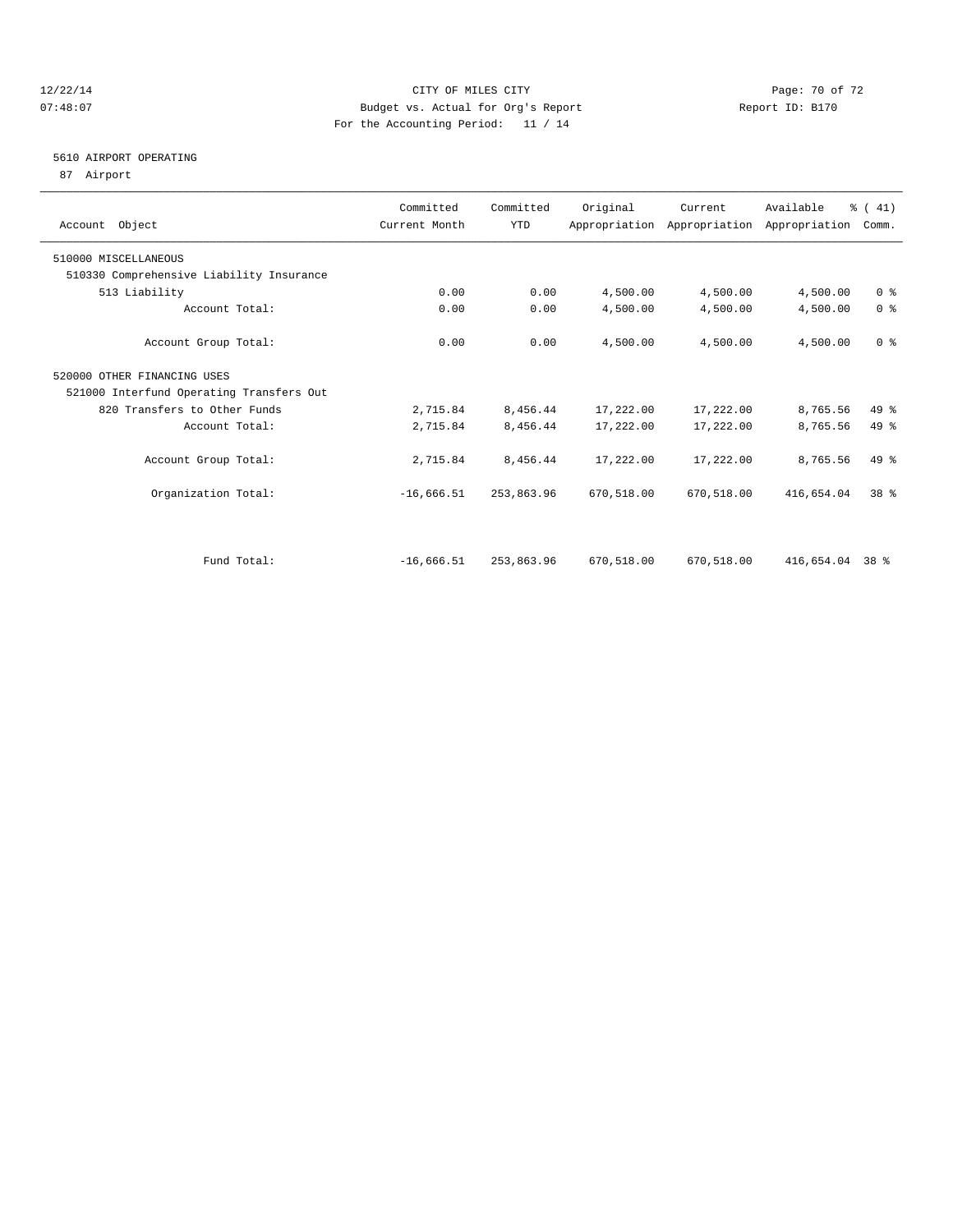CITY OF MILES CITY
Budget vs. Actual for Org's Report
For the Accounting Period: 11 / 14

12/22/14 07:48:07 — Report ID: B170

## 5610 AIRPORT OPERATING

87 Airport

| Account Object | Committed Current Month | Committed YTD | Original Appropriation | Current Appropriation | Available Appropriation | % ( 41) Comm. |
|---|---|---|---|---|---|---|
| 510000 MISCELLANEOUS | | | | | | |
| 510330 Comprehensive Liability Insurance | | | | | | |
| 513 Liability | 0.00 | 0.00 | 4,500.00 | 4,500.00 | 4,500.00 | 0 % |
| Account Total: | 0.00 | 0.00 | 4,500.00 | 4,500.00 | 4,500.00 | 0 % |
| Account Group Total: | 0.00 | 0.00 | 4,500.00 | 4,500.00 | 4,500.00 | 0 % |
| 520000 OTHER FINANCING USES | | | | | | |
| 521000 Interfund Operating Transfers Out | | | | | | |
| 820 Transfers to Other Funds | 2,715.84 | 8,456.44 | 17,222.00 | 17,222.00 | 8,765.56 | 49 % |
| Account Total: | 2,715.84 | 8,456.44 | 17,222.00 | 17,222.00 | 8,765.56 | 49 % |
| Account Group Total: | 2,715.84 | 8,456.44 | 17,222.00 | 17,222.00 | 8,765.56 | 49 % |
| Organization Total: | -16,666.51 | 253,863.96 | 670,518.00 | 670,518.00 | 416,654.04 | 38 % |
| Fund Total: | -16,666.51 | 253,863.96 | 670,518.00 | 670,518.00 | 416,654.04 | 38 % |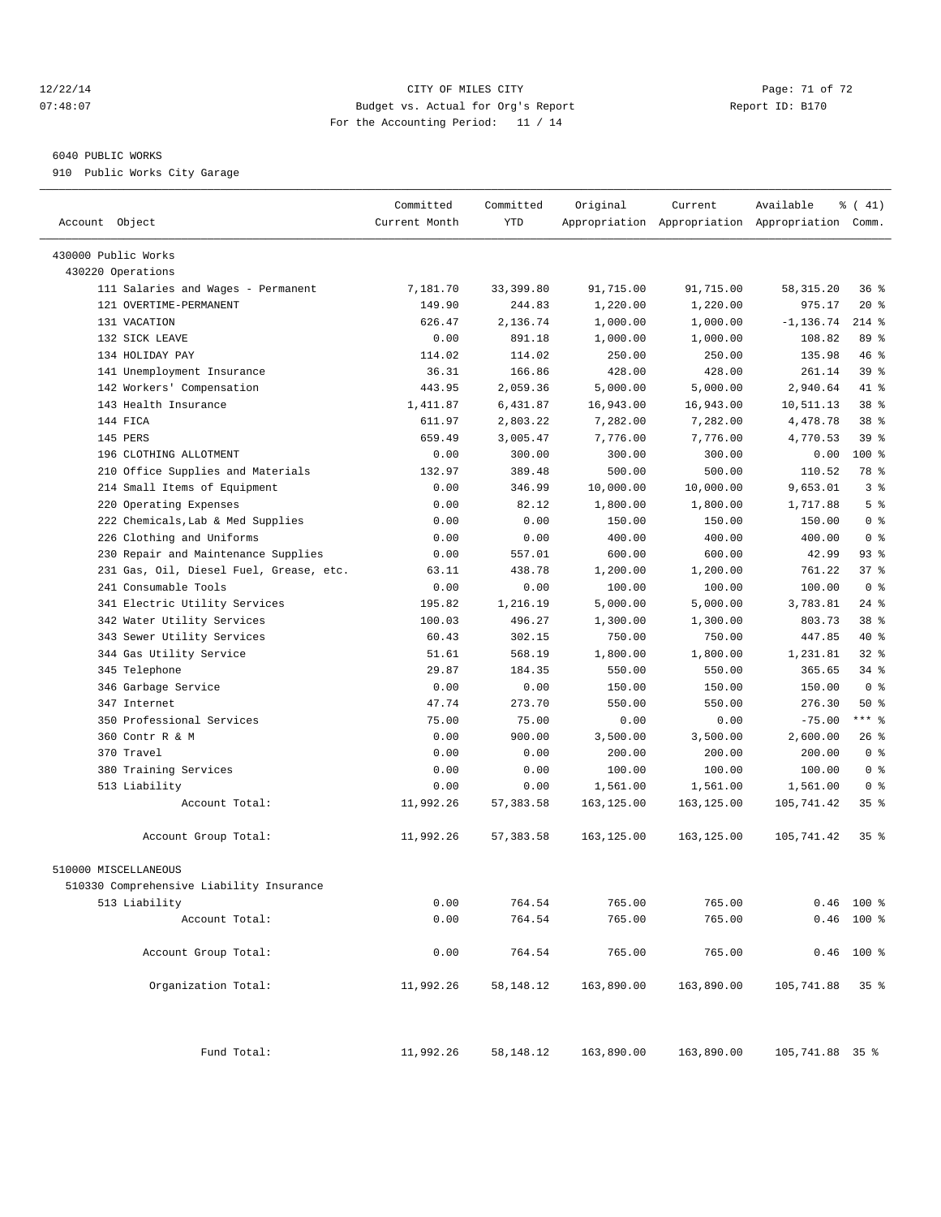CITY OF MILES CITY
Budget vs. Actual for Org's Report
For the Accounting Period: 11 / 14

12/22/14
07:48:07

Report ID: B170

6040 PUBLIC WORKS
910 Public Works City Garage

| Account Object | Committed Current Month | Committed YTD | Original Appropriation | Current Appropriation | Available Appropriation | % ( 41) Comm. |
|---|---|---|---|---|---|---|
| 430000 Public Works | | | | | | |
| 430220 Operations | | | | | | |
| 111 Salaries and Wages - Permanent | 7,181.70 | 33,399.80 | 91,715.00 | 91,715.00 | 58,315.20 | 36 % |
| 121 OVERTIME-PERMANENT | 149.90 | 244.83 | 1,220.00 | 1,220.00 | 975.17 | 20 % |
| 131 VACATION | 626.47 | 2,136.74 | 1,000.00 | 1,000.00 | -1,136.74 | 214 % |
| 132 SICK LEAVE | 0.00 | 891.18 | 1,000.00 | 1,000.00 | 108.82 | 89 % |
| 134 HOLIDAY PAY | 114.02 | 114.02 | 250.00 | 250.00 | 135.98 | 46 % |
| 141 Unemployment Insurance | 36.31 | 166.86 | 428.00 | 428.00 | 261.14 | 39 % |
| 142 Workers' Compensation | 443.95 | 2,059.36 | 5,000.00 | 5,000.00 | 2,940.64 | 41 % |
| 143 Health Insurance | 1,411.87 | 6,431.87 | 16,943.00 | 16,943.00 | 10,511.13 | 38 % |
| 144 FICA | 611.97 | 2,803.22 | 7,282.00 | 7,282.00 | 4,478.78 | 38 % |
| 145 PERS | 659.49 | 3,005.47 | 7,776.00 | 7,776.00 | 4,770.53 | 39 % |
| 196 CLOTHING ALLOTMENT | 0.00 | 300.00 | 300.00 | 300.00 | 0.00 | 100 % |
| 210 Office Supplies and Materials | 132.97 | 389.48 | 500.00 | 500.00 | 110.52 | 78 % |
| 214 Small Items of Equipment | 0.00 | 346.99 | 10,000.00 | 10,000.00 | 9,653.01 | 3 % |
| 220 Operating Expenses | 0.00 | 82.12 | 1,800.00 | 1,800.00 | 1,717.88 | 5 % |
| 222 Chemicals,Lab & Med Supplies | 0.00 | 0.00 | 150.00 | 150.00 | 150.00 | 0 % |
| 226 Clothing and Uniforms | 0.00 | 0.00 | 400.00 | 400.00 | 400.00 | 0 % |
| 230 Repair and Maintenance Supplies | 0.00 | 557.01 | 600.00 | 600.00 | 42.99 | 93 % |
| 231 Gas, Oil, Diesel Fuel, Grease, etc. | 63.11 | 438.78 | 1,200.00 | 1,200.00 | 761.22 | 37 % |
| 241 Consumable Tools | 0.00 | 0.00 | 100.00 | 100.00 | 100.00 | 0 % |
| 341 Electric Utility Services | 195.82 | 1,216.19 | 5,000.00 | 5,000.00 | 3,783.81 | 24 % |
| 342 Water Utility Services | 100.03 | 496.27 | 1,300.00 | 1,300.00 | 803.73 | 38 % |
| 343 Sewer Utility Services | 60.43 | 302.15 | 750.00 | 750.00 | 447.85 | 40 % |
| 344 Gas Utility Service | 51.61 | 568.19 | 1,800.00 | 1,800.00 | 1,231.81 | 32 % |
| 345 Telephone | 29.87 | 184.35 | 550.00 | 550.00 | 365.65 | 34 % |
| 346 Garbage Service | 0.00 | 0.00 | 150.00 | 150.00 | 150.00 | 0 % |
| 347 Internet | 47.74 | 273.70 | 550.00 | 550.00 | 276.30 | 50 % |
| 350 Professional Services | 75.00 | 75.00 | 0.00 | 0.00 | -75.00 | *** % |
| 360 Contr R & M | 0.00 | 900.00 | 3,500.00 | 3,500.00 | 2,600.00 | 26 % |
| 370 Travel | 0.00 | 0.00 | 200.00 | 200.00 | 200.00 | 0 % |
| 380 Training Services | 0.00 | 0.00 | 100.00 | 100.00 | 100.00 | 0 % |
| 513 Liability | 0.00 | 0.00 | 1,561.00 | 1,561.00 | 1,561.00 | 0 % |
| Account Total: | 11,992.26 | 57,383.58 | 163,125.00 | 163,125.00 | 105,741.42 | 35 % |
| Account Group Total: | 11,992.26 | 57,383.58 | 163,125.00 | 163,125.00 | 105,741.42 | 35 % |
| 510000 MISCELLANEOUS | | | | | | |
| 510330 Comprehensive Liability Insurance | | | | | | |
| 513 Liability | 0.00 | 764.54 | 765.00 | 765.00 | 0.46 | 100 % |
| Account Total: | 0.00 | 764.54 | 765.00 | 765.00 | 0.46 | 100 % |
| Account Group Total: | 0.00 | 764.54 | 765.00 | 765.00 | 0.46 | 100 % |
| Organization Total: | 11,992.26 | 58,148.12 | 163,890.00 | 163,890.00 | 105,741.88 | 35 % |
| Fund Total: | 11,992.26 | 58,148.12 | 163,890.00 | 163,890.00 | 105,741.88 | 35 % |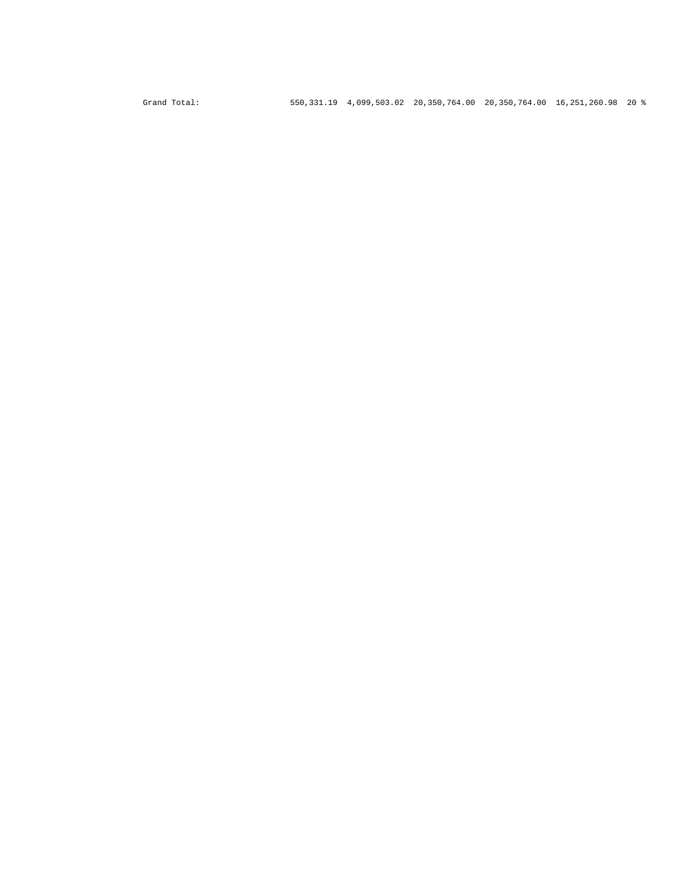| | | | | | | |
|---|---|---|---|---|---|---|
| Grand Total: | 550,331.19 | 4,099,503.02 | 20,350,764.00 | 20,350,764.00 | 16,251,260.98 | 20 % |